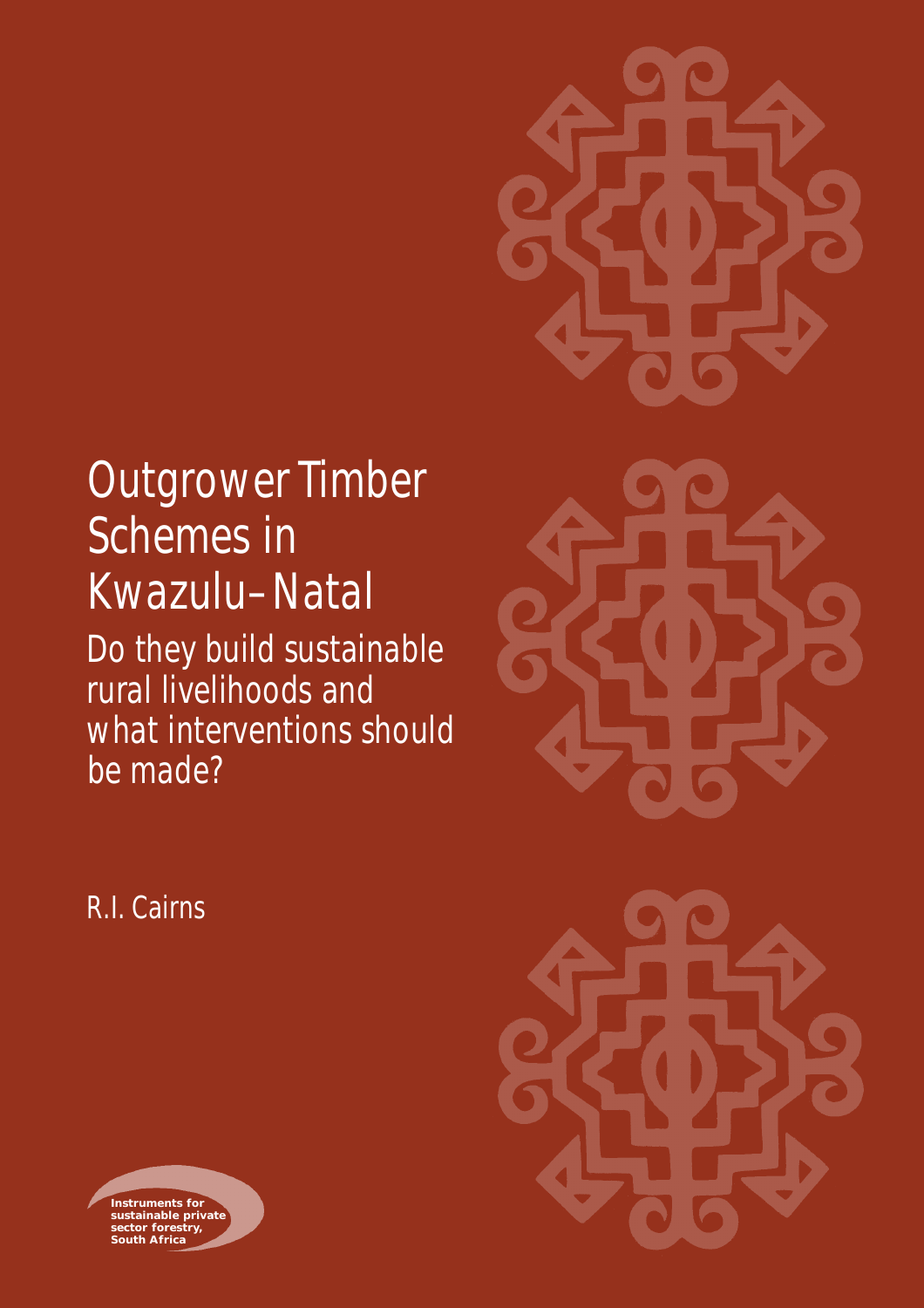# Outgrower Timber Schemes in Kwazulu–Natal

## Do they build sustainable rural livelihoods and what interventions should be made?

R.I. Cairns

**Instruments for sustainable private sector forestry, South Africa**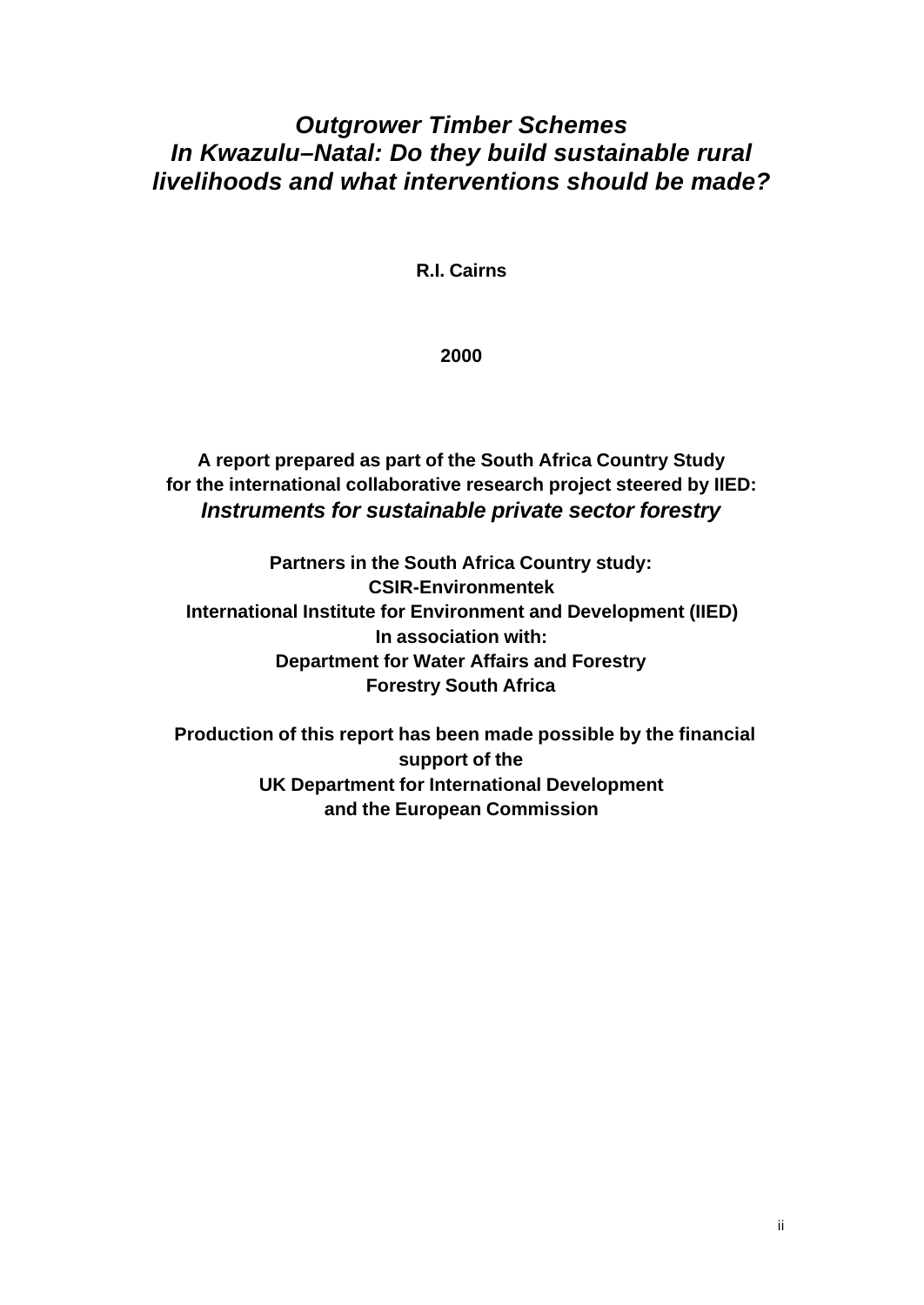# *Outgrower Timber Schemes In Kwazulu–Natal: Do they build sustainable rural livelihoods and what interventions should be made?*

**R.I. Cairns**

**2000**

**A report prepared as part of the South Africa Country Study for the international collaborative research project steered by IIED:**
***Instruments for sustainable private sector forestry***

**Partners in the South Africa Country study:**
**CSIR-Environmentek**
**International Institute for Environment and Development (IIED)**
**In association with:**
**Department for Water Affairs and Forestry**
**Forestry South Africa**

**Production of this report has been made possible by the financial support of the**
**UK Department for International Development**
**and the European Commission**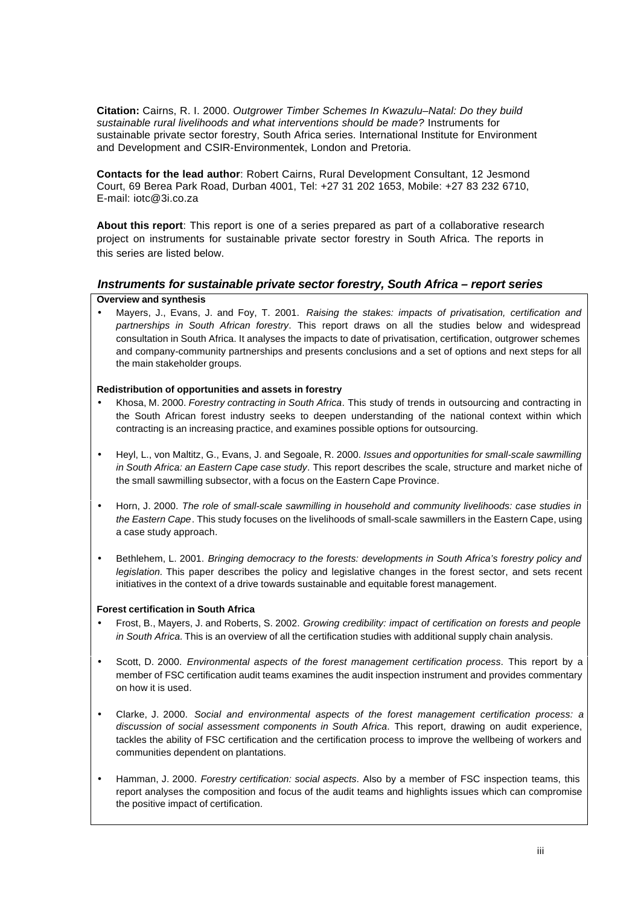**Citation:** Cairns, R. I. 2000. *Outgrower Timber Schemes In Kwazulu–Natal: Do they build sustainable rural livelihoods and what interventions should be made?* Instruments for sustainable private sector forestry, South Africa series. International Institute for Environment and Development and CSIR-Environmentek, London and Pretoria.

**Contacts for the lead author**: Robert Cairns, Rural Development Consultant, 12 Jesmond Court, 69 Berea Park Road, Durban 4001, Tel: +27 31 202 1653, Mobile: +27 83 232 6710, E-mail: iotc@3i.co.za

**About this report**: This report is one of a series prepared as part of a collaborative research project on instruments for sustainable private sector forestry in South Africa. The reports in this series are listed below.

### *Instruments for sustainable private sector forestry, South Africa – report series*

**Overview and synthesis**

- Mayers, J., Evans, J. and Foy, T. 2001. *Raising the stakes: impacts of privatisation, certification and partnerships in South African forestry*. This report draws on all the studies below and widespread consultation in South Africa. It analyses the impacts to date of privatisation, certification, outgrower schemes and company-community partnerships and presents conclusions and a set of options and next steps for all the main stakeholder groups.

**Redistribution of opportunities and assets in forestry**

- Khosa, M. 2000. *Forestry contracting in South Africa*. This study of trends in outsourcing and contracting in the South African forest industry seeks to deepen understanding of the national context within which contracting is an increasing practice, and examines possible options for outsourcing.
- Heyl, L., von Maltitz, G., Evans, J. and Segoale, R. 2000. *Issues and opportunities for small-scale sawmilling in South Africa: an Eastern Cape case study*. This report describes the scale, structure and market niche of the small sawmilling subsector, with a focus on the Eastern Cape Province.
- Horn, J. 2000. *The role of small-scale sawmilling in household and community livelihoods: case studies in the Eastern Cape*. This study focuses on the livelihoods of small-scale sawmillers in the Eastern Cape, using a case study approach.
- Bethlehem, L. 2001. *Bringing democracy to the forests: developments in South Africa's forestry policy and legislation*. This paper describes the policy and legislative changes in the forest sector, and sets recent initiatives in the context of a drive towards sustainable and equitable forest management.

**Forest certification in South Africa**

- Frost, B., Mayers, J. and Roberts, S. 2002. *Growing credibility: impact of certification on forests and people in South Africa*. This is an overview of all the certification studies with additional supply chain analysis.
- Scott, D. 2000. *Environmental aspects of the forest management certification process*. This report by a member of FSC certification audit teams examines the audit inspection instrument and provides commentary on how it is used.
- Clarke, J. 2000. *Social and environmental aspects of the forest management certification process: a discussion of social assessment components in South Africa*. This report, drawing on audit experience, tackles the ability of FSC certification and the certification process to improve the wellbeing of workers and communities dependent on plantations.
- Hamman, J. 2000. *Forestry certification: social aspects*. Also by a member of FSC inspection teams, this report analyses the composition and focus of the audit teams and highlights issues which can compromise the positive impact of certification.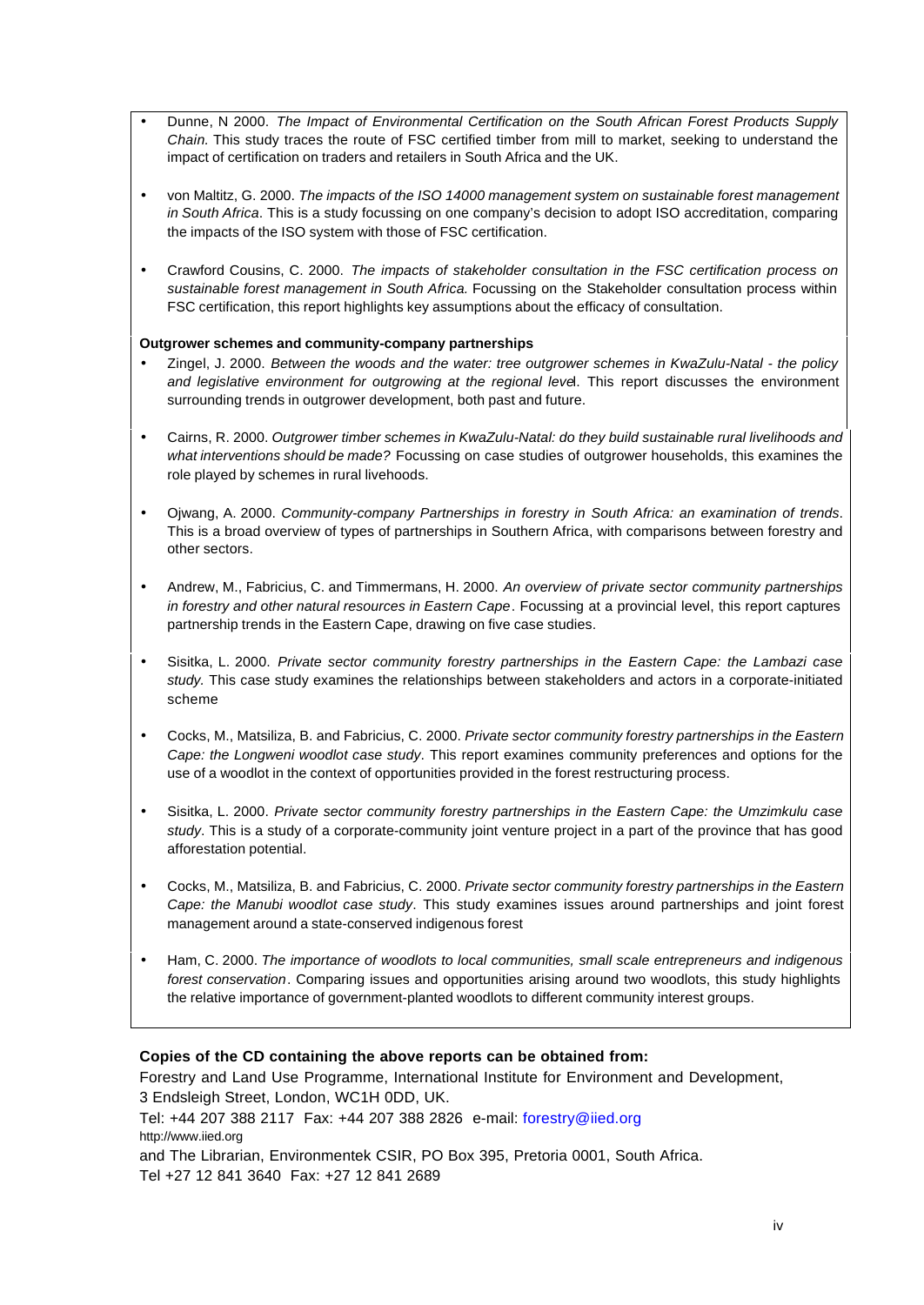- Dunne, N 2000. *The Impact of Environmental Certification on the South African Forest Products Supply Chain.* This study traces the route of FSC certified timber from mill to market, seeking to understand the impact of certification on traders and retailers in South Africa and the UK.

- von Maltitz, G. 2000. *The impacts of the ISO 14000 management system on sustainable forest management in South Africa*. This is a study focussing on one company's decision to adopt ISO accreditation, comparing the impacts of the ISO system with those of FSC certification.

- Crawford Cousins, C. 2000. *The impacts of stakeholder consultation in the FSC certification process on sustainable forest management in South Africa.* Focussing on the Stakeholder consultation process within FSC certification, this report highlights key assumptions about the efficacy of consultation.

**Outgrower schemes and community-company partnerships**

- Zingel, J. 2000. *Between the woods and the water: tree outgrower schemes in KwaZulu-Natal - the policy and legislative environment for outgrowing at the regional level*. This report discusses the environment surrounding trends in outgrower development, both past and future.

- Cairns, R. 2000. *Outgrower timber schemes in KwaZulu-Natal: do they build sustainable rural livelihoods and what interventions should be made?* Focussing on case studies of outgrower households, this examines the role played by schemes in rural livehoods.

- Ojwang, A. 2000. *Community-company Partnerships in forestry in South Africa: an examination of trends*. This is a broad overview of types of partnerships in Southern Africa, with comparisons between forestry and other sectors.

- Andrew, M., Fabricius, C. and Timmermans, H. 2000. *An overview of private sector community partnerships in forestry and other natural resources in Eastern Cape*. Focussing at a provincial level, this report captures partnership trends in the Eastern Cape, drawing on five case studies.

- Sisitka, L. 2000. *Private sector community forestry partnerships in the Eastern Cape: the Lambazi case study.* This case study examines the relationships between stakeholders and actors in a corporate-initiated scheme

- Cocks, M., Matsiliza, B. and Fabricius, C. 2000. *Private sector community forestry partnerships in the Eastern Cape: the Longweni woodlot case study*. This report examines community preferences and options for the use of a woodlot in the context of opportunities provided in the forest restructuring process.

- Sisitka, L. 2000. *Private sector community forestry partnerships in the Eastern Cape: the Umzimkulu case study*. This is a study of a corporate-community joint venture project in a part of the province that has good afforestation potential.

- Cocks, M., Matsiliza, B. and Fabricius, C. 2000. *Private sector community forestry partnerships in the Eastern Cape: the Manubi woodlot case study*. This study examines issues around partnerships and joint forest management around a state-conserved indigenous forest

- Ham, C. 2000. *The importance of woodlots to local communities, small scale entrepreneurs and indigenous forest conservation*. Comparing issues and opportunities arising around two woodlots, this study highlights the relative importance of government-planted woodlots to different community interest groups.

**Copies of the CD containing the above reports can be obtained from:**

Forestry and Land Use Programme, International Institute for Environment and Development, 3 Endsleigh Street, London, WC1H 0DD, UK.

Tel: +44 207 388 2117 Fax: +44 207 388 2826 e-mail: forestry@iied.org

http://www.iied.org

and The Librarian, Environmentek CSIR, PO Box 395, Pretoria 0001, South Africa.

Tel +27 12 841 3640 Fax: +27 12 841 2689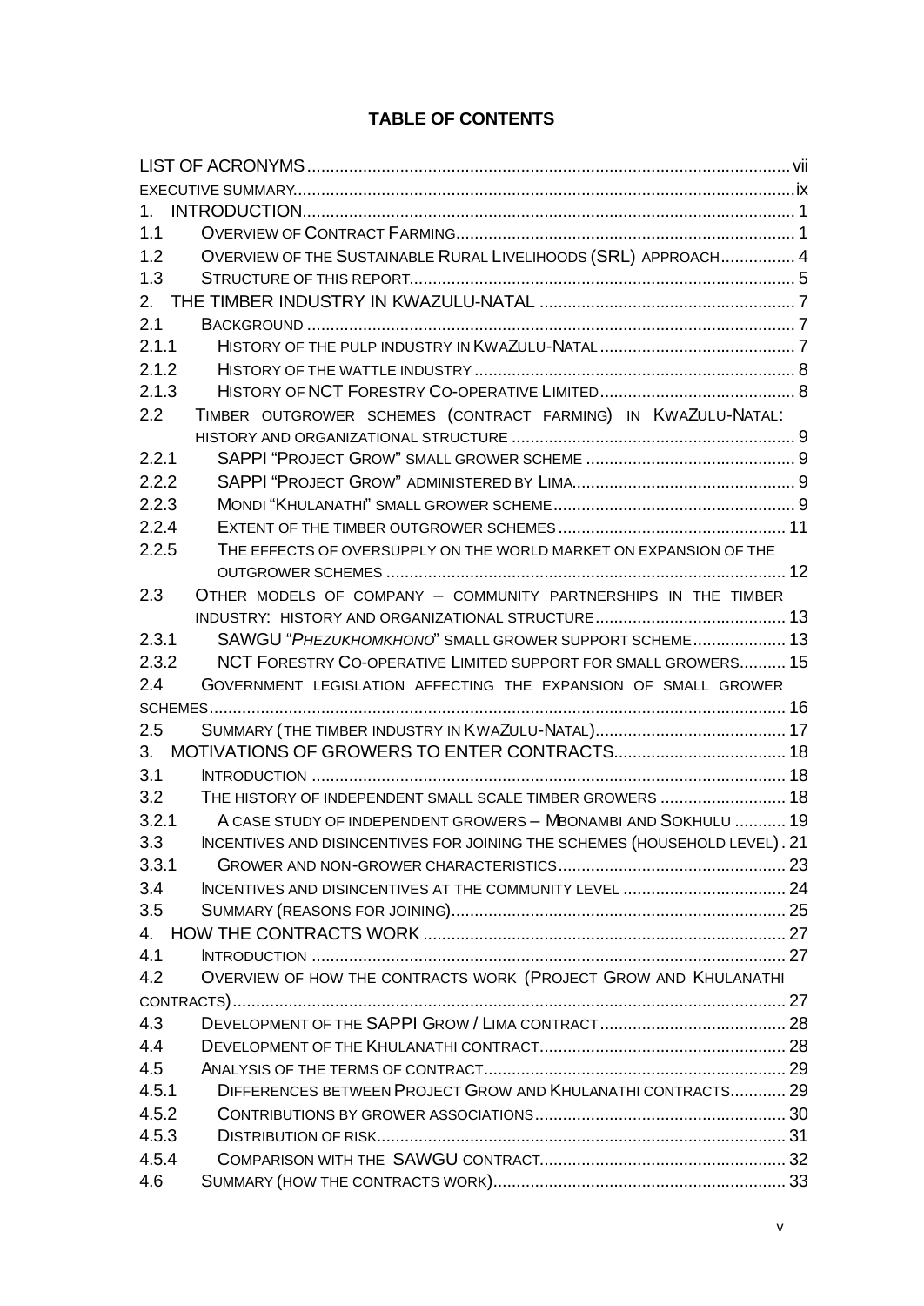**TABLE OF CONTENTS**

| | | |
|---|---|---|
| LIST OF ACRONYMS | | vii |
| EXECUTIVE SUMMARY | | ix |
| 1. | INTRODUCTION | 1 |
| 1.1 | OVERVIEW OF CONTRACT FARMING | 1 |
| 1.2 | OVERVIEW OF THE SUSTAINABLE RURAL LIVELIHOODS (SRL) APPROACH | 4 |
| 1.3 | STRUCTURE OF THIS REPORT | 5 |
| 2. | THE TIMBER INDUSTRY IN KWAZULU-NATAL | 7 |
| 2.1 | BACKGROUND | 7 |
| 2.1.1 | HISTORY OF THE PULP INDUSTRY IN KWAZULU-NATAL | 7 |
| 2.1.2 | HISTORY OF THE WATTLE INDUSTRY | 8 |
| 2.1.3 | HISTORY OF NCT FORESTRY CO-OPERATIVE LIMITED | 8 |
| 2.2 | TIMBER OUTGROWER SCHEMES (CONTRACT FARMING) IN KWAZULU-NATAL: HISTORY AND ORGANIZATIONAL STRUCTURE | 9 |
| 2.2.1 | SAPPI "PROJECT GROW" SMALL GROWER SCHEME | 9 |
| 2.2.2 | SAPPI "PROJECT GROW" ADMINISTERED BY LIMA | 9 |
| 2.2.3 | MONDI "KHULANATHI" SMALL GROWER SCHEME | 9 |
| 2.2.4 | EXTENT OF THE TIMBER OUTGROWER SCHEMES | 11 |
| 2.2.5 | THE EFFECTS OF OVERSUPPLY ON THE WORLD MARKET ON EXPANSION OF THE OUTGROWER SCHEMES | 12 |
| 2.3 | OTHER MODELS OF COMPANY – COMMUNITY PARTNERSHIPS IN THE TIMBER INDUSTRY: HISTORY AND ORGANIZATIONAL STRUCTURE | 13 |
| 2.3.1 | SAWGU "*PHEZUKHOMKHONO*" SMALL GROWER SUPPORT SCHEME | 13 |
| 2.3.2 | NCT FORESTRY CO-OPERATIVE LIMITED SUPPORT FOR SMALL GROWERS | 15 |
| 2.4 | GOVERNMENT LEGISLATION AFFECTING THE EXPANSION OF SMALL GROWER SCHEMES | 16 |
| 2.5 | SUMMARY (THE TIMBER INDUSTRY IN KWAZULU-NATAL) | 17 |
| 3. | MOTIVATIONS OF GROWERS TO ENTER CONTRACTS | 18 |
| 3.1 | INTRODUCTION | 18 |
| 3.2 | THE HISTORY OF INDEPENDENT SMALL SCALE TIMBER GROWERS | 18 |
| 3.2.1 | A CASE STUDY OF INDEPENDENT GROWERS – MBONAMBI AND SOKHULU | 19 |
| 3.3 | INCENTIVES AND DISINCENTIVES FOR JOINING THE SCHEMES (HOUSEHOLD LEVEL) | 21 |
| 3.3.1 | GROWER AND NON-GROWER CHARACTERISTICS | 23 |
| 3.4 | INCENTIVES AND DISINCENTIVES AT THE COMMUNITY LEVEL | 24 |
| 3.5 | SUMMARY (REASONS FOR JOINING) | 25 |
| 4. | HOW THE CONTRACTS WORK | 27 |
| 4.1 | INTRODUCTION | 27 |
| 4.2 | OVERVIEW OF HOW THE CONTRACTS WORK (PROJECT GROW AND KHULANATHI CONTRACTS) | 27 |
| 4.3 | DEVELOPMENT OF THE SAPPI GROW / LIMA CONTRACT | 28 |
| 4.4 | DEVELOPMENT OF THE KHULANATHI CONTRACT | 28 |
| 4.5 | ANALYSIS OF THE TERMS OF CONTRACT | 29 |
| 4.5.1 | DIFFERENCES BETWEEN PROJECT GROW AND KHULANATHI CONTRACTS | 29 |
| 4.5.2 | CONTRIBUTIONS BY GROWER ASSOCIATIONS | 30 |
| 4.5.3 | DISTRIBUTION OF RISK | 31 |
| 4.5.4 | COMPARISON WITH THE SAWGU CONTRACT | 32 |
| 4.6 | SUMMARY (HOW THE CONTRACTS WORK) | 33 |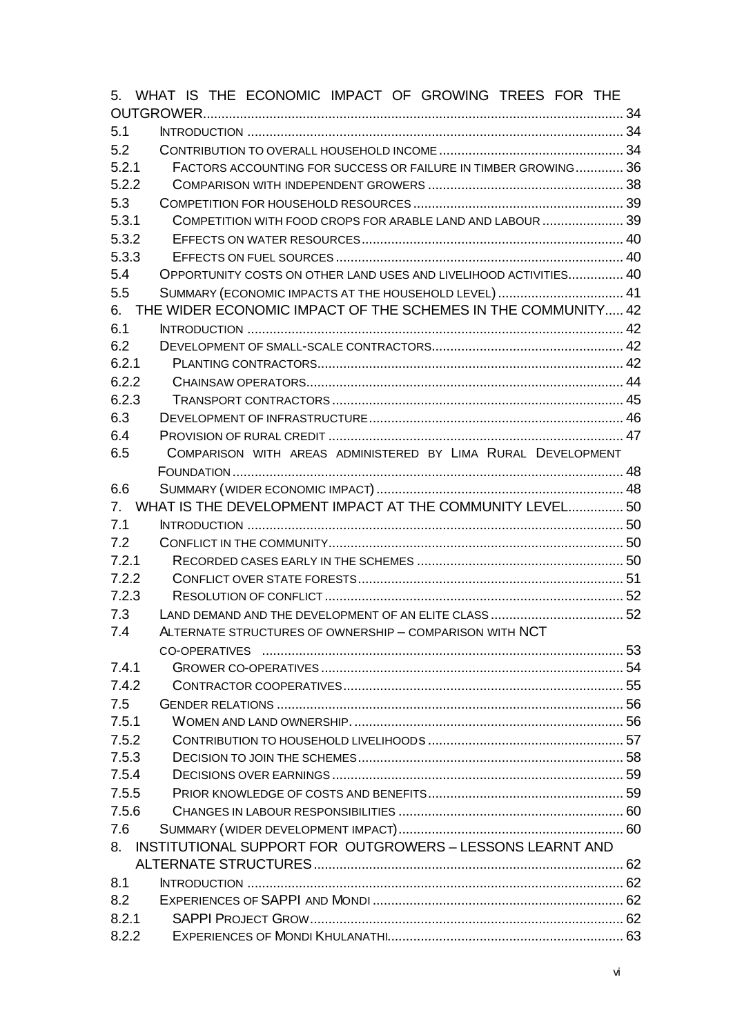5. WHAT IS THE ECONOMIC IMPACT OF GROWING TREES FOR THE OUTGROWER ..... 34

5.1 INTRODUCTION ..... 34

5.2 CONTRIBUTION TO OVERALL HOUSEHOLD INCOME ..... 34

5.2.1 FACTORS ACCOUNTING FOR SUCCESS OR FAILURE IN TIMBER GROWING ..... 36

5.2.2 COMPARISON WITH INDEPENDENT GROWERS ..... 38

5.3 COMPETITION FOR HOUSEHOLD RESOURCES ..... 39

5.3.1 COMPETITION WITH FOOD CROPS FOR ARABLE LAND AND LABOUR ..... 39

5.3.2 EFFECTS ON WATER RESOURCES ..... 40

5.3.3 EFFECTS ON FUEL SOURCES ..... 40

5.4 OPPORTUNITY COSTS ON OTHER LAND USES AND LIVELIHOOD ACTIVITIES ..... 40

5.5 SUMMARY (ECONOMIC IMPACTS AT THE HOUSEHOLD LEVEL) ..... 41

6. THE WIDER ECONOMIC IMPACT OF THE SCHEMES IN THE COMMUNITY ..... 42

6.1 INTRODUCTION ..... 42

6.2 DEVELOPMENT OF SMALL-SCALE CONTRACTORS ..... 42

6.2.1 PLANTING CONTRACTORS ..... 42

6.2.2 CHAINSAW OPERATORS ..... 44

6.2.3 TRANSPORT CONTRACTORS ..... 45

6.3 DEVELOPMENT OF INFRASTRUCTURE ..... 46

6.4 PROVISION OF RURAL CREDIT ..... 47

6.5 COMPARISON WITH AREAS ADMINISTERED BY LIMA RURAL DEVELOPMENT FOUNDATION ..... 48

6.6 SUMMARY (WIDER ECONOMIC IMPACT) ..... 48

7. WHAT IS THE DEVELOPMENT IMPACT AT THE COMMUNITY LEVEL ..... 50

7.1 INTRODUCTION ..... 50

7.2 CONFLICT IN THE COMMUNITY ..... 50

7.2.1 RECORDED CASES EARLY IN THE SCHEMES ..... 50

7.2.2 CONFLICT OVER STATE FORESTS ..... 51

7.2.3 RESOLUTION OF CONFLICT ..... 52

7.3 LAND DEMAND AND THE DEVELOPMENT OF AN ELITE CLASS ..... 52

7.4 ALTERNATE STRUCTURES OF OWNERSHIP – COMPARISON WITH NCT CO-OPERATIVES ..... 53

7.4.1 GROWER CO-OPERATIVES ..... 54

7.4.2 CONTRACTOR COOPERATIVES ..... 55

7.5 GENDER RELATIONS ..... 56

7.5.1 WOMEN AND LAND OWNERSHIP. ..... 56

7.5.2 CONTRIBUTION TO HOUSEHOLD LIVELIHOODS ..... 57

7.5.3 DECISION TO JOIN THE SCHEMES ..... 58

7.5.4 DECISIONS OVER EARNINGS ..... 59

7.5.5 PRIOR KNOWLEDGE OF COSTS AND BENEFITS ..... 59

7.5.6 CHANGES IN LABOUR RESPONSIBILITIES ..... 60

7.6 SUMMARY (WIDER DEVELOPMENT IMPACT) ..... 60

8. INSTITUTIONAL SUPPORT FOR OUTGROWERS – LESSONS LEARNT AND ALTERNATE STRUCTURES ..... 62

8.1 INTRODUCTION ..... 62

8.2 EXPERIENCES OF SAPPI AND MONDI ..... 62

8.2.1 SAPPI PROJECT GROW ..... 62

8.2.2 EXPERIENCES OF MONDI KHULANATHI ..... 63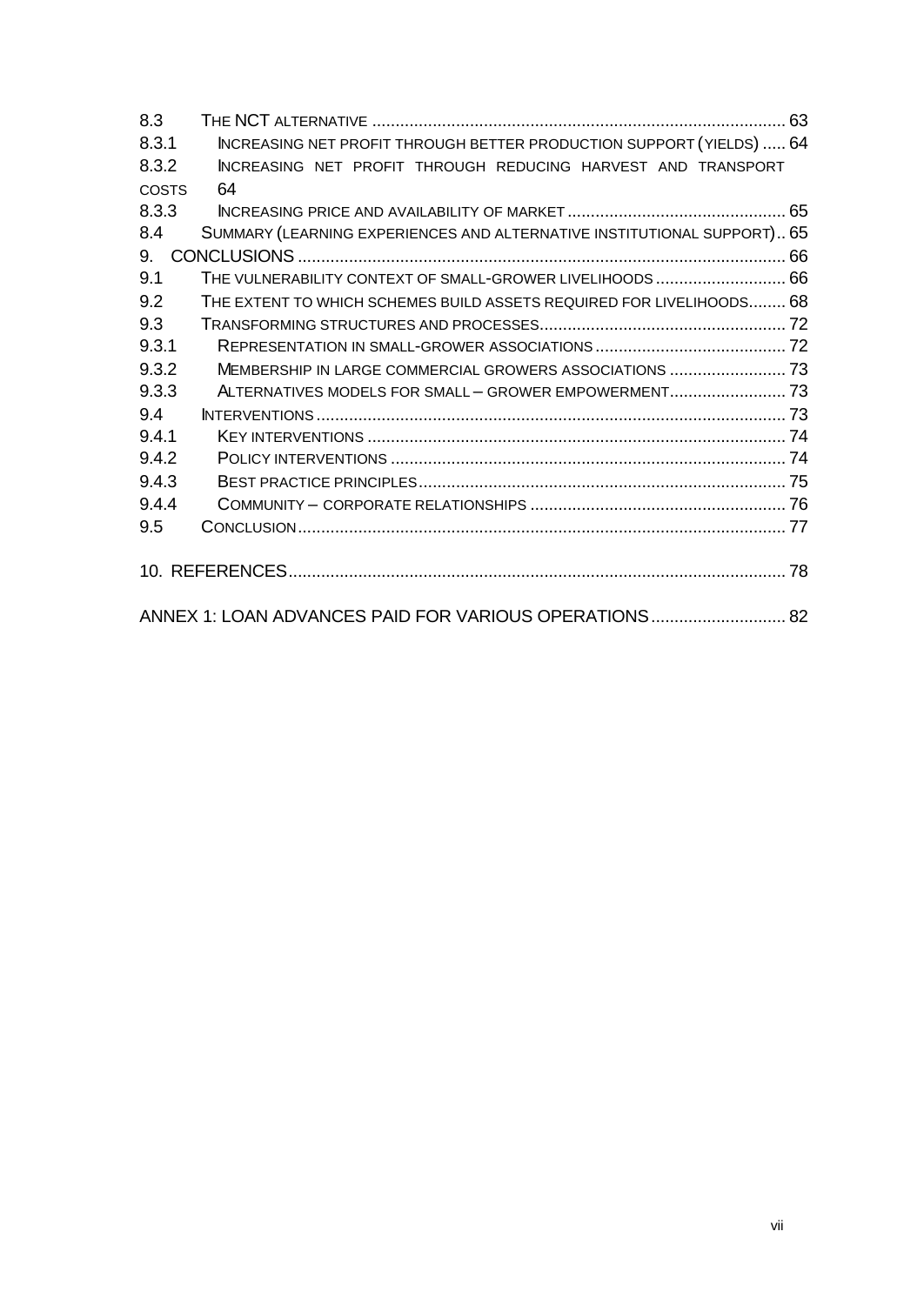8.3 THE NCT ALTERNATIVE ........................................................................................ 63
8.3.1 INCREASING NET PROFIT THROUGH BETTER PRODUCTION SUPPORT (YIELDS) ..... 64
8.3.2 INCREASING NET PROFIT THROUGH REDUCING HARVEST AND TRANSPORT COSTS 64
8.3.3 INCREASING PRICE AND AVAILABILITY OF MARKET ............................................... 65
8.4 SUMMARY (LEARNING EXPERIENCES AND ALTERNATIVE INSTITUTIONAL SUPPORT).. 65
9. CONCLUSIONS ........................................................................................................ 66
9.1 THE VULNERABILITY CONTEXT OF SMALL-GROWER LIVELIHOODS ............................ 66
9.2 THE EXTENT TO WHICH SCHEMES BUILD ASSETS REQUIRED FOR LIVELIHOODS........ 68
9.3 TRANSFORMING STRUCTURES AND PROCESSES..................................................... 72
9.3.1 REPRESENTATION IN SMALL-GROWER ASSOCIATIONS ......................................... 72
9.3.2 MEMBERSHIP IN LARGE COMMERCIAL GROWERS ASSOCIATIONS ......................... 73
9.3.3 ALTERNATIVES MODELS FOR SMALL – GROWER EMPOWERMENT......................... 73
9.4 INTERVENTIONS .................................................................................................... 73
9.4.1 KEY INTERVENTIONS ......................................................................................... 74
9.4.2 POLICY INTERVENTIONS .................................................................................... 74
9.4.3 BEST PRACTICE PRINCIPLES.............................................................................. 75
9.4.4 COMMUNITY – CORPORATE RELATIONSHIPS ....................................................... 76
9.5 CONCLUSION......................................................................................................... 77

10. REFERENCES.......................................................................................................... 78

ANNEX 1: LOAN ADVANCES PAID FOR VARIOUS OPERATIONS............................ 82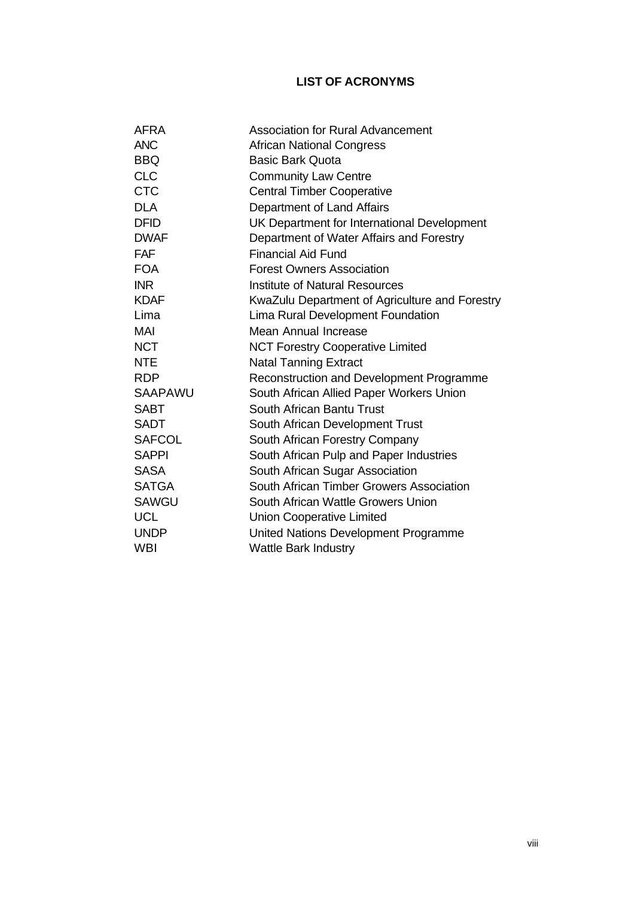# LIST OF ACRONYMS

| | |
|---|---|
| AFRA | Association for Rural Advancement |
| ANC | African National Congress |
| BBQ | Basic Bark Quota |
| CLC | Community Law Centre |
| CTC | Central Timber Cooperative |
| DLA | Department of Land Affairs |
| DFID | UK Department for International Development |
| DWAF | Department of Water Affairs and Forestry |
| FAF | Financial Aid Fund |
| FOA | Forest Owners Association |
| INR | Institute of Natural Resources |
| KDAF | KwaZulu Department of Agriculture and Forestry |
| Lima | Lima Rural Development Foundation |
| MAI | Mean Annual Increase |
| NCT | NCT Forestry Cooperative Limited |
| NTE | Natal Tanning Extract |
| RDP | Reconstruction and Development Programme |
| SAAPAWU | South African Allied Paper Workers Union |
| SABT | South African Bantu Trust |
| SADT | South African Development Trust |
| SAFCOL | South African Forestry Company |
| SAPPI | South African Pulp and Paper Industries |
| SASA | South African Sugar Association |
| SATGA | South African Timber Growers Association |
| SAWGU | South African Wattle Growers Union |
| UCL | Union Cooperative Limited |
| UNDP | United Nations Development Programme |
| WBI | Wattle Bark Industry |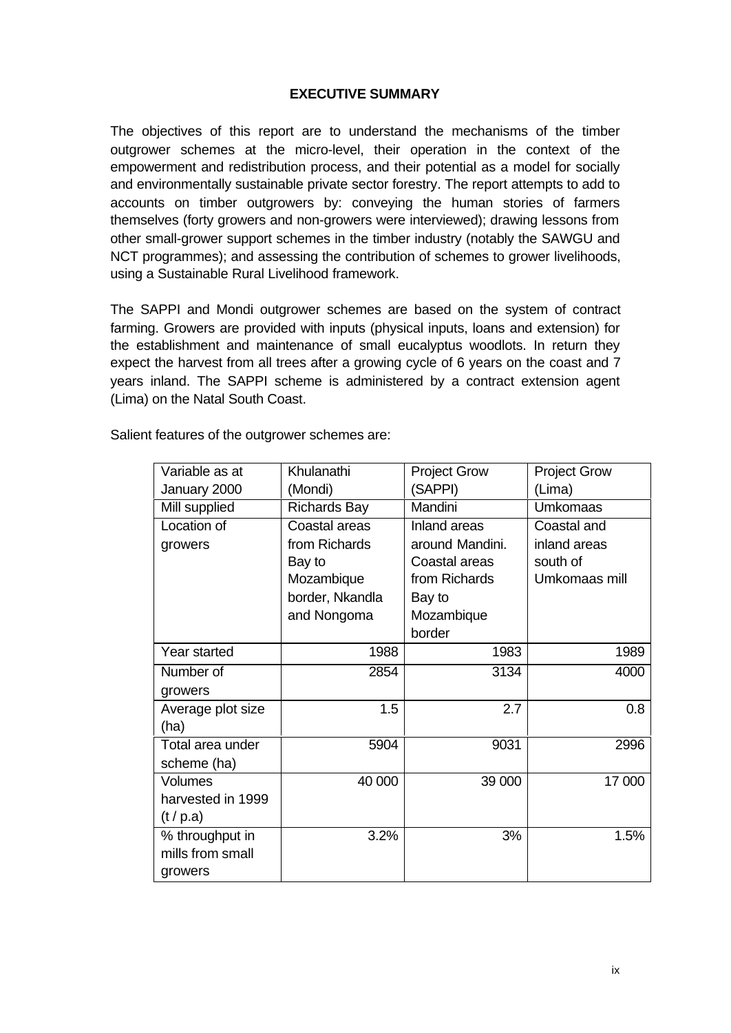## EXECUTIVE SUMMARY

The objectives of this report are to understand the mechanisms of the timber outgrower schemes at the micro-level, their operation in the context of the empowerment and redistribution process, and their potential as a model for socially and environmentally sustainable private sector forestry. The report attempts to add to accounts on timber outgrowers by: conveying the human stories of farmers themselves (forty growers and non-growers were interviewed); drawing lessons from other small-grower support schemes in the timber industry (notably the SAWGU and NCT programmes); and assessing the contribution of schemes to grower livelihoods, using a Sustainable Rural Livelihood framework.

The SAPPI and Mondi outgrower schemes are based on the system of contract farming. Growers are provided with inputs (physical inputs, loans and extension) for the establishment and maintenance of small eucalyptus woodlots. In return they expect the harvest from all trees after a growing cycle of 6 years on the coast and 7 years inland. The SAPPI scheme is administered by a contract extension agent (Lima) on the Natal South Coast.

Salient features of the outgrower schemes are:

| Variable as at January 2000 | Khulanathi (Mondi) | Project Grow (SAPPI) | Project Grow (Lima) |
|---|---|---|---|
| Mill supplied | Richards Bay | Mandini | Umkomaas |
| Location of growers | Coastal areas from Richards Bay to Mozambique border, Nkandla and Nongoma | Inland areas around Mandini. Coastal areas from Richards Bay to Mozambique border | Coastal and inland areas south of Umkomaas mill |
| Year started | 1988 | 1983 | 1989 |
| Number of growers | 2854 | 3134 | 4000 |
| Average plot size (ha) | 1.5 | 2.7 | 0.8 |
| Total area under scheme (ha) | 5904 | 9031 | 2996 |
| Volumes harvested in 1999 (t / p.a) | 40 000 | 39 000 | 17 000 |
| % throughput in mills from small growers | 3.2% | 3% | 1.5% |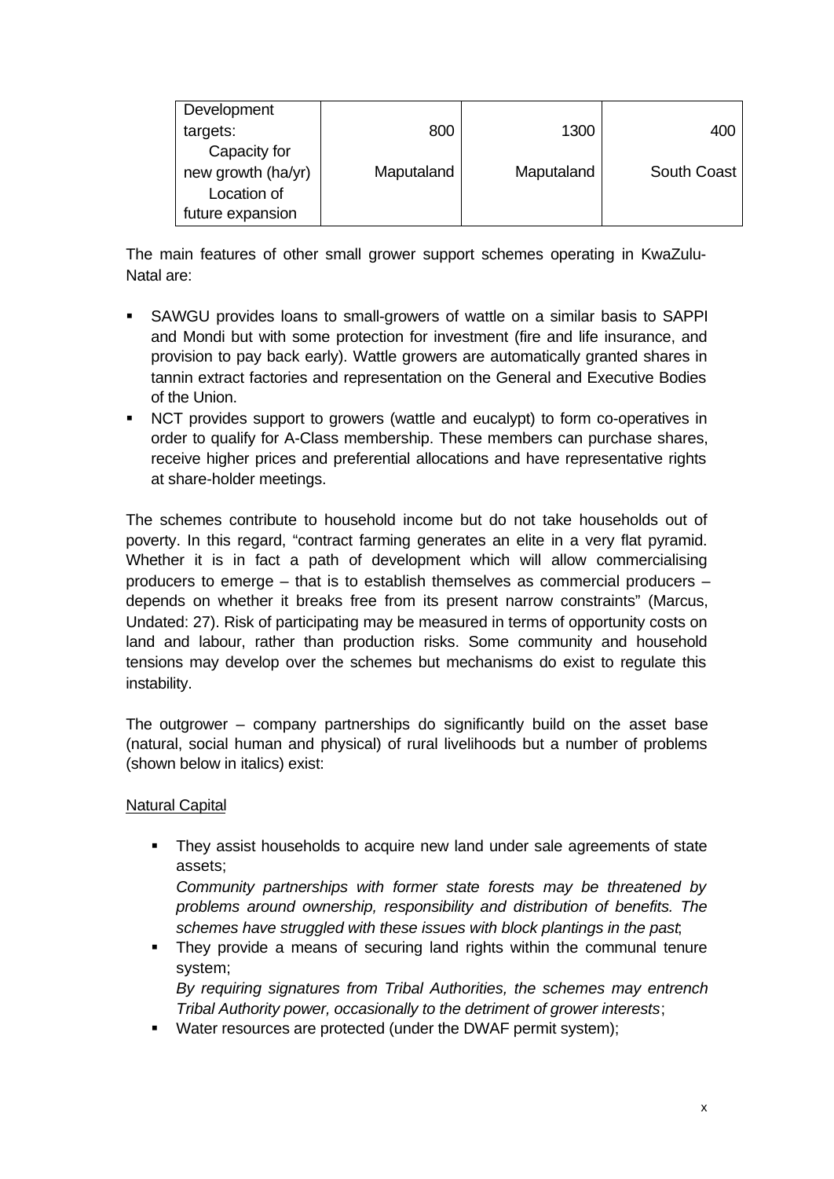| Development targets: Capacity for new growth (ha/yr) Location of future expansion | 800 Maputaland | 1300 Maputaland | 400 South Coast |
|---|---|---|---|

The main features of other small grower support schemes operating in KwaZulu-Natal are:

- SAWGU provides loans to small-growers of wattle on a similar basis to SAPPI and Mondi but with some protection for investment (fire and life insurance, and provision to pay back early). Wattle growers are automatically granted shares in tannin extract factories and representation on the General and Executive Bodies of the Union.
- NCT provides support to growers (wattle and eucalypt) to form co-operatives in order to qualify for A-Class membership. These members can purchase shares, receive higher prices and preferential allocations and have representative rights at share-holder meetings.

The schemes contribute to household income but do not take households out of poverty. In this regard, "contract farming generates an elite in a very flat pyramid. Whether it is in fact a path of development which will allow commercialising producers to emerge – that is to establish themselves as commercial producers – depends on whether it breaks free from its present narrow constraints" (Marcus, Undated: 27). Risk of participating may be measured in terms of opportunity costs on land and labour, rather than production risks. Some community and household tensions may develop over the schemes but mechanisms do exist to regulate this instability.

The outgrower – company partnerships do significantly build on the asset base (natural, social human and physical) of rural livelihoods but a number of problems (shown below in italics) exist:

<u>Natural Capital</u>

- They assist households to acquire new land under sale agreements of state assets;
  *Community partnerships with former state forests may be threatened by problems around ownership, responsibility and distribution of benefits. The schemes have struggled with these issues with block plantings in the past*;
- They provide a means of securing land rights within the communal tenure system;
  *By requiring signatures from Tribal Authorities, the schemes may entrench Tribal Authority power, occasionally to the detriment of grower interests*;
- Water resources are protected (under the DWAF permit system);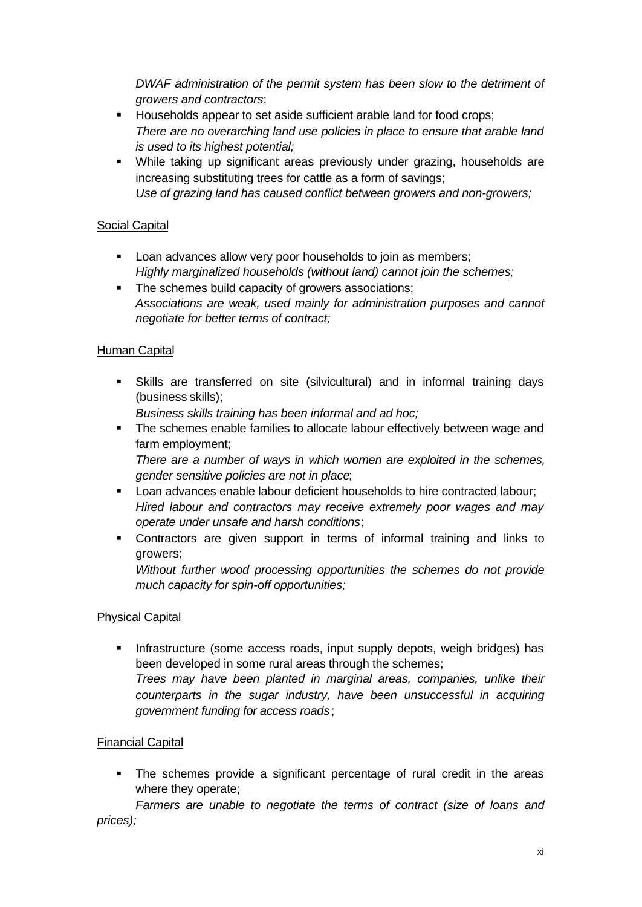*DWAF administration of the permit system has been slow to the detriment of growers and contractors*;

- Households appear to set aside sufficient arable land for food crops;
  *There are no overarching land use policies in place to ensure that arable land is used to its highest potential;*
- While taking up significant areas previously under grazing, households are increasing substituting trees for cattle as a form of savings;
  *Use of grazing land has caused conflict between growers and non-growers;*

Social Capital

- Loan advances allow very poor households to join as members;
  *Highly marginalized households (without land) cannot join the schemes;*
- The schemes build capacity of growers associations;
  *Associations are weak, used mainly for administration purposes and cannot negotiate for better terms of contract;*

Human Capital

- Skills are transferred on site (silvicultural) and in informal training days (business skills);
  *Business skills training has been informal and ad hoc;*
- The schemes enable families to allocate labour effectively between wage and farm employment;
  *There are a number of ways in which women are exploited in the schemes, gender sensitive policies are not in place*;
- Loan advances enable labour deficient households to hire contracted labour;
  *Hired labour and contractors may receive extremely poor wages and may operate under unsafe and harsh conditions*;
- Contractors are given support in terms of informal training and links to growers;
  *Without further wood processing opportunities the schemes do not provide much capacity for spin-off opportunities;*

Physical Capital

- Infrastructure (some access roads, input supply depots, weigh bridges) has been developed in some rural areas through the schemes;
  *Trees may have been planted in marginal areas, companies, unlike their counterparts in the sugar industry, have been unsuccessful in acquiring government funding for access roads*;

Financial Capital

- The schemes provide a significant percentage of rural credit in the areas where they operate;
  *Farmers are unable to negotiate the terms of contract (size of loans and prices);*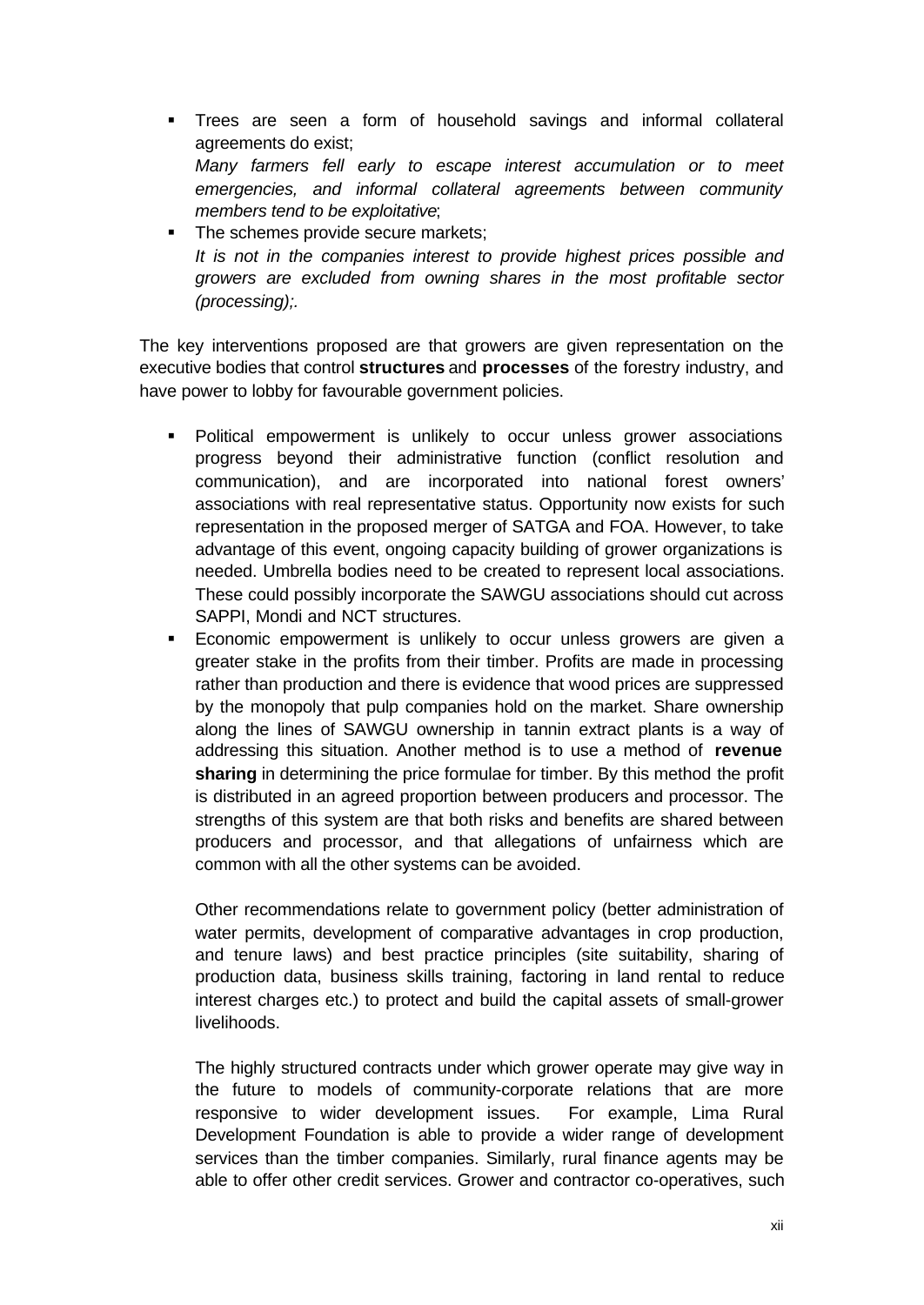- Trees are seen a form of household savings and informal collateral agreements do exist;
  *Many farmers fell early to escape interest accumulation or to meet emergencies, and informal collateral agreements between community members tend to be exploitative*;
- The schemes provide secure markets;
  *It is not in the companies interest to provide highest prices possible and growers are excluded from owning shares in the most profitable sector (processing);.*

The key interventions proposed are that growers are given representation on the executive bodies that control **structures** and **processes** of the forestry industry, and have power to lobby for favourable government policies.

- Political empowerment is unlikely to occur unless grower associations progress beyond their administrative function (conflict resolution and communication), and are incorporated into national forest owners' associations with real representative status. Opportunity now exists for such representation in the proposed merger of SATGA and FOA. However, to take advantage of this event, ongoing capacity building of grower organizations is needed. Umbrella bodies need to be created to represent local associations. These could possibly incorporate the SAWGU associations should cut across SAPPI, Mondi and NCT structures.
- Economic empowerment is unlikely to occur unless growers are given a greater stake in the profits from their timber. Profits are made in processing rather than production and there is evidence that wood prices are suppressed by the monopoly that pulp companies hold on the market. Share ownership along the lines of SAWGU ownership in tannin extract plants is a way of addressing this situation. Another method is to use a method of **revenue sharing** in determining the price formulae for timber. By this method the profit is distributed in an agreed proportion between producers and processor. The strengths of this system are that both risks and benefits are shared between producers and processor, and that allegations of unfairness which are common with all the other systems can be avoided.

  Other recommendations relate to government policy (better administration of water permits, development of comparative advantages in crop production, and tenure laws) and best practice principles (site suitability, sharing of production data, business skills training, factoring in land rental to reduce interest charges etc.) to protect and build the capital assets of small-grower livelihoods.

  The highly structured contracts under which grower operate may give way in the future to models of community-corporate relations that are more responsive to wider development issues. For example, Lima Rural Development Foundation is able to provide a wider range of development services than the timber companies. Similarly, rural finance agents may be able to offer other credit services. Grower and contractor co-operatives, such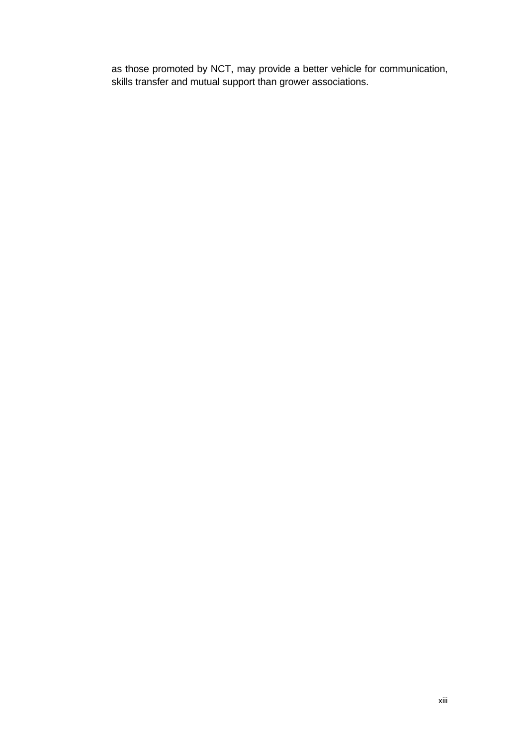as those promoted by NCT, may provide a better vehicle for communication, skills transfer and mutual support than grower associations.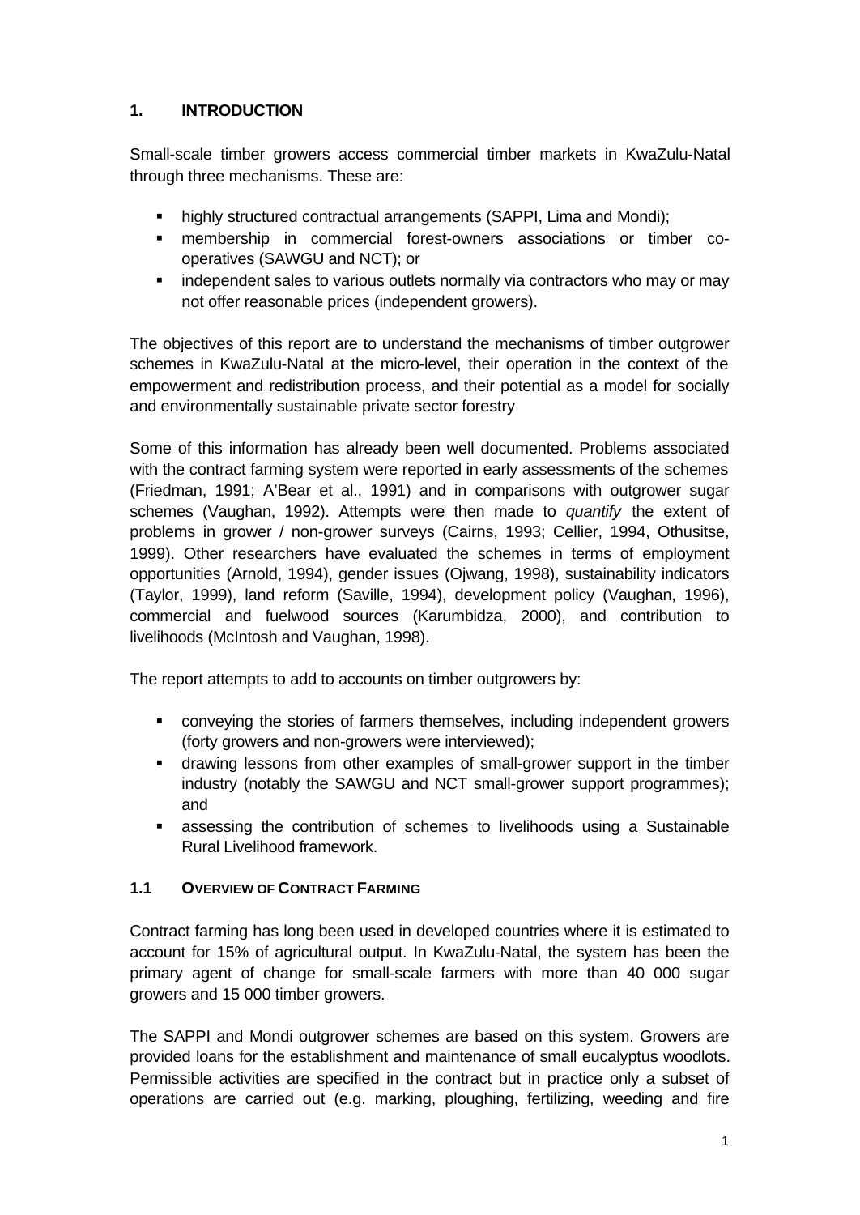# 1. INTRODUCTION

Small-scale timber growers access commercial timber markets in KwaZulu-Natal through three mechanisms. These are:

- highly structured contractual arrangements (SAPPI, Lima and Mondi);
- membership in commercial forest-owners associations or timber co-operatives (SAWGU and NCT); or
- independent sales to various outlets normally via contractors who may or may not offer reasonable prices (independent growers).

The objectives of this report are to understand the mechanisms of timber outgrower schemes in KwaZulu-Natal at the micro-level, their operation in the context of the empowerment and redistribution process, and their potential as a model for socially and environmentally sustainable private sector forestry

Some of this information has already been well documented. Problems associated with the contract farming system were reported in early assessments of the schemes (Friedman, 1991; A'Bear et al., 1991) and in comparisons with outgrower sugar schemes (Vaughan, 1992). Attempts were then made to *quantify* the extent of problems in grower / non-grower surveys (Cairns, 1993; Cellier, 1994, Othusitse, 1999). Other researchers have evaluated the schemes in terms of employment opportunities (Arnold, 1994), gender issues (Ojwang, 1998), sustainability indicators (Taylor, 1999), land reform (Saville, 1994), development policy (Vaughan, 1996), commercial and fuelwood sources (Karumbidza, 2000), and contribution to livelihoods (McIntosh and Vaughan, 1998).

The report attempts to add to accounts on timber outgrowers by:

- conveying the stories of farmers themselves, including independent growers (forty growers and non-growers were interviewed);
- drawing lessons from other examples of small-grower support in the timber industry (notably the SAWGU and NCT small-grower support programmes); and
- assessing the contribution of schemes to livelihoods using a Sustainable Rural Livelihood framework.

## 1.1 OVERVIEW OF CONTRACT FARMING

Contract farming has long been used in developed countries where it is estimated to account for 15% of agricultural output. In KwaZulu-Natal, the system has been the primary agent of change for small-scale farmers with more than 40 000 sugar growers and 15 000 timber growers.

The SAPPI and Mondi outgrower schemes are based on this system. Growers are provided loans for the establishment and maintenance of small eucalyptus woodlots. Permissible activities are specified in the contract but in practice only a subset of operations are carried out (e.g. marking, ploughing, fertilizing, weeding and fire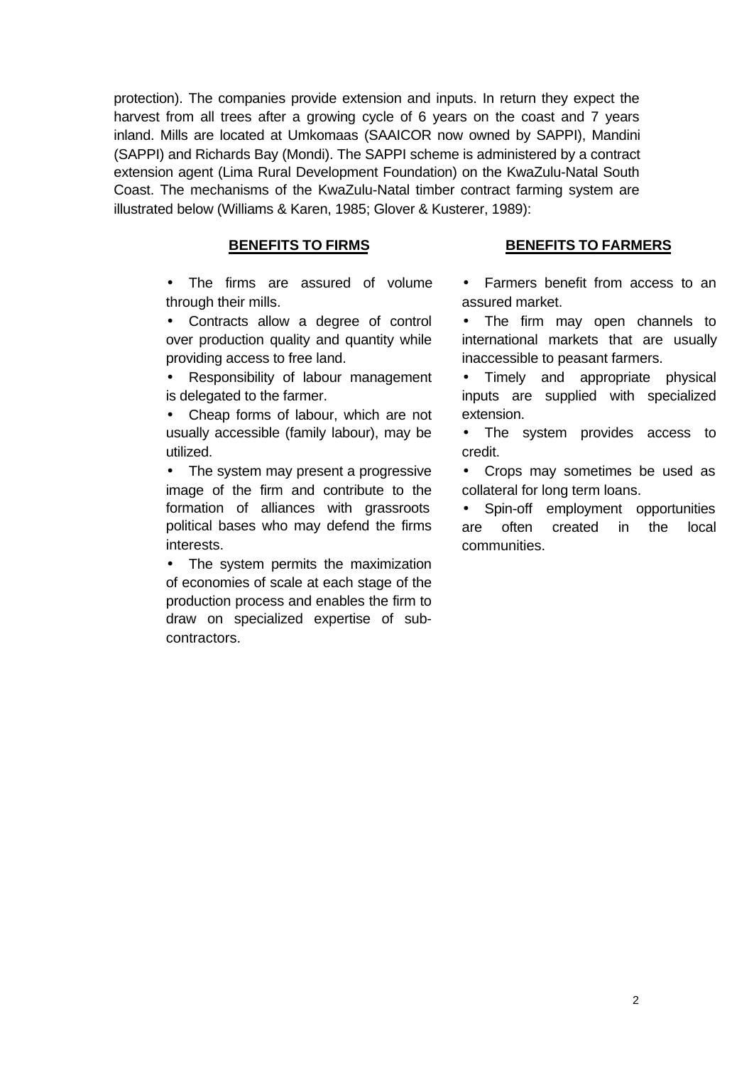protection). The companies provide extension and inputs. In return they expect the harvest from all trees after a growing cycle of 6 years on the coast and 7 years inland. Mills are located at Umkomaas (SAAICOR now owned by SAPPI), Mandini (SAPPI) and Richards Bay (Mondi). The SAPPI scheme is administered by a contract extension agent (Lima Rural Development Foundation) on the KwaZulu-Natal South Coast. The mechanisms of the KwaZulu-Natal timber contract farming system are illustrated below (Williams & Karen, 1985; Glover & Kusterer, 1989):

**BENEFITS TO FIRMS**

- The firms are assured of volume through their mills.
- Contracts allow a degree of control over production quality and quantity while providing access to free land.
- Responsibility of labour management is delegated to the farmer.
- Cheap forms of labour, which are not usually accessible (family labour), may be utilized.
- The system may present a progressive image of the firm and contribute to the formation of alliances with grassroots political bases who may defend the firms interests.
- The system permits the maximization of economies of scale at each stage of the production process and enables the firm to draw on specialized expertise of sub-contractors.

**BENEFITS TO FARMERS**

- Farmers benefit from access to an assured market.
- The firm may open channels to international markets that are usually inaccessible to peasant farmers.
- Timely and appropriate physical inputs are supplied with specialized extension.
- The system provides access to credit.
- Crops may sometimes be used as collateral for long term loans.
- Spin-off employment opportunities are often created in the local communities.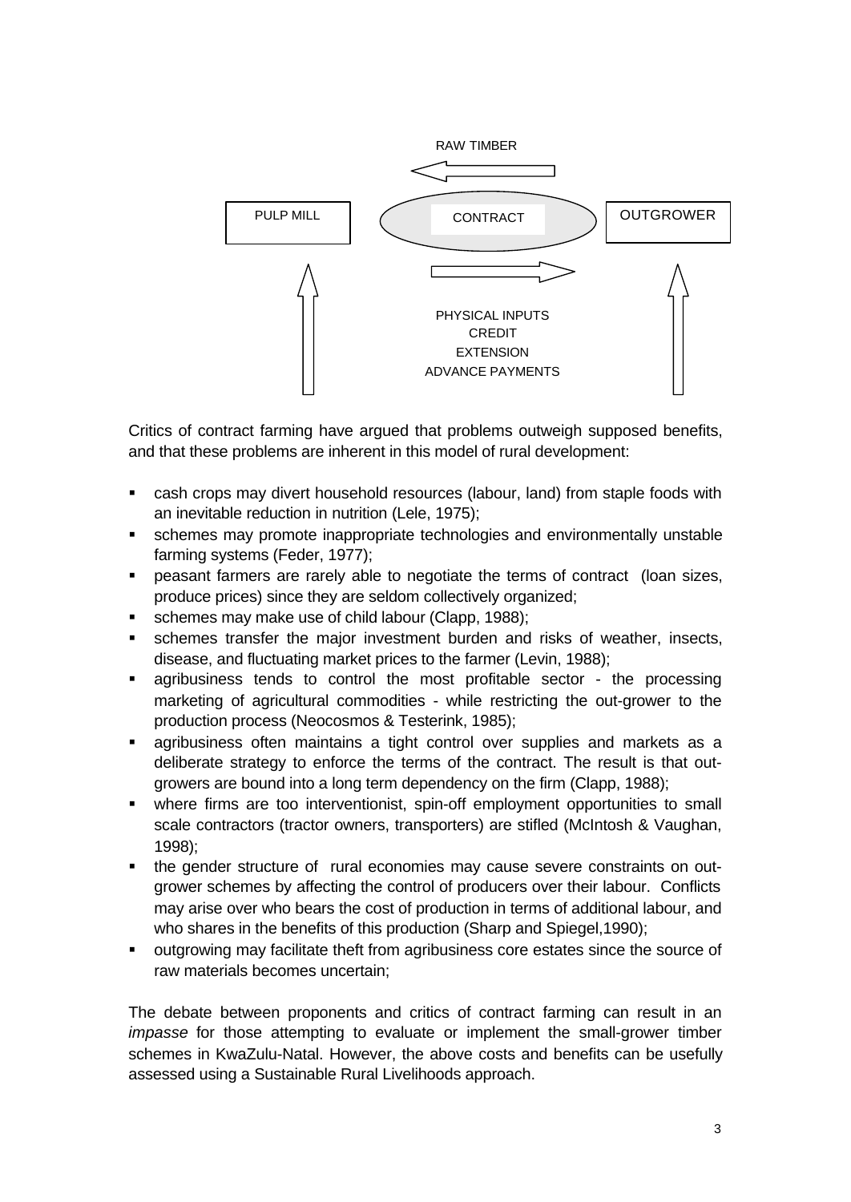RAW TIMBER

PULP MILL | CONTRACT | OUTGROWER

PHYSICAL INPUTS
CREDIT
EXTENSION
ADVANCE PAYMENTS

Critics of contract farming have argued that problems outweigh supposed benefits, and that these problems are inherent in this model of rural development:

- cash crops may divert household resources (labour, land) from staple foods with an inevitable reduction in nutrition (Lele, 1975);
- schemes may promote inappropriate technologies and environmentally unstable farming systems (Feder, 1977);
- peasant farmers are rarely able to negotiate the terms of contract (loan sizes, produce prices) since they are seldom collectively organized;
- schemes may make use of child labour (Clapp, 1988);
- schemes transfer the major investment burden and risks of weather, insects, disease, and fluctuating market prices to the farmer (Levin, 1988);
- agribusiness tends to control the most profitable sector - the processing marketing of agricultural commodities - while restricting the out-grower to the production process (Neocosmos & Testerink, 1985);
- agribusiness often maintains a tight control over supplies and markets as a deliberate strategy to enforce the terms of the contract. The result is that out-growers are bound into a long term dependency on the firm (Clapp, 1988);
- where firms are too interventionist, spin-off employment opportunities to small scale contractors (tractor owners, transporters) are stifled (McIntosh & Vaughan, 1998);
- the gender structure of rural economies may cause severe constraints on out-grower schemes by affecting the control of producers over their labour. Conflicts may arise over who bears the cost of production in terms of additional labour, and who shares in the benefits of this production (Sharp and Spiegel,1990);
- outgrowing may facilitate theft from agribusiness core estates since the source of raw materials becomes uncertain;

The debate between proponents and critics of contract farming can result in an *impasse* for those attempting to evaluate or implement the small-grower timber schemes in KwaZulu-Natal. However, the above costs and benefits can be usefully assessed using a Sustainable Rural Livelihoods approach.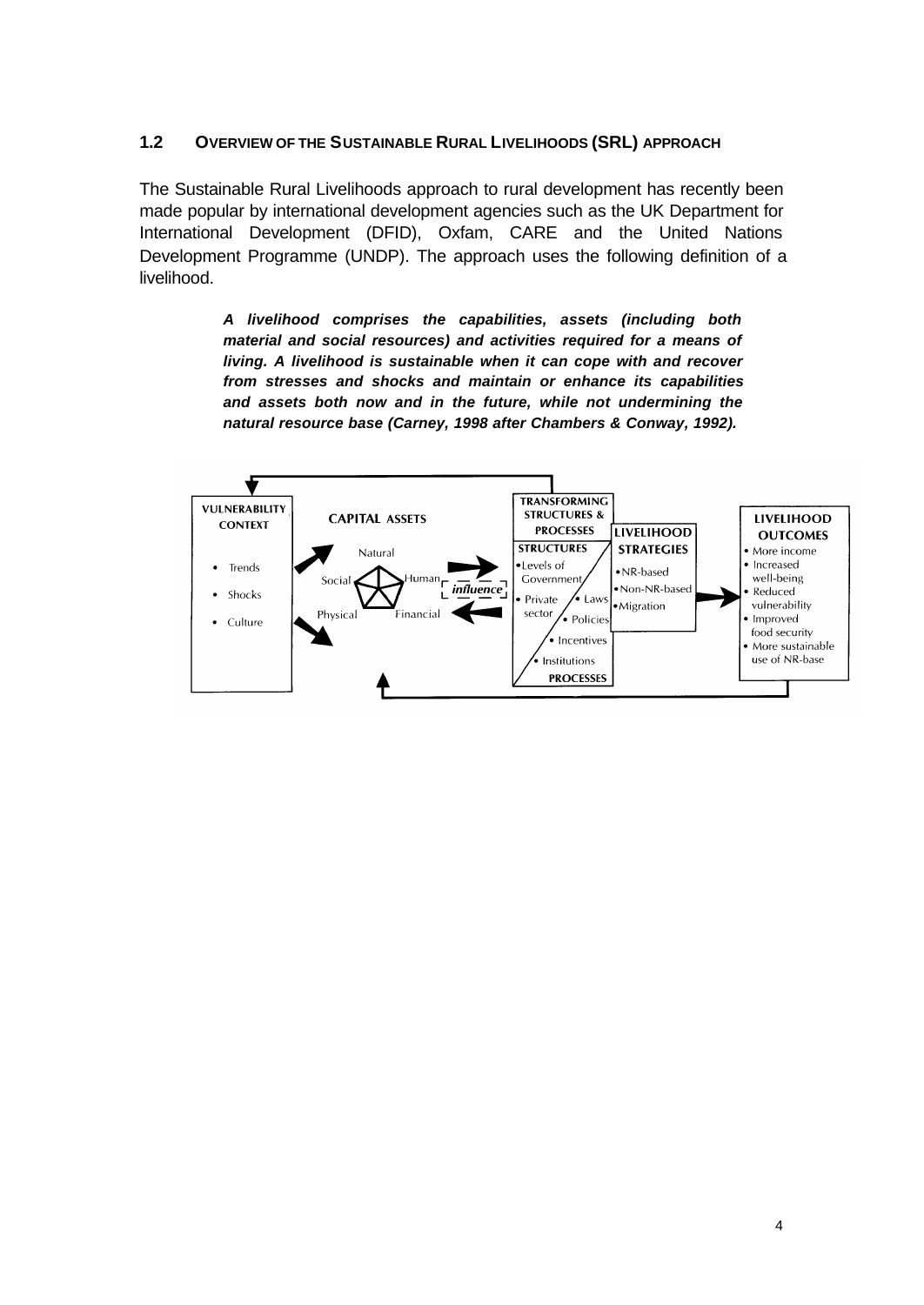### 1.2 OVERVIEW OF THE SUSTAINABLE RURAL LIVELIHOODS (SRL) APPROACH

The Sustainable Rural Livelihoods approach to rural development has recently been made popular by international development agencies such as the UK Department for International Development (DFID), Oxfam, CARE and the United Nations Development Programme (UNDP). The approach uses the following definition of a livelihood.

> ***A livelihood comprises the capabilities, assets (including both material and social resources) and activities required for a means of living. A livelihood is sustainable when it can cope with and recover from stresses and shocks and maintain or enhance its capabilities and assets both now and in the future, while not undermining the natural resource base (Carney, 1998 after Chambers & Conway, 1992).***

**VULNERABILITY CONTEXT**
- Trends
- Shocks
- Culture

**CAPITAL ASSETS**
- Natural
- Human
- Financial
- Physical
- Social

*influence*

**TRANSFORMING STRUCTURES & PROCESSES**

**STRUCTURES**
- Levels of Government
- Private sector

**PROCESSES**
- Laws
- Policies
- Incentives
- Institutions

**LIVELIHOOD STRATEGIES**
- NR-based
- Non-NR-based
- Migration

**LIVELIHOOD OUTCOMES**
- More income
- Increased well-being
- Reduced vulnerability
- Improved food security
- More sustainable use of NR-base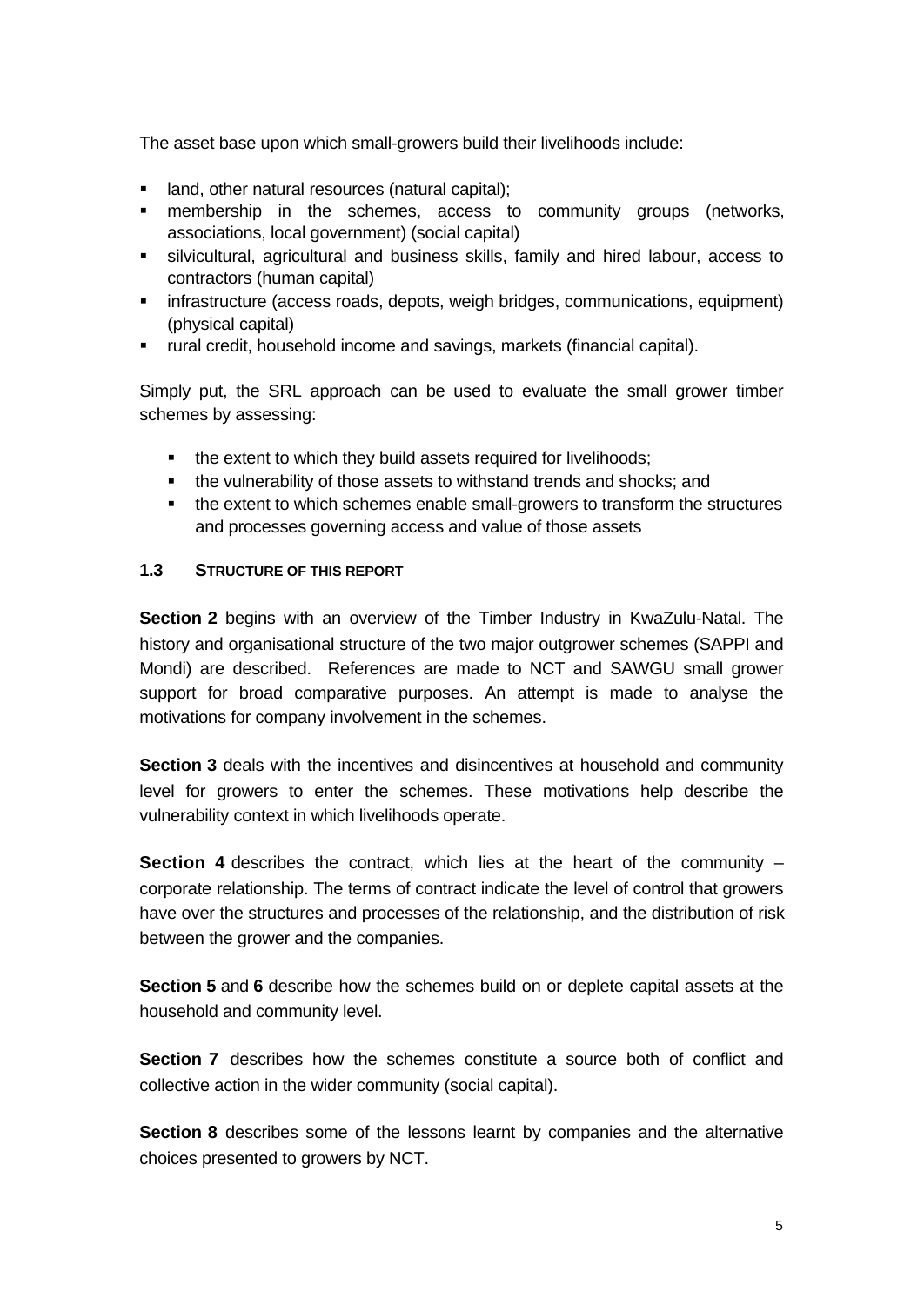The asset base upon which small-growers build their livelihoods include:

- land, other natural resources (natural capital);
- membership in the schemes, access to community groups (networks, associations, local government) (social capital)
- silvicultural, agricultural and business skills, family and hired labour, access to contractors (human capital)
- infrastructure (access roads, depots, weigh bridges, communications, equipment) (physical capital)
- rural credit, household income and savings, markets (financial capital).

Simply put, the SRL approach can be used to evaluate the small grower timber schemes by assessing:

- the extent to which they build assets required for livelihoods;
- the vulnerability of those assets to withstand trends and shocks; and
- the extent to which schemes enable small-growers to transform the structures and processes governing access and value of those assets

### 1.3 STRUCTURE OF THIS REPORT

**Section 2** begins with an overview of the Timber Industry in KwaZulu-Natal. The history and organisational structure of the two major outgrower schemes (SAPPI and Mondi) are described. References are made to NCT and SAWGU small grower support for broad comparative purposes. An attempt is made to analyse the motivations for company involvement in the schemes.

**Section 3** deals with the incentives and disincentives at household and community level for growers to enter the schemes. These motivations help describe the vulnerability context in which livelihoods operate.

**Section 4** describes the contract, which lies at the heart of the community – corporate relationship. The terms of contract indicate the level of control that growers have over the structures and processes of the relationship, and the distribution of risk between the grower and the companies.

**Section 5** and **6** describe how the schemes build on or deplete capital assets at the household and community level.

**Section 7** describes how the schemes constitute a source both of conflict and collective action in the wider community (social capital).

**Section 8** describes some of the lessons learnt by companies and the alternative choices presented to growers by NCT.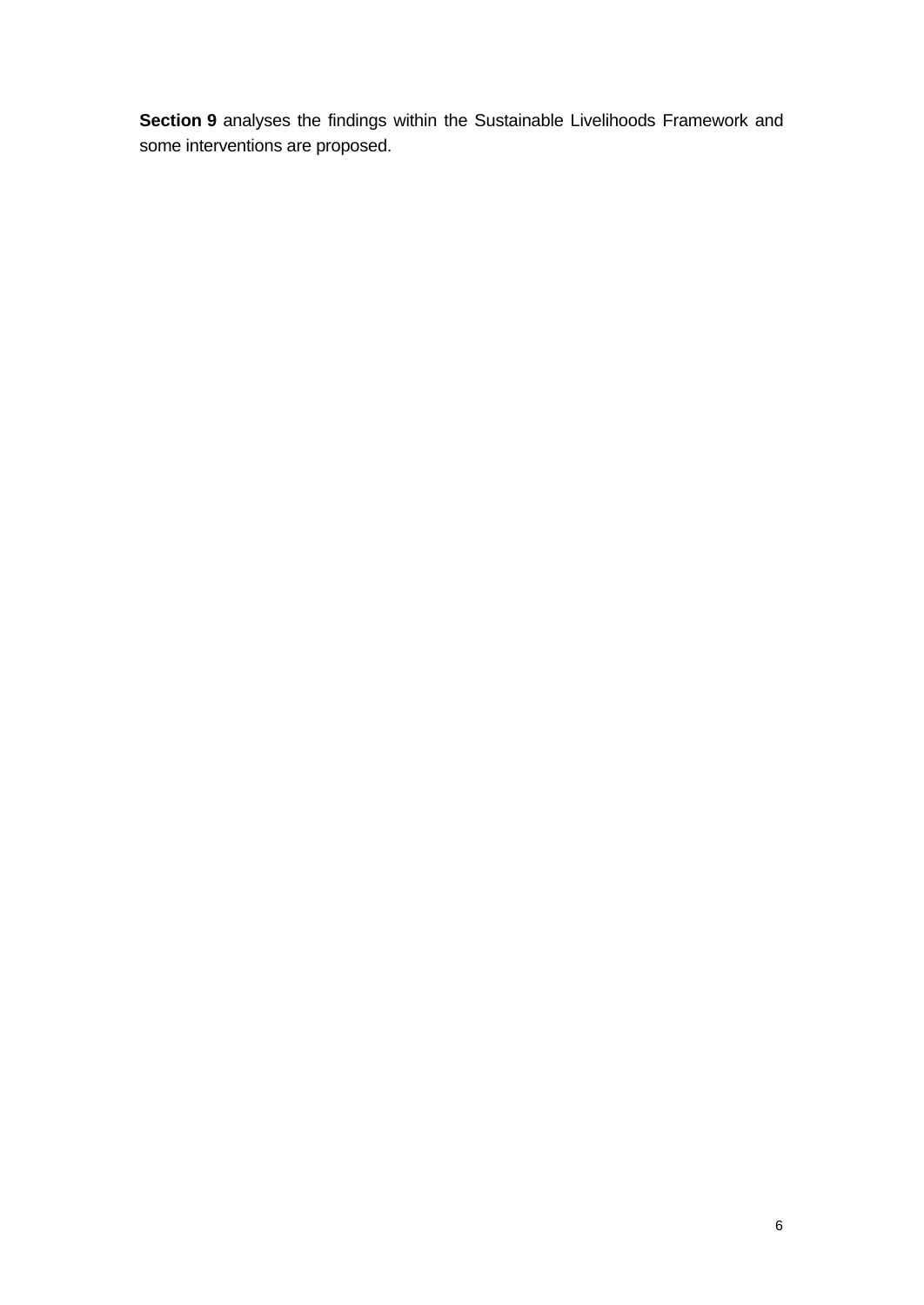**Section 9** analyses the findings within the Sustainable Livelihoods Framework and some interventions are proposed.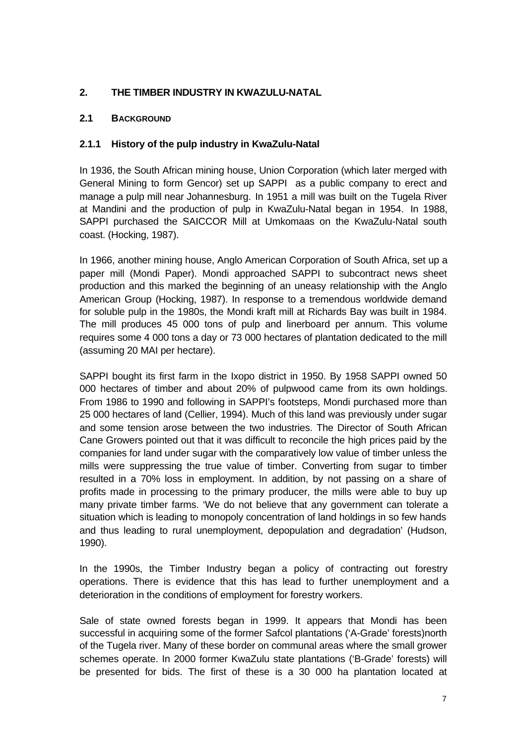## 2. THE TIMBER INDUSTRY IN KWAZULU-NATAL

### 2.1 BACKGROUND

#### 2.1.1 History of the pulp industry in KwaZulu-Natal

In 1936, the South African mining house, Union Corporation (which later merged with General Mining to form Gencor) set up SAPPI as a public company to erect and manage a pulp mill near Johannesburg. In 1951 a mill was built on the Tugela River at Mandini and the production of pulp in KwaZulu-Natal began in 1954. In 1988, SAPPI purchased the SAICCOR Mill at Umkomaas on the KwaZulu-Natal south coast. (Hocking, 1987).

In 1966, another mining house, Anglo American Corporation of South Africa, set up a paper mill (Mondi Paper). Mondi approached SAPPI to subcontract news sheet production and this marked the beginning of an uneasy relationship with the Anglo American Group (Hocking, 1987). In response to a tremendous worldwide demand for soluble pulp in the 1980s, the Mondi kraft mill at Richards Bay was built in 1984. The mill produces 45 000 tons of pulp and linerboard per annum. This volume requires some 4 000 tons a day or 73 000 hectares of plantation dedicated to the mill (assuming 20 MAI per hectare).

SAPPI bought its first farm in the Ixopo district in 1950. By 1958 SAPPI owned 50 000 hectares of timber and about 20% of pulpwood came from its own holdings. From 1986 to 1990 and following in SAPPI's footsteps, Mondi purchased more than 25 000 hectares of land (Cellier, 1994). Much of this land was previously under sugar and some tension arose between the two industries. The Director of South African Cane Growers pointed out that it was difficult to reconcile the high prices paid by the companies for land under sugar with the comparatively low value of timber unless the mills were suppressing the true value of timber. Converting from sugar to timber resulted in a 70% loss in employment. In addition, by not passing on a share of profits made in processing to the primary producer, the mills were able to buy up many private timber farms. 'We do not believe that any government can tolerate a situation which is leading to monopoly concentration of land holdings in so few hands and thus leading to rural unemployment, depopulation and degradation' (Hudson, 1990).

In the 1990s, the Timber Industry began a policy of contracting out forestry operations. There is evidence that this has lead to further unemployment and a deterioration in the conditions of employment for forestry workers.

Sale of state owned forests began in 1999. It appears that Mondi has been successful in acquiring some of the former Safcol plantations ('A-Grade' forests)north of the Tugela river. Many of these border on communal areas where the small grower schemes operate. In 2000 former KwaZulu state plantations ('B-Grade' forests) will be presented for bids. The first of these is a 30 000 ha plantation located at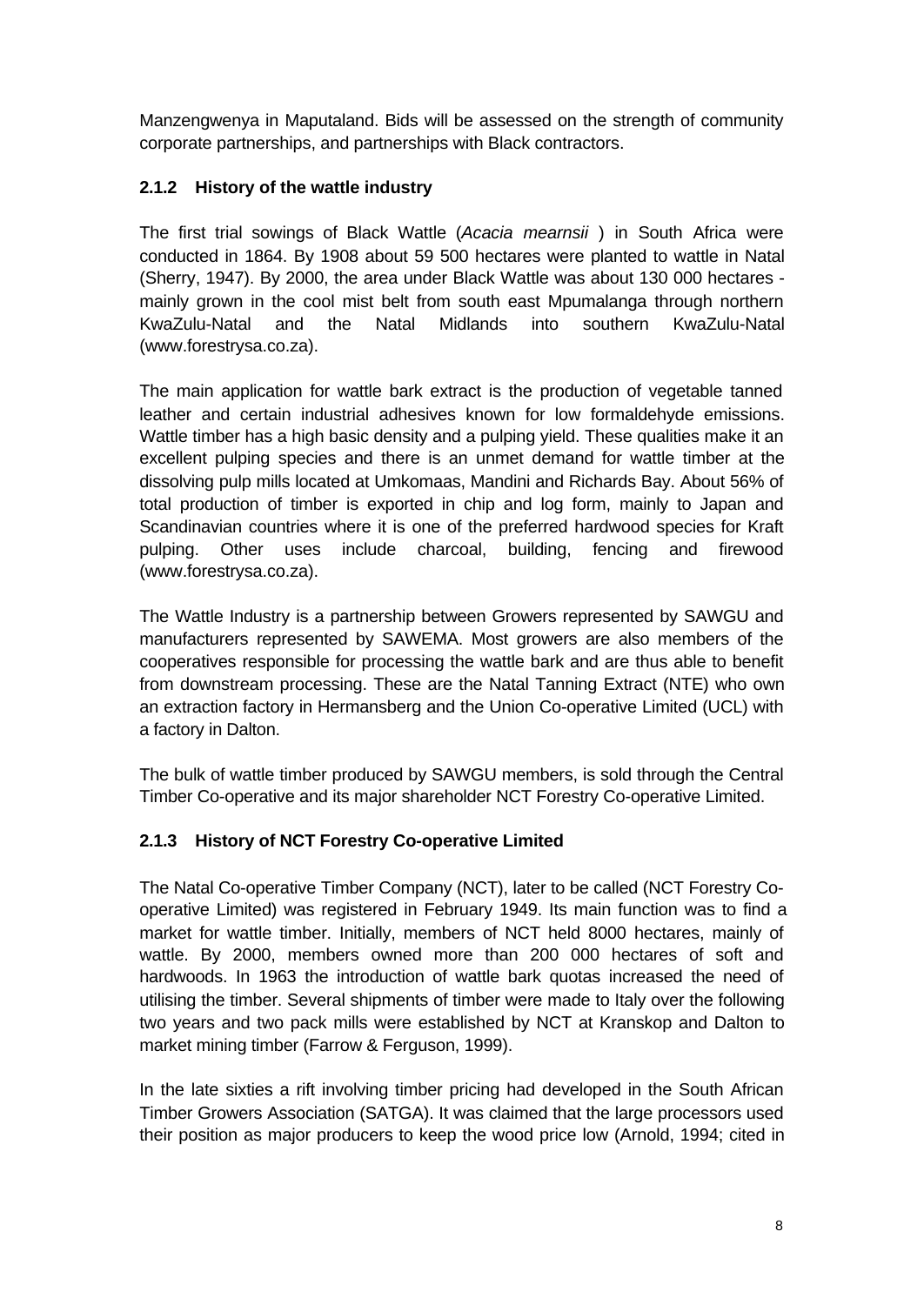Manzengwenya in Maputaland. Bids will be assessed on the strength of community corporate partnerships, and partnerships with Black contractors.

### 2.1.2 History of the wattle industry

The first trial sowings of Black Wattle (*Acacia mearnsii* ) in South Africa were conducted in 1864. By 1908 about 59 500 hectares were planted to wattle in Natal (Sherry, 1947). By 2000, the area under Black Wattle was about 130 000 hectares - mainly grown in the cool mist belt from south east Mpumalanga through northern KwaZulu-Natal and the Natal Midlands into southern KwaZulu-Natal (www.forestrysa.co.za).

The main application for wattle bark extract is the production of vegetable tanned leather and certain industrial adhesives known for low formaldehyde emissions. Wattle timber has a high basic density and a pulping yield. These qualities make it an excellent pulping species and there is an unmet demand for wattle timber at the dissolving pulp mills located at Umkomaas, Mandini and Richards Bay. About 56% of total production of timber is exported in chip and log form, mainly to Japan and Scandinavian countries where it is one of the preferred hardwood species for Kraft pulping. Other uses include charcoal, building, fencing and firewood (www.forestrysa.co.za).

The Wattle Industry is a partnership between Growers represented by SAWGU and manufacturers represented by SAWEMA. Most growers are also members of the cooperatives responsible for processing the wattle bark and are thus able to benefit from downstream processing. These are the Natal Tanning Extract (NTE) who own an extraction factory in Hermansberg and the Union Co-operative Limited (UCL) with a factory in Dalton.

The bulk of wattle timber produced by SAWGU members, is sold through the Central Timber Co-operative and its major shareholder NCT Forestry Co-operative Limited.

### 2.1.3 History of NCT Forestry Co-operative Limited

The Natal Co-operative Timber Company (NCT), later to be called (NCT Forestry Co-operative Limited) was registered in February 1949. Its main function was to find a market for wattle timber. Initially, members of NCT held 8000 hectares, mainly of wattle. By 2000, members owned more than 200 000 hectares of soft and hardwoods. In 1963 the introduction of wattle bark quotas increased the need of utilising the timber. Several shipments of timber were made to Italy over the following two years and two pack mills were established by NCT at Kranskop and Dalton to market mining timber (Farrow & Ferguson, 1999).

In the late sixties a rift involving timber pricing had developed in the South African Timber Growers Association (SATGA). It was claimed that the large processors used their position as major producers to keep the wood price low (Arnold, 1994; cited in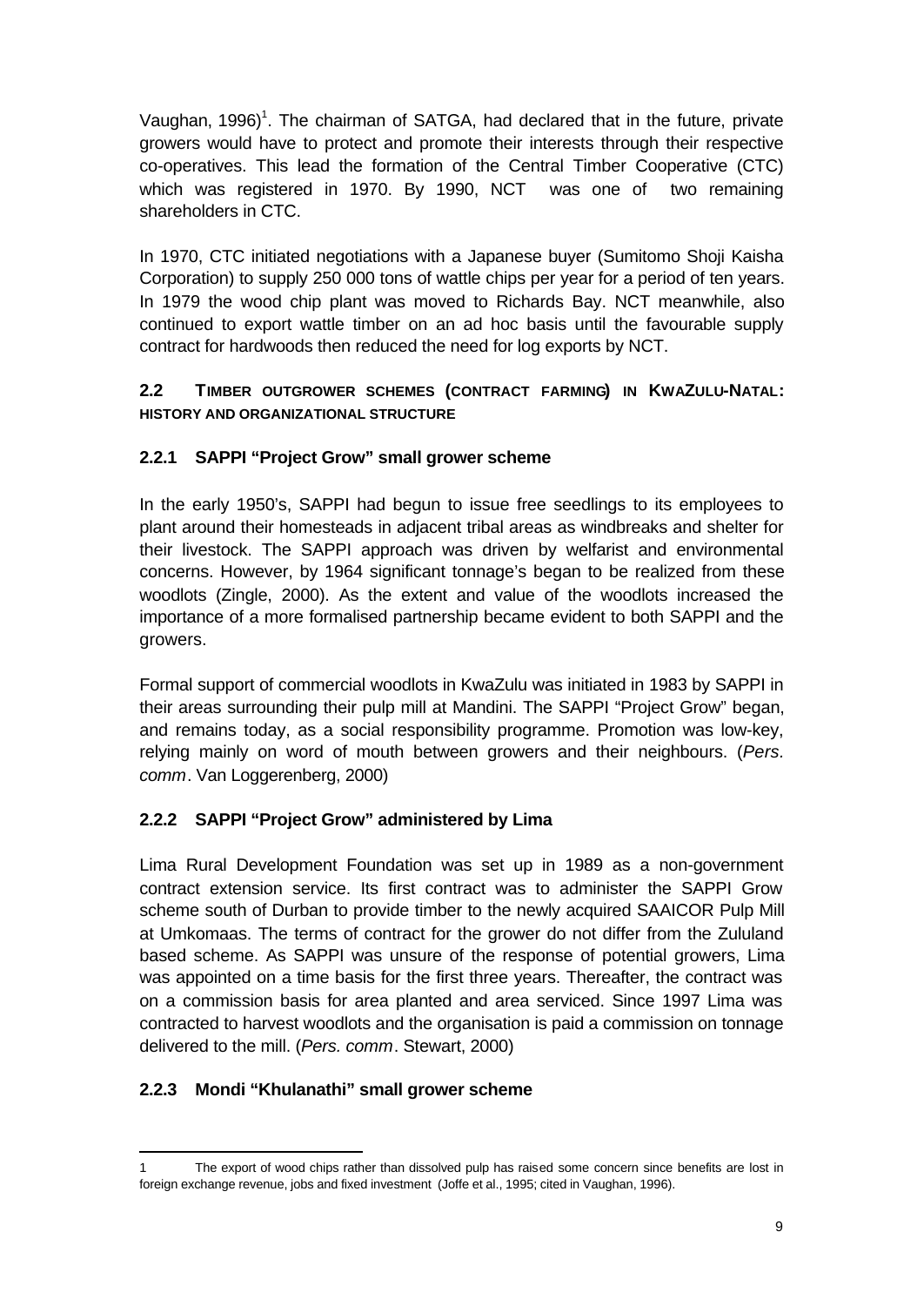Vaughan, 1996)[1]. The chairman of SATGA, had declared that in the future, private growers would have to protect and promote their interests through their respective co-operatives. This lead the formation of the Central Timber Cooperative (CTC) which was registered in 1970. By 1990, NCT was one of two remaining shareholders in CTC.

In 1970, CTC initiated negotiations with a Japanese buyer (Sumitomo Shoji Kaisha Corporation) to supply 250 000 tons of wattle chips per year for a period of ten years. In 1979 the wood chip plant was moved to Richards Bay. NCT meanwhile, also continued to export wattle timber on an ad hoc basis until the favourable supply contract for hardwoods then reduced the need for log exports by NCT.

## 2.2 TIMBER OUTGROWER SCHEMES (CONTRACT FARMING) IN KWAZULU-NATAL: HISTORY AND ORGANIZATIONAL STRUCTURE

### 2.2.1 SAPPI "Project Grow" small grower scheme

In the early 1950's, SAPPI had begun to issue free seedlings to its employees to plant around their homesteads in adjacent tribal areas as windbreaks and shelter for their livestock. The SAPPI approach was driven by welfarist and environmental concerns. However, by 1964 significant tonnage's began to be realized from these woodlots (Zingle, 2000). As the extent and value of the woodlots increased the importance of a more formalised partnership became evident to both SAPPI and the growers.

Formal support of commercial woodlots in KwaZulu was initiated in 1983 by SAPPI in their areas surrounding their pulp mill at Mandini. The SAPPI "Project Grow" began, and remains today, as a social responsibility programme. Promotion was low-key, relying mainly on word of mouth between growers and their neighbours. (*Pers. comm*. Van Loggerenberg, 2000)

### 2.2.2 SAPPI "Project Grow" administered by Lima

Lima Rural Development Foundation was set up in 1989 as a non-government contract extension service. Its first contract was to administer the SAPPI Grow scheme south of Durban to provide timber to the newly acquired SAAICOR Pulp Mill at Umkomaas. The terms of contract for the grower do not differ from the Zululand based scheme. As SAPPI was unsure of the response of potential growers, Lima was appointed on a time basis for the first three years. Thereafter, the contract was on a commission basis for area planted and area serviced. Since 1997 Lima was contracted to harvest woodlots and the organisation is paid a commission on tonnage delivered to the mill. (*Pers. comm*. Stewart, 2000)

### 2.2.3 Mondi "Khulanathi" small grower scheme

---

1 The export of wood chips rather than dissolved pulp has raised some concern since benefits are lost in foreign exchange revenue, jobs and fixed investment (Joffe et al., 1995; cited in Vaughan, 1996).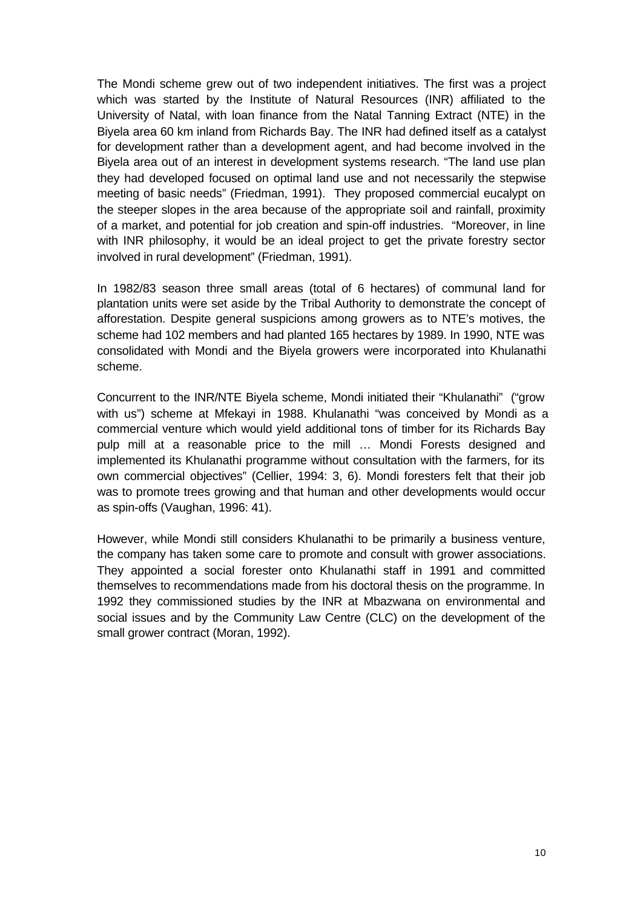The Mondi scheme grew out of two independent initiatives. The first was a project which was started by the Institute of Natural Resources (INR) affiliated to the University of Natal, with loan finance from the Natal Tanning Extract (NTE) in the Biyela area 60 km inland from Richards Bay. The INR had defined itself as a catalyst for development rather than a development agent, and had become involved in the Biyela area out of an interest in development systems research. "The land use plan they had developed focused on optimal land use and not necessarily the stepwise meeting of basic needs" (Friedman, 1991). They proposed commercial eucalypt on the steeper slopes in the area because of the appropriate soil and rainfall, proximity of a market, and potential for job creation and spin-off industries. "Moreover, in line with INR philosophy, it would be an ideal project to get the private forestry sector involved in rural development" (Friedman, 1991).

In 1982/83 season three small areas (total of 6 hectares) of communal land for plantation units were set aside by the Tribal Authority to demonstrate the concept of afforestation. Despite general suspicions among growers as to NTE's motives, the scheme had 102 members and had planted 165 hectares by 1989. In 1990, NTE was consolidated with Mondi and the Biyela growers were incorporated into Khulanathi scheme.

Concurrent to the INR/NTE Biyela scheme, Mondi initiated their "Khulanathi" ("grow with us") scheme at Mfekayi in 1988. Khulanathi "was conceived by Mondi as a commercial venture which would yield additional tons of timber for its Richards Bay pulp mill at a reasonable price to the mill … Mondi Forests designed and implemented its Khulanathi programme without consultation with the farmers, for its own commercial objectives" (Cellier, 1994: 3, 6). Mondi foresters felt that their job was to promote trees growing and that human and other developments would occur as spin-offs (Vaughan, 1996: 41).

However, while Mondi still considers Khulanathi to be primarily a business venture, the company has taken some care to promote and consult with grower associations. They appointed a social forester onto Khulanathi staff in 1991 and committed themselves to recommendations made from his doctoral thesis on the programme. In 1992 they commissioned studies by the INR at Mbazwana on environmental and social issues and by the Community Law Centre (CLC) on the development of the small grower contract (Moran, 1992).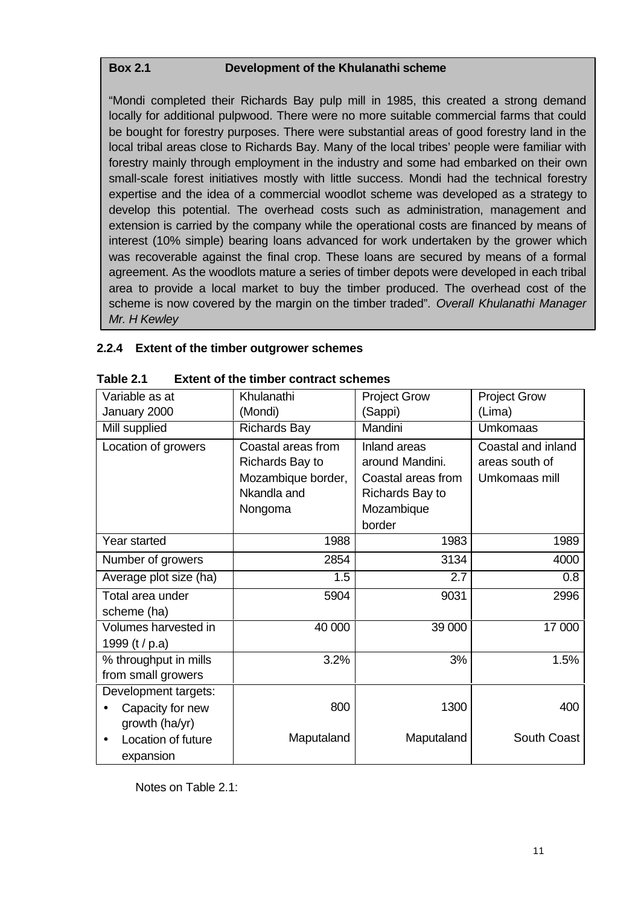**Box 2.1 Development of the Khulanathi scheme**

"Mondi completed their Richards Bay pulp mill in 1985, this created a strong demand locally for additional pulpwood. There were no more suitable commercial farms that could be bought for forestry purposes. There were substantial areas of good forestry land in the local tribal areas close to Richards Bay. Many of the local tribes' people were familiar with forestry mainly through employment in the industry and some had embarked on their own small-scale forest initiatives mostly with little success. Mondi had the technical forestry expertise and the idea of a commercial woodlot scheme was developed as a strategy to develop this potential. The overhead costs such as administration, management and extension is carried by the company while the operational costs are financed by means of interest (10% simple) bearing loans advanced for work undertaken by the grower which was recoverable against the final crop. These loans are secured by means of a formal agreement. As the woodlots mature a series of timber depots were developed in each tribal area to provide a local market to buy the timber produced. The overhead cost of the scheme is now covered by the margin on the timber traded". *Overall Khulanathi Manager Mr. H Kewley*

### 2.2.4 Extent of the timber outgrower schemes

**Table 2.1 Extent of the timber contract schemes**

| Variable as at January 2000 | Khulanathi (Mondi) | Project Grow (Sappi) | Project Grow (Lima) |
|---|---|---|---|
| Mill supplied | Richards Bay | Mandini | Umkomaas |
| Location of growers | Coastal areas from Richards Bay to Mozambique border, Nkandla and Nongoma | Inland areas around Mandini. Coastal areas from Richards Bay to Mozambique border | Coastal and inland areas south of Umkomaas mill |
| Year started | 1988 | 1983 | 1989 |
| Number of growers | 2854 | 3134 | 4000 |
| Average plot size (ha) | 1.5 | 2.7 | 0.8 |
| Total area under scheme (ha) | 5904 | 9031 | 2996 |
| Volumes harvested in 1999 (t / p.a) | 40 000 | 39 000 | 17 000 |
| % throughput in mills from small growers | 3.2% | 3% | 1.5% |
| Development targets: | | | |
| • Capacity for new growth (ha/yr) | 800 | 1300 | 400 |
| • Location of future expansion | Maputaland | Maputaland | South Coast |

Notes on Table 2.1: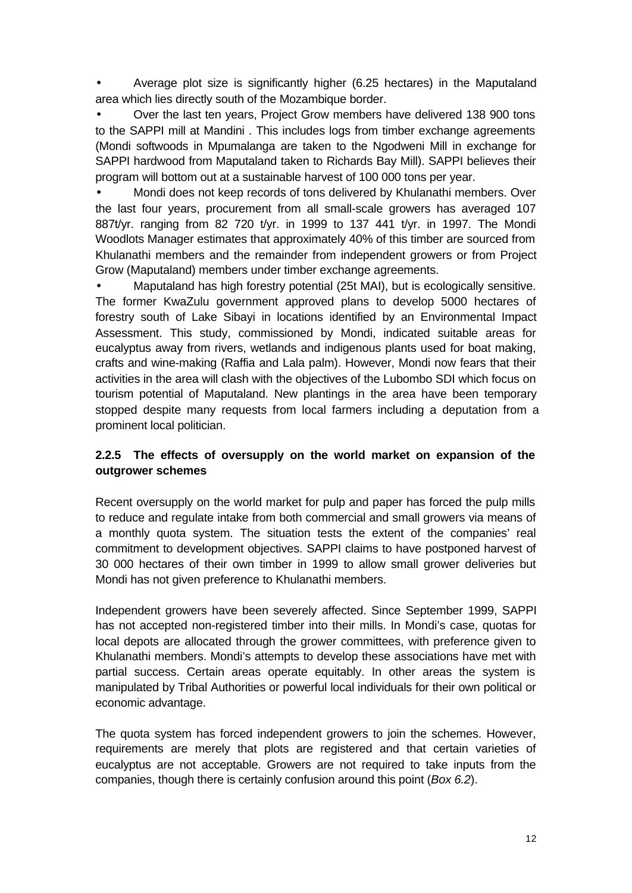- Average plot size is significantly higher (6.25 hectares) in the Maputaland area which lies directly south of the Mozambique border.
- Over the last ten years, Project Grow members have delivered 138 900 tons to the SAPPI mill at Mandini . This includes logs from timber exchange agreements (Mondi softwoods in Mpumalanga are taken to the Ngodweni Mill in exchange for SAPPI hardwood from Maputaland taken to Richards Bay Mill). SAPPI believes their program will bottom out at a sustainable harvest of 100 000 tons per year.
- Mondi does not keep records of tons delivered by Khulanathi members. Over the last four years, procurement from all small-scale growers has averaged 107 887t/yr. ranging from 82 720 t/yr. in 1999 to 137 441 t/yr. in 1997. The Mondi Woodlots Manager estimates that approximately 40% of this timber are sourced from Khulanathi members and the remainder from independent growers or from Project Grow (Maputaland) members under timber exchange agreements.
- Maputaland has high forestry potential (25t MAI), but is ecologically sensitive. The former KwaZulu government approved plans to develop 5000 hectares of forestry south of Lake Sibayi in locations identified by an Environmental Impact Assessment. This study, commissioned by Mondi, indicated suitable areas for eucalyptus away from rivers, wetlands and indigenous plants used for boat making, crafts and wine-making (Raffia and Lala palm). However, Mondi now fears that their activities in the area will clash with the objectives of the Lubombo SDI which focus on tourism potential of Maputaland. New plantings in the area have been temporary stopped despite many requests from local farmers including a deputation from a prominent local politician.

### 2.2.5 The effects of oversupply on the world market on expansion of the outgrower schemes

Recent oversupply on the world market for pulp and paper has forced the pulp mills to reduce and regulate intake from both commercial and small growers via means of a monthly quota system. The situation tests the extent of the companies' real commitment to development objectives. SAPPI claims to have postponed harvest of 30 000 hectares of their own timber in 1999 to allow small grower deliveries but Mondi has not given preference to Khulanathi members.

Independent growers have been severely affected. Since September 1999, SAPPI has not accepted non-registered timber into their mills. In Mondi's case, quotas for local depots are allocated through the grower committees, with preference given to Khulanathi members. Mondi's attempts to develop these associations have met with partial success. Certain areas operate equitably. In other areas the system is manipulated by Tribal Authorities or powerful local individuals for their own political or economic advantage.

The quota system has forced independent growers to join the schemes. However, requirements are merely that plots are registered and that certain varieties of eucalyptus are not acceptable. Growers are not required to take inputs from the companies, though there is certainly confusion around this point (*Box 6.2*).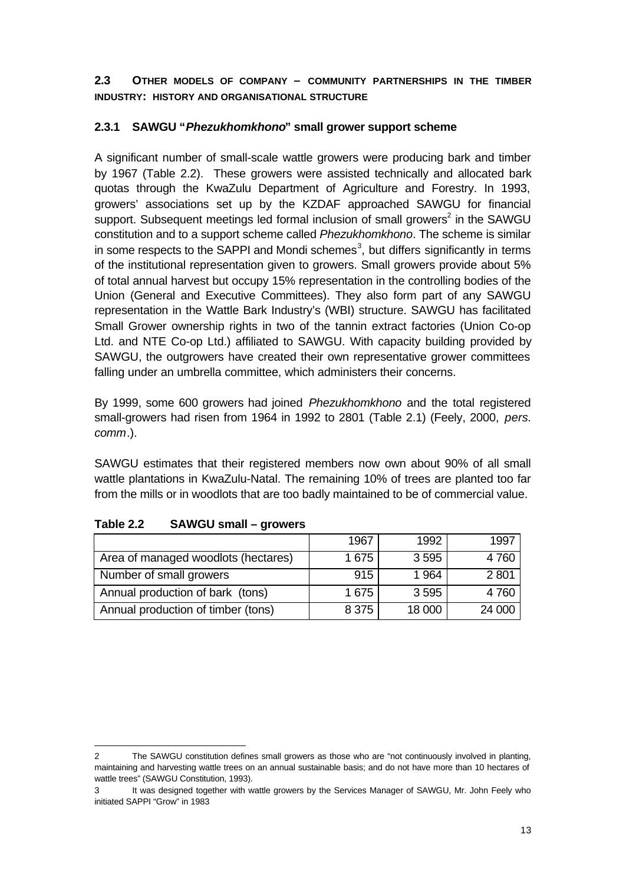## 2.3 OTHER MODELS OF COMPANY – COMMUNITY PARTNERSHIPS IN THE TIMBER INDUSTRY: HISTORY AND ORGANISATIONAL STRUCTURE

### 2.3.1 SAWGU "*Phezukhomkhono*" small grower support scheme

A significant number of small-scale wattle growers were producing bark and timber by 1967 (Table 2.2). These growers were assisted technically and allocated bark quotas through the KwaZulu Department of Agriculture and Forestry. In 1993, growers' associations set up by the KZDAF approached SAWGU for financial support. Subsequent meetings led formal inclusion of small growers[2] in the SAWGU constitution and to a support scheme called *Phezukhomkhono*. The scheme is similar in some respects to the SAPPI and Mondi schemes[3], but differs significantly in terms of the institutional representation given to growers. Small growers provide about 5% of total annual harvest but occupy 15% representation in the controlling bodies of the Union (General and Executive Committees). They also form part of any SAWGU representation in the Wattle Bark Industry's (WBI) structure. SAWGU has facilitated Small Grower ownership rights in two of the tannin extract factories (Union Co-op Ltd. and NTE Co-op Ltd.) affiliated to SAWGU. With capacity building provided by SAWGU, the outgrowers have created their own representative grower committees falling under an umbrella committee, which administers their concerns.

By 1999, some 600 growers had joined *Phezukhomkhono* and the total registered small-growers had risen from 1964 in 1992 to 2801 (Table 2.1) (Feely, 2000, *pers. comm*.).

SAWGU estimates that their registered members now own about 90% of all small wattle plantations in KwaZulu-Natal. The remaining 10% of trees are planted too far from the mills or in woodlots that are too badly maintained to be of commercial value.

**Table 2.2 SAWGU small – growers**

| | 1967 | 1992 | 1997 |
|---|---|---|---|
| Area of managed woodlots (hectares) | 1 675 | 3 595 | 4 760 |
| Number of small growers | 915 | 1 964 | 2 801 |
| Annual production of bark (tons) | 1 675 | 3 595 | 4 760 |
| Annual production of timber (tons) | 8 375 | 18 000 | 24 000 |

---

2 The SAWGU constitution defines small growers as those who are "not continuously involved in planting, maintaining and harvesting wattle trees on an annual sustainable basis; and do not have more than 10 hectares of wattle trees" (SAWGU Constitution, 1993).

3 It was designed together with wattle growers by the Services Manager of SAWGU, Mr. John Feely who initiated SAPPI "Grow" in 1983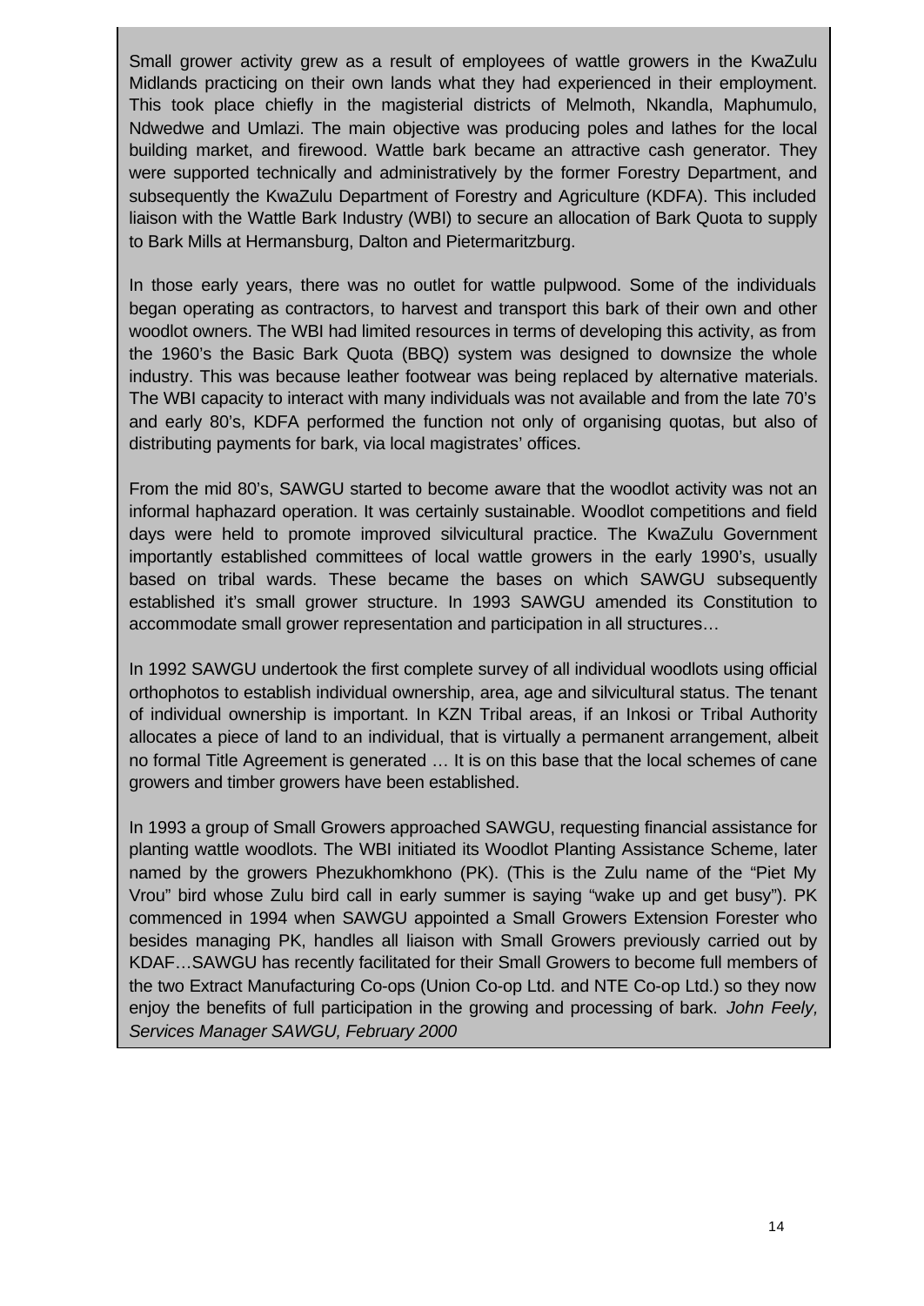Small grower activity grew as a result of employees of wattle growers in the KwaZulu Midlands practicing on their own lands what they had experienced in their employment. This took place chiefly in the magisterial districts of Melmoth, Nkandla, Maphumulo, Ndwedwe and Umlazi. The main objective was producing poles and lathes for the local building market, and firewood. Wattle bark became an attractive cash generator. They were supported technically and administratively by the former Forestry Department, and subsequently the KwaZulu Department of Forestry and Agriculture (KDFA). This included liaison with the Wattle Bark Industry (WBI) to secure an allocation of Bark Quota to supply to Bark Mills at Hermansburg, Dalton and Pietermaritzburg.

In those early years, there was no outlet for wattle pulpwood. Some of the individuals began operating as contractors, to harvest and transport this bark of their own and other woodlot owners. The WBI had limited resources in terms of developing this activity, as from the 1960's the Basic Bark Quota (BBQ) system was designed to downsize the whole industry. This was because leather footwear was being replaced by alternative materials. The WBI capacity to interact with many individuals was not available and from the late 70's and early 80's, KDFA performed the function not only of organising quotas, but also of distributing payments for bark, via local magistrates' offices.

From the mid 80's, SAWGU started to become aware that the woodlot activity was not an informal haphazard operation. It was certainly sustainable. Woodlot competitions and field days were held to promote improved silvicultural practice. The KwaZulu Government importantly established committees of local wattle growers in the early 1990's, usually based on tribal wards. These became the bases on which SAWGU subsequently established it's small grower structure. In 1993 SAWGU amended its Constitution to accommodate small grower representation and participation in all structures…

In 1992 SAWGU undertook the first complete survey of all individual woodlots using official orthophotos to establish individual ownership, area, age and silvicultural status. The tenant of individual ownership is important. In KZN Tribal areas, if an Inkosi or Tribal Authority allocates a piece of land to an individual, that is virtually a permanent arrangement, albeit no formal Title Agreement is generated … It is on this base that the local schemes of cane growers and timber growers have been established.

In 1993 a group of Small Growers approached SAWGU, requesting financial assistance for planting wattle woodlots. The WBI initiated its Woodlot Planting Assistance Scheme, later named by the growers Phezukhomkhono (PK). (This is the Zulu name of the "Piet My Vrou" bird whose Zulu bird call in early summer is saying "wake up and get busy"). PK commenced in 1994 when SAWGU appointed a Small Growers Extension Forester who besides managing PK, handles all liaison with Small Growers previously carried out by KDAF…SAWGU has recently facilitated for their Small Growers to become full members of the two Extract Manufacturing Co-ops (Union Co-op Ltd. and NTE Co-op Ltd.) so they now enjoy the benefits of full participation in the growing and processing of bark. *John Feely, Services Manager SAWGU, February 2000*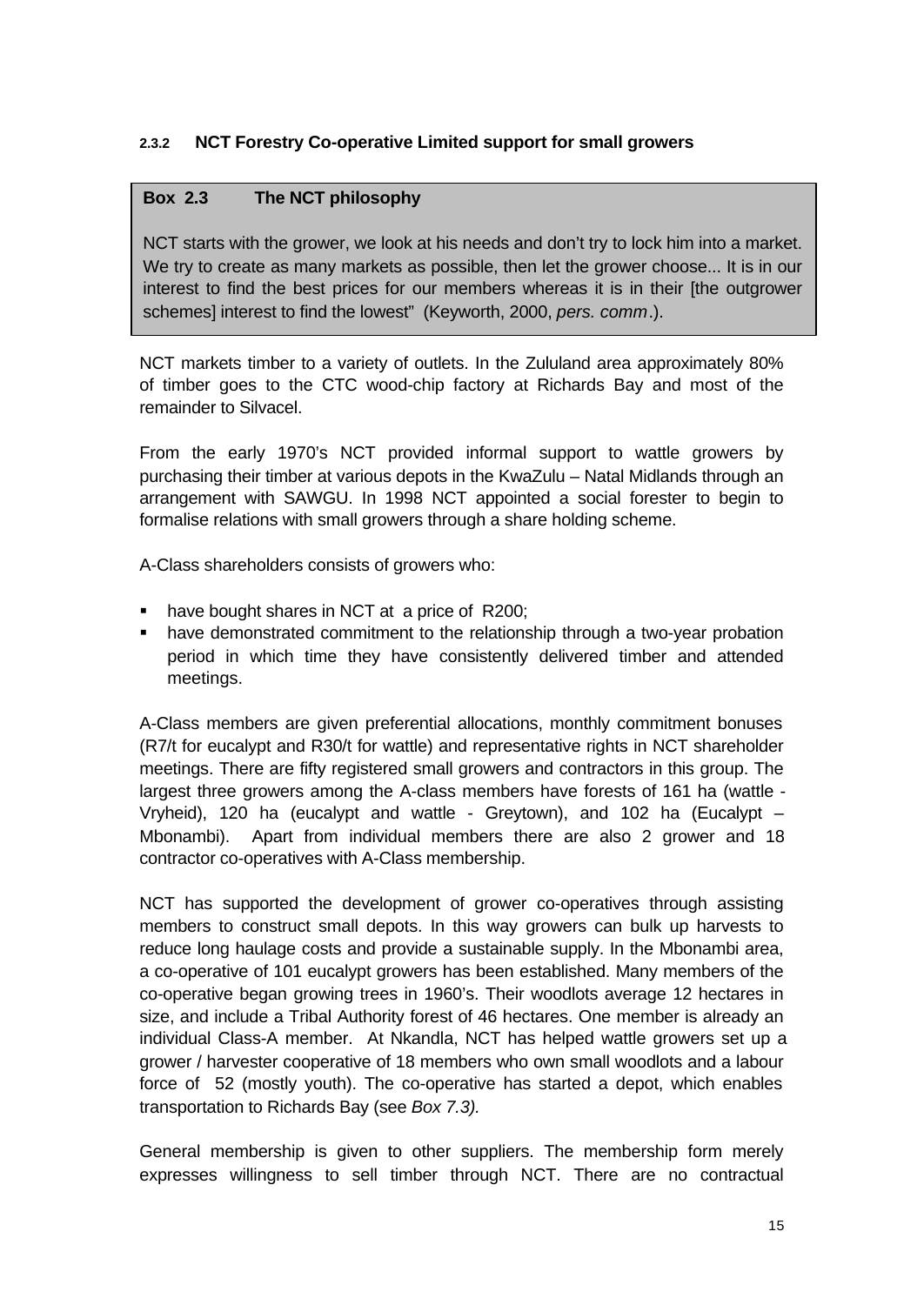### 2.3.2 NCT Forestry Co-operative Limited support for small growers

> **Box 2.3 The NCT philosophy**
>
> NCT starts with the grower, we look at his needs and don't try to lock him into a market. We try to create as many markets as possible, then let the grower choose... It is in our interest to find the best prices for our members whereas it is in their [the outgrower schemes] interest to find the lowest" (Keyworth, 2000, *pers. comm*.).

NCT markets timber to a variety of outlets. In the Zululand area approximately 80% of timber goes to the CTC wood-chip factory at Richards Bay and most of the remainder to Silvacel.

From the early 1970's NCT provided informal support to wattle growers by purchasing their timber at various depots in the KwaZulu – Natal Midlands through an arrangement with SAWGU. In 1998 NCT appointed a social forester to begin to formalise relations with small growers through a share holding scheme.

A-Class shareholders consists of growers who:

- have bought shares in NCT at a price of R200;
- have demonstrated commitment to the relationship through a two-year probation period in which time they have consistently delivered timber and attended meetings.

A-Class members are given preferential allocations, monthly commitment bonuses (R7/t for eucalypt and R30/t for wattle) and representative rights in NCT shareholder meetings. There are fifty registered small growers and contractors in this group. The largest three growers among the A-class members have forests of 161 ha (wattle - Vryheid), 120 ha (eucalypt and wattle - Greytown), and 102 ha (Eucalypt – Mbonambi). Apart from individual members there are also 2 grower and 18 contractor co-operatives with A-Class membership.

NCT has supported the development of grower co-operatives through assisting members to construct small depots. In this way growers can bulk up harvests to reduce long haulage costs and provide a sustainable supply. In the Mbonambi area, a co-operative of 101 eucalypt growers has been established. Many members of the co-operative began growing trees in 1960's. Their woodlots average 12 hectares in size, and include a Tribal Authority forest of 46 hectares. One member is already an individual Class-A member. At Nkandla, NCT has helped wattle growers set up a grower / harvester cooperative of 18 members who own small woodlots and a labour force of 52 (mostly youth). The co-operative has started a depot, which enables transportation to Richards Bay (see *Box 7.3).*

General membership is given to other suppliers. The membership form merely expresses willingness to sell timber through NCT. There are no contractual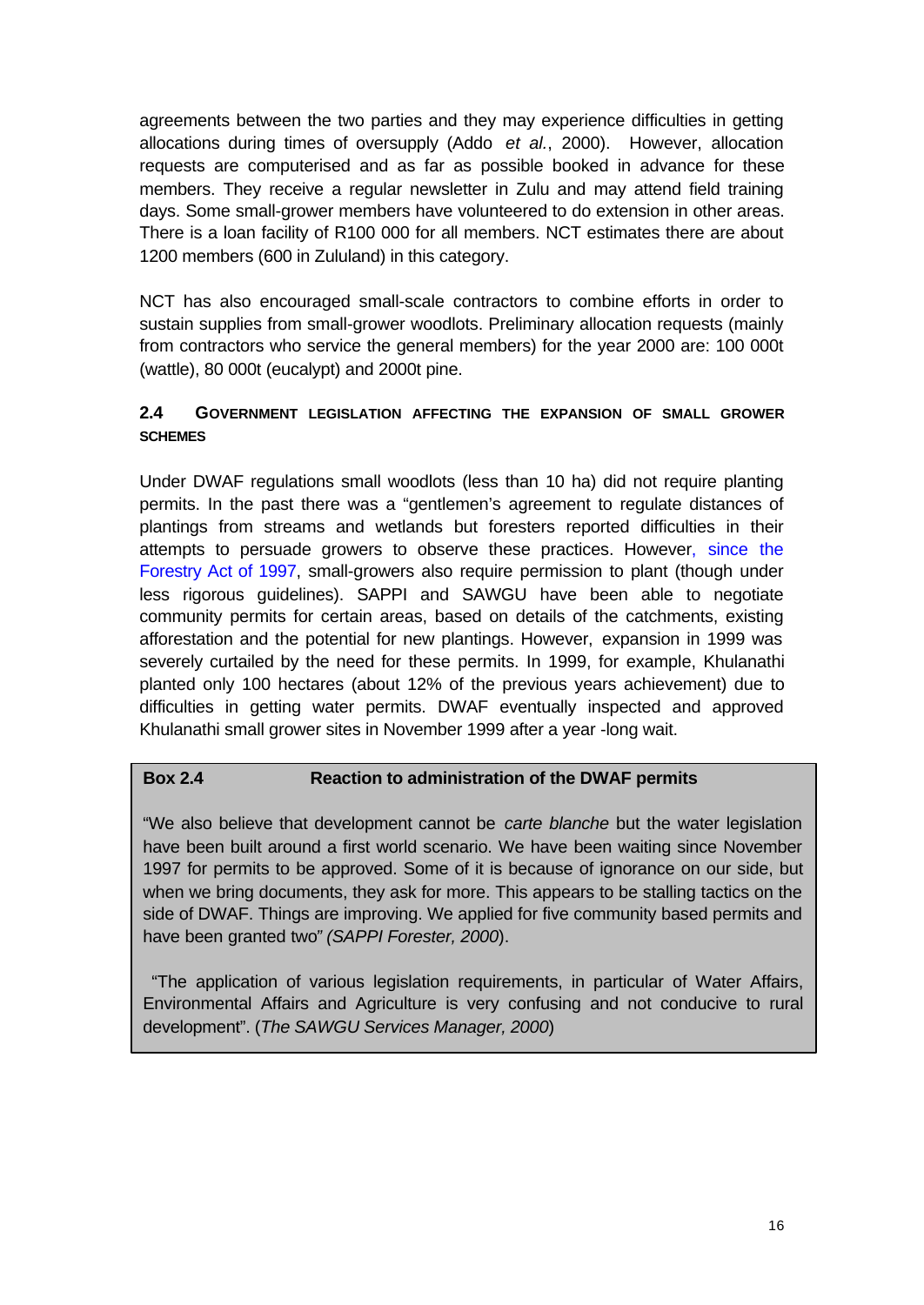agreements between the two parties and they may experience difficulties in getting allocations during times of oversupply (Addo *et al.*, 2000). However, allocation requests are computerised and as far as possible booked in advance for these members. They receive a regular newsletter in Zulu and may attend field training days. Some small-grower members have volunteered to do extension in other areas. There is a loan facility of R100 000 for all members. NCT estimates there are about 1200 members (600 in Zululand) in this category.

NCT has also encouraged small-scale contractors to combine efforts in order to sustain supplies from small-grower woodlots. Preliminary allocation requests (mainly from contractors who service the general members) for the year 2000 are: 100 000t (wattle), 80 000t (eucalypt) and 2000t pine.

### 2.4 Government legislation affecting the expansion of small grower schemes

Under DWAF regulations small woodlots (less than 10 ha) did not require planting permits. In the past there was a "gentlemen's agreement to regulate distances of plantings from streams and wetlands but foresters reported difficulties in their attempts to persuade growers to observe these practices. However, since the Forestry Act of 1997, small-growers also require permission to plant (though under less rigorous guidelines). SAPPI and SAWGU have been able to negotiate community permits for certain areas, based on details of the catchments, existing afforestation and the potential for new plantings. However, expansion in 1999 was severely curtailed by the need for these permits. In 1999, for example, Khulanathi planted only 100 hectares (about 12% of the previous years achievement) due to difficulties in getting water permits. DWAF eventually inspected and approved Khulanathi small grower sites in November 1999 after a year -long wait.

> **Box 2.4 Reaction to administration of the DWAF permits**
>
> "We also believe that development cannot be *carte blanche* but the water legislation have been built around a first world scenario. We have been waiting since November 1997 for permits to be approved. Some of it is because of ignorance on our side, but when we bring documents, they ask for more. This appears to be stalling tactics on the side of DWAF. Things are improving. We applied for five community based permits and have been granted two" *(SAPPI Forester, 2000)*.
>
> "The application of various legislation requirements, in particular of Water Affairs, Environmental Affairs and Agriculture is very confusing and not conducive to rural development". (*The SAWGU Services Manager, 2000*)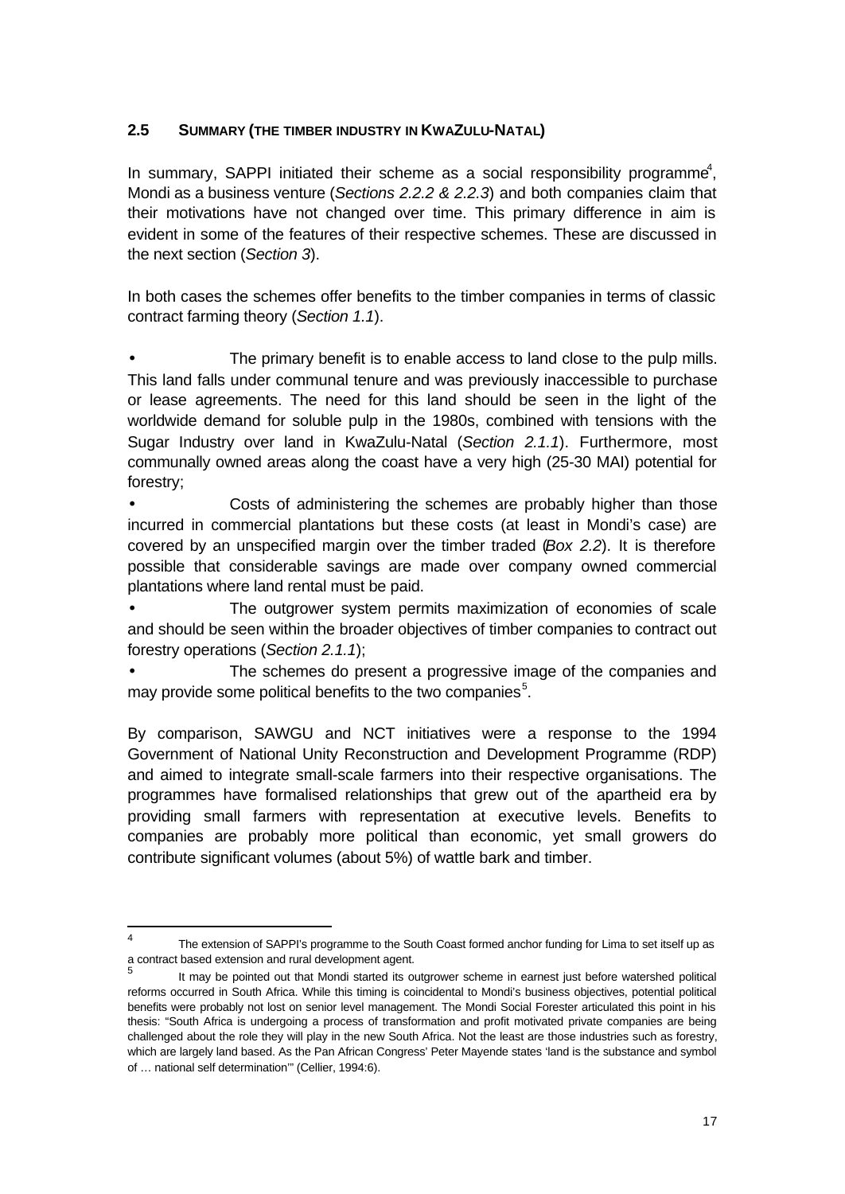## 2.5 SUMMARY (THE TIMBER INDUSTRY IN KWAZULU-NATAL)

In summary, SAPPI initiated their scheme as a social responsibility programme[4], Mondi as a business venture (*Sections 2.2.2 & 2.2.3*) and both companies claim that their motivations have not changed over time. This primary difference in aim is evident in some of the features of their respective schemes. These are discussed in the next section (*Section 3*).

In both cases the schemes offer benefits to the timber companies in terms of classic contract farming theory (*Section 1.1*).

- The primary benefit is to enable access to land close to the pulp mills. This land falls under communal tenure and was previously inaccessible to purchase or lease agreements. The need for this land should be seen in the light of the worldwide demand for soluble pulp in the 1980s, combined with tensions with the Sugar Industry over land in KwaZulu-Natal (*Section 2.1.1*). Furthermore, most communally owned areas along the coast have a very high (25-30 MAI) potential for forestry;
- Costs of administering the schemes are probably higher than those incurred in commercial plantations but these costs (at least in Mondi's case) are covered by an unspecified margin over the timber traded (*Box 2.2*). It is therefore possible that considerable savings are made over company owned commercial plantations where land rental must be paid.
- The outgrower system permits maximization of economies of scale and should be seen within the broader objectives of timber companies to contract out forestry operations (*Section 2.1.1*);
- The schemes do present a progressive image of the companies and may provide some political benefits to the two companies[5].

By comparison, SAWGU and NCT initiatives were a response to the 1994 Government of National Unity Reconstruction and Development Programme (RDP) and aimed to integrate small-scale farmers into their respective organisations. The programmes have formalised relationships that grew out of the apartheid era by providing small farmers with representation at executive levels. Benefits to companies are probably more political than economic, yet small growers do contribute significant volumes (about 5%) of wattle bark and timber.

---

[4] The extension of SAPPI's programme to the South Coast formed anchor funding for Lima to set itself up as a contract based extension and rural development agent.

[5] It may be pointed out that Mondi started its outgrower scheme in earnest just before watershed political reforms occurred in South Africa. While this timing is coincidental to Mondi's business objectives, potential political benefits were probably not lost on senior level management. The Mondi Social Forester articulated this point in his thesis: "South Africa is undergoing a process of transformation and profit motivated private companies are being challenged about the role they will play in the new South Africa. Not the least are those industries such as forestry, which are largely land based. As the Pan African Congress' Peter Mayende states 'land is the substance and symbol of … national self determination'" (Cellier, 1994:6).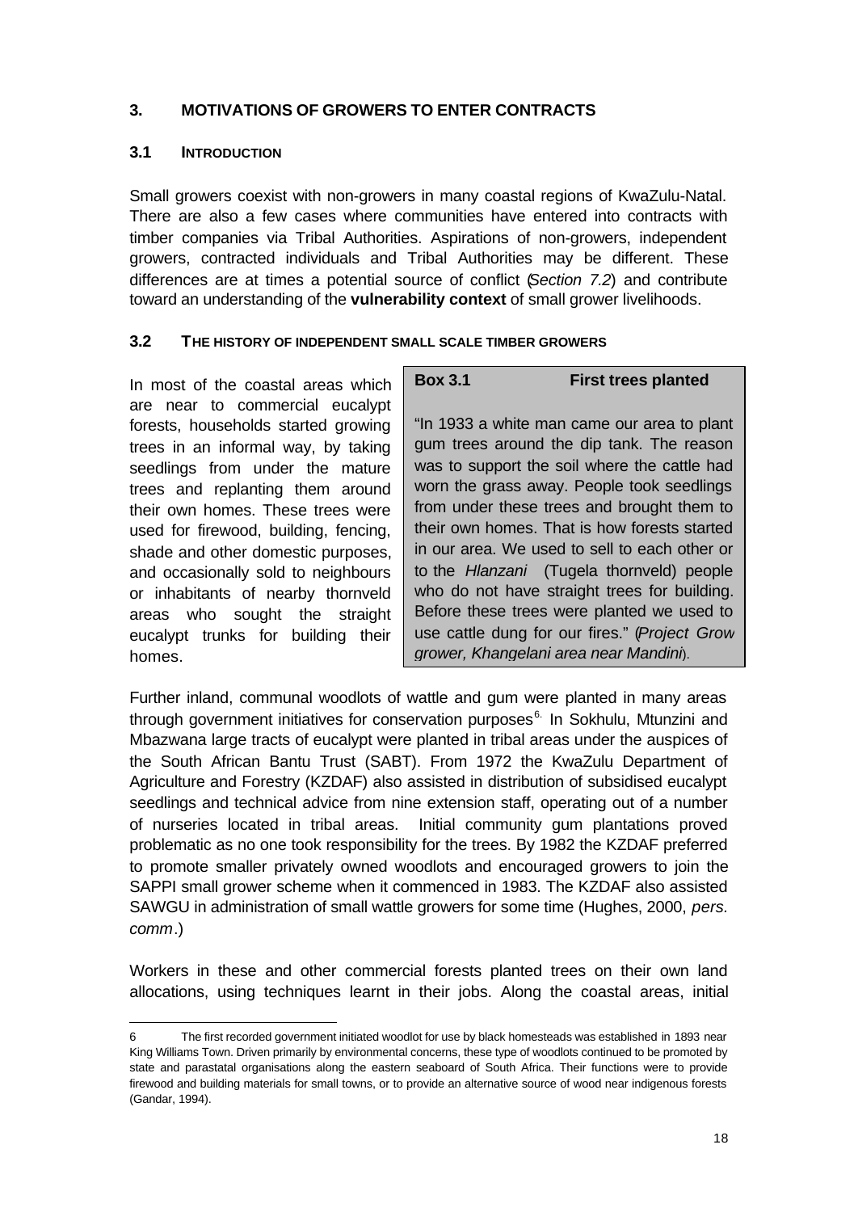## 3. MOTIVATIONS OF GROWERS TO ENTER CONTRACTS

### 3.1 INTRODUCTION

Small growers coexist with non-growers in many coastal regions of KwaZulu-Natal. There are also a few cases where communities have entered into contracts with timber companies via Tribal Authorities. Aspirations of non-growers, independent growers, contracted individuals and Tribal Authorities may be different. These differences are at times a potential source of conflict (*Section 7.2*) and contribute toward an understanding of the **vulnerability context** of small grower livelihoods.

### 3.2 THE HISTORY OF INDEPENDENT SMALL SCALE TIMBER GROWERS

In most of the coastal areas which are near to commercial eucalypt forests, households started growing trees in an informal way, by taking seedlings from under the mature trees and replanting them around their own homes. These trees were used for firewood, building, fencing, shade and other domestic purposes, and occasionally sold to neighbours or inhabitants of nearby thornveld areas who sought the straight eucalypt trunks for building their homes.

> **Box 3.1 First trees planted**
>
> "In 1933 a white man came our area to plant gum trees around the dip tank. The reason was to support the soil where the cattle had worn the grass away. People took seedlings from under these trees and brought them to their own homes. That is how forests started in our area. We used to sell to each other or to the *Hlanzani* (Tugela thornveld) people who do not have straight trees for building. Before these trees were planted we used to use cattle dung for our fires." (*Project Grow grower, Khangelani area near Mandini*).

Further inland, communal woodlots of wattle and gum were planted in many areas through government initiatives for conservation purposes[6]. In Sokhulu, Mtunzini and Mbazwana large tracts of eucalypt were planted in tribal areas under the auspices of the South African Bantu Trust (SABT). From 1972 the KwaZulu Department of Agriculture and Forestry (KZDAF) also assisted in distribution of subsidised eucalypt seedlings and technical advice from nine extension staff, operating out of a number of nurseries located in tribal areas. Initial community gum plantations proved problematic as no one took responsibility for the trees. By 1982 the KZDAF preferred to promote smaller privately owned woodlots and encouraged growers to join the SAPPI small grower scheme when it commenced in 1983. The KZDAF also assisted SAWGU in administration of small wattle growers for some time (Hughes, 2000, *pers. comm*.)

Workers in these and other commercial forests planted trees on their own land allocations, using techniques learnt in their jobs. Along the coastal areas, initial

---

6 The first recorded government initiated woodlot for use by black homesteads was established in 1893 near King Williams Town. Driven primarily by environmental concerns, these type of woodlots continued to be promoted by state and parastatal organisations along the eastern seaboard of South Africa. Their functions were to provide firewood and building materials for small towns, or to provide an alternative source of wood near indigenous forests (Gandar, 1994).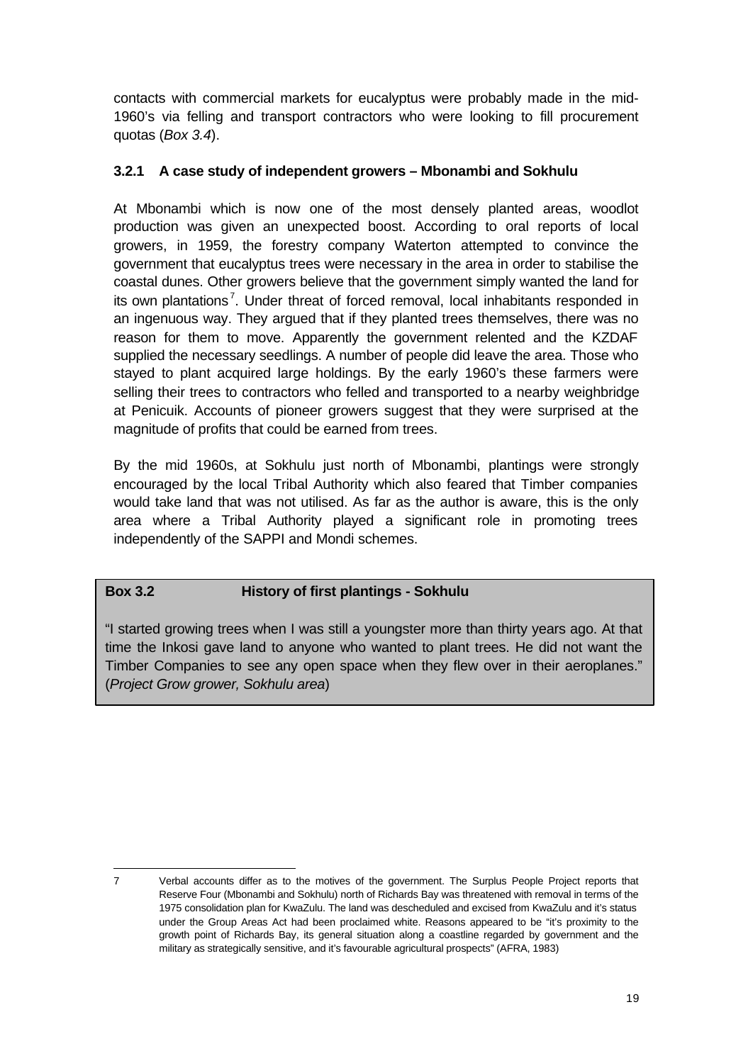contacts with commercial markets for eucalyptus were probably made in the mid-1960's via felling and transport contractors who were looking to fill procurement quotas (*Box 3.4*).

### 3.2.1 A case study of independent growers – Mbonambi and Sokhulu

At Mbonambi which is now one of the most densely planted areas, woodlot production was given an unexpected boost. According to oral reports of local growers, in 1959, the forestry company Waterton attempted to convince the government that eucalyptus trees were necessary in the area in order to stabilise the coastal dunes. Other growers believe that the government simply wanted the land for its own plantations[7]. Under threat of forced removal, local inhabitants responded in an ingenuous way. They argued that if they planted trees themselves, there was no reason for them to move. Apparently the government relented and the KZDAF supplied the necessary seedlings. A number of people did leave the area. Those who stayed to plant acquired large holdings. By the early 1960's these farmers were selling their trees to contractors who felled and transported to a nearby weighbridge at Penicuik. Accounts of pioneer growers suggest that they were surprised at the magnitude of profits that could be earned from trees.

By the mid 1960s, at Sokhulu just north of Mbonambi, plantings were strongly encouraged by the local Tribal Authority which also feared that Timber companies would take land that was not utilised. As far as the author is aware, this is the only area where a Tribal Authority played a significant role in promoting trees independently of the SAPPI and Mondi schemes.

**Box 3.2 History of first plantings - Sokhulu**

"I started growing trees when I was still a youngster more than thirty years ago. At that time the Inkosi gave land to anyone who wanted to plant trees. He did not want the Timber Companies to see any open space when they flew over in their aeroplanes." (*Project Grow grower, Sokhulu area*)

---

7 Verbal accounts differ as to the motives of the government. The Surplus People Project reports that Reserve Four (Mbonambi and Sokhulu) north of Richards Bay was threatened with removal in terms of the 1975 consolidation plan for KwaZulu. The land was descheduled and excised from KwaZulu and it's status under the Group Areas Act had been proclaimed white. Reasons appeared to be "it's proximity to the growth point of Richards Bay, its general situation along a coastline regarded by government and the military as strategically sensitive, and it's favourable agricultural prospects" (AFRA, 1983)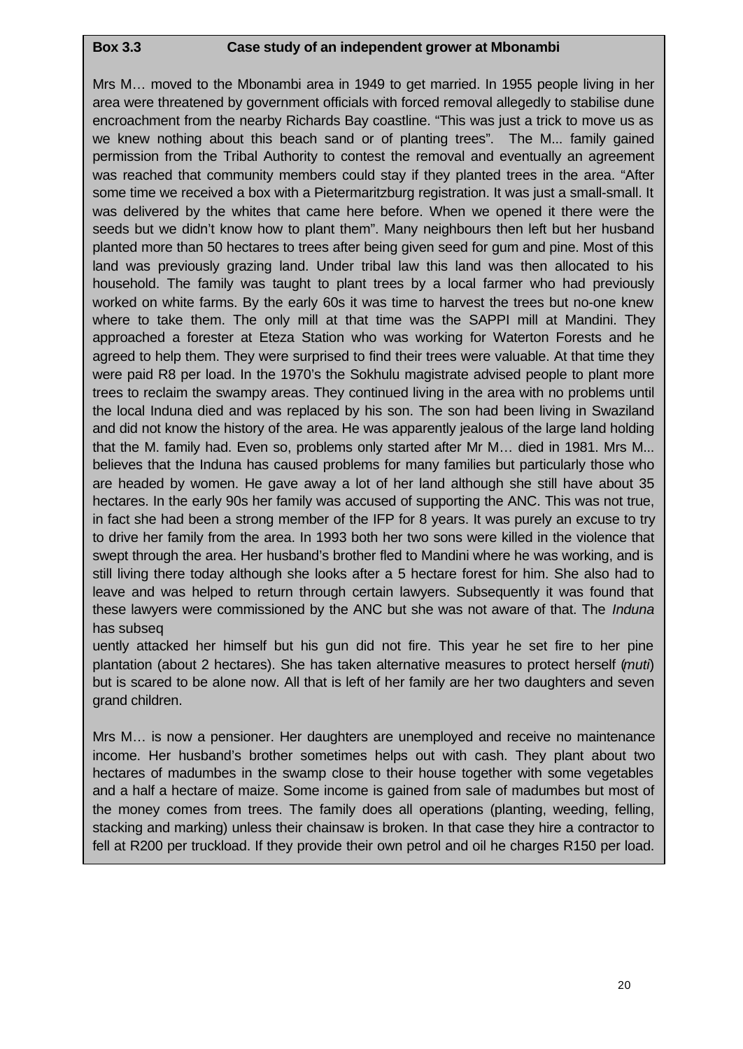**Box 3.3 Case study of an independent grower at Mbonambi**

Mrs M… moved to the Mbonambi area in 1949 to get married. In 1955 people living in her area were threatened by government officials with forced removal allegedly to stabilise dune encroachment from the nearby Richards Bay coastline. "This was just a trick to move us as we knew nothing about this beach sand or of planting trees". The M... family gained permission from the Tribal Authority to contest the removal and eventually an agreement was reached that community members could stay if they planted trees in the area. "After some time we received a box with a Pietermaritzburg registration. It was just a small-small. It was delivered by the whites that came here before. When we opened it there were the seeds but we didn't know how to plant them". Many neighbours then left but her husband planted more than 50 hectares to trees after being given seed for gum and pine. Most of this land was previously grazing land. Under tribal law this land was then allocated to his household. The family was taught to plant trees by a local farmer who had previously worked on white farms. By the early 60s it was time to harvest the trees but no-one knew where to take them. The only mill at that time was the SAPPI mill at Mandini. They approached a forester at Eteza Station who was working for Waterton Forests and he agreed to help them. They were surprised to find their trees were valuable. At that time they were paid R8 per load. In the 1970's the Sokhulu magistrate advised people to plant more trees to reclaim the swampy areas. They continued living in the area with no problems until the local Induna died and was replaced by his son. The son had been living in Swaziland and did not know the history of the area. He was apparently jealous of the large land holding that the M. family had. Even so, problems only started after Mr M… died in 1981. Mrs M... believes that the Induna has caused problems for many families but particularly those who are headed by women. He gave away a lot of her land although she still have about 35 hectares. In the early 90s her family was accused of supporting the ANC. This was not true, in fact she had been a strong member of the IFP for 8 years. It was purely an excuse to try to drive her family from the area. In 1993 both her two sons were killed in the violence that swept through the area. Her husband's brother fled to Mandini where he was working, and is still living there today although she looks after a 5 hectare forest for him. She also had to leave and was helped to return through certain lawyers. Subsequently it was found that these lawyers were commissioned by the ANC but she was not aware of that. The *Induna* has subsequently attacked her himself but his gun did not fire. This year he set fire to her pine plantation (about 2 hectares). She has taken alternative measures to protect herself (*muti*) but is scared to be alone now. All that is left of her family are her two daughters and seven grand children.

Mrs M… is now a pensioner. Her daughters are unemployed and receive no maintenance income. Her husband's brother sometimes helps out with cash. They plant about two hectares of madumbes in the swamp close to their house together with some vegetables and a half a hectare of maize. Some income is gained from sale of madumbes but most of the money comes from trees. The family does all operations (planting, weeding, felling, stacking and marking) unless their chainsaw is broken. In that case they hire a contractor to fell at R200 per truckload. If they provide their own petrol and oil he charges R150 per load.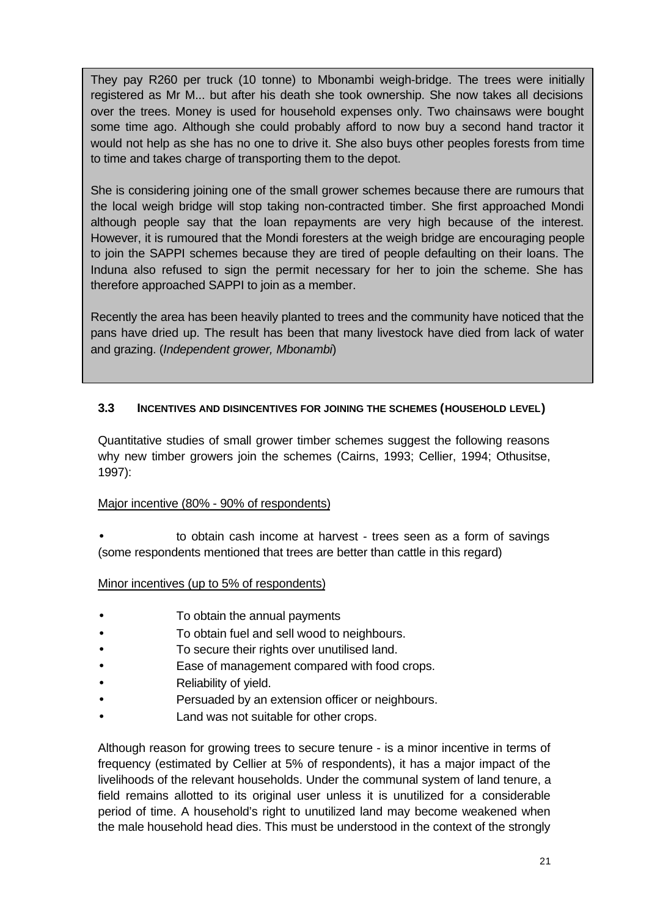They pay R260 per truck (10 tonne) to Mbonambi weigh-bridge. The trees were initially registered as Mr M... but after his death she took ownership. She now takes all decisions over the trees. Money is used for household expenses only. Two chainsaws were bought some time ago. Although she could probably afford to now buy a second hand tractor it would not help as she has no one to drive it. She also buys other peoples forests from time to time and takes charge of transporting them to the depot.

She is considering joining one of the small grower schemes because there are rumours that the local weigh bridge will stop taking non-contracted timber. She first approached Mondi although people say that the loan repayments are very high because of the interest. However, it is rumoured that the Mondi foresters at the weigh bridge are encouraging people to join the SAPPI schemes because they are tired of people defaulting on their loans. The Induna also refused to sign the permit necessary for her to join the scheme. She has therefore approached SAPPI to join as a member.

Recently the area has been heavily planted to trees and the community have noticed that the pans have dried up. The result has been that many livestock have died from lack of water and grazing. (*Independent grower, Mbonambi*)

### 3.3 INCENTIVES AND DISINCENTIVES FOR JOINING THE SCHEMES (HOUSEHOLD LEVEL)

Quantitative studies of small grower timber schemes suggest the following reasons why new timber growers join the schemes (Cairns, 1993; Cellier, 1994; Othusitse, 1997):

Major incentive (80% - 90% of respondents)

- to obtain cash income at harvest - trees seen as a form of savings (some respondents mentioned that trees are better than cattle in this regard)

Minor incentives (up to 5% of respondents)

- To obtain the annual payments
- To obtain fuel and sell wood to neighbours.
- To secure their rights over unutilised land.
- Ease of management compared with food crops.
- Reliability of yield.
- Persuaded by an extension officer or neighbours.
- Land was not suitable for other crops.

Although reason for growing trees to secure tenure - is a minor incentive in terms of frequency (estimated by Cellier at 5% of respondents), it has a major impact of the livelihoods of the relevant households. Under the communal system of land tenure, a field remains allotted to its original user unless it is unutilized for a considerable period of time. A household's right to unutilized land may become weakened when the male household head dies. This must be understood in the context of the strongly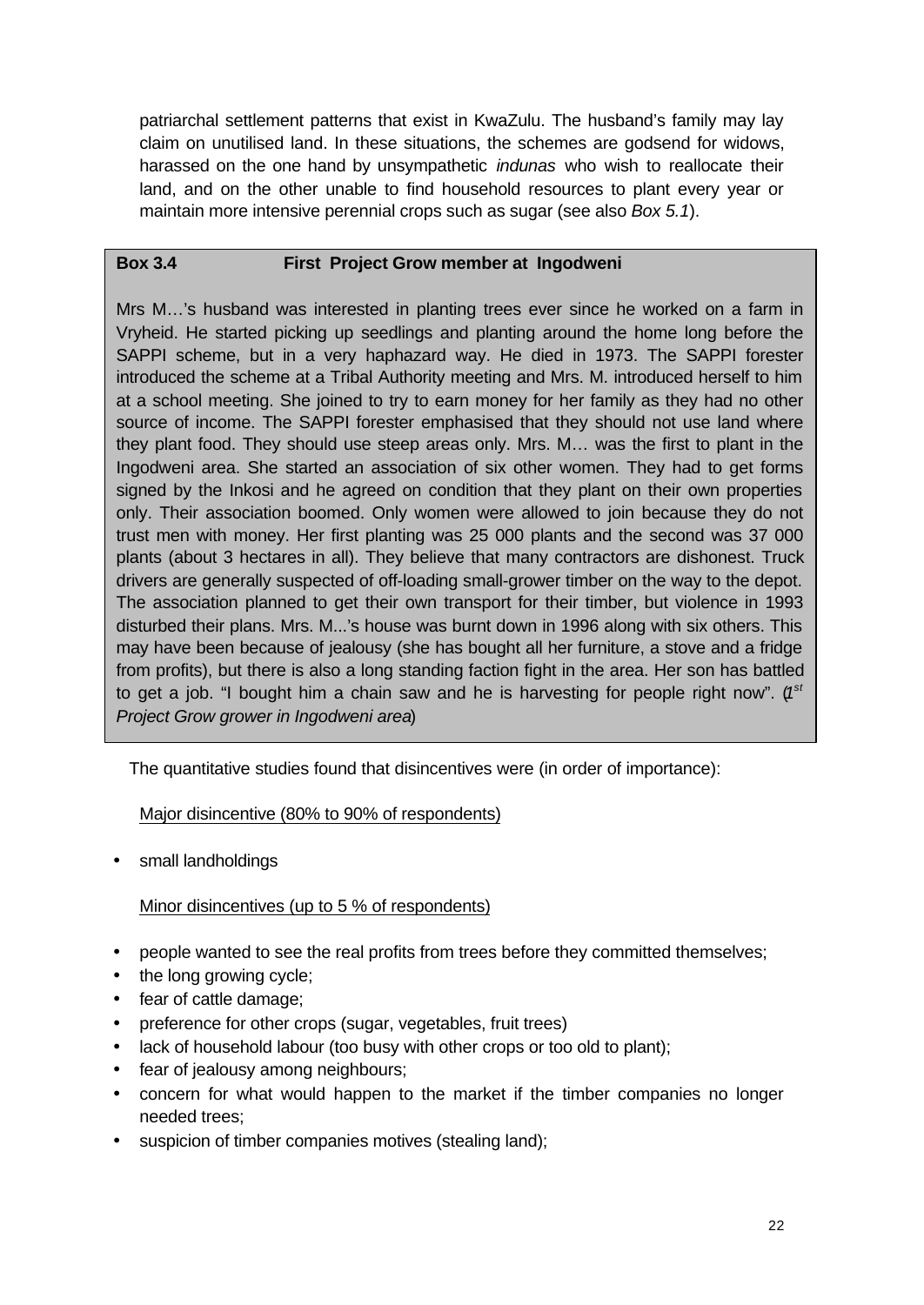patriarchal settlement patterns that exist in KwaZulu. The husband's family may lay claim on unutilised land. In these situations, the schemes are godsend for widows, harassed on the one hand by unsympathetic *indunas* who wish to reallocate their land, and on the other unable to find household resources to plant every year or maintain more intensive perennial crops such as sugar (see also *Box 5.1*).

**Box 3.4 First Project Grow member at Ingodweni**

Mrs M…'s husband was interested in planting trees ever since he worked on a farm in Vryheid. He started picking up seedlings and planting around the home long before the SAPPI scheme, but in a very haphazard way. He died in 1973. The SAPPI forester introduced the scheme at a Tribal Authority meeting and Mrs. M. introduced herself to him at a school meeting. She joined to try to earn money for her family as they had no other source of income. The SAPPI forester emphasised that they should not use land where they plant food. They should use steep areas only. Mrs. M… was the first to plant in the Ingodweni area. She started an association of six other women. They had to get forms signed by the Inkosi and he agreed on condition that they plant on their own properties only. Their association boomed. Only women were allowed to join because they do not trust men with money. Her first planting was 25 000 plants and the second was 37 000 plants (about 3 hectares in all). They believe that many contractors are dishonest. Truck drivers are generally suspected of off-loading small-grower timber on the way to the depot. The association planned to get their own transport for their timber, but violence in 1993 disturbed their plans. Mrs. M...'s house was burnt down in 1996 along with six others. This may have been because of jealousy (she has bought all her furniture, a stove and a fridge from profits), but there is also a long standing faction fight in the area. Her son has battled to get a job. "I bought him a chain saw and he is harvesting for people right now". (*1st Project Grow grower in Ingodweni area*)

The quantitative studies found that disincentives were (in order of importance):

Major disincentive (80% to 90% of respondents)

- small landholdings

Minor disincentives (up to 5 % of respondents)

- people wanted to see the real profits from trees before they committed themselves;
- the long growing cycle;
- fear of cattle damage;
- preference for other crops (sugar, vegetables, fruit trees)
- lack of household labour (too busy with other crops or too old to plant);
- fear of jealousy among neighbours;
- concern for what would happen to the market if the timber companies no longer needed trees;
- suspicion of timber companies motives (stealing land);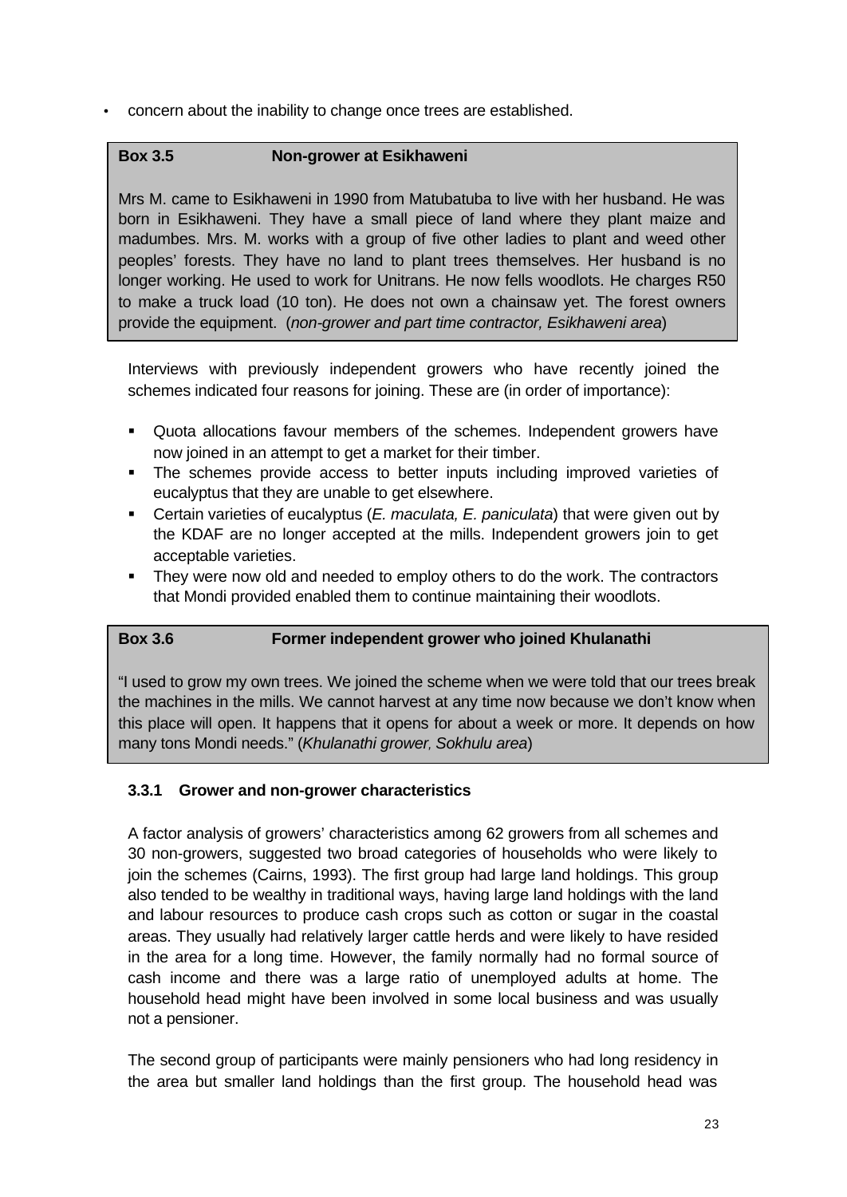- concern about the inability to change once trees are established.

**Box 3.5 Non-grower at Esikhaweni**

Mrs M. came to Esikhaweni in 1990 from Matubatuba to live with her husband. He was born in Esikhaweni. They have a small piece of land where they plant maize and madumbes. Mrs. M. works with a group of five other ladies to plant and weed other peoples' forests. They have no land to plant trees themselves. Her husband is no longer working. He used to work for Unitrans. He now fells woodlots. He charges R50 to make a truck load (10 ton). He does not own a chainsaw yet. The forest owners provide the equipment. (*non-grower and part time contractor, Esikhaweni area*)

Interviews with previously independent growers who have recently joined the schemes indicated four reasons for joining. These are (in order of importance):

- Quota allocations favour members of the schemes. Independent growers have now joined in an attempt to get a market for their timber.
- The schemes provide access to better inputs including improved varieties of eucalyptus that they are unable to get elsewhere.
- Certain varieties of eucalyptus (*E. maculata, E. paniculata*) that were given out by the KDAF are no longer accepted at the mills. Independent growers join to get acceptable varieties.
- They were now old and needed to employ others to do the work. The contractors that Mondi provided enabled them to continue maintaining their woodlots.

**Box 3.6 Former independent grower who joined Khulanathi**

"I used to grow my own trees. We joined the scheme when we were told that our trees break the machines in the mills. We cannot harvest at any time now because we don't know when this place will open. It happens that it opens for about a week or more. It depends on how many tons Mondi needs." (*Khulanathi grower, Sokhulu area*)

### 3.3.1 Grower and non-grower characteristics

A factor analysis of growers' characteristics among 62 growers from all schemes and 30 non-growers, suggested two broad categories of households who were likely to join the schemes (Cairns, 1993). The first group had large land holdings. This group also tended to be wealthy in traditional ways, having large land holdings with the land and labour resources to produce cash crops such as cotton or sugar in the coastal areas. They usually had relatively larger cattle herds and were likely to have resided in the area for a long time. However, the family normally had no formal source of cash income and there was a large ratio of unemployed adults at home. The household head might have been involved in some local business and was usually not a pensioner.

The second group of participants were mainly pensioners who had long residency in the area but smaller land holdings than the first group. The household head was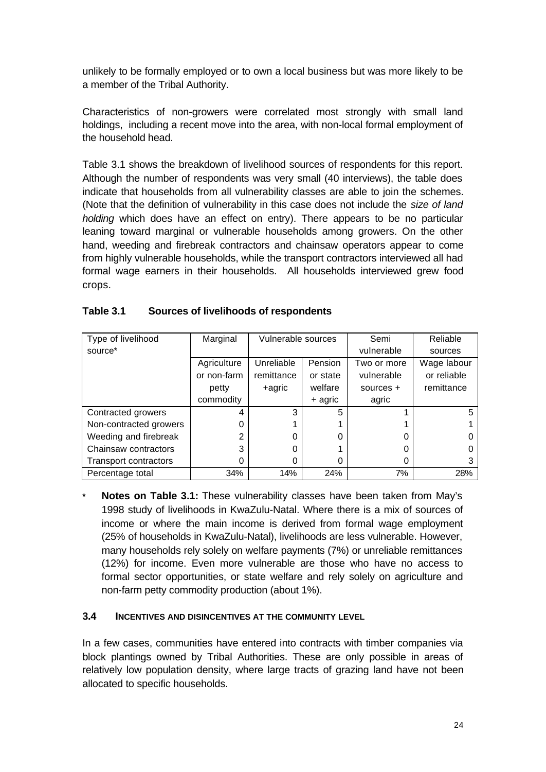unlikely to be formally employed or to own a local business but was more likely to be a member of the Tribal Authority.

Characteristics of non-growers were correlated most strongly with small land holdings, including a recent move into the area, with non-local formal employment of the household head.

Table 3.1 shows the breakdown of livelihood sources of respondents for this report. Although the number of respondents was very small (40 interviews), the table does indicate that households from all vulnerability classes are able to join the schemes. (Note that the definition of vulnerability in this case does not include the *size of land holding* which does have an effect on entry). There appears to be no particular leaning toward marginal or vulnerable households among growers. On the other hand, weeding and firebreak contractors and chainsaw operators appear to come from highly vulnerable households, while the transport contractors interviewed all had formal wage earners in their households. All households interviewed grew food crops.

**Table 3.1 Sources of livelihoods of respondents**

| Type of livelihood source* | Marginal | Vulnerable sources | | Semi vulnerable | Reliable sources |
|---|---|---|---|---|---|
| | Agriculture or non-farm petty commodity | Unreliable remittance +agric | Pension or state welfare + agric | Two or more vulnerable sources + agric | Wage labour or reliable remittance |
| Contracted growers | 4 | 3 | 5 | 1 | 5 |
| Non-contracted growers | 0 | 1 | 1 | 1 | 1 |
| Weeding and firebreak | 2 | 0 | 0 | 0 | 0 |
| Chainsaw contractors | 3 | 0 | 1 | 0 | 0 |
| Transport contractors | 0 | 0 | 0 | 0 | 3 |
| Percentage total | 34% | 14% | 24% | 7% | 28% |

\* **Notes on Table 3.1:** These vulnerability classes have been taken from May's 1998 study of livelihoods in KwaZulu-Natal. Where there is a mix of sources of income or where the main income is derived from formal wage employment (25% of households in KwaZulu-Natal), livelihoods are less vulnerable. However, many households rely solely on welfare payments (7%) or unreliable remittances (12%) for income. Even more vulnerable are those who have no access to formal sector opportunities, or state welfare and rely solely on agriculture and non-farm petty commodity production (about 1%).

### 3.4 INCENTIVES AND DISINCENTIVES AT THE COMMUNITY LEVEL

In a few cases, communities have entered into contracts with timber companies via block plantings owned by Tribal Authorities. These are only possible in areas of relatively low population density, where large tracts of grazing land have not been allocated to specific households.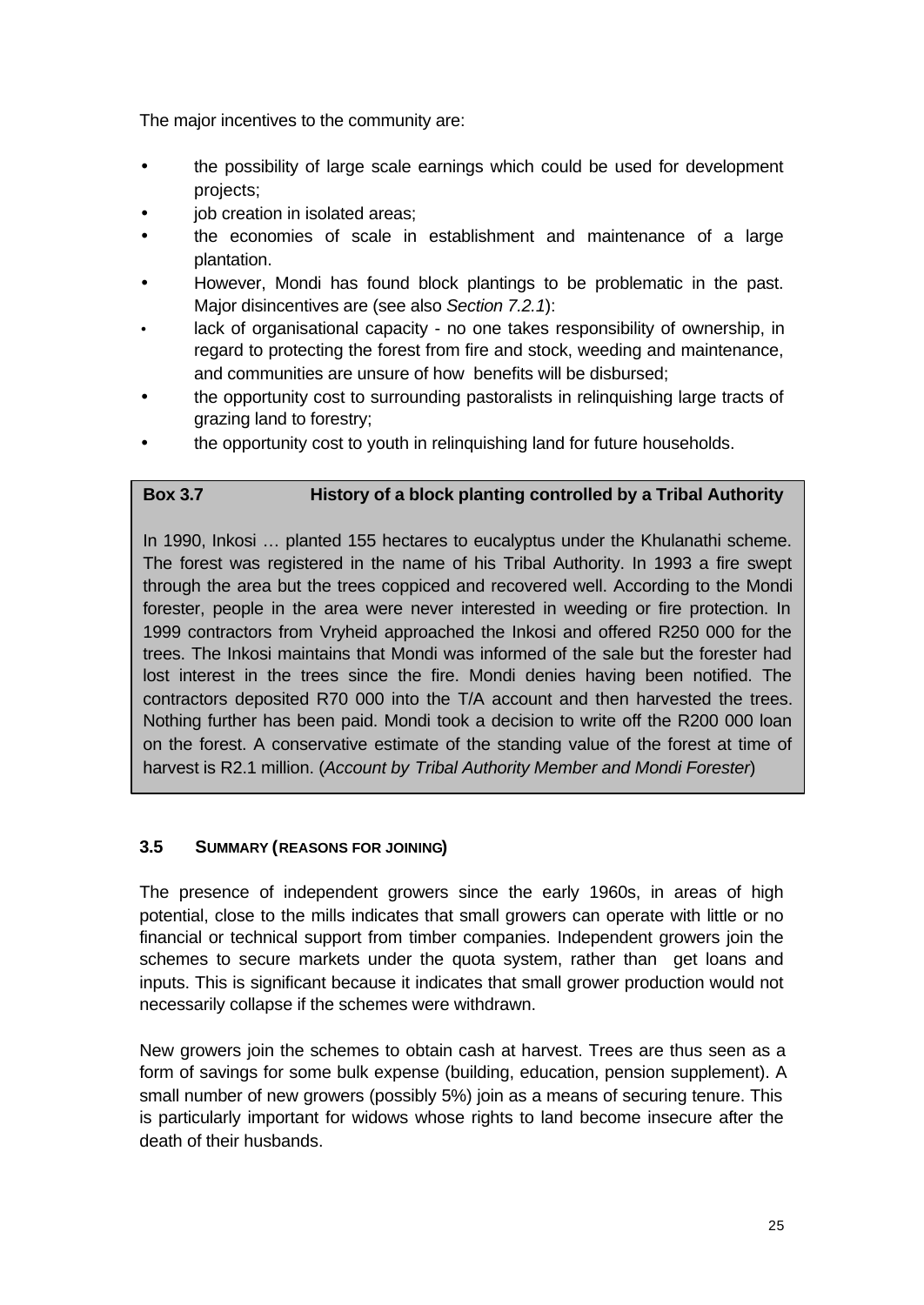The major incentives to the community are:

- the possibility of large scale earnings which could be used for development projects;
- job creation in isolated areas;
- the economies of scale in establishment and maintenance of a large plantation.
- However, Mondi has found block plantings to be problematic in the past. Major disincentives are (see also *Section 7.2.1*):
- lack of organisational capacity - no one takes responsibility of ownership, in regard to protecting the forest from fire and stock, weeding and maintenance, and communities are unsure of how benefits will be disbursed;
- the opportunity cost to surrounding pastoralists in relinquishing large tracts of grazing land to forestry;
- the opportunity cost to youth in relinquishing land for future households.

> **Box 3.7 History of a block planting controlled by a Tribal Authority**
>
> In 1990, Inkosi … planted 155 hectares to eucalyptus under the Khulanathi scheme. The forest was registered in the name of his Tribal Authority. In 1993 a fire swept through the area but the trees coppiced and recovered well. According to the Mondi forester, people in the area were never interested in weeding or fire protection. In 1999 contractors from Vryheid approached the Inkosi and offered R250 000 for the trees. The Inkosi maintains that Mondi was informed of the sale but the forester had lost interest in the trees since the fire. Mondi denies having been notified. The contractors deposited R70 000 into the T/A account and then harvested the trees. Nothing further has been paid. Mondi took a decision to write off the R200 000 loan on the forest. A conservative estimate of the standing value of the forest at time of harvest is R2.1 million. (*Account by Tribal Authority Member and Mondi Forester*)

### 3.5 SUMMARY (REASONS FOR JOINING)

The presence of independent growers since the early 1960s, in areas of high potential, close to the mills indicates that small growers can operate with little or no financial or technical support from timber companies. Independent growers join the schemes to secure markets under the quota system, rather than get loans and inputs. This is significant because it indicates that small grower production would not necessarily collapse if the schemes were withdrawn.

New growers join the schemes to obtain cash at harvest. Trees are thus seen as a form of savings for some bulk expense (building, education, pension supplement). A small number of new growers (possibly 5%) join as a means of securing tenure. This is particularly important for widows whose rights to land become insecure after the death of their husbands.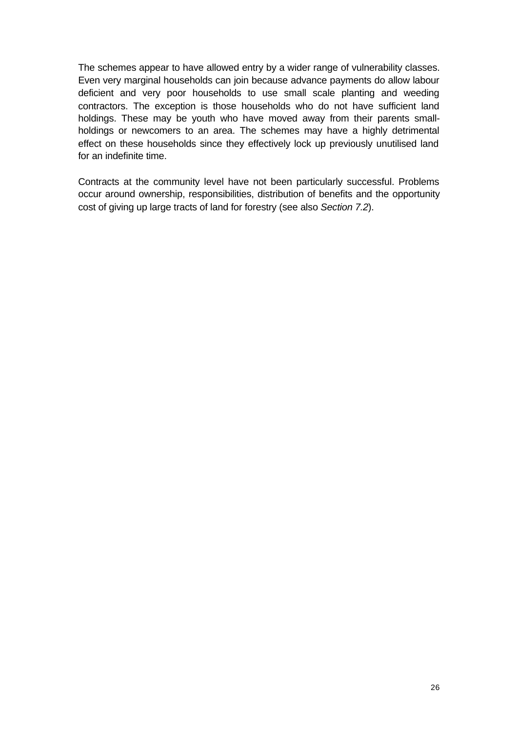The schemes appear to have allowed entry by a wider range of vulnerability classes. Even very marginal households can join because advance payments do allow labour deficient and very poor households to use small scale planting and weeding contractors. The exception is those households who do not have sufficient land holdings. These may be youth who have moved away from their parents small-holdings or newcomers to an area. The schemes may have a highly detrimental effect on these households since they effectively lock up previously unutilised land for an indefinite time.

Contracts at the community level have not been particularly successful. Problems occur around ownership, responsibilities, distribution of benefits and the opportunity cost of giving up large tracts of land for forestry (see also *Section 7.2*).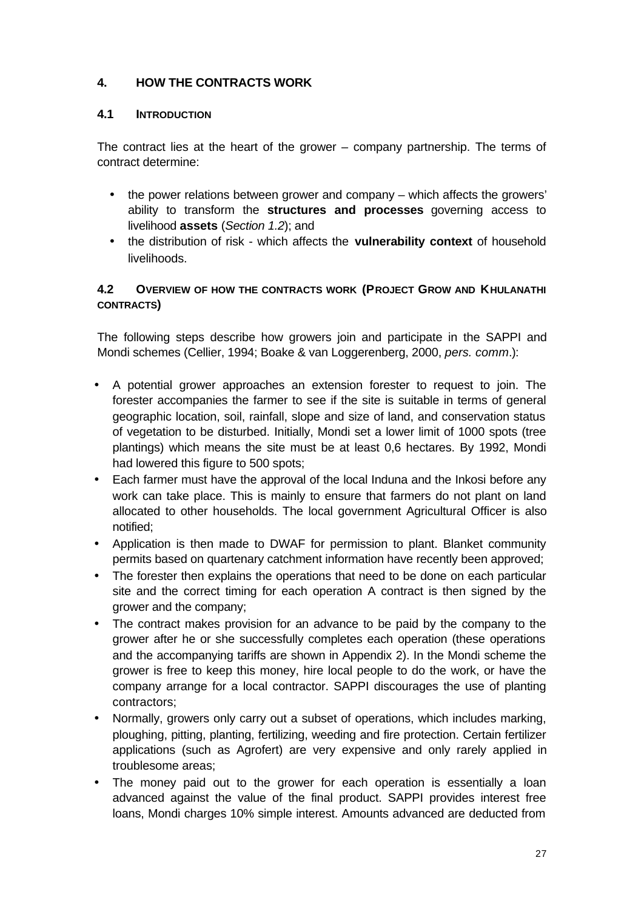## 4. HOW THE CONTRACTS WORK

### 4.1 INTRODUCTION

The contract lies at the heart of the grower – company partnership. The terms of contract determine:

- the power relations between grower and company – which affects the growers' ability to transform the **structures and processes** governing access to livelihood **assets** (*Section 1.2*); and
- the distribution of risk - which affects the **vulnerability context** of household livelihoods.

### 4.2 OVERVIEW OF HOW THE CONTRACTS WORK (PROJECT GROW AND KHULANATHI CONTRACTS)

The following steps describe how growers join and participate in the SAPPI and Mondi schemes (Cellier, 1994; Boake & van Loggerenberg, 2000, *pers. comm*.):

- A potential grower approaches an extension forester to request to join. The forester accompanies the farmer to see if the site is suitable in terms of general geographic location, soil, rainfall, slope and size of land, and conservation status of vegetation to be disturbed. Initially, Mondi set a lower limit of 1000 spots (tree plantings) which means the site must be at least 0,6 hectares. By 1992, Mondi had lowered this figure to 500 spots;
- Each farmer must have the approval of the local Induna and the Inkosi before any work can take place. This is mainly to ensure that farmers do not plant on land allocated to other households. The local government Agricultural Officer is also notified;
- Application is then made to DWAF for permission to plant. Blanket community permits based on quartenary catchment information have recently been approved;
- The forester then explains the operations that need to be done on each particular site and the correct timing for each operation A contract is then signed by the grower and the company;
- The contract makes provision for an advance to be paid by the company to the grower after he or she successfully completes each operation (these operations and the accompanying tariffs are shown in Appendix 2). In the Mondi scheme the grower is free to keep this money, hire local people to do the work, or have the company arrange for a local contractor. SAPPI discourages the use of planting contractors;
- Normally, growers only carry out a subset of operations, which includes marking, ploughing, pitting, planting, fertilizing, weeding and fire protection. Certain fertilizer applications (such as Agrofert) are very expensive and only rarely applied in troublesome areas;
- The money paid out to the grower for each operation is essentially a loan advanced against the value of the final product. SAPPI provides interest free loans, Mondi charges 10% simple interest. Amounts advanced are deducted from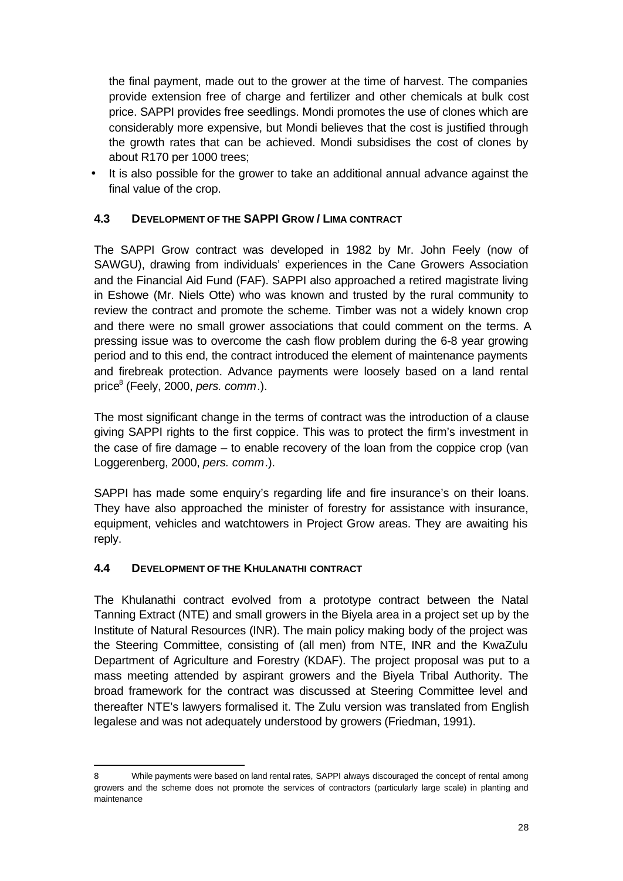the final payment, made out to the grower at the time of harvest. The companies provide extension free of charge and fertilizer and other chemicals at bulk cost price. SAPPI provides free seedlings. Mondi promotes the use of clones which are considerably more expensive, but Mondi believes that the cost is justified through the growth rates that can be achieved. Mondi subsidises the cost of clones by about R170 per 1000 trees;

- It is also possible for the grower to take an additional annual advance against the final value of the crop.

### 4.3 DEVELOPMENT OF THE SAPPI GROW / LIMA CONTRACT

The SAPPI Grow contract was developed in 1982 by Mr. John Feely (now of SAWGU), drawing from individuals' experiences in the Cane Growers Association and the Financial Aid Fund (FAF). SAPPI also approached a retired magistrate living in Eshowe (Mr. Niels Otte) who was known and trusted by the rural community to review the contract and promote the scheme. Timber was not a widely known crop and there were no small grower associations that could comment on the terms. A pressing issue was to overcome the cash flow problem during the 6-8 year growing period and to this end, the contract introduced the element of maintenance payments and firebreak protection. Advance payments were loosely based on a land rental price[8] (Feely, 2000, *pers. comm*.).

The most significant change in the terms of contract was the introduction of a clause giving SAPPI rights to the first coppice. This was to protect the firm's investment in the case of fire damage – to enable recovery of the loan from the coppice crop (van Loggerenberg, 2000, *pers. comm*.).

SAPPI has made some enquiry's regarding life and fire insurance's on their loans. They have also approached the minister of forestry for assistance with insurance, equipment, vehicles and watchtowers in Project Grow areas. They are awaiting his reply.

### 4.4 DEVELOPMENT OF THE KHULANATHI CONTRACT

The Khulanathi contract evolved from a prototype contract between the Natal Tanning Extract (NTE) and small growers in the Biyela area in a project set up by the Institute of Natural Resources (INR). The main policy making body of the project was the Steering Committee, consisting of (all men) from NTE, INR and the KwaZulu Department of Agriculture and Forestry (KDAF). The project proposal was put to a mass meeting attended by aspirant growers and the Biyela Tribal Authority. The broad framework for the contract was discussed at Steering Committee level and thereafter NTE's lawyers formalised it. The Zulu version was translated from English legalese and was not adequately understood by growers (Friedman, 1991).

---

8 While payments were based on land rental rates, SAPPI always discouraged the concept of rental among growers and the scheme does not promote the services of contractors (particularly large scale) in planting and maintenance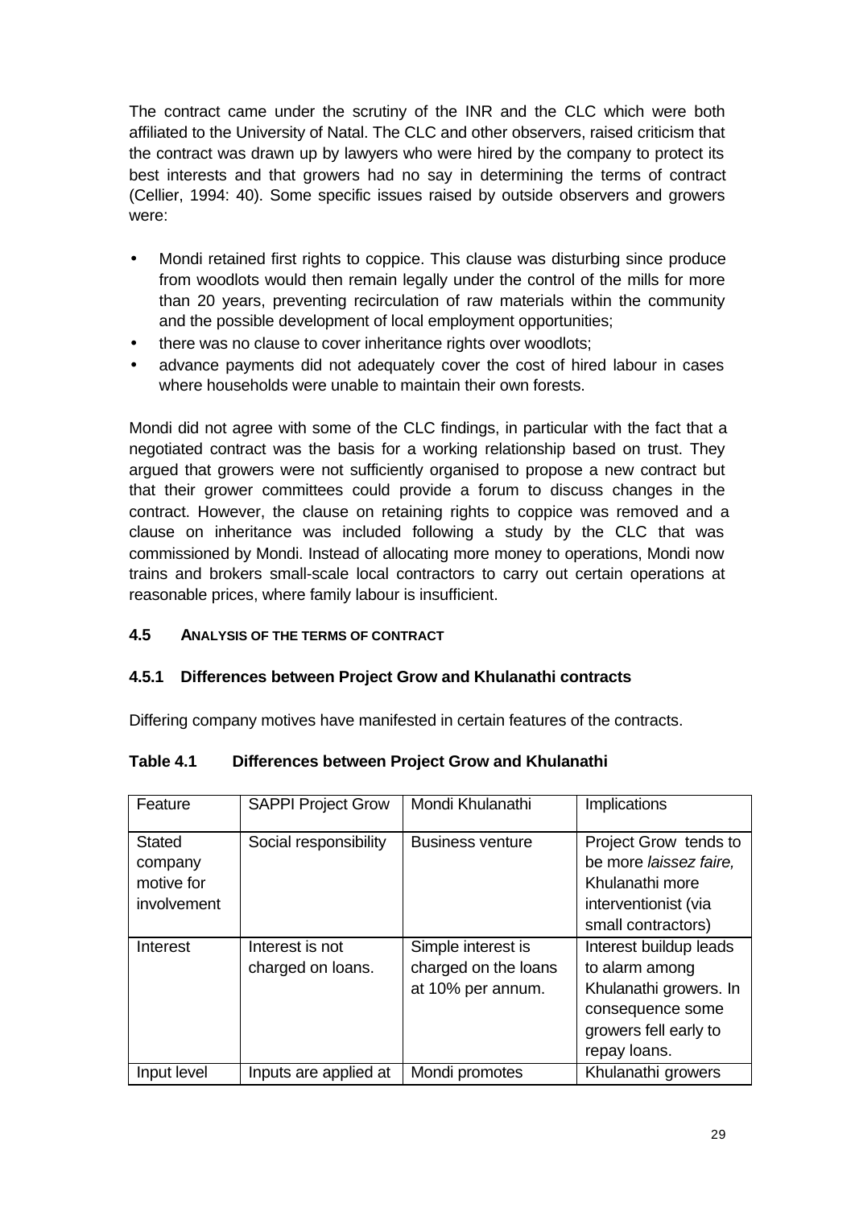The contract came under the scrutiny of the INR and the CLC which were both affiliated to the University of Natal. The CLC and other observers, raised criticism that the contract was drawn up by lawyers who were hired by the company to protect its best interests and that growers had no say in determining the terms of contract (Cellier, 1994: 40). Some specific issues raised by outside observers and growers were:

- Mondi retained first rights to coppice. This clause was disturbing since produce from woodlots would then remain legally under the control of the mills for more than 20 years, preventing recirculation of raw materials within the community and the possible development of local employment opportunities;
- there was no clause to cover inheritance rights over woodlots;
- advance payments did not adequately cover the cost of hired labour in cases where households were unable to maintain their own forests.

Mondi did not agree with some of the CLC findings, in particular with the fact that a negotiated contract was the basis for a working relationship based on trust. They argued that growers were not sufficiently organised to propose a new contract but that their grower committees could provide a forum to discuss changes in the contract. However, the clause on retaining rights to coppice was removed and a clause on inheritance was included following a study by the CLC that was commissioned by Mondi. Instead of allocating more money to operations, Mondi now trains and brokers small-scale local contractors to carry out certain operations at reasonable prices, where family labour is insufficient.

## 4.5 Analysis of the terms of contract

### 4.5.1 Differences between Project Grow and Khulanathi contracts

Differing company motives have manifested in certain features of the contracts.

**Table 4.1 Differences between Project Grow and Khulanathi**

| Feature | SAPPI Project Grow | Mondi Khulanathi | Implications |
|---|---|---|---|
| Stated company motive for involvement | Social responsibility | Business venture | Project Grow tends to be more *laissez faire,* Khulanathi more interventionist (via small contractors) |
| Interest | Interest is not charged on loans. | Simple interest is charged on the loans at 10% per annum. | Interest buildup leads to alarm among Khulanathi growers. In consequence some growers fell early to repay loans. |
| Input level | Inputs are applied at | Mondi promotes | Khulanathi growers |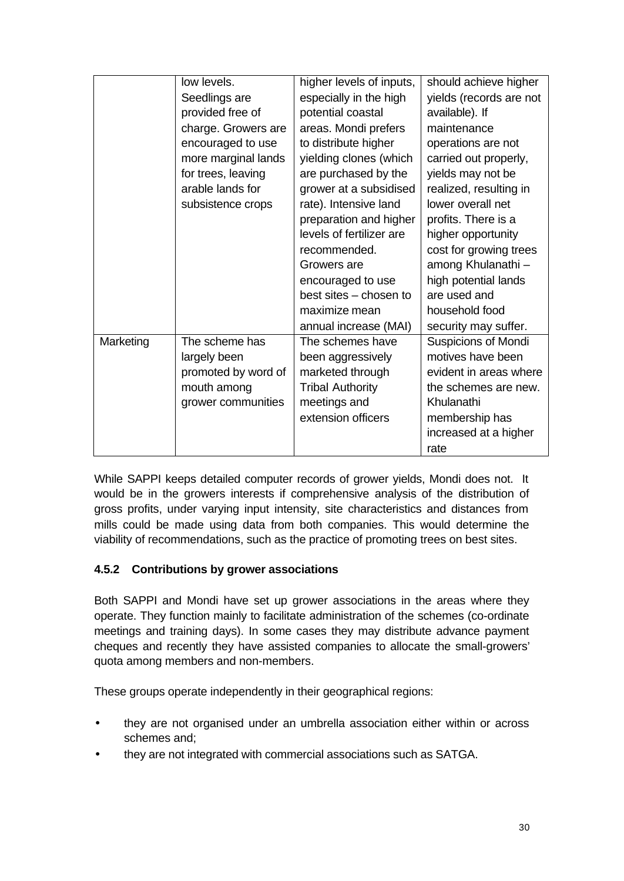|  | low levels. Seedlings are provided free of charge. Growers are encouraged to use more marginal lands for trees, leaving arable lands for subsistence crops | higher levels of inputs, especially in the high potential coastal areas. Mondi prefers to distribute higher yielding clones (which are purchased by the grower at a subsidised rate). Intensive land preparation and higher levels of fertilizer are recommended. Growers are encouraged to use best sites – chosen to maximize mean annual increase (MAI) | should achieve higher yields (records are not available). If maintenance operations are not carried out properly, yields may not be realized, resulting in lower overall net profits. There is a higher opportunity cost for growing trees among Khulanathi – high potential lands are used and household food security may suffer. |
|---|---|---|---|
| Marketing | The scheme has largely been promoted by word of mouth among grower communities | The schemes have been aggressively marketed through Tribal Authority meetings and extension officers | Suspicions of Mondi motives have been evident in areas where the schemes are new. Khulanathi membership has increased at a higher rate |

While SAPPI keeps detailed computer records of grower yields, Mondi does not. It would be in the growers interests if comprehensive analysis of the distribution of gross profits, under varying input intensity, site characteristics and distances from mills could be made using data from both companies. This would determine the viability of recommendations, such as the practice of promoting trees on best sites.

#### 4.5.2 Contributions by grower associations

Both SAPPI and Mondi have set up grower associations in the areas where they operate. They function mainly to facilitate administration of the schemes (co-ordinate meetings and training days). In some cases they may distribute advance payment cheques and recently they have assisted companies to allocate the small-growers' quota among members and non-members.

These groups operate independently in their geographical regions:

- they are not organised under an umbrella association either within or across schemes and;
- they are not integrated with commercial associations such as SATGA.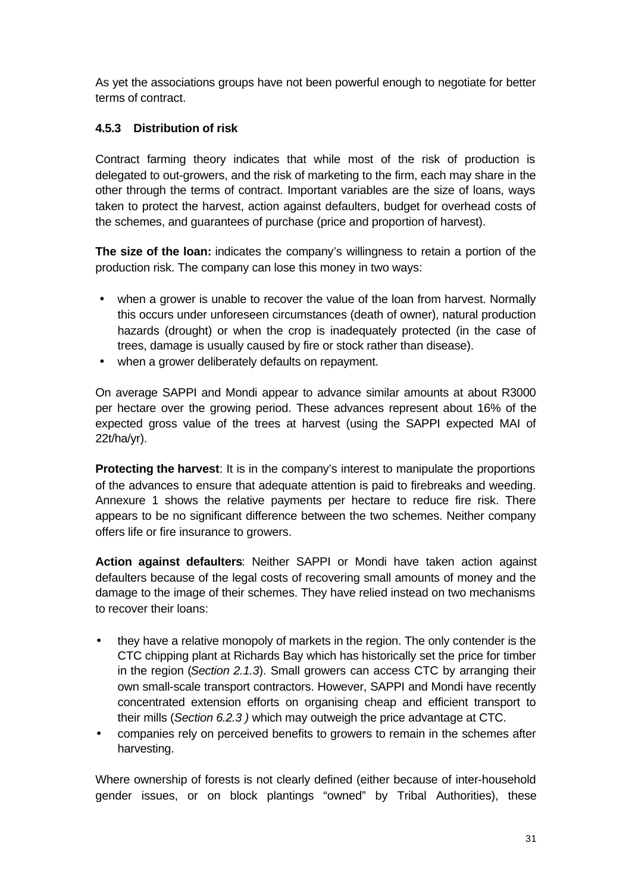As yet the associations groups have not been powerful enough to negotiate for better terms of contract.

### 4.5.3 Distribution of risk

Contract farming theory indicates that while most of the risk of production is delegated to out-growers, and the risk of marketing to the firm, each may share in the other through the terms of contract. Important variables are the size of loans, ways taken to protect the harvest, action against defaulters, budget for overhead costs of the schemes, and guarantees of purchase (price and proportion of harvest).

**The size of the loan:** indicates the company's willingness to retain a portion of the production risk. The company can lose this money in two ways:

- when a grower is unable to recover the value of the loan from harvest. Normally this occurs under unforeseen circumstances (death of owner), natural production hazards (drought) or when the crop is inadequately protected (in the case of trees, damage is usually caused by fire or stock rather than disease).
- when a grower deliberately defaults on repayment.

On average SAPPI and Mondi appear to advance similar amounts at about R3000 per hectare over the growing period. These advances represent about 16% of the expected gross value of the trees at harvest (using the SAPPI expected MAI of 22t/ha/yr).

**Protecting the harvest**: It is in the company's interest to manipulate the proportions of the advances to ensure that adequate attention is paid to firebreaks and weeding. Annexure 1 shows the relative payments per hectare to reduce fire risk. There appears to be no significant difference between the two schemes. Neither company offers life or fire insurance to growers.

**Action against defaulters**: Neither SAPPI or Mondi have taken action against defaulters because of the legal costs of recovering small amounts of money and the damage to the image of their schemes. They have relied instead on two mechanisms to recover their loans:

- they have a relative monopoly of markets in the region. The only contender is the CTC chipping plant at Richards Bay which has historically set the price for timber in the region (*Section 2.1.3*). Small growers can access CTC by arranging their own small-scale transport contractors. However, SAPPI and Mondi have recently concentrated extension efforts on organising cheap and efficient transport to their mills (*Section 6.2.3 )* which may outweigh the price advantage at CTC.
- companies rely on perceived benefits to growers to remain in the schemes after harvesting.

Where ownership of forests is not clearly defined (either because of inter-household gender issues, or on block plantings "owned" by Tribal Authorities), these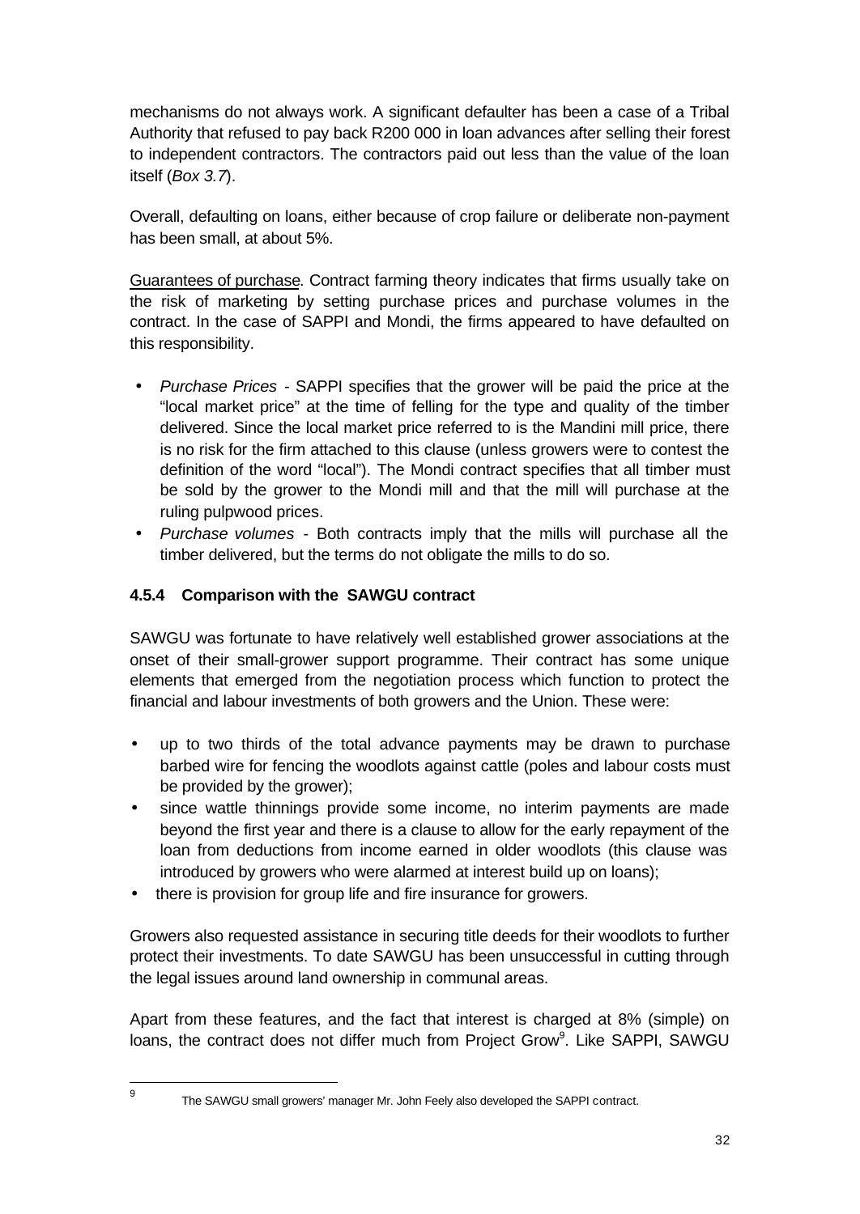mechanisms do not always work. A significant defaulter has been a case of a Tribal Authority that refused to pay back R200 000 in loan advances after selling their forest to independent contractors. The contractors paid out less than the value of the loan itself (*Box 3.7*).

Overall, defaulting on loans, either because of crop failure or deliberate non-payment has been small, at about 5%.

Guarantees of purchase. Contract farming theory indicates that firms usually take on the risk of marketing by setting purchase prices and purchase volumes in the contract. In the case of SAPPI and Mondi, the firms appeared to have defaulted on this responsibility.

- *Purchase Prices* - SAPPI specifies that the grower will be paid the price at the "local market price" at the time of felling for the type and quality of the timber delivered. Since the local market price referred to is the Mandini mill price, there is no risk for the firm attached to this clause (unless growers were to contest the definition of the word "local"). The Mondi contract specifies that all timber must be sold by the grower to the Mondi mill and that the mill will purchase at the ruling pulpwood prices.
- *Purchase volumes* - Both contracts imply that the mills will purchase all the timber delivered, but the terms do not obligate the mills to do so.

### 4.5.4 Comparison with the SAWGU contract

SAWGU was fortunate to have relatively well established grower associations at the onset of their small-grower support programme. Their contract has some unique elements that emerged from the negotiation process which function to protect the financial and labour investments of both growers and the Union. These were:

- up to two thirds of the total advance payments may be drawn to purchase barbed wire for fencing the woodlots against cattle (poles and labour costs must be provided by the grower);
- since wattle thinnings provide some income, no interim payments are made beyond the first year and there is a clause to allow for the early repayment of the loan from deductions from income earned in older woodlots (this clause was introduced by growers who were alarmed at interest build up on loans);
- there is provision for group life and fire insurance for growers.

Growers also requested assistance in securing title deeds for their woodlots to further protect their investments. To date SAWGU has been unsuccessful in cutting through the legal issues around land ownership in communal areas.

Apart from these features, and the fact that interest is charged at 8% (simple) on loans, the contract does not differ much from Project Grow[9]. Like SAPPI, SAWGU

[9] The SAWGU small growers' manager Mr. John Feely also developed the SAPPI contract.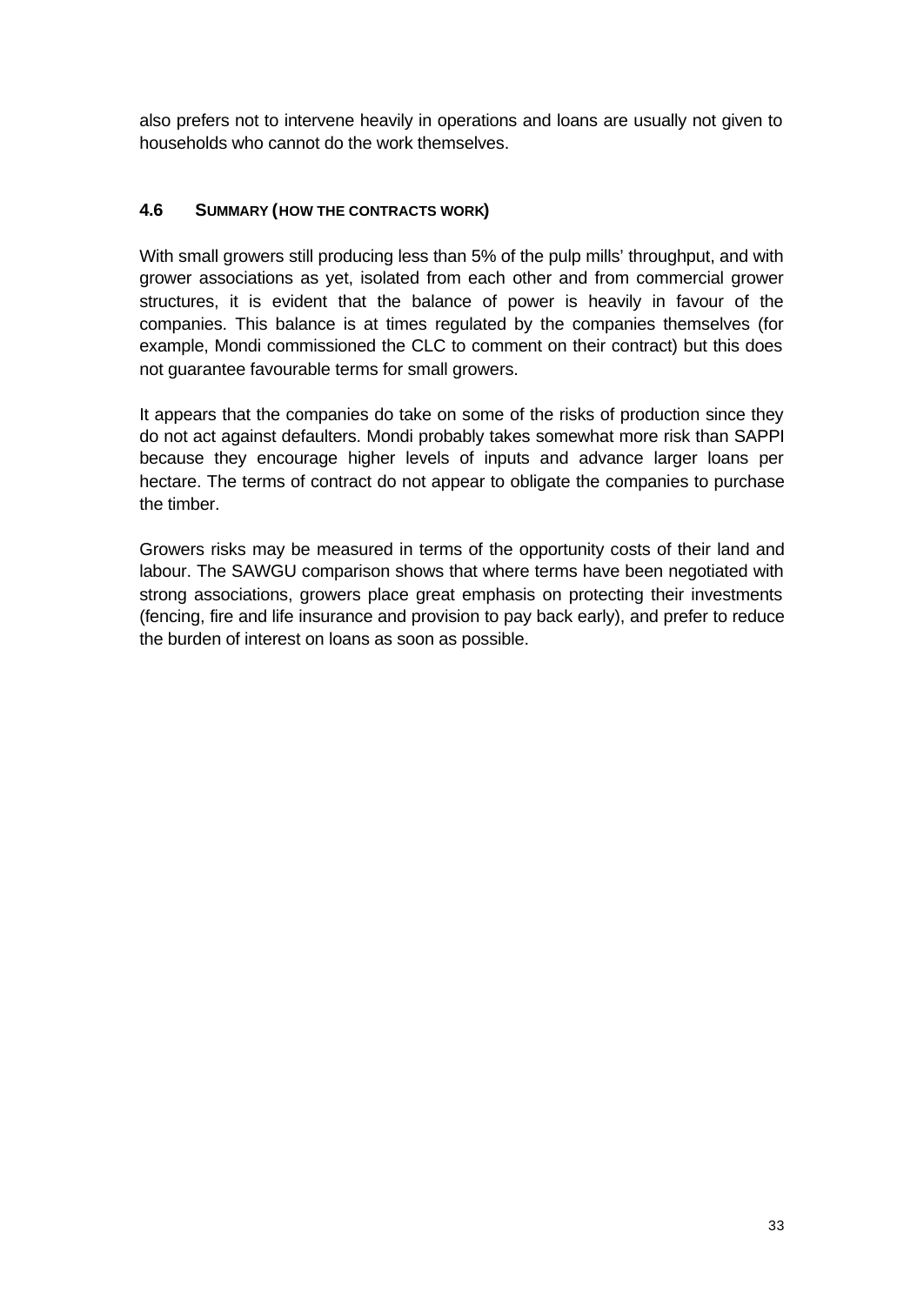also prefers not to intervene heavily in operations and loans are usually not given to households who cannot do the work themselves.

### 4.6 Summary (how the contracts work)

With small growers still producing less than 5% of the pulp mills' throughput, and with grower associations as yet, isolated from each other and from commercial grower structures, it is evident that the balance of power is heavily in favour of the companies. This balance is at times regulated by the companies themselves (for example, Mondi commissioned the CLC to comment on their contract) but this does not guarantee favourable terms for small growers.

It appears that the companies do take on some of the risks of production since they do not act against defaulters. Mondi probably takes somewhat more risk than SAPPI because they encourage higher levels of inputs and advance larger loans per hectare. The terms of contract do not appear to obligate the companies to purchase the timber.

Growers risks may be measured in terms of the opportunity costs of their land and labour. The SAWGU comparison shows that where terms have been negotiated with strong associations, growers place great emphasis on protecting their investments (fencing, fire and life insurance and provision to pay back early), and prefer to reduce the burden of interest on loans as soon as possible.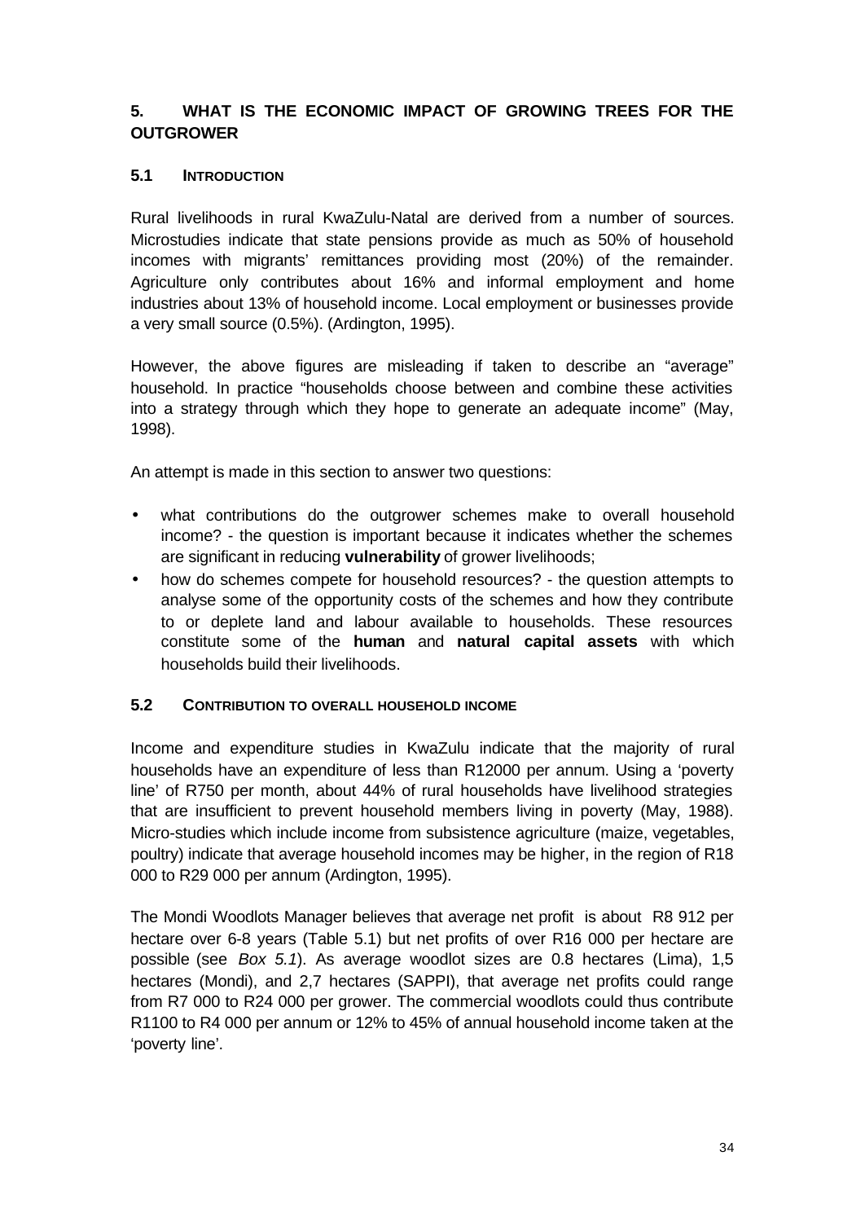## 5. WHAT IS THE ECONOMIC IMPACT OF GROWING TREES FOR THE OUTGROWER

### 5.1 INTRODUCTION

Rural livelihoods in rural KwaZulu-Natal are derived from a number of sources. Microstudies indicate that state pensions provide as much as 50% of household incomes with migrants' remittances providing most (20%) of the remainder. Agriculture only contributes about 16% and informal employment and home industries about 13% of household income. Local employment or businesses provide a very small source (0.5%). (Ardington, 1995).

However, the above figures are misleading if taken to describe an "average" household. In practice "households choose between and combine these activities into a strategy through which they hope to generate an adequate income" (May, 1998).

An attempt is made in this section to answer two questions:

- what contributions do the outgrower schemes make to overall household income? - the question is important because it indicates whether the schemes are significant in reducing **vulnerability** of grower livelihoods;
- how do schemes compete for household resources? - the question attempts to analyse some of the opportunity costs of the schemes and how they contribute to or deplete land and labour available to households. These resources constitute some of the **human** and **natural capital assets** with which households build their livelihoods.

### 5.2 CONTRIBUTION TO OVERALL HOUSEHOLD INCOME

Income and expenditure studies in KwaZulu indicate that the majority of rural households have an expenditure of less than R12000 per annum. Using a 'poverty line' of R750 per month, about 44% of rural households have livelihood strategies that are insufficient to prevent household members living in poverty (May, 1988). Micro-studies which include income from subsistence agriculture (maize, vegetables, poultry) indicate that average household incomes may be higher, in the region of R18 000 to R29 000 per annum (Ardington, 1995).

The Mondi Woodlots Manager believes that average net profit is about R8 912 per hectare over 6-8 years (Table 5.1) but net profits of over R16 000 per hectare are possible (see *Box 5.1*). As average woodlot sizes are 0.8 hectares (Lima), 1,5 hectares (Mondi), and 2,7 hectares (SAPPI), that average net profits could range from R7 000 to R24 000 per grower. The commercial woodlots could thus contribute R1100 to R4 000 per annum or 12% to 45% of annual household income taken at the 'poverty line'.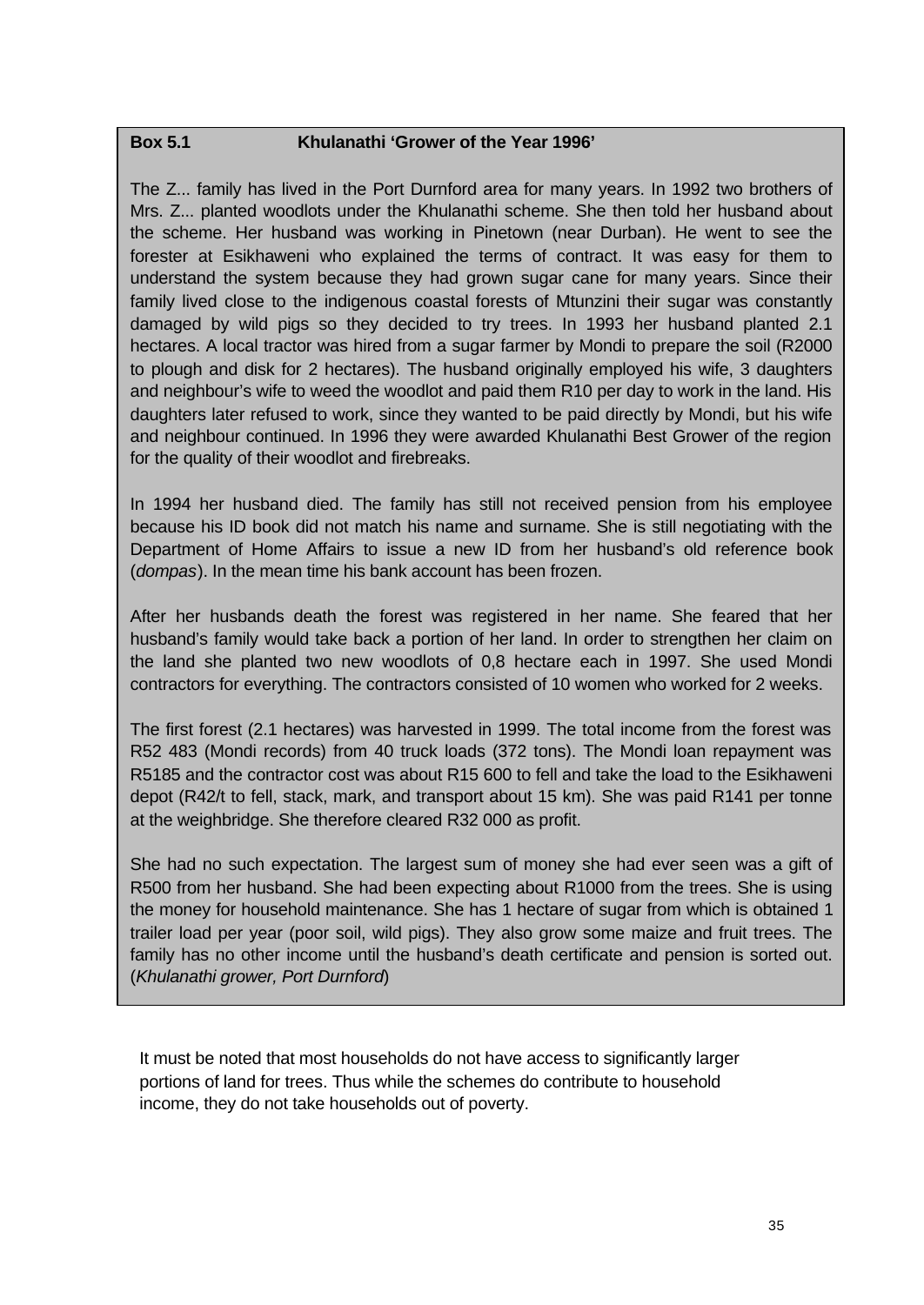**Box 5.1 Khulanathi 'Grower of the Year 1996'**

The Z... family has lived in the Port Durnford area for many years. In 1992 two brothers of Mrs. Z... planted woodlots under the Khulanathi scheme. She then told her husband about the scheme. Her husband was working in Pinetown (near Durban). He went to see the forester at Esikhaweni who explained the terms of contract. It was easy for them to understand the system because they had grown sugar cane for many years. Since their family lived close to the indigenous coastal forests of Mtunzini their sugar was constantly damaged by wild pigs so they decided to try trees. In 1993 her husband planted 2.1 hectares. A local tractor was hired from a sugar farmer by Mondi to prepare the soil (R2000 to plough and disk for 2 hectares). The husband originally employed his wife, 3 daughters and neighbour's wife to weed the woodlot and paid them R10 per day to work in the land. His daughters later refused to work, since they wanted to be paid directly by Mondi, but his wife and neighbour continued. In 1996 they were awarded Khulanathi Best Grower of the region for the quality of their woodlot and firebreaks.

In 1994 her husband died. The family has still not received pension from his employee because his ID book did not match his name and surname. She is still negotiating with the Department of Home Affairs to issue a new ID from her husband's old reference book (*dompas*). In the mean time his bank account has been frozen.

After her husbands death the forest was registered in her name. She feared that her husband's family would take back a portion of her land. In order to strengthen her claim on the land she planted two new woodlots of 0,8 hectare each in 1997. She used Mondi contractors for everything. The contractors consisted of 10 women who worked for 2 weeks.

The first forest (2.1 hectares) was harvested in 1999. The total income from the forest was R52 483 (Mondi records) from 40 truck loads (372 tons). The Mondi loan repayment was R5185 and the contractor cost was about R15 600 to fell and take the load to the Esikhaweni depot (R42/t to fell, stack, mark, and transport about 15 km). She was paid R141 per tonne at the weighbridge. She therefore cleared R32 000 as profit.

She had no such expectation. The largest sum of money she had ever seen was a gift of R500 from her husband. She had been expecting about R1000 from the trees. She is using the money for household maintenance. She has 1 hectare of sugar from which is obtained 1 trailer load per year (poor soil, wild pigs). They also grow some maize and fruit trees. The family has no other income until the husband's death certificate and pension is sorted out. (*Khulanathi grower, Port Durnford*)

It must be noted that most households do not have access to significantly larger portions of land for trees. Thus while the schemes do contribute to household income, they do not take households out of poverty.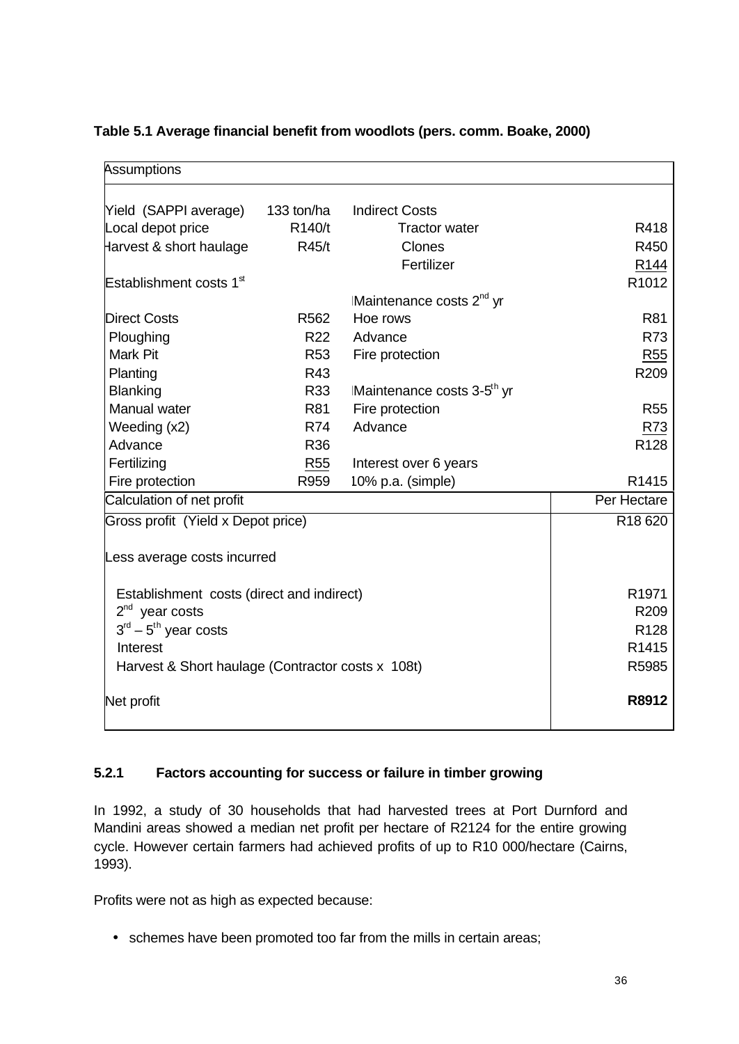**Table 5.1 Average financial benefit from woodlots (pers. comm. Boake, 2000)**

| Assumptions | | | |
|---|---|---|---|
| Yield (SAPPI average) | 133 ton/ha | Indirect Costs | |
| Local depot price | R140/t | Tractor water | R418 |
| Harvest & short haulage | R45/t | Clones | R450 |
| | | Fertilizer | R144 |
| Establishment costs 1st | | | R1012 |
| | | Maintenance costs 2nd yr | |
| Direct Costs | R562 | Hoe rows | R81 |
| Ploughing | R22 | Advance | R73 |
| Mark Pit | R53 | Fire protection | R55 |
| Planting | R43 | | R209 |
| Blanking | R33 | Maintenance costs 3-5th yr | |
| Manual water | R81 | Fire protection | R55 |
| Weeding (x2) | R74 | Advance | R73 |
| Advance | R36 | | R128 |
| Fertilizing | R55 | Interest over 6 years | |
| Fire protection | R959 | 10% p.a. (simple) | R1415 |

| Calculation of net profit | Per Hectare |
|---|---|
| Gross profit (Yield x Depot price) | R18 620 |
| Less average costs incurred | |
| Establishment costs (direct and indirect) | R1971 |
| 2nd year costs | R209 |
| 3rd – 5th year costs | R128 |
| Interest | R1415 |
| Harvest & Short haulage (Contractor costs x 108t) | R5985 |
| Net profit | **R8912** |

### 5.2.1 Factors accounting for success or failure in timber growing

In 1992, a study of 30 households that had harvested trees at Port Durnford and Mandini areas showed a median net profit per hectare of R2124 for the entire growing cycle. However certain farmers had achieved profits of up to R10 000/hectare (Cairns, 1993).

Profits were not as high as expected because:

- schemes have been promoted too far from the mills in certain areas;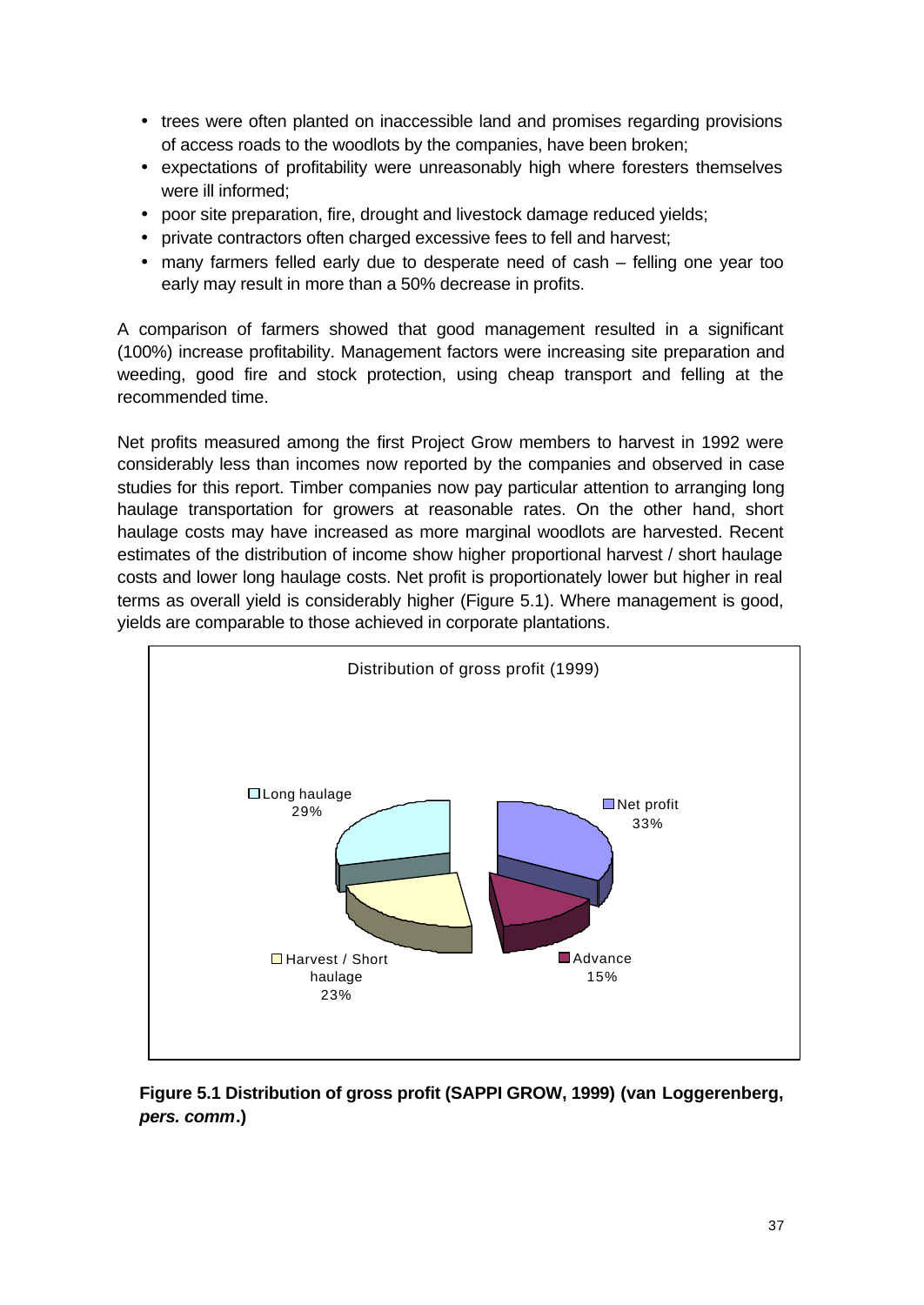- trees were often planted on inaccessible land and promises regarding provisions of access roads to the woodlots by the companies, have been broken;
- expectations of profitability were unreasonably high where foresters themselves were ill informed;
- poor site preparation, fire, drought and livestock damage reduced yields;
- private contractors often charged excessive fees to fell and harvest;
- many farmers felled early due to desperate need of cash – felling one year too early may result in more than a 50% decrease in profits.

A comparison of farmers showed that good management resulted in a significant (100%) increase profitability. Management factors were increasing site preparation and weeding, good fire and stock protection, using cheap transport and felling at the recommended time.

Net profits measured among the first Project Grow members to harvest in 1992 were considerably less than incomes now reported by the companies and observed in case studies for this report. Timber companies now pay particular attention to arranging long haulage transportation for growers at reasonable rates. On the other hand, short haulage costs may have increased as more marginal woodlots are harvested. Recent estimates of the distribution of income show higher proportional harvest / short haulage costs and lower long haulage costs. Net profit is proportionately lower but higher in real terms as overall yield is considerably higher (Figure 5.1). Where management is good, yields are comparable to those achieved in corporate plantations.

Distribution of gross profit (1999)

| Category | Share |
|---|---|
| Net profit | 33% |
| Advance | 15% |
| Harvest / Short haulage | 23% |
| Long haulage | 29% |

**Figure 5.1 Distribution of gross profit (SAPPI GROW, 1999) (van Loggerenberg, *pers. comm*.)**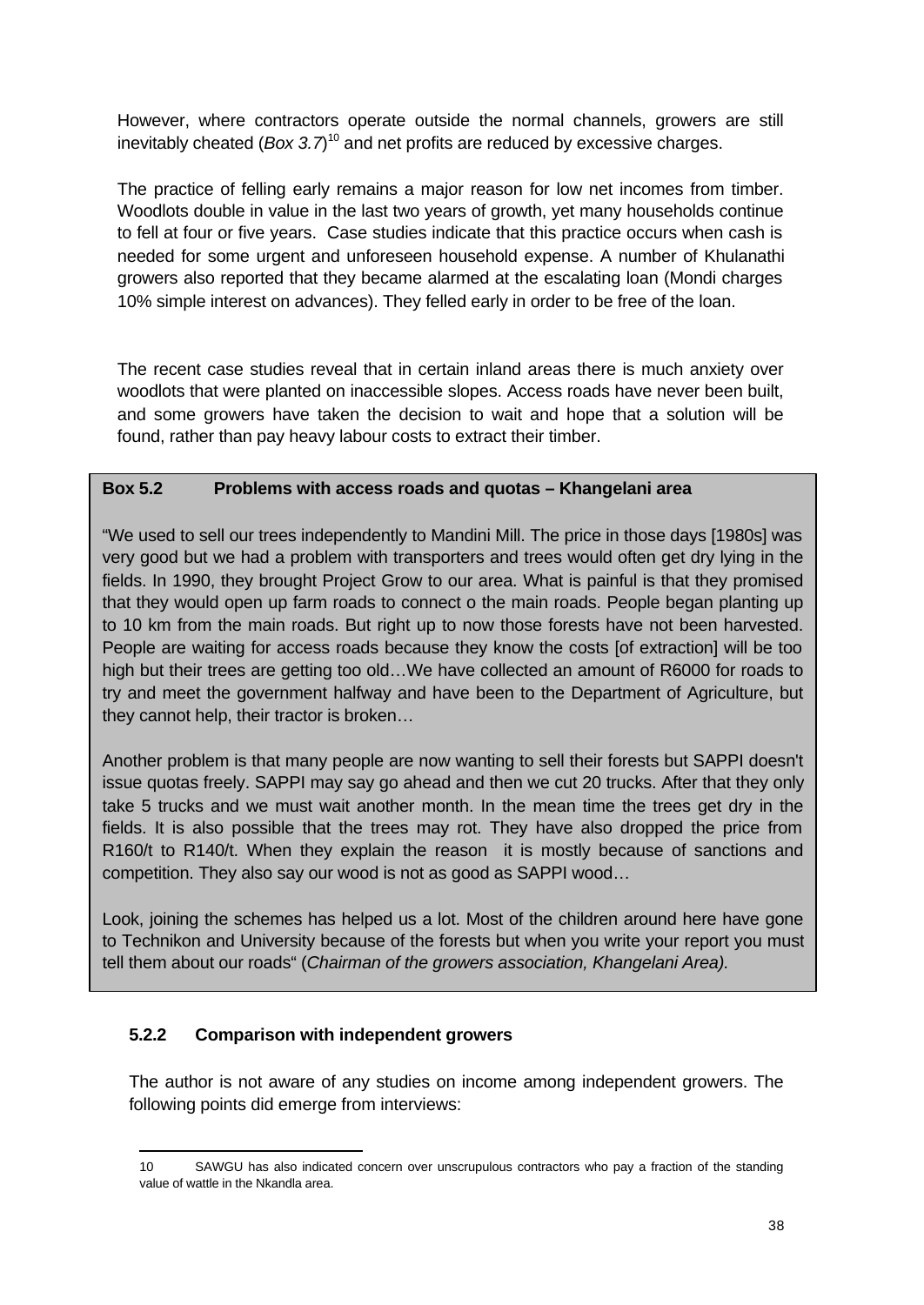However, where contractors operate outside the normal channels, growers are still inevitably cheated (*Box 3.7*)[10] and net profits are reduced by excessive charges.

The practice of felling early remains a major reason for low net incomes from timber. Woodlots double in value in the last two years of growth, yet many households continue to fell at four or five years. Case studies indicate that this practice occurs when cash is needed for some urgent and unforeseen household expense. A number of Khulanathi growers also reported that they became alarmed at the escalating loan (Mondi charges 10% simple interest on advances). They felled early in order to be free of the loan.

The recent case studies reveal that in certain inland areas there is much anxiety over woodlots that were planted on inaccessible slopes. Access roads have never been built, and some growers have taken the decision to wait and hope that a solution will be found, rather than pay heavy labour costs to extract their timber.

> **Box 5.2 Problems with access roads and quotas – Khangelani area**
>
> "We used to sell our trees independently to Mandini Mill. The price in those days [1980s] was very good but we had a problem with transporters and trees would often get dry lying in the fields. In 1990, they brought Project Grow to our area. What is painful is that they promised that they would open up farm roads to connect o the main roads. People began planting up to 10 km from the main roads. But right up to now those forests have not been harvested. People are waiting for access roads because they know the costs [of extraction] will be too high but their trees are getting too old…We have collected an amount of R6000 for roads to try and meet the government halfway and have been to the Department of Agriculture, but they cannot help, their tractor is broken…
>
> Another problem is that many people are now wanting to sell their forests but SAPPI doesn't issue quotas freely. SAPPI may say go ahead and then we cut 20 trucks. After that they only take 5 trucks and we must wait another month. In the mean time the trees get dry in the fields. It is also possible that the trees may rot. They have also dropped the price from R160/t to R140/t. When they explain the reason it is mostly because of sanctions and competition. They also say our wood is not as good as SAPPI wood…
>
> Look, joining the schemes has helped us a lot. Most of the children around here have gone to Technikon and University because of the forests but when you write your report you must tell them about our roads" (*Chairman of the growers association, Khangelani Area).*

### 5.2.2 Comparison with independent growers

The author is not aware of any studies on income among independent growers. The following points did emerge from interviews:

---

10 SAWGU has also indicated concern over unscrupulous contractors who pay a fraction of the standing value of wattle in the Nkandla area.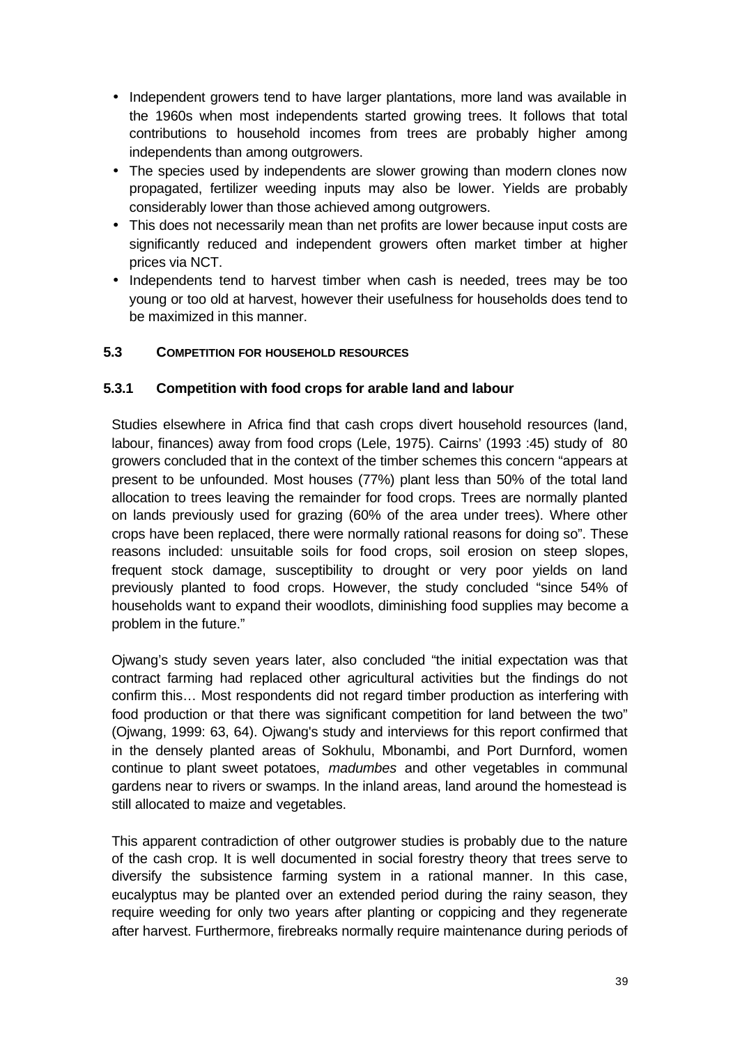- Independent growers tend to have larger plantations, more land was available in the 1960s when most independents started growing trees. It follows that total contributions to household incomes from trees are probably higher among independents than among outgrowers.
- The species used by independents are slower growing than modern clones now propagated, fertilizer weeding inputs may also be lower. Yields are probably considerably lower than those achieved among outgrowers.
- This does not necessarily mean than net profits are lower because input costs are significantly reduced and independent growers often market timber at higher prices via NCT.
- Independents tend to harvest timber when cash is needed, trees may be too young or too old at harvest, however their usefulness for households does tend to be maximized in this manner.

## 5.3 COMPETITION FOR HOUSEHOLD RESOURCES

### 5.3.1 Competition with food crops for arable land and labour

Studies elsewhere in Africa find that cash crops divert household resources (land, labour, finances) away from food crops (Lele, 1975). Cairns' (1993 :45) study of 80 growers concluded that in the context of the timber schemes this concern "appears at present to be unfounded. Most houses (77%) plant less than 50% of the total land allocation to trees leaving the remainder for food crops. Trees are normally planted on lands previously used for grazing (60% of the area under trees). Where other crops have been replaced, there were normally rational reasons for doing so". These reasons included: unsuitable soils for food crops, soil erosion on steep slopes, frequent stock damage, susceptibility to drought or very poor yields on land previously planted to food crops. However, the study concluded "since 54% of households want to expand their woodlots, diminishing food supplies may become a problem in the future."

Ojwang's study seven years later, also concluded "the initial expectation was that contract farming had replaced other agricultural activities but the findings do not confirm this… Most respondents did not regard timber production as interfering with food production or that there was significant competition for land between the two" (Ojwang, 1999: 63, 64). Ojwang's study and interviews for this report confirmed that in the densely planted areas of Sokhulu, Mbonambi, and Port Durnford, women continue to plant sweet potatoes, *madumbes* and other vegetables in communal gardens near to rivers or swamps. In the inland areas, land around the homestead is still allocated to maize and vegetables.

This apparent contradiction of other outgrower studies is probably due to the nature of the cash crop. It is well documented in social forestry theory that trees serve to diversify the subsistence farming system in a rational manner. In this case, eucalyptus may be planted over an extended period during the rainy season, they require weeding for only two years after planting or coppicing and they regenerate after harvest. Furthermore, firebreaks normally require maintenance during periods of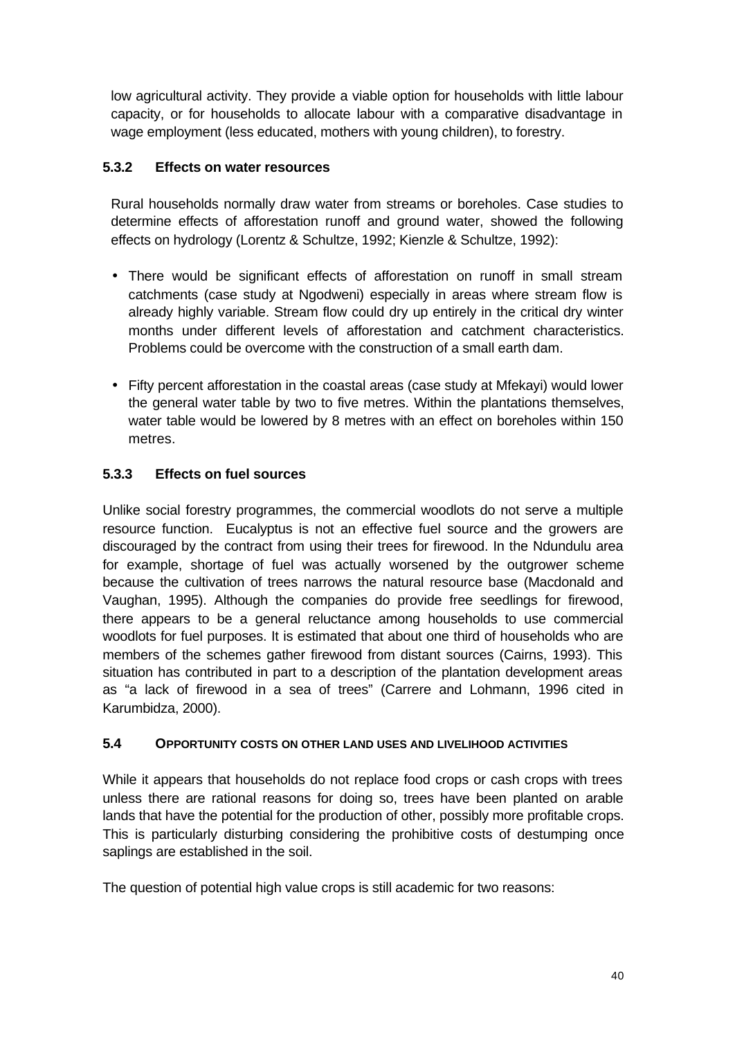low agricultural activity. They provide a viable option for households with little labour capacity, or for households to allocate labour with a comparative disadvantage in wage employment (less educated, mothers with young children), to forestry.

### 5.3.2 Effects on water resources

Rural households normally draw water from streams or boreholes. Case studies to determine effects of afforestation runoff and ground water, showed the following effects on hydrology (Lorentz & Schultze, 1992; Kienzle & Schultze, 1992):

- There would be significant effects of afforestation on runoff in small stream catchments (case study at Ngodweni) especially in areas where stream flow is already highly variable. Stream flow could dry up entirely in the critical dry winter months under different levels of afforestation and catchment characteristics. Problems could be overcome with the construction of a small earth dam.

- Fifty percent afforestation in the coastal areas (case study at Mfekayi) would lower the general water table by two to five metres. Within the plantations themselves, water table would be lowered by 8 metres with an effect on boreholes within 150 metres.

### 5.3.3 Effects on fuel sources

Unlike social forestry programmes, the commercial woodlots do not serve a multiple resource function. Eucalyptus is not an effective fuel source and the growers are discouraged by the contract from using their trees for firewood. In the Ndundulu area for example, shortage of fuel was actually worsened by the outgrower scheme because the cultivation of trees narrows the natural resource base (Macdonald and Vaughan, 1995). Although the companies do provide free seedlings for firewood, there appears to be a general reluctance among households to use commercial woodlots for fuel purposes. It is estimated that about one third of households who are members of the schemes gather firewood from distant sources (Cairns, 1993). This situation has contributed in part to a description of the plantation development areas as "a lack of firewood in a sea of trees" (Carrere and Lohmann, 1996 cited in Karumbidza, 2000).

## 5.4 OPPORTUNITY COSTS ON OTHER LAND USES AND LIVELIHOOD ACTIVITIES

While it appears that households do not replace food crops or cash crops with trees unless there are rational reasons for doing so, trees have been planted on arable lands that have the potential for the production of other, possibly more profitable crops. This is particularly disturbing considering the prohibitive costs of destumping once saplings are established in the soil.

The question of potential high value crops is still academic for two reasons: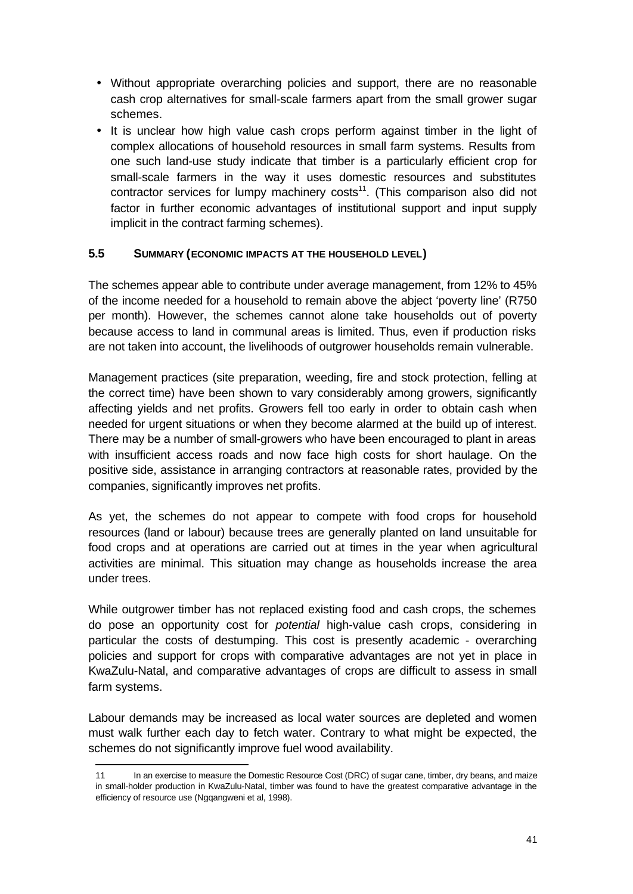- Without appropriate overarching policies and support, there are no reasonable cash crop alternatives for small-scale farmers apart from the small grower sugar schemes.
- It is unclear how high value cash crops perform against timber in the light of complex allocations of household resources in small farm systems. Results from one such land-use study indicate that timber is a particularly efficient crop for small-scale farmers in the way it uses domestic resources and substitutes contractor services for lumpy machinery costs[11]. (This comparison also did not factor in further economic advantages of institutional support and input supply implicit in the contract farming schemes).

### 5.5 SUMMARY (ECONOMIC IMPACTS AT THE HOUSEHOLD LEVEL)

The schemes appear able to contribute under average management, from 12% to 45% of the income needed for a household to remain above the abject 'poverty line' (R750 per month). However, the schemes cannot alone take households out of poverty because access to land in communal areas is limited. Thus, even if production risks are not taken into account, the livelihoods of outgrower households remain vulnerable.

Management practices (site preparation, weeding, fire and stock protection, felling at the correct time) have been shown to vary considerably among growers, significantly affecting yields and net profits. Growers fell too early in order to obtain cash when needed for urgent situations or when they become alarmed at the build up of interest. There may be a number of small-growers who have been encouraged to plant in areas with insufficient access roads and now face high costs for short haulage. On the positive side, assistance in arranging contractors at reasonable rates, provided by the companies, significantly improves net profits.

As yet, the schemes do not appear to compete with food crops for household resources (land or labour) because trees are generally planted on land unsuitable for food crops and at operations are carried out at times in the year when agricultural activities are minimal. This situation may change as households increase the area under trees.

While outgrower timber has not replaced existing food and cash crops, the schemes do pose an opportunity cost for *potential* high-value cash crops, considering in particular the costs of destumping. This cost is presently academic - overarching policies and support for crops with comparative advantages are not yet in place in KwaZulu-Natal, and comparative advantages of crops are difficult to assess in small farm systems.

Labour demands may be increased as local water sources are depleted and women must walk further each day to fetch water. Contrary to what might be expected, the schemes do not significantly improve fuel wood availability.

---

11 In an exercise to measure the Domestic Resource Cost (DRC) of sugar cane, timber, dry beans, and maize in small-holder production in KwaZulu-Natal, timber was found to have the greatest comparative advantage in the efficiency of resource use (Ngqangweni et al, 1998).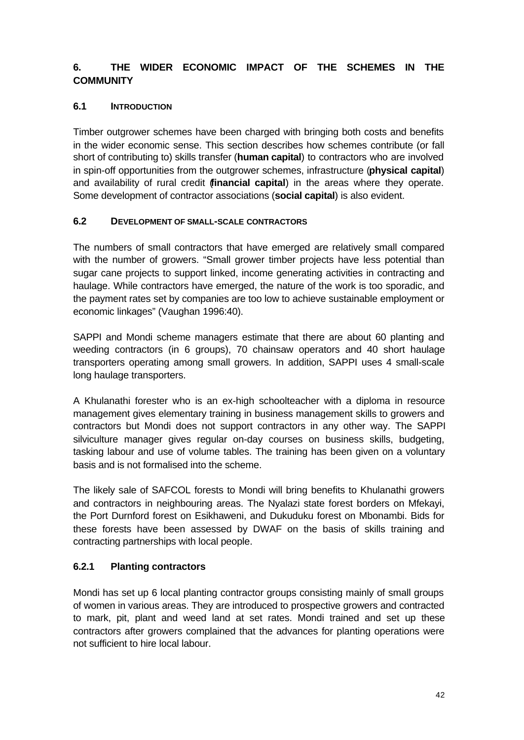# 6. THE WIDER ECONOMIC IMPACT OF THE SCHEMES IN THE COMMUNITY

## 6.1 INTRODUCTION

Timber outgrower schemes have been charged with bringing both costs and benefits in the wider economic sense. This section describes how schemes contribute (or fall short of contributing to) skills transfer (**human capital**) to contractors who are involved in spin-off opportunities from the outgrower schemes, infrastructure (**physical capital**) and availability of rural credit (**financial capital**) in the areas where they operate. Some development of contractor associations (**social capital**) is also evident.

## 6.2 DEVELOPMENT OF SMALL-SCALE CONTRACTORS

The numbers of small contractors that have emerged are relatively small compared with the number of growers. "Small grower timber projects have less potential than sugar cane projects to support linked, income generating activities in contracting and haulage. While contractors have emerged, the nature of the work is too sporadic, and the payment rates set by companies are too low to achieve sustainable employment or economic linkages" (Vaughan 1996:40).

SAPPI and Mondi scheme managers estimate that there are about 60 planting and weeding contractors (in 6 groups), 70 chainsaw operators and 40 short haulage transporters operating among small growers. In addition, SAPPI uses 4 small-scale long haulage transporters.

A Khulanathi forester who is an ex-high schoolteacher with a diploma in resource management gives elementary training in business management skills to growers and contractors but Mondi does not support contractors in any other way. The SAPPI silviculture manager gives regular on-day courses on business skills, budgeting, tasking labour and use of volume tables. The training has been given on a voluntary basis and is not formalised into the scheme.

The likely sale of SAFCOL forests to Mondi will bring benefits to Khulanathi growers and contractors in neighbouring areas. The Nyalazi state forest borders on Mfekayi, the Port Durnford forest on Esikhaweni, and Dukuduku forest on Mbonambi. Bids for these forests have been assessed by DWAF on the basis of skills training and contracting partnerships with local people.

### 6.2.1 Planting contractors

Mondi has set up 6 local planting contractor groups consisting mainly of small groups of women in various areas. They are introduced to prospective growers and contracted to mark, pit, plant and weed land at set rates. Mondi trained and set up these contractors after growers complained that the advances for planting operations were not sufficient to hire local labour.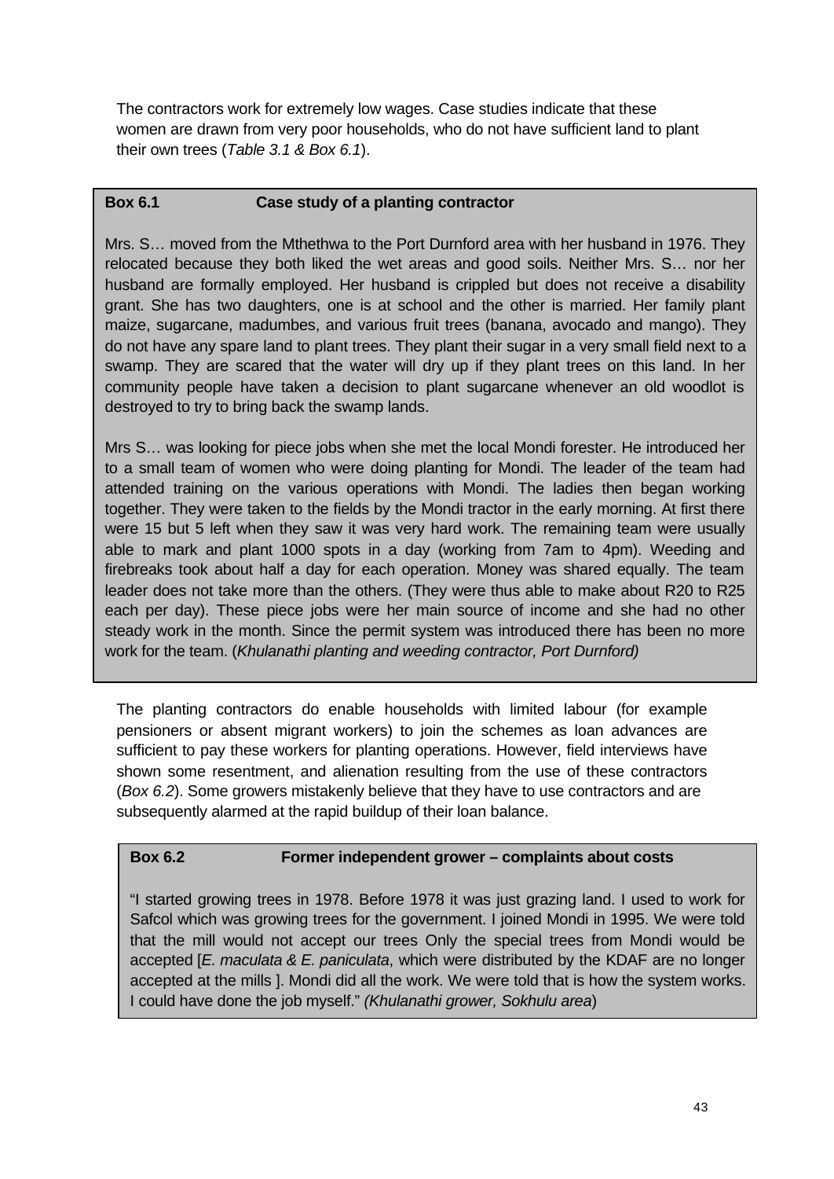The contractors work for extremely low wages. Case studies indicate that these women are drawn from very poor households, who do not have sufficient land to plant their own trees (*Table 3.1 & Box 6.1*).

**Box 6.1 Case study of a planting contractor**

Mrs. S… moved from the Mthethwa to the Port Durnford area with her husband in 1976. They relocated because they both liked the wet areas and good soils. Neither Mrs. S… nor her husband are formally employed. Her husband is crippled but does not receive a disability grant. She has two daughters, one is at school and the other is married. Her family plant maize, sugarcane, madumbes, and various fruit trees (banana, avocado and mango). They do not have any spare land to plant trees. They plant their sugar in a very small field next to a swamp. They are scared that the water will dry up if they plant trees on this land. In her community people have taken a decision to plant sugarcane whenever an old woodlot is destroyed to try to bring back the swamp lands.

Mrs S… was looking for piece jobs when she met the local Mondi forester. He introduced her to a small team of women who were doing planting for Mondi. The leader of the team had attended training on the various operations with Mondi. The ladies then began working together. They were taken to the fields by the Mondi tractor in the early morning. At first there were 15 but 5 left when they saw it was very hard work. The remaining team were usually able to mark and plant 1000 spots in a day (working from 7am to 4pm). Weeding and firebreaks took about half a day for each operation. Money was shared equally. The team leader does not take more than the others. (They were thus able to make about R20 to R25 each per day). These piece jobs were her main source of income and she had no other steady work in the month. Since the permit system was introduced there has been no more work for the team. (*Khulanathi planting and weeding contractor, Port Durnford)*

The planting contractors do enable households with limited labour (for example pensioners or absent migrant workers) to join the schemes as loan advances are sufficient to pay these workers for planting operations. However, field interviews have shown some resentment, and alienation resulting from the use of these contractors (*Box 6.2*). Some growers mistakenly believe that they have to use contractors and are subsequently alarmed at the rapid buildup of their loan balance.

**Box 6.2 Former independent grower – complaints about costs**

"I started growing trees in 1978. Before 1978 it was just grazing land. I used to work for Safcol which was growing trees for the government. I joined Mondi in 1995. We were told that the mill would not accept our trees Only the special trees from Mondi would be accepted [*E. maculata & E. paniculata*, which were distributed by the KDAF are no longer accepted at the mills ]. Mondi did all the work. We were told that is how the system works. I could have done the job myself." *(Khulanathi grower, Sokhulu area*)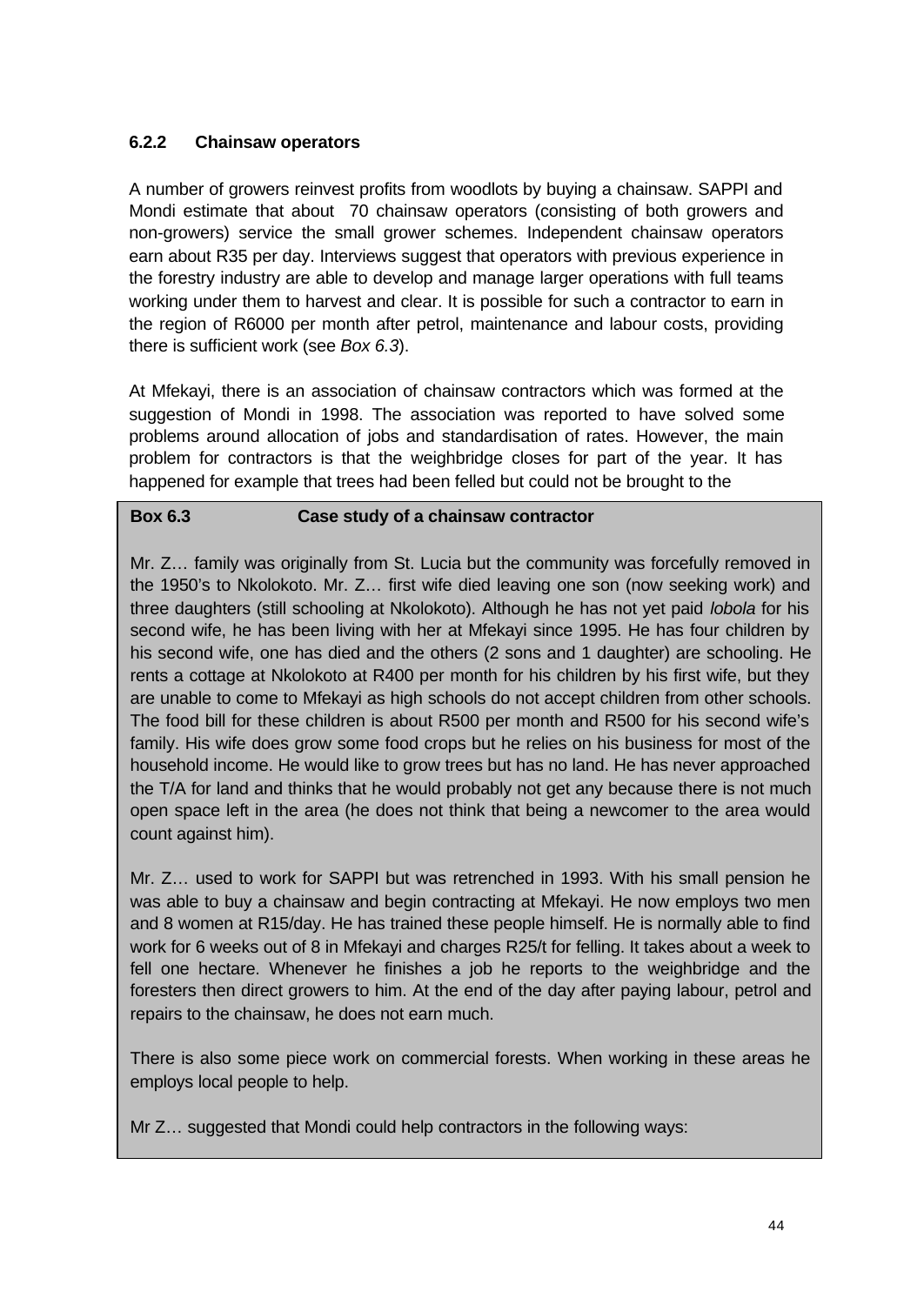### 6.2.2 Chainsaw operators

A number of growers reinvest profits from woodlots by buying a chainsaw. SAPPI and Mondi estimate that about 70 chainsaw operators (consisting of both growers and non-growers) service the small grower schemes. Independent chainsaw operators earn about R35 per day. Interviews suggest that operators with previous experience in the forestry industry are able to develop and manage larger operations with full teams working under them to harvest and clear. It is possible for such a contractor to earn in the region of R6000 per month after petrol, maintenance and labour costs, providing there is sufficient work (see *Box 6.3*).

At Mfekayi, there is an association of chainsaw contractors which was formed at the suggestion of Mondi in 1998. The association was reported to have solved some problems around allocation of jobs and standardisation of rates. However, the main problem for contractors is that the weighbridge closes for part of the year. It has happened for example that trees had been felled but could not be brought to the

**Box 6.3 Case study of a chainsaw contractor**

Mr. Z… family was originally from St. Lucia but the community was forcefully removed in the 1950's to Nkolokoto. Mr. Z… first wife died leaving one son (now seeking work) and three daughters (still schooling at Nkolokoto). Although he has not yet paid *lobola* for his second wife, he has been living with her at Mfekayi since 1995. He has four children by his second wife, one has died and the others (2 sons and 1 daughter) are schooling. He rents a cottage at Nkolokoto at R400 per month for his children by his first wife, but they are unable to come to Mfekayi as high schools do not accept children from other schools. The food bill for these children is about R500 per month and R500 for his second wife's family. His wife does grow some food crops but he relies on his business for most of the household income. He would like to grow trees but has no land. He has never approached the T/A for land and thinks that he would probably not get any because there is not much open space left in the area (he does not think that being a newcomer to the area would count against him).

Mr. Z… used to work for SAPPI but was retrenched in 1993. With his small pension he was able to buy a chainsaw and begin contracting at Mfekayi. He now employs two men and 8 women at R15/day. He has trained these people himself. He is normally able to find work for 6 weeks out of 8 in Mfekayi and charges R25/t for felling. It takes about a week to fell one hectare. Whenever he finishes a job he reports to the weighbridge and the foresters then direct growers to him. At the end of the day after paying labour, petrol and repairs to the chainsaw, he does not earn much.

There is also some piece work on commercial forests. When working in these areas he employs local people to help.

Mr Z… suggested that Mondi could help contractors in the following ways: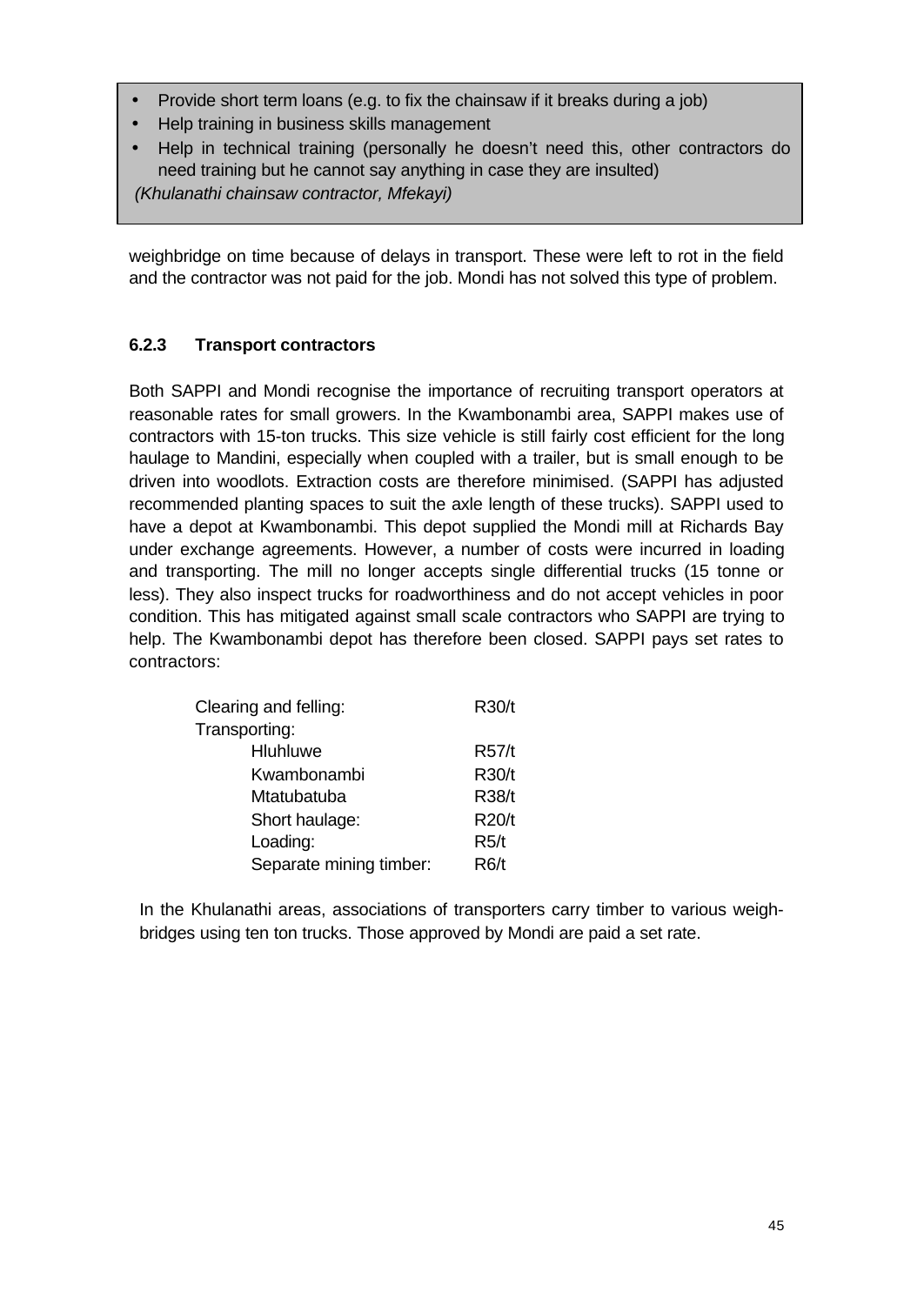- Provide short term loans (e.g. to fix the chainsaw if it breaks during a job)
- Help training in business skills management
- Help in technical training (personally he doesn't need this, other contractors do need training but he cannot say anything in case they are insulted)

*(Khulanathi chainsaw contractor, Mfekayi)*

weighbridge on time because of delays in transport. These were left to rot in the field and the contractor was not paid for the job. Mondi has not solved this type of problem.

### 6.2.3 Transport contractors

Both SAPPI and Mondi recognise the importance of recruiting transport operators at reasonable rates for small growers. In the Kwambonambi area, SAPPI makes use of contractors with 15-ton trucks. This size vehicle is still fairly cost efficient for the long haulage to Mandini, especially when coupled with a trailer, but is small enough to be driven into woodlots. Extraction costs are therefore minimised. (SAPPI has adjusted recommended planting spaces to suit the axle length of these trucks). SAPPI used to have a depot at Kwambonambi. This depot supplied the Mondi mill at Richards Bay under exchange agreements. However, a number of costs were incurred in loading and transporting. The mill no longer accepts single differential trucks (15 tonne or less). They also inspect trucks for roadworthiness and do not accept vehicles in poor condition. This has mitigated against small scale contractors who SAPPI are trying to help. The Kwambonambi depot has therefore been closed. SAPPI pays set rates to contractors:

| | |
|---|---|
| Clearing and felling: | R30/t |
| Transporting: | |
| Hluhluwe | R57/t |
| Kwambonambi | R30/t |
| Mtatubatuba | R38/t |
| Short haulage: | R20/t |
| Loading: | R5/t |
| Separate mining timber: | R6/t |

In the Khulanathi areas, associations of transporters carry timber to various weigh-bridges using ten ton trucks. Those approved by Mondi are paid a set rate.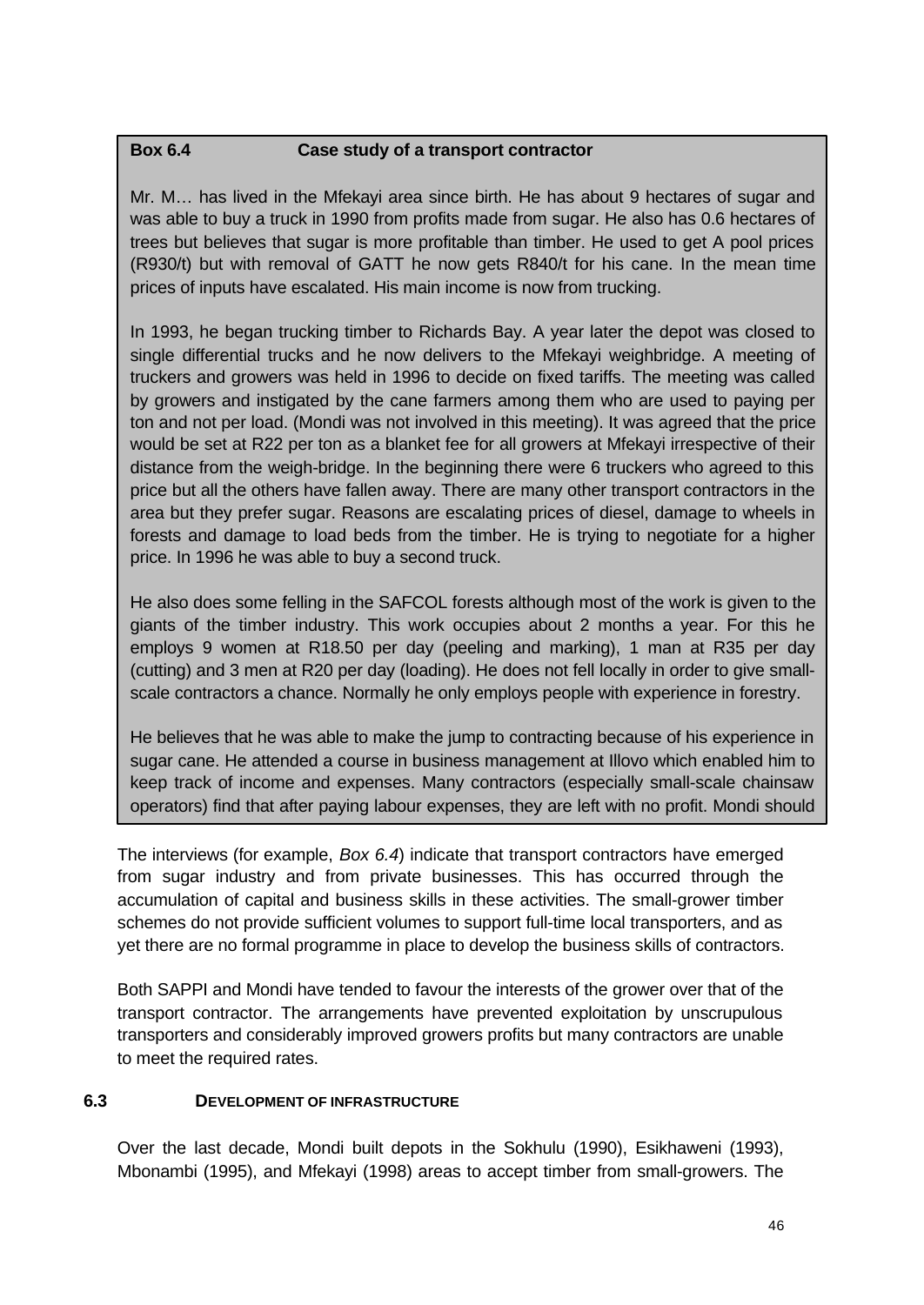**Box 6.4 Case study of a transport contractor**

Mr. M… has lived in the Mfekayi area since birth. He has about 9 hectares of sugar and was able to buy a truck in 1990 from profits made from sugar. He also has 0.6 hectares of trees but believes that sugar is more profitable than timber. He used to get A pool prices (R930/t) but with removal of GATT he now gets R840/t for his cane. In the mean time prices of inputs have escalated. His main income is now from trucking.

In 1993, he began trucking timber to Richards Bay. A year later the depot was closed to single differential trucks and he now delivers to the Mfekayi weighbridge. A meeting of truckers and growers was held in 1996 to decide on fixed tariffs. The meeting was called by growers and instigated by the cane farmers among them who are used to paying per ton and not per load. (Mondi was not involved in this meeting). It was agreed that the price would be set at R22 per ton as a blanket fee for all growers at Mfekayi irrespective of their distance from the weigh-bridge. In the beginning there were 6 truckers who agreed to this price but all the others have fallen away. There are many other transport contractors in the area but they prefer sugar. Reasons are escalating prices of diesel, damage to wheels in forests and damage to load beds from the timber. He is trying to negotiate for a higher price. In 1996 he was able to buy a second truck.

He also does some felling in the SAFCOL forests although most of the work is given to the giants of the timber industry. This work occupies about 2 months a year. For this he employs 9 women at R18.50 per day (peeling and marking), 1 man at R35 per day (cutting) and 3 men at R20 per day (loading). He does not fell locally in order to give small-scale contractors a chance. Normally he only employs people with experience in forestry.

He believes that he was able to make the jump to contracting because of his experience in sugar cane. He attended a course in business management at Illovo which enabled him to keep track of income and expenses. Many contractors (especially small-scale chainsaw operators) find that after paying labour expenses, they are left with no profit. Mondi should

The interviews (for example, *Box 6.4*) indicate that transport contractors have emerged from sugar industry and from private businesses. This has occurred through the accumulation of capital and business skills in these activities. The small-grower timber schemes do not provide sufficient volumes to support full-time local transporters, and as yet there are no formal programme in place to develop the business skills of contractors.

Both SAPPI and Mondi have tended to favour the interests of the grower over that of the transport contractor. The arrangements have prevented exploitation by unscrupulous transporters and considerably improved growers profits but many contractors are unable to meet the required rates.

## 6.3 Development of Infrastructure

Over the last decade, Mondi built depots in the Sokhulu (1990), Esikhaweni (1993), Mbonambi (1995), and Mfekayi (1998) areas to accept timber from small-growers. The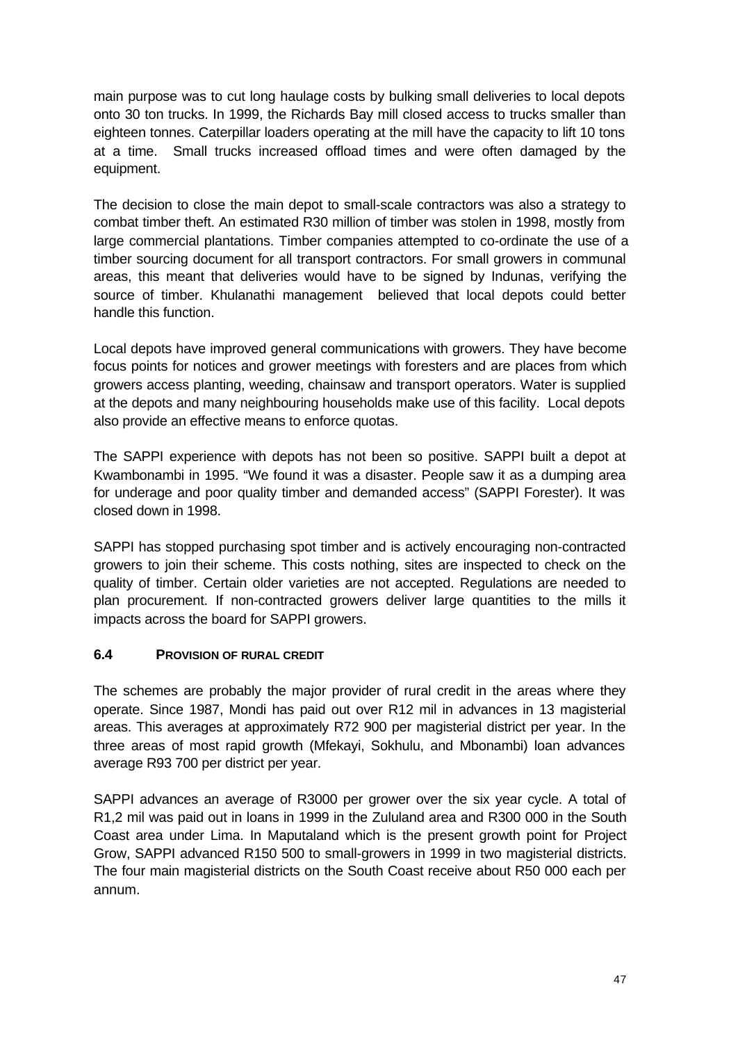main purpose was to cut long haulage costs by bulking small deliveries to local depots onto 30 ton trucks. In 1999, the Richards Bay mill closed access to trucks smaller than eighteen tonnes. Caterpillar loaders operating at the mill have the capacity to lift 10 tons at a time. Small trucks increased offload times and were often damaged by the equipment.

The decision to close the main depot to small-scale contractors was also a strategy to combat timber theft. An estimated R30 million of timber was stolen in 1998, mostly from large commercial plantations. Timber companies attempted to co-ordinate the use of a timber sourcing document for all transport contractors. For small growers in communal areas, this meant that deliveries would have to be signed by Indunas, verifying the source of timber. Khulanathi management believed that local depots could better handle this function.

Local depots have improved general communications with growers. They have become focus points for notices and grower meetings with foresters and are places from which growers access planting, weeding, chainsaw and transport operators. Water is supplied at the depots and many neighbouring households make use of this facility. Local depots also provide an effective means to enforce quotas.

The SAPPI experience with depots has not been so positive. SAPPI built a depot at Kwambonambi in 1995. "We found it was a disaster. People saw it as a dumping area for underage and poor quality timber and demanded access" (SAPPI Forester). It was closed down in 1998.

SAPPI has stopped purchasing spot timber and is actively encouraging non-contracted growers to join their scheme. This costs nothing, sites are inspected to check on the quality of timber. Certain older varieties are not accepted. Regulations are needed to plan procurement. If non-contracted growers deliver large quantities to the mills it impacts across the board for SAPPI growers.

### 6.4 PROVISION OF RURAL CREDIT

The schemes are probably the major provider of rural credit in the areas where they operate. Since 1987, Mondi has paid out over R12 mil in advances in 13 magisterial areas. This averages at approximately R72 900 per magisterial district per year. In the three areas of most rapid growth (Mfekayi, Sokhulu, and Mbonambi) loan advances average R93 700 per district per year.

SAPPI advances an average of R3000 per grower over the six year cycle. A total of R1,2 mil was paid out in loans in 1999 in the Zululand area and R300 000 in the South Coast area under Lima. In Maputaland which is the present growth point for Project Grow, SAPPI advanced R150 500 to small-growers in 1999 in two magisterial districts. The four main magisterial districts on the South Coast receive about R50 000 each per annum.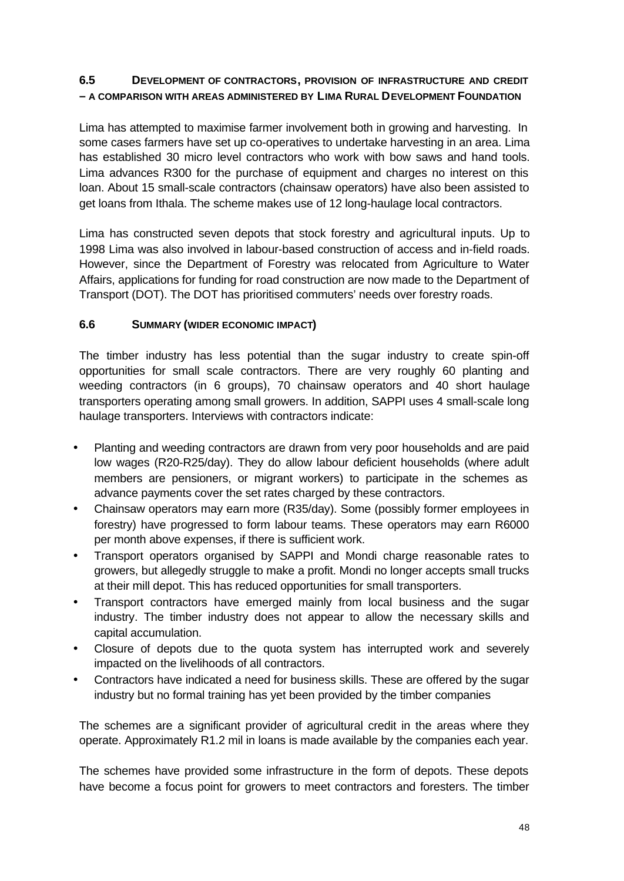### 6.5 Development of contractors, provision of infrastructure and credit – a comparison with areas administered by Lima Rural Development Foundation

Lima has attempted to maximise farmer involvement both in growing and harvesting. In some cases farmers have set up co-operatives to undertake harvesting in an area. Lima has established 30 micro level contractors who work with bow saws and hand tools. Lima advances R300 for the purchase of equipment and charges no interest on this loan. About 15 small-scale contractors (chainsaw operators) have also been assisted to get loans from Ithala. The scheme makes use of 12 long-haulage local contractors.

Lima has constructed seven depots that stock forestry and agricultural inputs. Up to 1998 Lima was also involved in labour-based construction of access and in-field roads. However, since the Department of Forestry was relocated from Agriculture to Water Affairs, applications for funding for road construction are now made to the Department of Transport (DOT). The DOT has prioritised commuters' needs over forestry roads.

### 6.6 Summary (wider economic impact)

The timber industry has less potential than the sugar industry to create spin-off opportunities for small scale contractors. There are very roughly 60 planting and weeding contractors (in 6 groups), 70 chainsaw operators and 40 short haulage transporters operating among small growers. In addition, SAPPI uses 4 small-scale long haulage transporters. Interviews with contractors indicate:

- Planting and weeding contractors are drawn from very poor households and are paid low wages (R20-R25/day). They do allow labour deficient households (where adult members are pensioners, or migrant workers) to participate in the schemes as advance payments cover the set rates charged by these contractors.
- Chainsaw operators may earn more (R35/day). Some (possibly former employees in forestry) have progressed to form labour teams. These operators may earn R6000 per month above expenses, if there is sufficient work.
- Transport operators organised by SAPPI and Mondi charge reasonable rates to growers, but allegedly struggle to make a profit. Mondi no longer accepts small trucks at their mill depot. This has reduced opportunities for small transporters.
- Transport contractors have emerged mainly from local business and the sugar industry. The timber industry does not appear to allow the necessary skills and capital accumulation.
- Closure of depots due to the quota system has interrupted work and severely impacted on the livelihoods of all contractors.
- Contractors have indicated a need for business skills. These are offered by the sugar industry but no formal training has yet been provided by the timber companies

The schemes are a significant provider of agricultural credit in the areas where they operate. Approximately R1.2 mil in loans is made available by the companies each year.

The schemes have provided some infrastructure in the form of depots. These depots have become a focus point for growers to meet contractors and foresters. The timber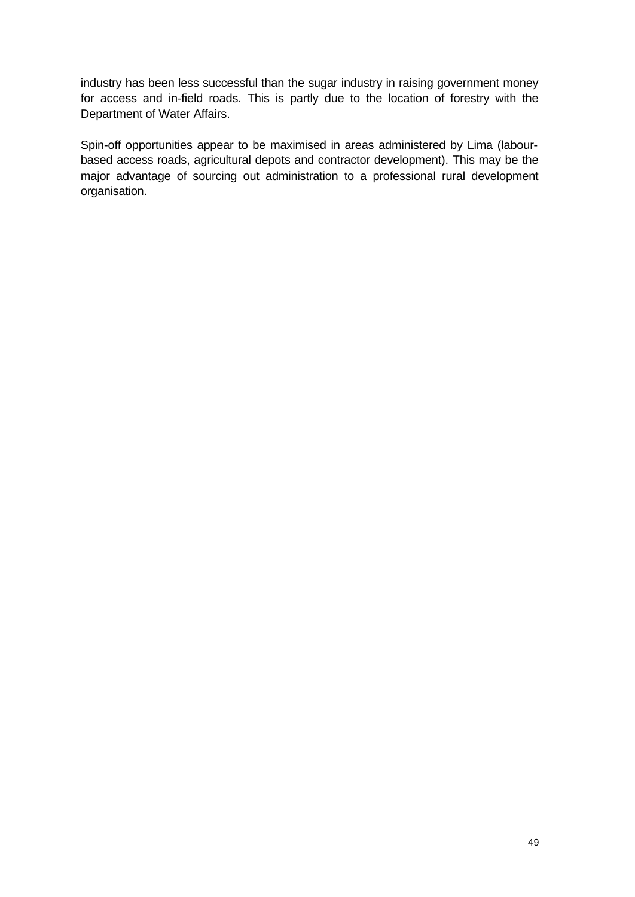industry has been less successful than the sugar industry in raising government money for access and in-field roads. This is partly due to the location of forestry with the Department of Water Affairs.

Spin-off opportunities appear to be maximised in areas administered by Lima (labour-based access roads, agricultural depots and contractor development). This may be the major advantage of sourcing out administration to a professional rural development organisation.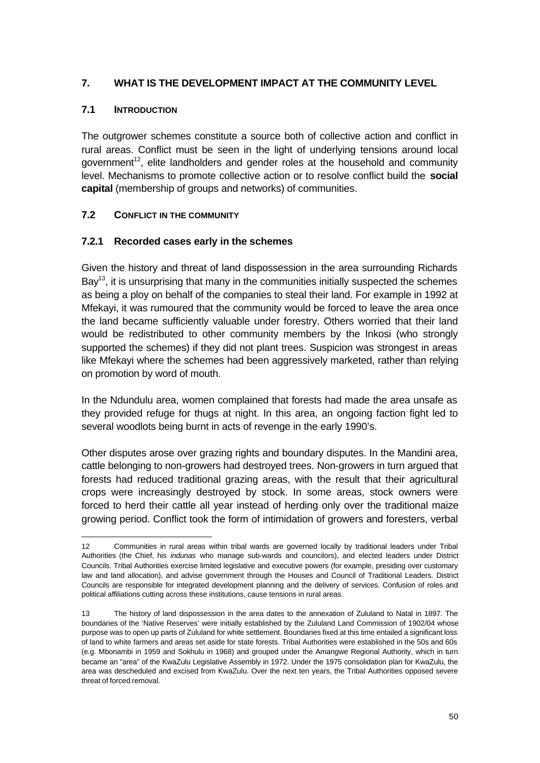## 7. WHAT IS THE DEVELOPMENT IMPACT AT THE COMMUNITY LEVEL

### 7.1 INTRODUCTION

The outgrower schemes constitute a source both of collective action and conflict in rural areas. Conflict must be seen in the light of underlying tensions around local government[12], elite landholders and gender roles at the household and community level. Mechanisms to promote collective action or to resolve conflict build the **social capital** (membership of groups and networks) of communities.

### 7.2 CONFLICT IN THE COMMUNITY

#### 7.2.1 Recorded cases early in the schemes

Given the history and threat of land dispossession in the area surrounding Richards Bay[13], it is unsurprising that many in the communities initially suspected the schemes as being a ploy on behalf of the companies to steal their land. For example in 1992 at Mfekayi, it was rumoured that the community would be forced to leave the area once the land became sufficiently valuable under forestry. Others worried that their land would be redistributed to other community members by the Inkosi (who strongly supported the schemes) if they did not plant trees. Suspicion was strongest in areas like Mfekayi where the schemes had been aggressively marketed, rather than relying on promotion by word of mouth.

In the Ndundulu area, women complained that forests had made the area unsafe as they provided refuge for thugs at night. In this area, an ongoing faction fight led to several woodlots being burnt in acts of revenge in the early 1990's.

Other disputes arose over grazing rights and boundary disputes. In the Mandini area, cattle belonging to non-growers had destroyed trees. Non-growers in turn argued that forests had reduced traditional grazing areas, with the result that their agricultural crops were increasingly destroyed by stock. In some areas, stock owners were forced to herd their cattle all year instead of herding only over the traditional maize growing period. Conflict took the form of intimidation of growers and foresters, verbal

---

12 Communities in rural areas within tribal wards are governed locally by traditional leaders under Tribal Authorities (the Chief, his *indunas* who manage sub-wards and councilors), and elected leaders under District Councils. Tribal Authorities exercise limited legislative and executive powers (for example, presiding over customary law and land allocation), and advise government through the Houses and Council of Traditional Leaders. District Councils are responsible for integrated development planning and the delivery of services. Confusion of roles and political affiliations cutting across these institutions, cause tensions in rural areas.

13 The history of land dispossession in the area dates to the annexation of Zululand to Natal in 1897. The boundaries of the 'Native Reserves' were initially established by the Zululand Land Commission of 1902/04 whose purpose was to open up parts of Zululand for white settlement. Boundaries fixed at this time entailed a significant loss of land to white farmers and areas set aside for state forests. Tribal Authorities were established in the 50s and 60s (e.g. Mbonambi in 1959 and Sokhulu in 1968) and grouped under the Amangwe Regional Authority, which in turn became an "area" of the KwaZulu Legislative Assembly in 1972. Under the 1975 consolidation plan for KwaZulu, the area was descheduled and excised from KwaZulu. Over the next ten years, the Tribal Authorities opposed severe threat of forced removal.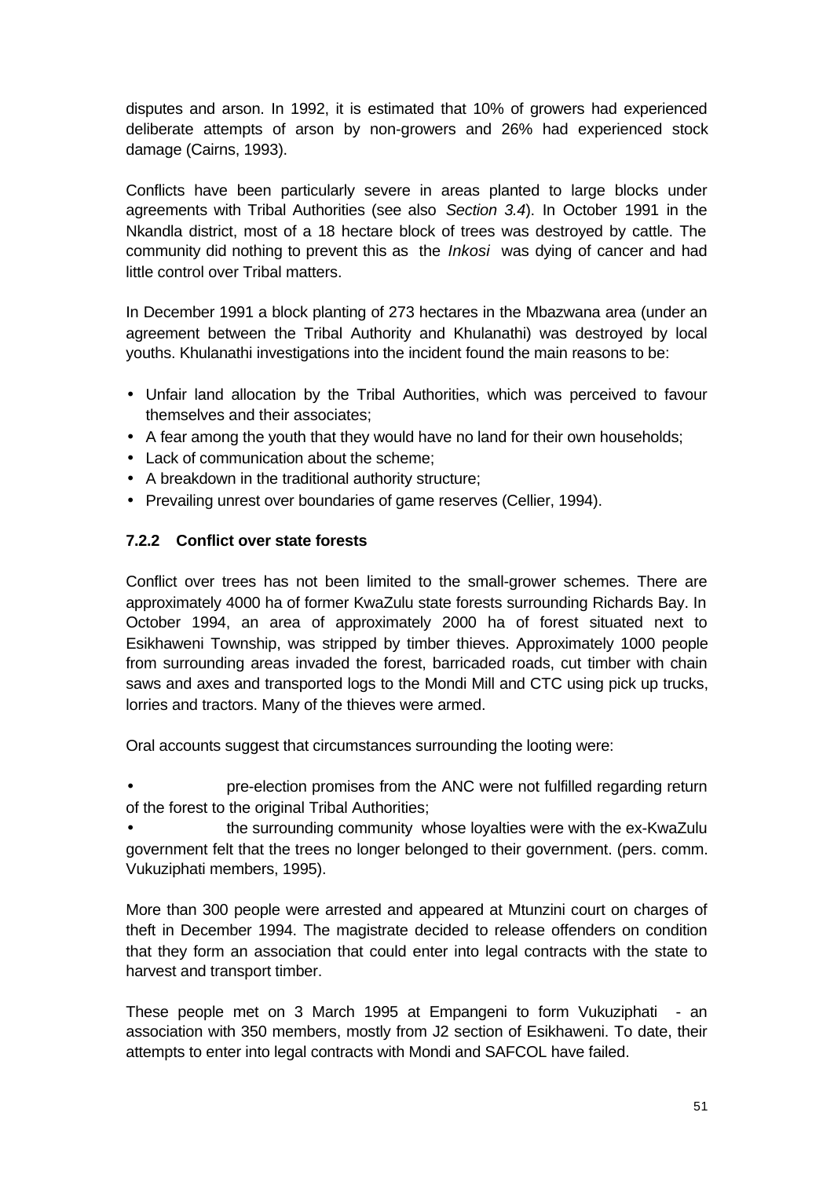disputes and arson. In 1992, it is estimated that 10% of growers had experienced deliberate attempts of arson by non-growers and 26% had experienced stock damage (Cairns, 1993).

Conflicts have been particularly severe in areas planted to large blocks under agreements with Tribal Authorities (see also *Section 3.4*). In October 1991 in the Nkandla district, most of a 18 hectare block of trees was destroyed by cattle. The community did nothing to prevent this as the *Inkosi* was dying of cancer and had little control over Tribal matters.

In December 1991 a block planting of 273 hectares in the Mbazwana area (under an agreement between the Tribal Authority and Khulanathi) was destroyed by local youths. Khulanathi investigations into the incident found the main reasons to be:

- Unfair land allocation by the Tribal Authorities, which was perceived to favour themselves and their associates;
- A fear among the youth that they would have no land for their own households;
- Lack of communication about the scheme;
- A breakdown in the traditional authority structure;
- Prevailing unrest over boundaries of game reserves (Cellier, 1994).

### 7.2.2 Conflict over state forests

Conflict over trees has not been limited to the small-grower schemes. There are approximately 4000 ha of former KwaZulu state forests surrounding Richards Bay. In October 1994, an area of approximately 2000 ha of forest situated next to Esikhaweni Township, was stripped by timber thieves. Approximately 1000 people from surrounding areas invaded the forest, barricaded roads, cut timber with chain saws and axes and transported logs to the Mondi Mill and CTC using pick up trucks, lorries and tractors. Many of the thieves were armed.

Oral accounts suggest that circumstances surrounding the looting were:

- pre-election promises from the ANC were not fulfilled regarding return of the forest to the original Tribal Authorities;
- the surrounding community whose loyalties were with the ex-KwaZulu government felt that the trees no longer belonged to their government. (pers. comm. Vukuziphati members, 1995).

More than 300 people were arrested and appeared at Mtunzini court on charges of theft in December 1994. The magistrate decided to release offenders on condition that they form an association that could enter into legal contracts with the state to harvest and transport timber.

These people met on 3 March 1995 at Empangeni to form Vukuziphati - an association with 350 members, mostly from J2 section of Esikhaweni. To date, their attempts to enter into legal contracts with Mondi and SAFCOL have failed.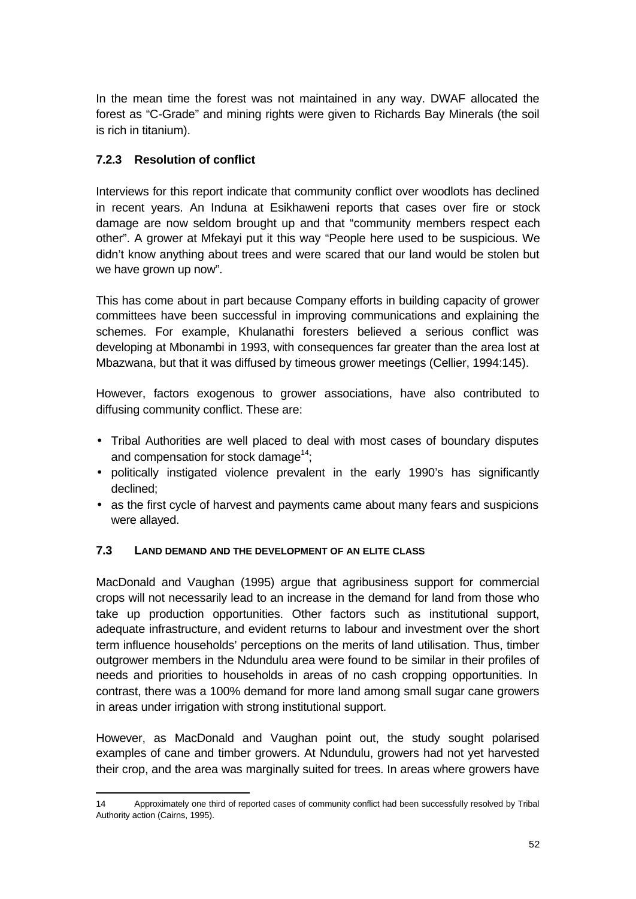In the mean time the forest was not maintained in any way. DWAF allocated the forest as "C-Grade" and mining rights were given to Richards Bay Minerals (the soil is rich in titanium).

### 7.2.3 Resolution of conflict

Interviews for this report indicate that community conflict over woodlots has declined in recent years. An Induna at Esikhaweni reports that cases over fire or stock damage are now seldom brought up and that "community members respect each other". A grower at Mfekayi put it this way "People here used to be suspicious. We didn't know anything about trees and were scared that our land would be stolen but we have grown up now".

This has come about in part because Company efforts in building capacity of grower committees have been successful in improving communications and explaining the schemes. For example, Khulanathi foresters believed a serious conflict was developing at Mbonambi in 1993, with consequences far greater than the area lost at Mbazwana, but that it was diffused by timeous grower meetings (Cellier, 1994:145).

However, factors exogenous to grower associations, have also contributed to diffusing community conflict. These are:

- Tribal Authorities are well placed to deal with most cases of boundary disputes and compensation for stock damage[14];
- politically instigated violence prevalent in the early 1990's has significantly declined;
- as the first cycle of harvest and payments came about many fears and suspicions were allayed.

## 7.3 LAND DEMAND AND THE DEVELOPMENT OF AN ELITE CLASS

MacDonald and Vaughan (1995) argue that agribusiness support for commercial crops will not necessarily lead to an increase in the demand for land from those who take up production opportunities. Other factors such as institutional support, adequate infrastructure, and evident returns to labour and investment over the short term influence households' perceptions on the merits of land utilisation. Thus, timber outgrower members in the Ndundulu area were found to be similar in their profiles of needs and priorities to households in areas of no cash cropping opportunities. In contrast, there was a 100% demand for more land among small sugar cane growers in areas under irrigation with strong institutional support.

However, as MacDonald and Vaughan point out, the study sought polarised examples of cane and timber growers. At Ndundulu, growers had not yet harvested their crop, and the area was marginally suited for trees. In areas where growers have

---

14 Approximately one third of reported cases of community conflict had been successfully resolved by Tribal Authority action (Cairns, 1995).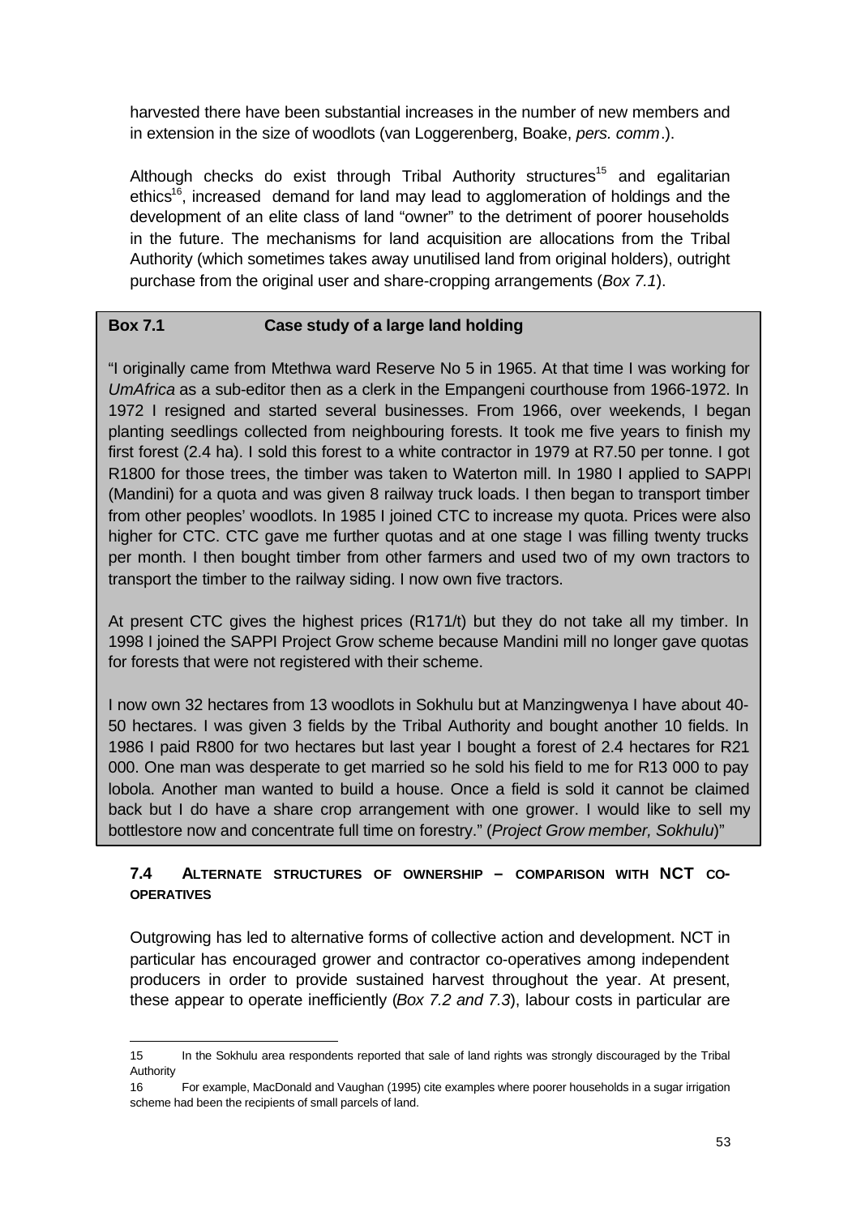harvested there have been substantial increases in the number of new members and in extension in the size of woodlots (van Loggerenberg, Boake, *pers. comm*.).

Although checks do exist through Tribal Authority structures[15] and egalitarian ethics[16], increased demand for land may lead to agglomeration of holdings and the development of an elite class of land "owner" to the detriment of poorer households in the future. The mechanisms for land acquisition are allocations from the Tribal Authority (which sometimes takes away unutilised land from original holders), outright purchase from the original user and share-cropping arrangements (*Box 7.1*).

**Box 7.1 Case study of a large land holding**

"I originally came from Mtethwa ward Reserve No 5 in 1965. At that time I was working for *UmAfrica* as a sub-editor then as a clerk in the Empangeni courthouse from 1966-1972. In 1972 I resigned and started several businesses. From 1966, over weekends, I began planting seedlings collected from neighbouring forests. It took me five years to finish my first forest (2.4 ha). I sold this forest to a white contractor in 1979 at R7.50 per tonne. I got R1800 for those trees, the timber was taken to Waterton mill. In 1980 I applied to SAPPI (Mandini) for a quota and was given 8 railway truck loads. I then began to transport timber from other peoples' woodlots. In 1985 I joined CTC to increase my quota. Prices were also higher for CTC. CTC gave me further quotas and at one stage I was filling twenty trucks per month. I then bought timber from other farmers and used two of my own tractors to transport the timber to the railway siding. I now own five tractors.

At present CTC gives the highest prices (R171/t) but they do not take all my timber. In 1998 I joined the SAPPI Project Grow scheme because Mandini mill no longer gave quotas for forests that were not registered with their scheme.

I now own 32 hectares from 13 woodlots in Sokhulu but at Manzingwenya I have about 40-50 hectares. I was given 3 fields by the Tribal Authority and bought another 10 fields. In 1986 I paid R800 for two hectares but last year I bought a forest of 2.4 hectares for R21 000. One man was desperate to get married so he sold his field to me for R13 000 to pay lobola. Another man wanted to build a house. Once a field is sold it cannot be claimed back but I do have a share crop arrangement with one grower. I would like to sell my bottlestore now and concentrate full time on forestry." (*Project Grow member, Sokhulu*)"

### 7.4 ALTERNATE STRUCTURES OF OWNERSHIP – COMPARISON WITH NCT CO-OPERATIVES

Outgrowing has led to alternative forms of collective action and development. NCT in particular has encouraged grower and contractor co-operatives among independent producers in order to provide sustained harvest throughout the year. At present, these appear to operate inefficiently (*Box 7.2 and 7.3*), labour costs in particular are

---

15 In the Sokhulu area respondents reported that sale of land rights was strongly discouraged by the Tribal Authority

16 For example, MacDonald and Vaughan (1995) cite examples where poorer households in a sugar irrigation scheme had been the recipients of small parcels of land.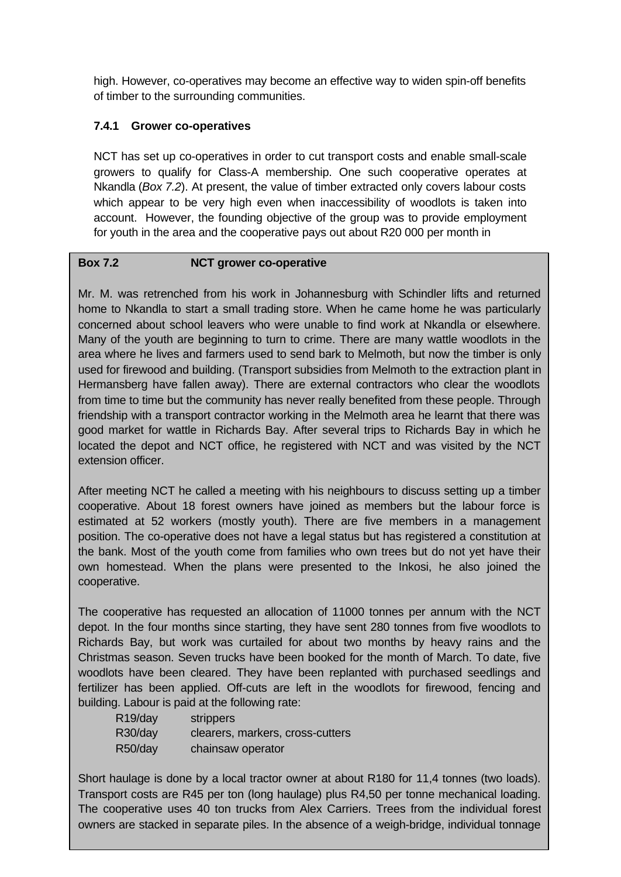high. However, co-operatives may become an effective way to widen spin-off benefits of timber to the surrounding communities.

#### 7.4.1 Grower co-operatives

NCT has set up co-operatives in order to cut transport costs and enable small-scale growers to qualify for Class-A membership. One such cooperative operates at Nkandla (*Box 7.2*). At present, the value of timber extracted only covers labour costs which appear to be very high even when inaccessibility of woodlots is taken into account. However, the founding objective of the group was to provide employment for youth in the area and the cooperative pays out about R20 000 per month in

**Box 7.2 NCT grower co-operative**

Mr. M. was retrenched from his work in Johannesburg with Schindler lifts and returned home to Nkandla to start a small trading store. When he came home he was particularly concerned about school leavers who were unable to find work at Nkandla or elsewhere. Many of the youth are beginning to turn to crime. There are many wattle woodlots in the area where he lives and farmers used to send bark to Melmoth, but now the timber is only used for firewood and building. (Transport subsidies from Melmoth to the extraction plant in Hermansberg have fallen away). There are external contractors who clear the woodlots from time to time but the community has never really benefited from these people. Through friendship with a transport contractor working in the Melmoth area he learnt that there was good market for wattle in Richards Bay. After several trips to Richards Bay in which he located the depot and NCT office, he registered with NCT and was visited by the NCT extension officer.

After meeting NCT he called a meeting with his neighbours to discuss setting up a timber cooperative. About 18 forest owners have joined as members but the labour force is estimated at 52 workers (mostly youth). There are five members in a management position. The co-operative does not have a legal status but has registered a constitution at the bank. Most of the youth come from families who own trees but do not yet have their own homestead. When the plans were presented to the Inkosi, he also joined the cooperative.

The cooperative has requested an allocation of 11000 tonnes per annum with the NCT depot. In the four months since starting, they have sent 280 tonnes from five woodlots to Richards Bay, but work was curtailed for about two months by heavy rains and the Christmas season. Seven trucks have been booked for the month of March. To date, five woodlots have been cleared. They have been replanted with purchased seedlings and fertilizer has been applied. Off-cuts are left in the woodlots for firewood, fencing and building. Labour is paid at the following rate:

| | |
|---|---|
| R19/day | strippers |
| R30/day | clearers, markers, cross-cutters |
| R50/day | chainsaw operator |

Short haulage is done by a local tractor owner at about R180 for 11,4 tonnes (two loads). Transport costs are R45 per ton (long haulage) plus R4,50 per tonne mechanical loading. The cooperative uses 40 ton trucks from Alex Carriers. Trees from the individual forest owners are stacked in separate piles. In the absence of a weigh-bridge, individual tonnage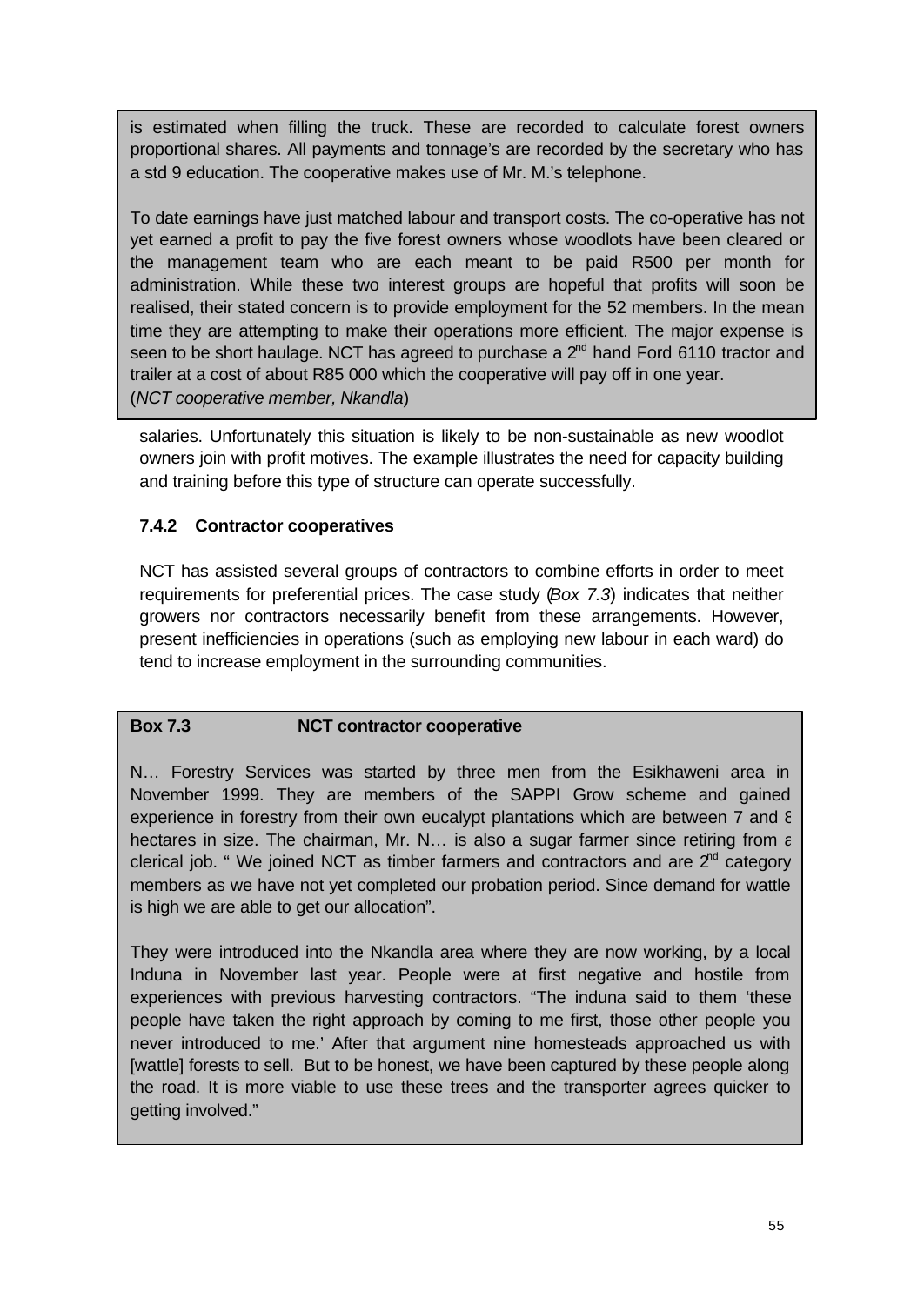> is estimated when filling the truck. These are recorded to calculate forest owners proportional shares. All payments and tonnage's are recorded by the secretary who has a std 9 education. The cooperative makes use of Mr. M.'s telephone.
>
> To date earnings have just matched labour and transport costs. The co-operative has not yet earned a profit to pay the five forest owners whose woodlots have been cleared or the management team who are each meant to be paid R500 per month for administration. While these two interest groups are hopeful that profits will soon be realised, their stated concern is to provide employment for the 52 members. In the mean time they are attempting to make their operations more efficient. The major expense is seen to be short haulage. NCT has agreed to purchase a 2nd hand Ford 6110 tractor and trailer at a cost of about R85 000 which the cooperative will pay off in one year.
> (*NCT cooperative member, Nkandla*)

salaries. Unfortunately this situation is likely to be non-sustainable as new woodlot owners join with profit motives. The example illustrates the need for capacity building and training before this type of structure can operate successfully.

### 7.4.2 Contractor cooperatives

NCT has assisted several groups of contractors to combine efforts in order to meet requirements for preferential prices. The case study (*Box 7.3*) indicates that neither growers nor contractors necessarily benefit from these arrangements. However, present inefficiencies in operations (such as employing new labour in each ward) do tend to increase employment in the surrounding communities.

> **Box 7.3 NCT contractor cooperative**
>
> N… Forestry Services was started by three men from the Esikhaweni area in November 1999. They are members of the SAPPI Grow scheme and gained experience in forestry from their own eucalypt plantations which are between 7 and 8 hectares in size. The chairman, Mr. N… is also a sugar farmer since retiring from a clerical job. " We joined NCT as timber farmers and contractors and are 2nd category members as we have not yet completed our probation period. Since demand for wattle is high we are able to get our allocation".
>
> They were introduced into the Nkandla area where they are now working, by a local Induna in November last year. People were at first negative and hostile from experiences with previous harvesting contractors. "The induna said to them 'these people have taken the right approach by coming to me first, those other people you never introduced to me.' After that argument nine homesteads approached us with [wattle] forests to sell. But to be honest, we have been captured by these people along the road. It is more viable to use these trees and the transporter agrees quicker to getting involved."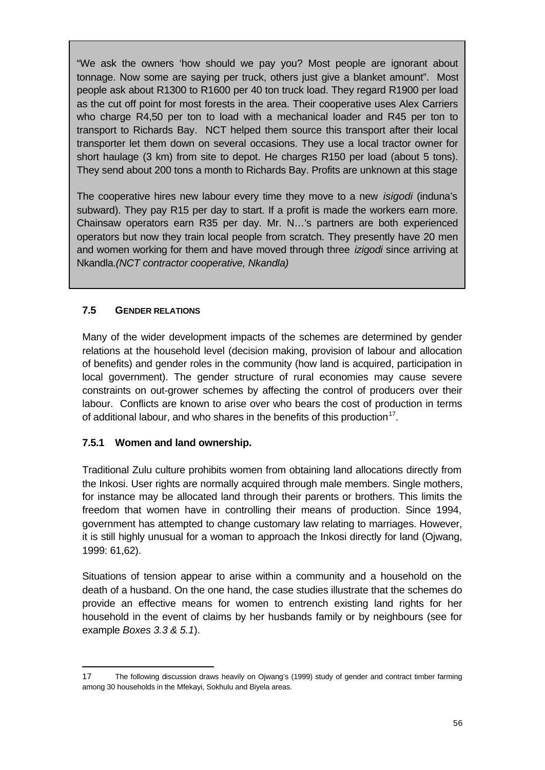"We ask the owners 'how should we pay you? Most people are ignorant about tonnage. Now some are saying per truck, others just give a blanket amount". Most people ask about R1300 to R1600 per 40 ton truck load. They regard R1900 per load as the cut off point for most forests in the area. Their cooperative uses Alex Carriers who charge R4,50 per ton to load with a mechanical loader and R45 per ton to transport to Richards Bay. NCT helped them source this transport after their local transporter let them down on several occasions. They use a local tractor owner for short haulage (3 km) from site to depot. He charges R150 per load (about 5 tons). They send about 200 tons a month to Richards Bay. Profits are unknown at this stage

The cooperative hires new labour every time they move to a new *isigodi* (induna's subward). They pay R15 per day to start. If a profit is made the workers earn more. Chainsaw operators earn R35 per day. Mr. N…'s partners are both experienced operators but now they train local people from scratch. They presently have 20 men and women working for them and have moved through three *izigodi* since arriving at Nkandla.*(NCT contractor cooperative, Nkandla)*

### 7.5 GENDER RELATIONS

Many of the wider development impacts of the schemes are determined by gender relations at the household level (decision making, provision of labour and allocation of benefits) and gender roles in the community (how land is acquired, participation in local government). The gender structure of rural economies may cause severe constraints on out-grower schemes by affecting the control of producers over their labour. Conflicts are known to arise over who bears the cost of production in terms of additional labour, and who shares in the benefits of this production[17].

#### 7.5.1 Women and land ownership.

Traditional Zulu culture prohibits women from obtaining land allocations directly from the Inkosi. User rights are normally acquired through male members. Single mothers, for instance may be allocated land through their parents or brothers. This limits the freedom that women have in controlling their means of production. Since 1994, government has attempted to change customary law relating to marriages. However, it is still highly unusual for a woman to approach the Inkosi directly for land (Ojwang, 1999: 61,62).

Situations of tension appear to arise within a community and a household on the death of a husband. On the one hand, the case studies illustrate that the schemes do provide an effective means for women to entrench existing land rights for her household in the event of claims by her husbands family or by neighbours (see for example *Boxes 3.3 & 5.1*).

---

17 The following discussion draws heavily on Ojwang's (1999) study of gender and contract timber farming among 30 households in the Mfekayi, Sokhulu and Biyela areas.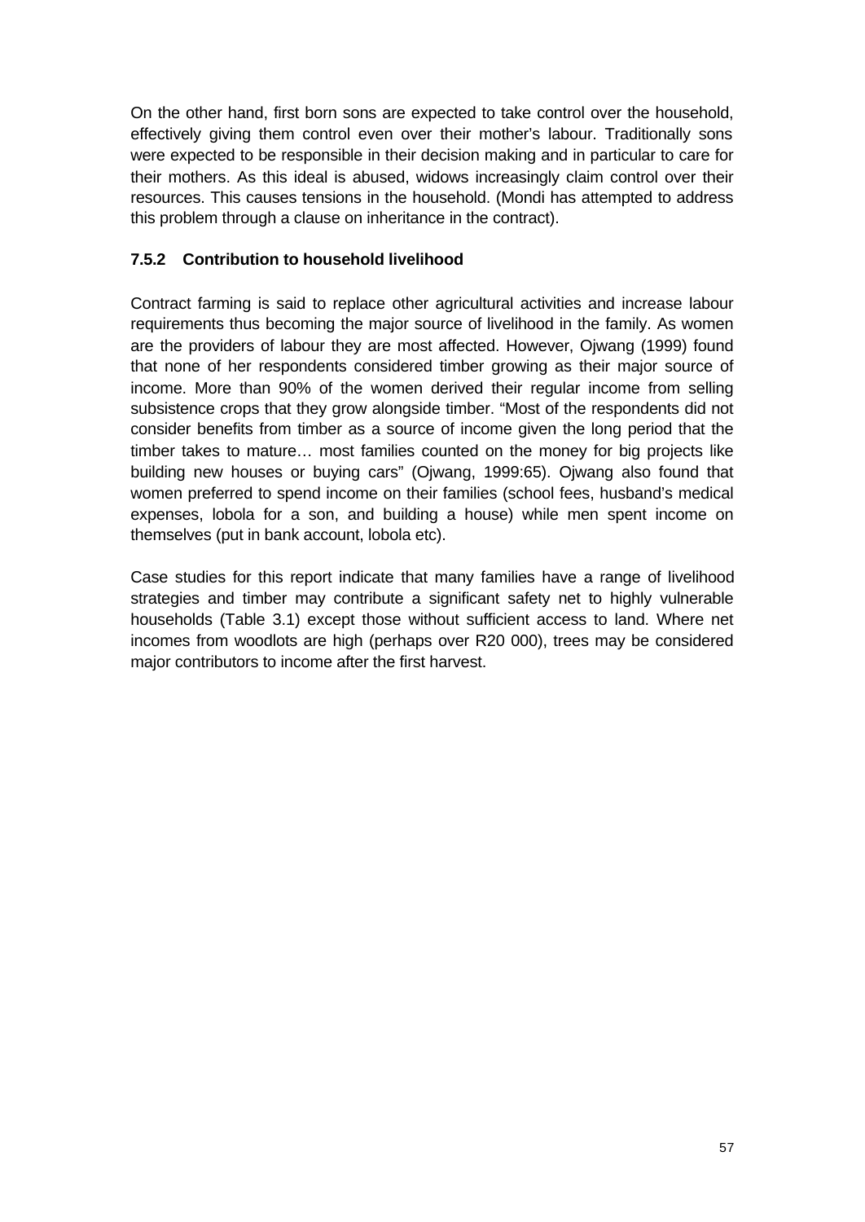On the other hand, first born sons are expected to take control over the household, effectively giving them control even over their mother's labour. Traditionally sons were expected to be responsible in their decision making and in particular to care for their mothers. As this ideal is abused, widows increasingly claim control over their resources. This causes tensions in the household. (Mondi has attempted to address this problem through a clause on inheritance in the contract).

### 7.5.2 Contribution to household livelihood

Contract farming is said to replace other agricultural activities and increase labour requirements thus becoming the major source of livelihood in the family. As women are the providers of labour they are most affected. However, Ojwang (1999) found that none of her respondents considered timber growing as their major source of income. More than 90% of the women derived their regular income from selling subsistence crops that they grow alongside timber. "Most of the respondents did not consider benefits from timber as a source of income given the long period that the timber takes to mature… most families counted on the money for big projects like building new houses or buying cars" (Ojwang, 1999:65). Ojwang also found that women preferred to spend income on their families (school fees, husband's medical expenses, lobola for a son, and building a house) while men spent income on themselves (put in bank account, lobola etc).

Case studies for this report indicate that many families have a range of livelihood strategies and timber may contribute a significant safety net to highly vulnerable households (Table 3.1) except those without sufficient access to land. Where net incomes from woodlots are high (perhaps over R20 000), trees may be considered major contributors to income after the first harvest.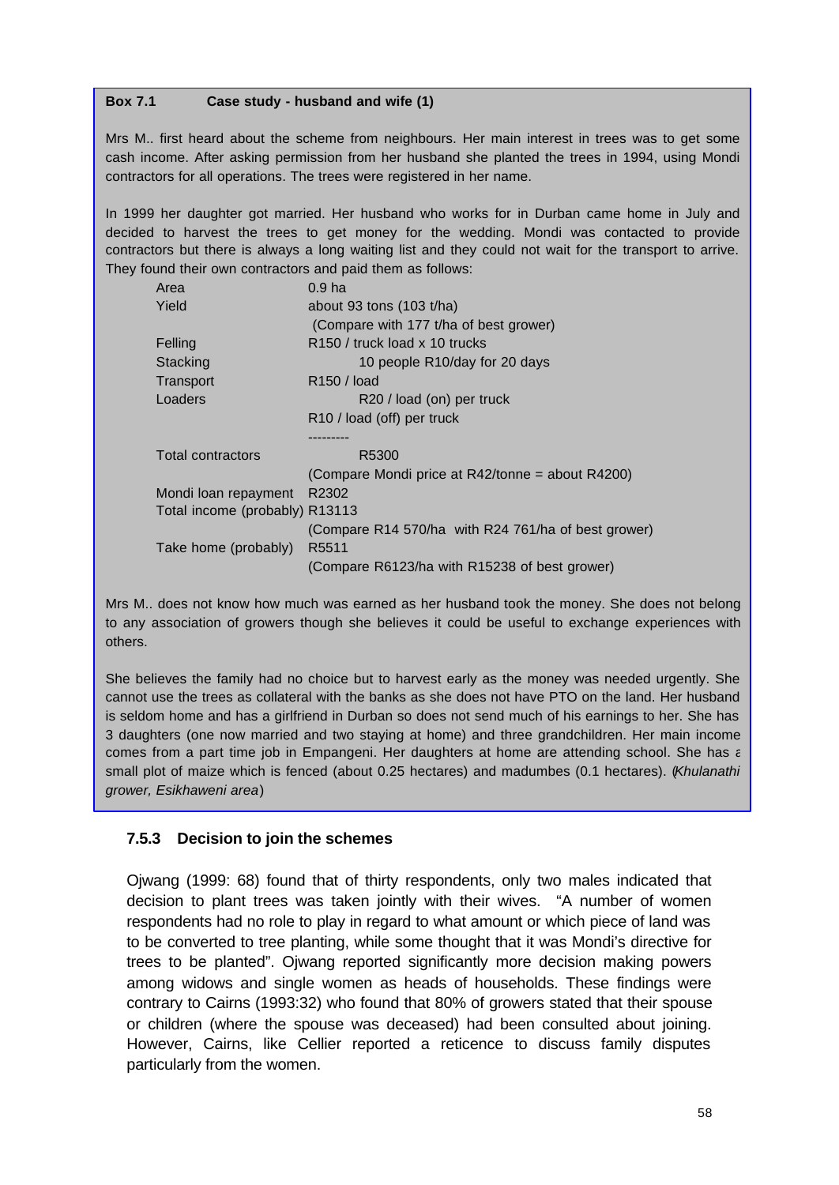**Box 7.1 Case study - husband and wife (1)**

Mrs M.. first heard about the scheme from neighbours. Her main interest in trees was to get some cash income. After asking permission from her husband she planted the trees in 1994, using Mondi contractors for all operations. The trees were registered in her name.

In 1999 her daughter got married. Her husband who works for in Durban came home in July and decided to harvest the trees to get money for the wedding. Mondi was contacted to provide contractors but there is always a long waiting list and they could not wait for the transport to arrive. They found their own contractors and paid them as follows:

| | |
|---|---|
| Area | 0.9 ha |
| Yield | about 93 tons (103 t/ha) |
| | (Compare with 177 t/ha of best grower) |
| Felling | R150 / truck load x 10 trucks |
| Stacking | 10 people R10/day for 20 days |
| Transport | R150 / load |
| Loaders | R20 / load (on) per truck |
| | R10 / load (off) per truck |
| | --------- |
| Total contractors | R5300 |
| | (Compare Mondi price at R42/tonne = about R4200) |
| Mondi loan repayment | R2302 |
| Total income (probably) | R13113 |
| | (Compare R14 570/ha with R24 761/ha of best grower) |
| Take home (probably) | R5511 |
| | (Compare R6123/ha with R15238 of best grower) |

Mrs M.. does not know how much was earned as her husband took the money. She does not belong to any association of growers though she believes it could be useful to exchange experiences with others.

She believes the family had no choice but to harvest early as the money was needed urgently. She cannot use the trees as collateral with the banks as she does not have PTO on the land. Her husband is seldom home and has a girlfriend in Durban so does not send much of his earnings to her. She has 3 daughters (one now married and two staying at home) and three grandchildren. Her main income comes from a part time job in Empangeni. Her daughters at home are attending school. She has a small plot of maize which is fenced (about 0.25 hectares) and madumbes (0.1 hectares). (*Khulanathi grower, Esikhaweni area*)

### 7.5.3 Decision to join the schemes

Ojwang (1999: 68) found that of thirty respondents, only two males indicated that decision to plant trees was taken jointly with their wives. "A number of women respondents had no role to play in regard to what amount or which piece of land was to be converted to tree planting, while some thought that it was Mondi's directive for trees to be planted". Ojwang reported significantly more decision making powers among widows and single women as heads of households. These findings were contrary to Cairns (1993:32) who found that 80% of growers stated that their spouse or children (where the spouse was deceased) had been consulted about joining. However, Cairns, like Cellier reported a reticence to discuss family disputes particularly from the women.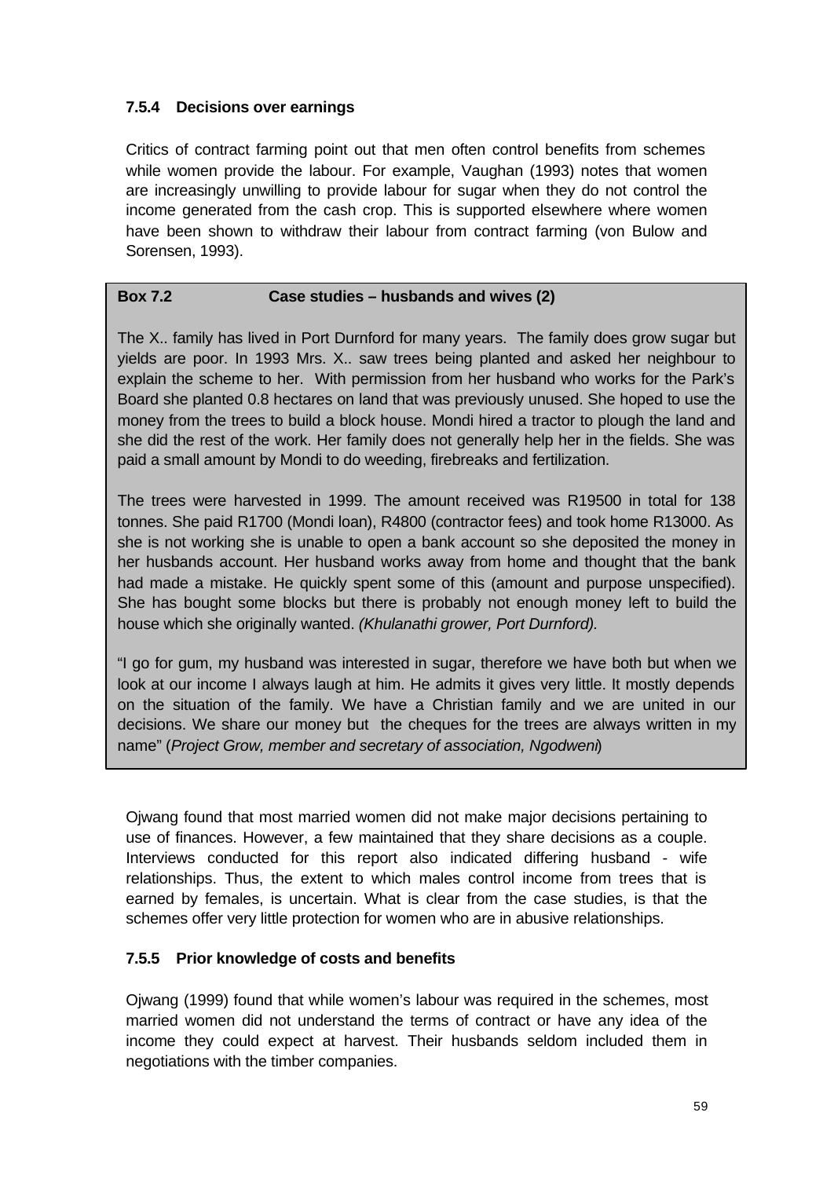### 7.5.4 Decisions over earnings

Critics of contract farming point out that men often control benefits from schemes while women provide the labour. For example, Vaughan (1993) notes that women are increasingly unwilling to provide labour for sugar when they do not control the income generated from the cash crop. This is supported elsewhere where women have been shown to withdraw their labour from contract farming (von Bulow and Sorensen, 1993).

> **Box 7.2 Case studies – husbands and wives (2)**
>
> The X.. family has lived in Port Durnford for many years. The family does grow sugar but yields are poor. In 1993 Mrs. X.. saw trees being planted and asked her neighbour to explain the scheme to her. With permission from her husband who works for the Park's Board she planted 0.8 hectares on land that was previously unused. She hoped to use the money from the trees to build a block house. Mondi hired a tractor to plough the land and she did the rest of the work. Her family does not generally help her in the fields. She was paid a small amount by Mondi to do weeding, firebreaks and fertilization.
>
> The trees were harvested in 1999. The amount received was R19500 in total for 138 tonnes. She paid R1700 (Mondi loan), R4800 (contractor fees) and took home R13000. As she is not working she is unable to open a bank account so she deposited the money in her husbands account. Her husband works away from home and thought that the bank had made a mistake. He quickly spent some of this (amount and purpose unspecified). She has bought some blocks but there is probably not enough money left to build the house which she originally wanted. *(Khulanathi grower, Port Durnford).*
>
> "I go for gum, my husband was interested in sugar, therefore we have both but when we look at our income I always laugh at him. He admits it gives very little. It mostly depends on the situation of the family. We have a Christian family and we are united in our decisions. We share our money but the cheques for the trees are always written in my name" (*Project Grow, member and secretary of association, Ngodweni*)

Ojwang found that most married women did not make major decisions pertaining to use of finances. However, a few maintained that they share decisions as a couple. Interviews conducted for this report also indicated differing husband - wife relationships. Thus, the extent to which males control income from trees that is earned by females, is uncertain. What is clear from the case studies, is that the schemes offer very little protection for women who are in abusive relationships.

### 7.5.5 Prior knowledge of costs and benefits

Ojwang (1999) found that while women's labour was required in the schemes, most married women did not understand the terms of contract or have any idea of the income they could expect at harvest. Their husbands seldom included them in negotiations with the timber companies.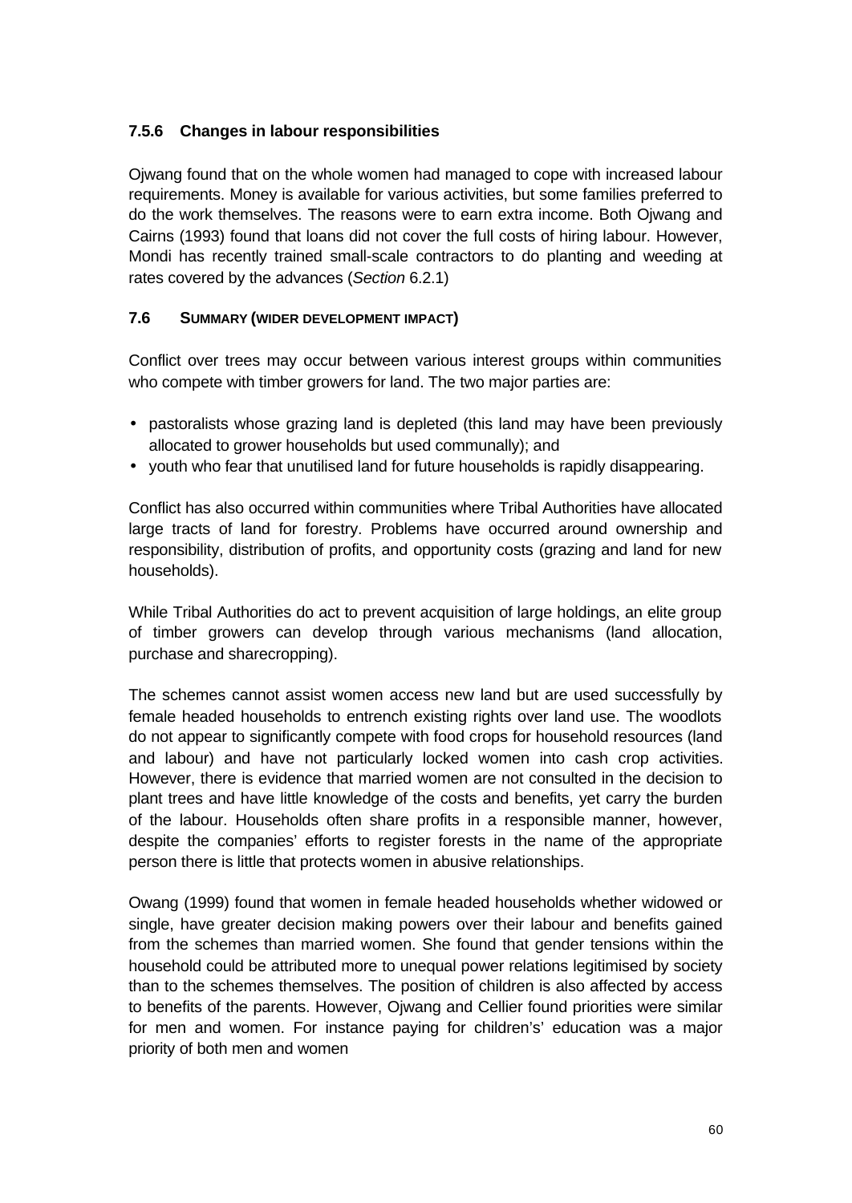### 7.5.6 Changes in labour responsibilities

Ojwang found that on the whole women had managed to cope with increased labour requirements. Money is available for various activities, but some families preferred to do the work themselves. The reasons were to earn extra income. Both Ojwang and Cairns (1993) found that loans did not cover the full costs of hiring labour. However, Mondi has recently trained small-scale contractors to do planting and weeding at rates covered by the advances (*Section* 6.2.1)

## 7.6 Summary (wider development impact)

Conflict over trees may occur between various interest groups within communities who compete with timber growers for land. The two major parties are:

- pastoralists whose grazing land is depleted (this land may have been previously allocated to grower households but used communally); and
- youth who fear that unutilised land for future households is rapidly disappearing.

Conflict has also occurred within communities where Tribal Authorities have allocated large tracts of land for forestry. Problems have occurred around ownership and responsibility, distribution of profits, and opportunity costs (grazing and land for new households).

While Tribal Authorities do act to prevent acquisition of large holdings, an elite group of timber growers can develop through various mechanisms (land allocation, purchase and sharecropping).

The schemes cannot assist women access new land but are used successfully by female headed households to entrench existing rights over land use. The woodlots do not appear to significantly compete with food crops for household resources (land and labour) and have not particularly locked women into cash crop activities. However, there is evidence that married women are not consulted in the decision to plant trees and have little knowledge of the costs and benefits, yet carry the burden of the labour. Households often share profits in a responsible manner, however, despite the companies' efforts to register forests in the name of the appropriate person there is little that protects women in abusive relationships.

Owang (1999) found that women in female headed households whether widowed or single, have greater decision making powers over their labour and benefits gained from the schemes than married women. She found that gender tensions within the household could be attributed more to unequal power relations legitimised by society than to the schemes themselves. The position of children is also affected by access to benefits of the parents. However, Ojwang and Cellier found priorities were similar for men and women. For instance paying for children's' education was a major priority of both men and women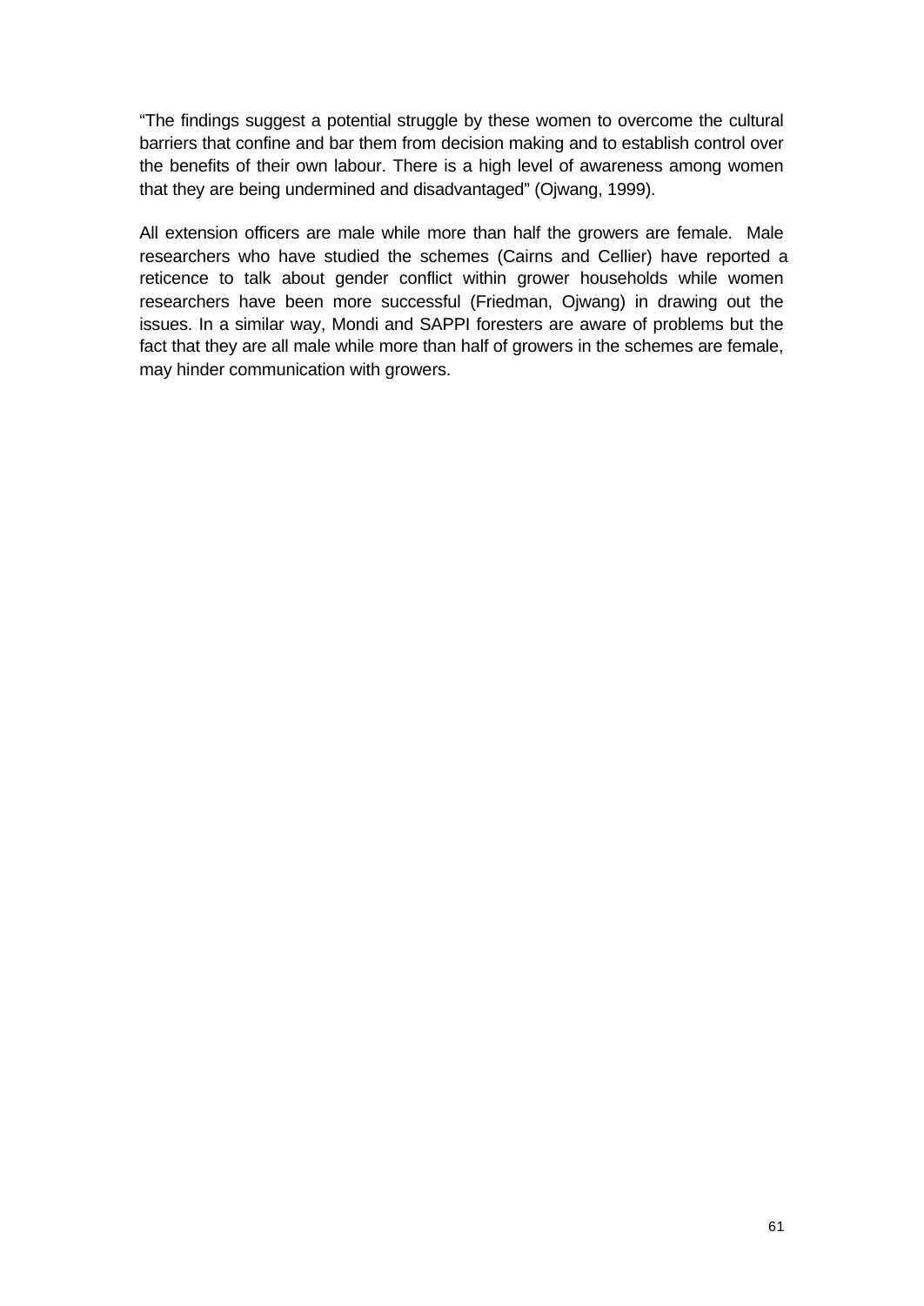"The findings suggest a potential struggle by these women to overcome the cultural barriers that confine and bar them from decision making and to establish control over the benefits of their own labour. There is a high level of awareness among women that they are being undermined and disadvantaged" (Ojwang, 1999).

All extension officers are male while more than half the growers are female. Male researchers who have studied the schemes (Cairns and Cellier) have reported a reticence to talk about gender conflict within grower households while women researchers have been more successful (Friedman, Ojwang) in drawing out the issues. In a similar way, Mondi and SAPPI foresters are aware of problems but the fact that they are all male while more than half of growers in the schemes are female, may hinder communication with growers.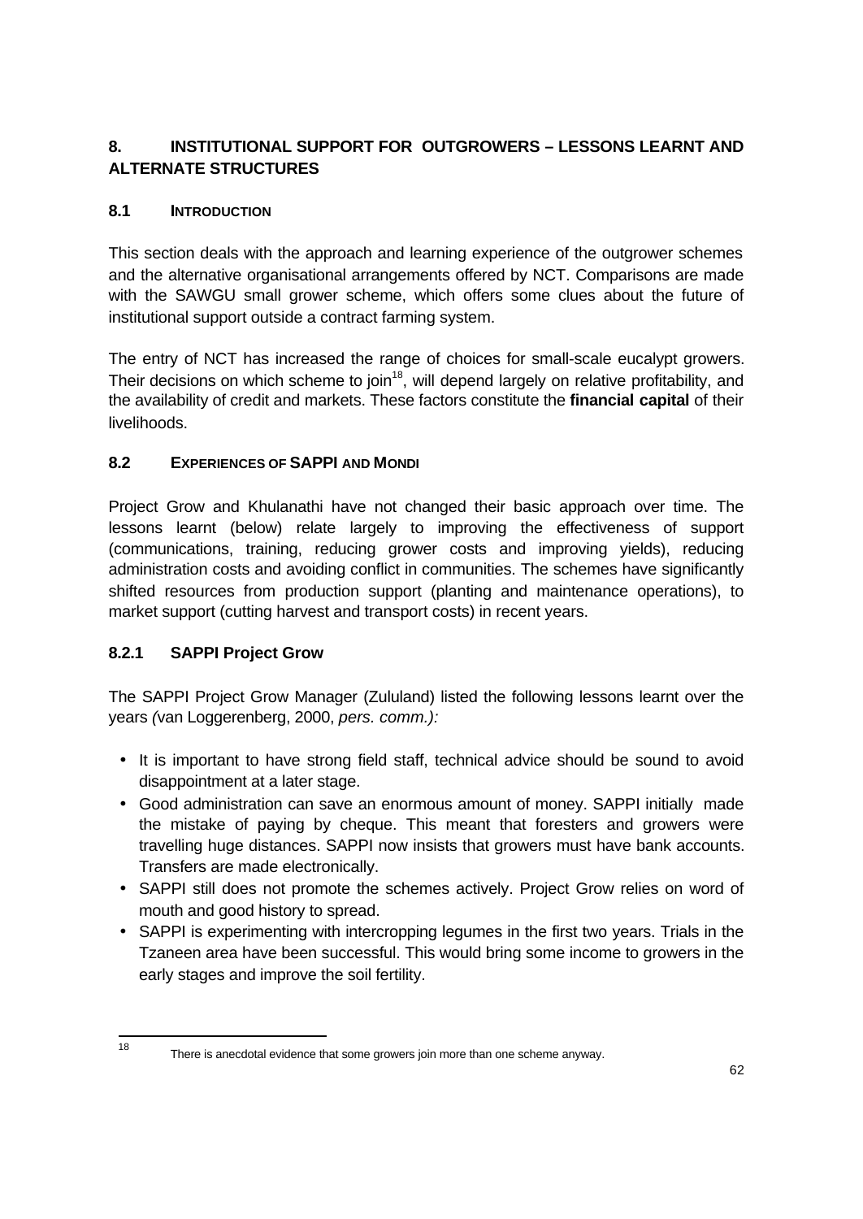## 8. INSTITUTIONAL SUPPORT FOR OUTGROWERS – LESSONS LEARNT AND ALTERNATE STRUCTURES

### 8.1 INTRODUCTION

This section deals with the approach and learning experience of the outgrower schemes and the alternative organisational arrangements offered by NCT. Comparisons are made with the SAWGU small grower scheme, which offers some clues about the future of institutional support outside a contract farming system.

The entry of NCT has increased the range of choices for small-scale eucalypt growers. Their decisions on which scheme to join[18], will depend largely on relative profitability, and the availability of credit and markets. These factors constitute the **financial capital** of their livelihoods.

### 8.2 EXPERIENCES OF SAPPI AND MONDI

Project Grow and Khulanathi have not changed their basic approach over time. The lessons learnt (below) relate largely to improving the effectiveness of support (communications, training, reducing grower costs and improving yields), reducing administration costs and avoiding conflict in communities. The schemes have significantly shifted resources from production support (planting and maintenance operations), to market support (cutting harvest and transport costs) in recent years.

#### 8.2.1 SAPPI Project Grow

The SAPPI Project Grow Manager (Zululand) listed the following lessons learnt over the years *(*van Loggerenberg, 2000, *pers. comm.):*

- It is important to have strong field staff, technical advice should be sound to avoid disappointment at a later stage.
- Good administration can save an enormous amount of money. SAPPI initially made the mistake of paying by cheque. This meant that foresters and growers were travelling huge distances. SAPPI now insists that growers must have bank accounts. Transfers are made electronically.
- SAPPI still does not promote the schemes actively. Project Grow relies on word of mouth and good history to spread.
- SAPPI is experimenting with intercropping legumes in the first two years. Trials in the Tzaneen area have been successful. This would bring some income to growers in the early stages and improve the soil fertility.

---

[18] There is anecdotal evidence that some growers join more than one scheme anyway.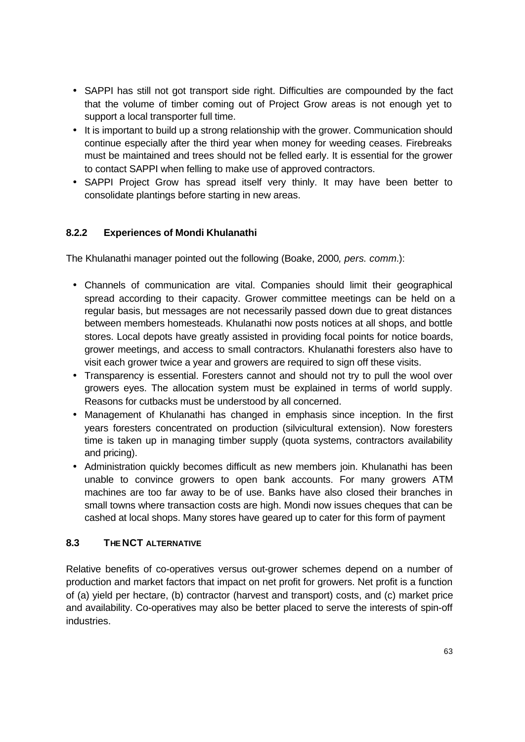- SAPPI has still not got transport side right. Difficulties are compounded by the fact that the volume of timber coming out of Project Grow areas is not enough yet to support a local transporter full time.
- It is important to build up a strong relationship with the grower. Communication should continue especially after the third year when money for weeding ceases. Firebreaks must be maintained and trees should not be felled early. It is essential for the grower to contact SAPPI when felling to make use of approved contractors.
- SAPPI Project Grow has spread itself very thinly. It may have been better to consolidate plantings before starting in new areas.

### 8.2.2 Experiences of Mondi Khulanathi

The Khulanathi manager pointed out the following (Boake, 2000*, pers. comm.*):

- Channels of communication are vital. Companies should limit their geographical spread according to their capacity. Grower committee meetings can be held on a regular basis, but messages are not necessarily passed down due to great distances between members homesteads. Khulanathi now posts notices at all shops, and bottle stores. Local depots have greatly assisted in providing focal points for notice boards, grower meetings, and access to small contractors. Khulanathi foresters also have to visit each grower twice a year and growers are required to sign off these visits.
- Transparency is essential. Foresters cannot and should not try to pull the wool over growers eyes. The allocation system must be explained in terms of world supply. Reasons for cutbacks must be understood by all concerned.
- Management of Khulanathi has changed in emphasis since inception. In the first years foresters concentrated on production (silvicultural extension). Now foresters time is taken up in managing timber supply (quota systems, contractors availability and pricing).
- Administration quickly becomes difficult as new members join. Khulanathi has been unable to convince growers to open bank accounts. For many growers ATM machines are too far away to be of use. Banks have also closed their branches in small towns where transaction costs are high. Mondi now issues cheques that can be cashed at local shops. Many stores have geared up to cater for this form of payment

## 8.3 THE NCT ALTERNATIVE

Relative benefits of co-operatives versus out-grower schemes depend on a number of production and market factors that impact on net profit for growers. Net profit is a function of (a) yield per hectare, (b) contractor (harvest and transport) costs, and (c) market price and availability. Co-operatives may also be better placed to serve the interests of spin-off industries.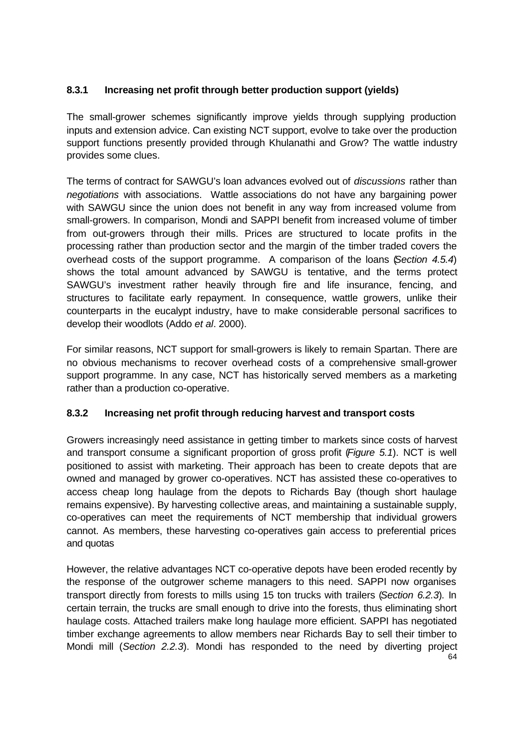### 8.3.1 Increasing net profit through better production support (yields)

The small-grower schemes significantly improve yields through supplying production inputs and extension advice. Can existing NCT support, evolve to take over the production support functions presently provided through Khulanathi and Grow? The wattle industry provides some clues.

The terms of contract for SAWGU's loan advances evolved out of *discussions* rather than *negotiations* with associations. Wattle associations do not have any bargaining power with SAWGU since the union does not benefit in any way from increased volume from small-growers. In comparison, Mondi and SAPPI benefit from increased volume of timber from out-growers through their mills. Prices are structured to locate profits in the processing rather than production sector and the margin of the timber traded covers the overhead costs of the support programme. A comparison of the loans (*Section 4.5.4*) shows the total amount advanced by SAWGU is tentative, and the terms protect SAWGU's investment rather heavily through fire and life insurance, fencing, and structures to facilitate early repayment. In consequence, wattle growers, unlike their counterparts in the eucalypt industry, have to make considerable personal sacrifices to develop their woodlots (Addo *et al*. 2000).

For similar reasons, NCT support for small-growers is likely to remain Spartan. There are no obvious mechanisms to recover overhead costs of a comprehensive small-grower support programme. In any case, NCT has historically served members as a marketing rather than a production co-operative.

### 8.3.2 Increasing net profit through reducing harvest and transport costs

Growers increasingly need assistance in getting timber to markets since costs of harvest and transport consume a significant proportion of gross profit (*Figure 5.1*). NCT is well positioned to assist with marketing. Their approach has been to create depots that are owned and managed by grower co-operatives. NCT has assisted these co-operatives to access cheap long haulage from the depots to Richards Bay (though short haulage remains expensive). By harvesting collective areas, and maintaining a sustainable supply, co-operatives can meet the requirements of NCT membership that individual growers cannot. As members, these harvesting co-operatives gain access to preferential prices and quotas

However, the relative advantages NCT co-operative depots have been eroded recently by the response of the outgrower scheme managers to this need. SAPPI now organises transport directly from forests to mills using 15 ton trucks with trailers (*Section 6.2.3*). In certain terrain, the trucks are small enough to drive into the forests, thus eliminating short haulage costs. Attached trailers make long haulage more efficient. SAPPI has negotiated timber exchange agreements to allow members near Richards Bay to sell their timber to Mondi mill (*Section 2.2.3*). Mondi has responded to the need by diverting project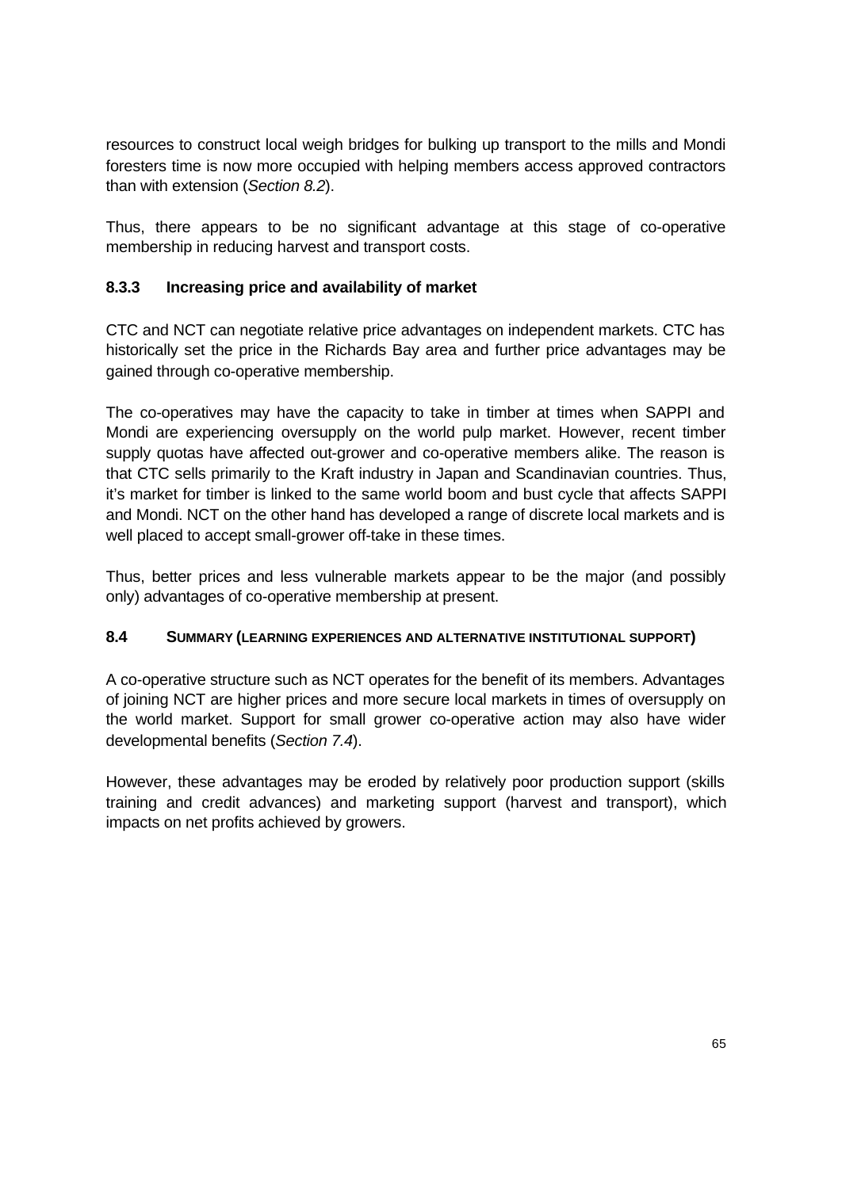resources to construct local weigh bridges for bulking up transport to the mills and Mondi foresters time is now more occupied with helping members access approved contractors than with extension (*Section 8.2*).

Thus, there appears to be no significant advantage at this stage of co-operative membership in reducing harvest and transport costs.

### 8.3.3 Increasing price and availability of market

CTC and NCT can negotiate relative price advantages on independent markets. CTC has historically set the price in the Richards Bay area and further price advantages may be gained through co-operative membership.

The co-operatives may have the capacity to take in timber at times when SAPPI and Mondi are experiencing oversupply on the world pulp market. However, recent timber supply quotas have affected out-grower and co-operative members alike. The reason is that CTC sells primarily to the Kraft industry in Japan and Scandinavian countries. Thus, it's market for timber is linked to the same world boom and bust cycle that affects SAPPI and Mondi. NCT on the other hand has developed a range of discrete local markets and is well placed to accept small-grower off-take in these times.

Thus, better prices and less vulnerable markets appear to be the major (and possibly only) advantages of co-operative membership at present.

## 8.4 Summary (learning experiences and alternative institutional support)

A co-operative structure such as NCT operates for the benefit of its members. Advantages of joining NCT are higher prices and more secure local markets in times of oversupply on the world market. Support for small grower co-operative action may also have wider developmental benefits (*Section 7.4*).

However, these advantages may be eroded by relatively poor production support (skills training and credit advances) and marketing support (harvest and transport), which impacts on net profits achieved by growers.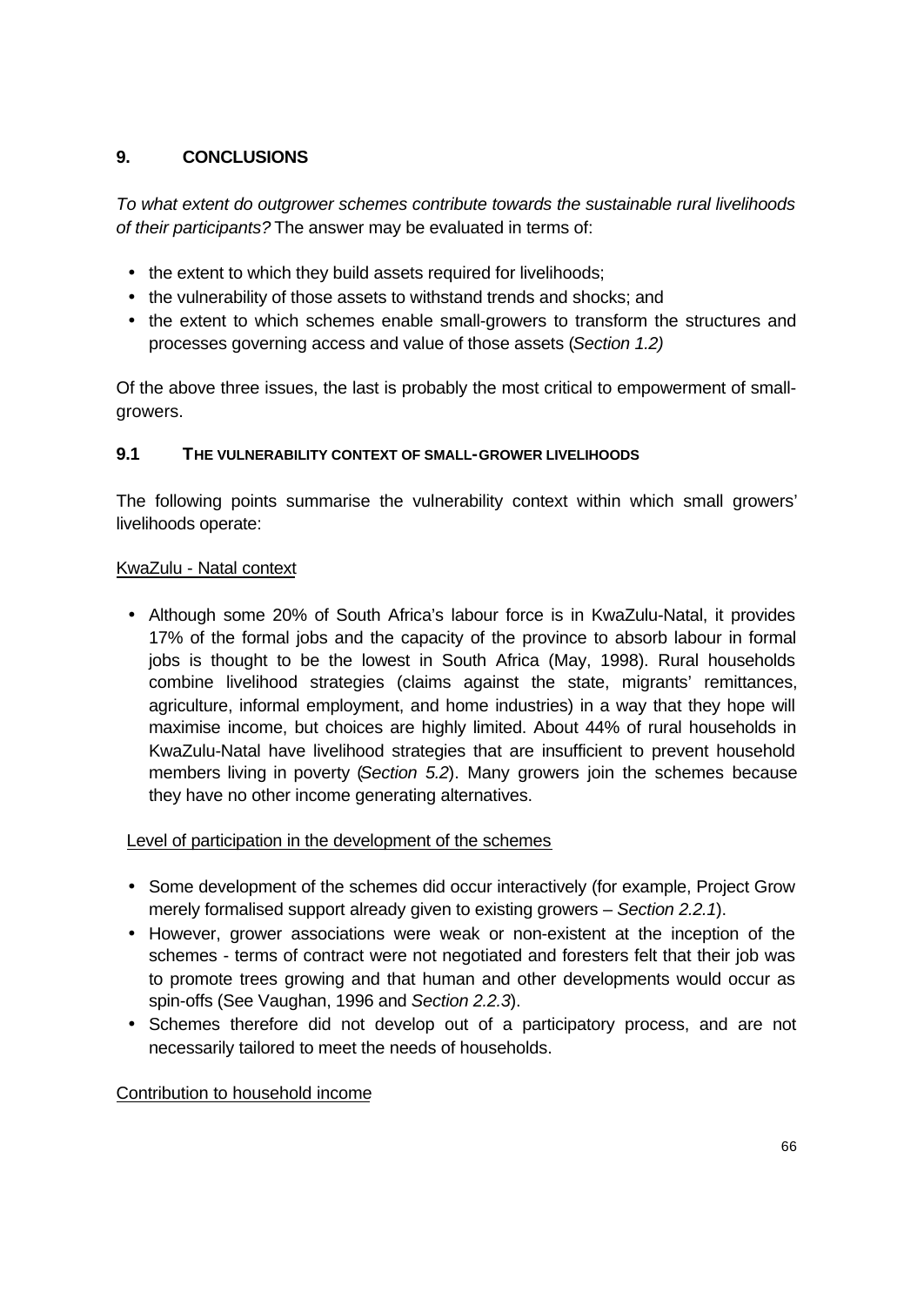# 9. CONCLUSIONS

*To what extent do outgrower schemes contribute towards the sustainable rural livelihoods of their participants?* The answer may be evaluated in terms of:

- the extent to which they build assets required for livelihoods;
- the vulnerability of those assets to withstand trends and shocks; and
- the extent to which schemes enable small-growers to transform the structures and processes governing access and value of those assets (*Section 1.2)*

Of the above three issues, the last is probably the most critical to empowerment of small-growers.

## 9.1 THE VULNERABILITY CONTEXT OF SMALL-GROWER LIVELIHOODS

The following points summarise the vulnerability context within which small growers' livelihoods operate:

KwaZulu - Natal context

- Although some 20% of South Africa's labour force is in KwaZulu-Natal, it provides 17% of the formal jobs and the capacity of the province to absorb labour in formal jobs is thought to be the lowest in South Africa (May, 1998). Rural households combine livelihood strategies (claims against the state, migrants' remittances, agriculture, informal employment, and home industries) in a way that they hope will maximise income, but choices are highly limited. About 44% of rural households in KwaZulu-Natal have livelihood strategies that are insufficient to prevent household members living in poverty (*Section 5.2*). Many growers join the schemes because they have no other income generating alternatives.

Level of participation in the development of the schemes

- Some development of the schemes did occur interactively (for example, Project Grow merely formalised support already given to existing growers – *Section 2.2.1*).
- However, grower associations were weak or non-existent at the inception of the schemes - terms of contract were not negotiated and foresters felt that their job was to promote trees growing and that human and other developments would occur as spin-offs (See Vaughan, 1996 and *Section 2.2.3*).
- Schemes therefore did not develop out of a participatory process, and are not necessarily tailored to meet the needs of households.

Contribution to household income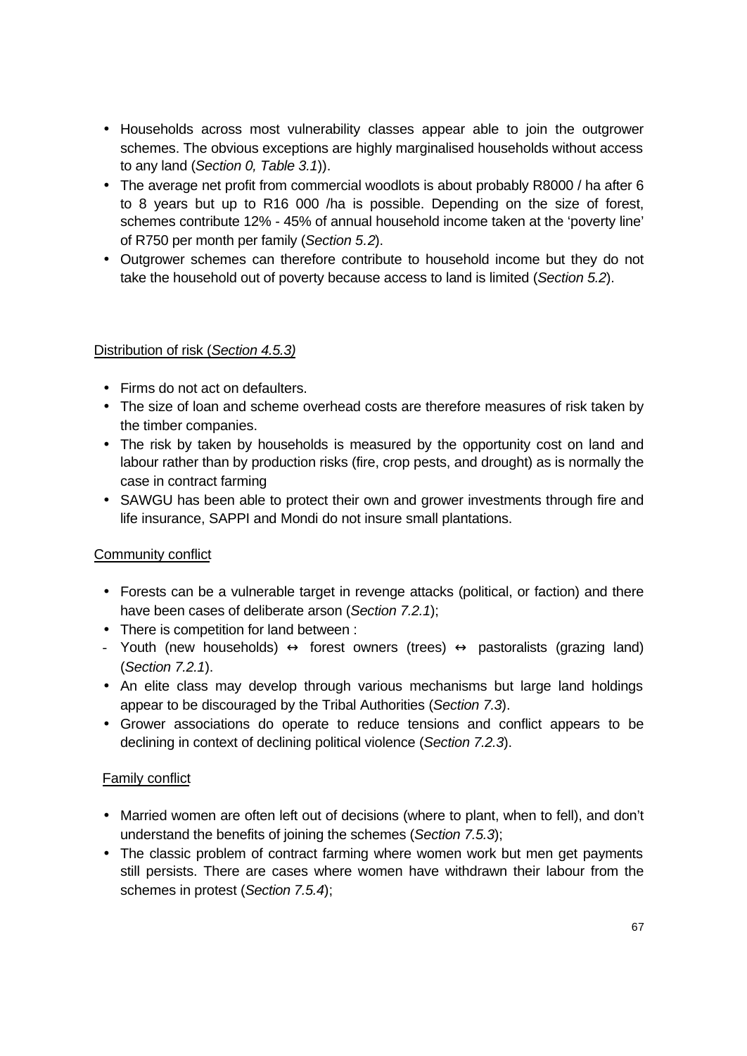- Households across most vulnerability classes appear able to join the outgrower schemes. The obvious exceptions are highly marginalised households without access to any land (*Section 0, Table 3.1*)).
- The average net profit from commercial woodlots is about probably R8000 / ha after 6 to 8 years but up to R16 000 /ha is possible. Depending on the size of forest, schemes contribute 12% - 45% of annual household income taken at the 'poverty line' of R750 per month per family (*Section 5.2*).
- Outgrower schemes can therefore contribute to household income but they do not take the household out of poverty because access to land is limited (*Section 5.2*).

Distribution of risk (*Section 4.5.3)*

- Firms do not act on defaulters.
- The size of loan and scheme overhead costs are therefore measures of risk taken by the timber companies.
- The risk by taken by households is measured by the opportunity cost on land and labour rather than by production risks (fire, crop pests, and drought) as is normally the case in contract farming
- SAWGU has been able to protect their own and grower investments through fire and life insurance, SAPPI and Mondi do not insure small plantations.

Community conflict

- Forests can be a vulnerable target in revenge attacks (political, or faction) and there have been cases of deliberate arson (*Section 7.2.1*);
- There is competition for land between :
- Youth (new households) ↔ forest owners (trees) ↔ pastoralists (grazing land) (*Section 7.2.1*).
- An elite class may develop through various mechanisms but large land holdings appear to be discouraged by the Tribal Authorities (*Section 7.3*).
- Grower associations do operate to reduce tensions and conflict appears to be declining in context of declining political violence (*Section 7.2.3*).

Family conflict

- Married women are often left out of decisions (where to plant, when to fell), and don't understand the benefits of joining the schemes (*Section 7.5.3*);
- The classic problem of contract farming where women work but men get payments still persists. There are cases where women have withdrawn their labour from the schemes in protest (*Section 7.5.4*);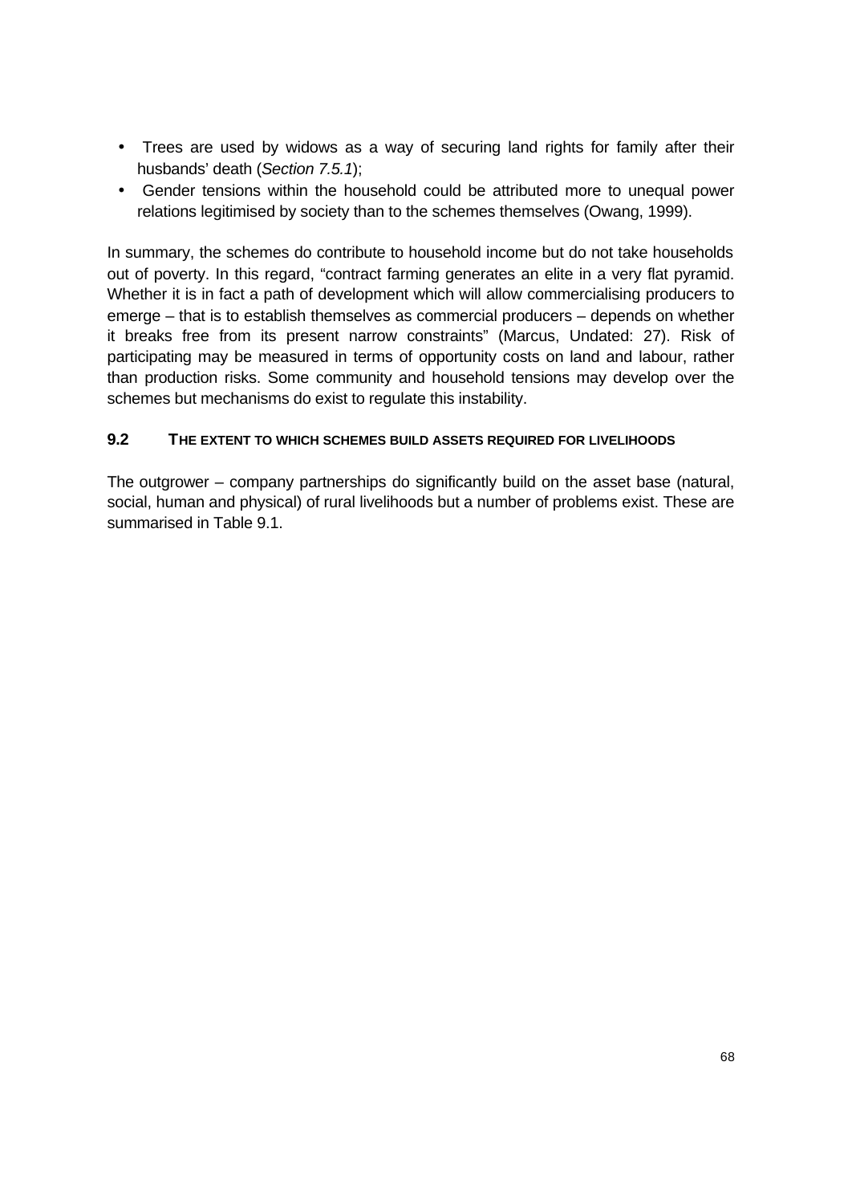- Trees are used by widows as a way of securing land rights for family after their husbands' death (*Section 7.5.1*);
- Gender tensions within the household could be attributed more to unequal power relations legitimised by society than to the schemes themselves (Owang, 1999).

In summary, the schemes do contribute to household income but do not take households out of poverty. In this regard, "contract farming generates an elite in a very flat pyramid. Whether it is in fact a path of development which will allow commercialising producers to emerge – that is to establish themselves as commercial producers – depends on whether it breaks free from its present narrow constraints" (Marcus, Undated: 27). Risk of participating may be measured in terms of opportunity costs on land and labour, rather than production risks. Some community and household tensions may develop over the schemes but mechanisms do exist to regulate this instability.

### 9.2 THE EXTENT TO WHICH SCHEMES BUILD ASSETS REQUIRED FOR LIVELIHOODS

The outgrower – company partnerships do significantly build on the asset base (natural, social, human and physical) of rural livelihoods but a number of problems exist. These are summarised in Table 9.1.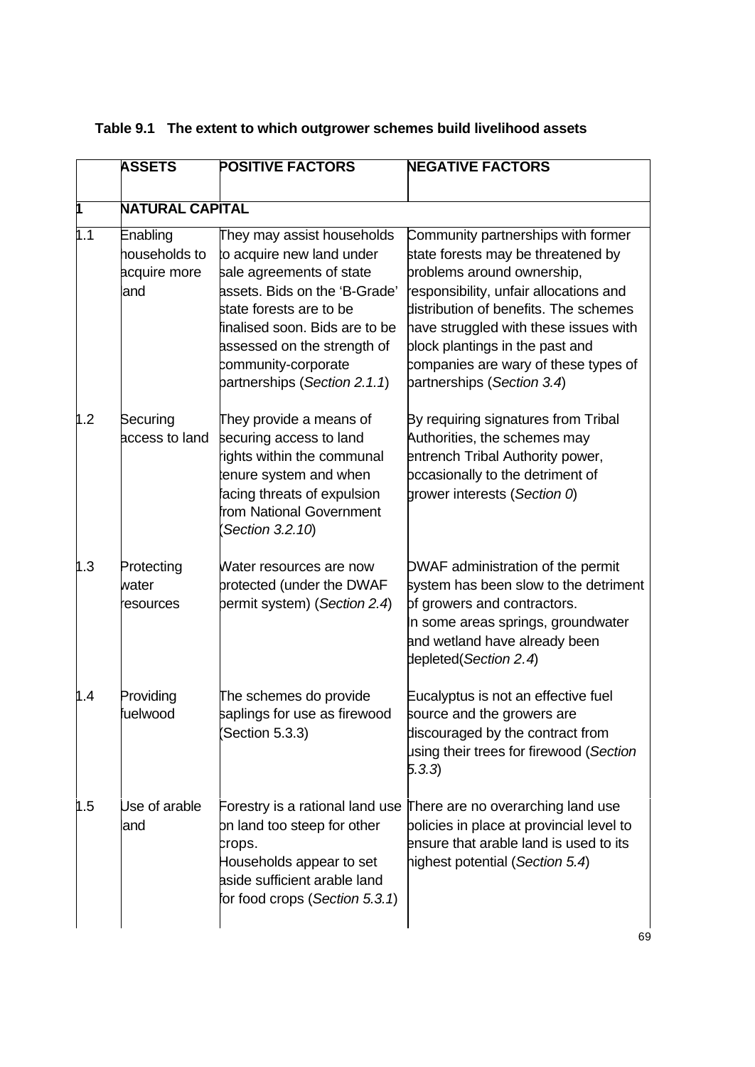**Table 9.1 The extent to which outgrower schemes build livelihood assets**

| | ASSETS | POSITIVE FACTORS | NEGATIVE FACTORS |
|---|---|---|---|
| **1** | **NATURAL CAPITAL** | | |
| 1.1 | Enabling households to acquire more land | They may assist households to acquire new land under sale agreements of state assets. Bids on the 'B-Grade' state forests are to be finalised soon. Bids are to be assessed on the strength of community-corporate partnerships (*Section 2.1.1*) | Community partnerships with former state forests may be threatened by problems around ownership, responsibility, unfair allocations and distribution of benefits. The schemes have struggled with these issues with block plantings in the past and companies are wary of these types of partnerships (*Section 3.4*) |
| 1.2 | Securing access to land | They provide a means of securing access to land rights within the communal tenure system and when facing threats of expulsion from National Government (*Section 3.2.10*) | By requiring signatures from Tribal Authorities, the schemes may entrench Tribal Authority power, occasionally to the detriment of grower interests (*Section 0*) |
| 1.3 | Protecting water resources | Water resources are now protected (under the DWAF permit system) (*Section 2.4*) | DWAF administration of the permit system has been slow to the detriment of growers and contractors. In some areas springs, groundwater and wetland have already been depleted(*Section 2.4*) |
| 1.4 | Providing fuelwood | The schemes do provide saplings for use as firewood (Section 5.3.3) | Eucalyptus is not an effective fuel source and the growers are discouraged by the contract from using their trees for firewood (*Section 5.3.3*) |
| 1.5 | Use of arable land | Forestry is a rational land use on land too steep for other crops. Households appear to set aside sufficient arable land for food crops (*Section 5.3.1*) | There are no overarching land use policies in place at provincial level to ensure that arable land is used to its highest potential (*Section 5.4*) |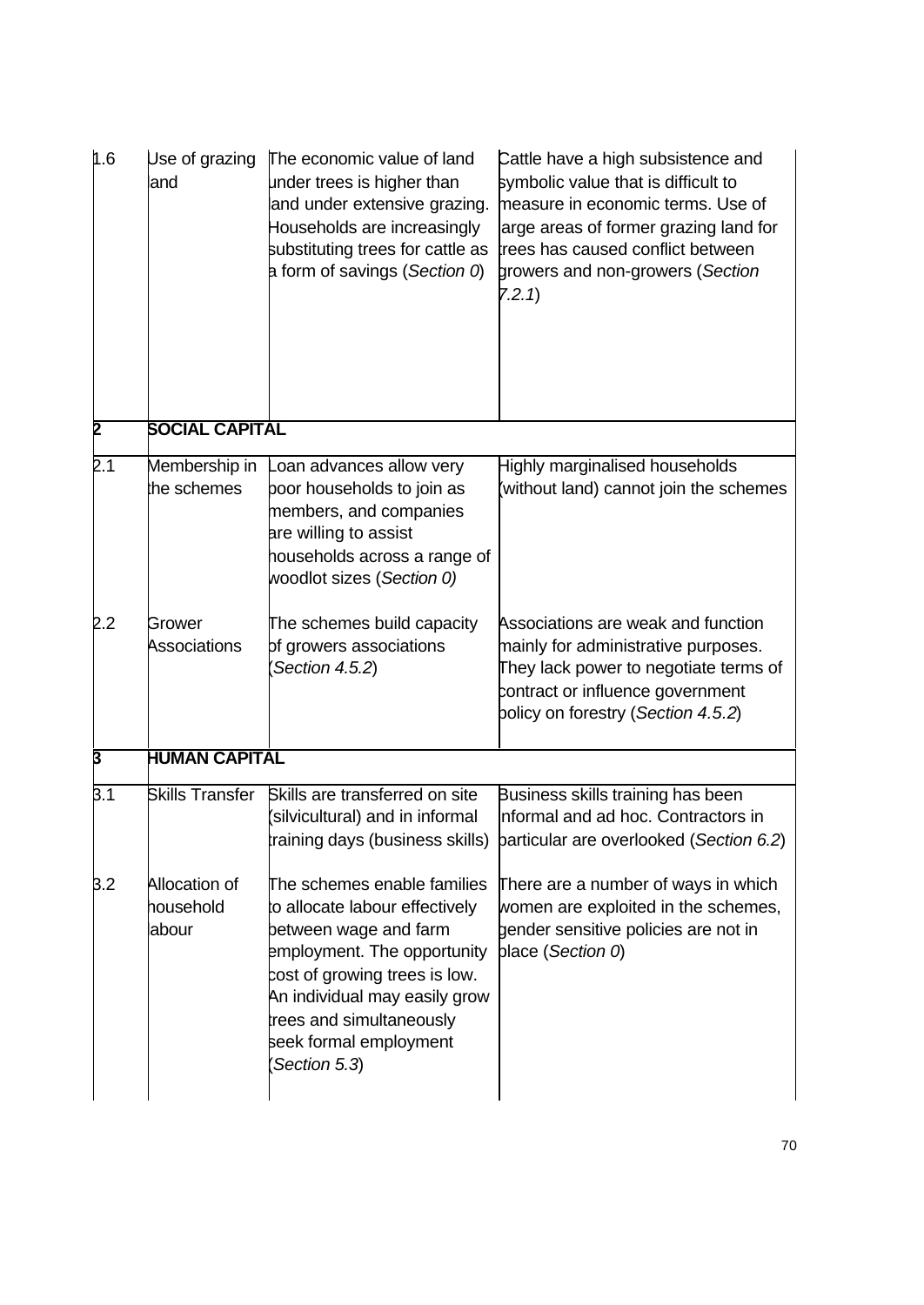| | | | |
|---|---|---|---|
| 1.6 | Use of grazing land | The economic value of land under trees is higher than land under extensive grazing. Households are increasingly substituting trees for cattle as a form of savings (*Section 0*) | Cattle have a high subsistence and symbolic value that is difficult to measure in economic terms. Use of large areas of former grazing land for trees has caused conflict between growers and non-growers (*Section 7.2.1*) |
| **2** | **SOCIAL CAPITAL** | | |
| 2.1 | Membership in the schemes | Loan advances allow very poor households to join as members, and companies are willing to assist households across a range of woodlot sizes (*Section 0)* | Highly marginalised households (without land) cannot join the schemes |
| 2.2 | Grower Associations | The schemes build capacity of growers associations (*Section 4.5.2*) | Associations are weak and function mainly for administrative purposes. They lack power to negotiate terms of contract or influence government policy on forestry (*Section 4.5.2*) |
| **3** | **HUMAN CAPITAL** | | |
| 3.1 | Skills Transfer | Skills are transferred on site (silvicultural) and in informal training days (business skills) | Business skills training has been informal and ad hoc. Contractors in particular are overlooked (*Section 6.2*) |
| 3.2 | Allocation of household labour | The schemes enable families to allocate labour effectively between wage and farm employment. The opportunity cost of growing trees is low. An individual may easily grow trees and simultaneously seek formal employment (*Section 5.3*) | There are a number of ways in which women are exploited in the schemes, gender sensitive policies are not in place (*Section 0*) |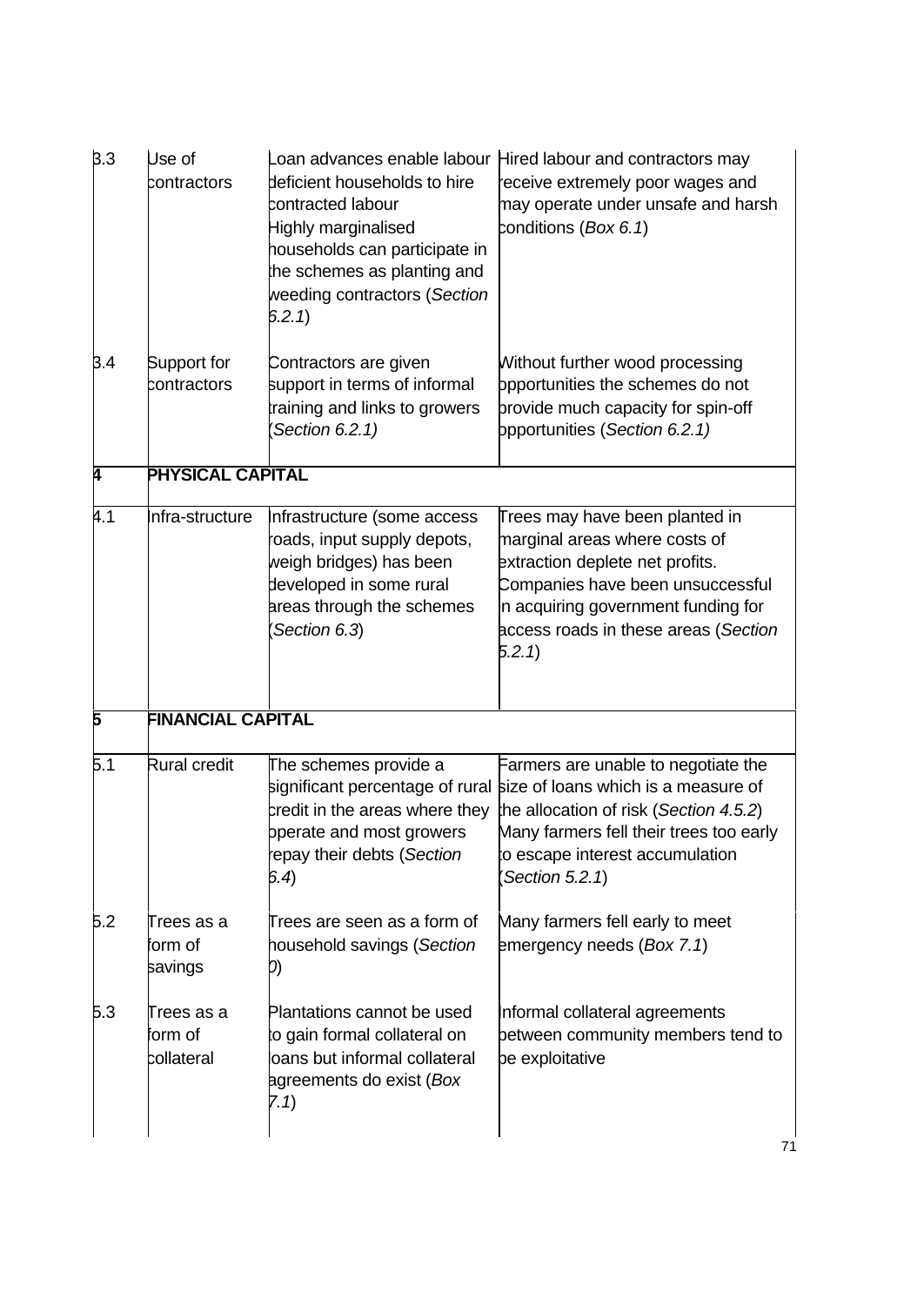| | | | |
|---|---|---|---|
| 3.3 | Use of contractors | Loan advances enable labour deficient households to hire contracted labour<br>Highly marginalised households can participate in the schemes as planting and weeding contractors (*Section 6.2.1*) | Hired labour and contractors may receive extremely poor wages and may operate under unsafe and harsh conditions (*Box 6.1*) |
| 3.4 | Support for contractors | Contractors are given support in terms of informal training and links to growers (*Section 6.2.1)* | Without further wood processing opportunities the schemes do not provide much capacity for spin-off opportunities (*Section 6.2.1)* |
| **4** | **PHYSICAL CAPITAL** | | |
| 4.1 | Infra-structure | Infrastructure (some access roads, input supply depots, weigh bridges) has been developed in some rural areas through the schemes (*Section 6.3*) | Trees may have been planted in marginal areas where costs of extraction deplete net profits. Companies have been unsuccessful in acquiring government funding for access roads in these areas (*Section 5.2.1*) |
| **5** | **FINANCIAL CAPITAL** | | |
| 5.1 | Rural credit | The schemes provide a significant percentage of rural credit in the areas where they operate and most growers repay their debts (*Section 6.4*) | Farmers are unable to negotiate the size of loans which is a measure of the allocation of risk (*Section 4.5.2*)<br>Many farmers fell their trees too early to escape interest accumulation (*Section 5.2.1*) |
| 5.2 | Trees as a form of savings | Trees are seen as a form of household savings (*Section 0*) | Many farmers fell early to meet emergency needs (*Box 7.1*) |
| 5.3 | Trees as a form of collateral | Plantations cannot be used to gain formal collateral on loans but informal collateral agreements do exist (*Box 7.1*) | Informal collateral agreements between community members tend to be exploitative |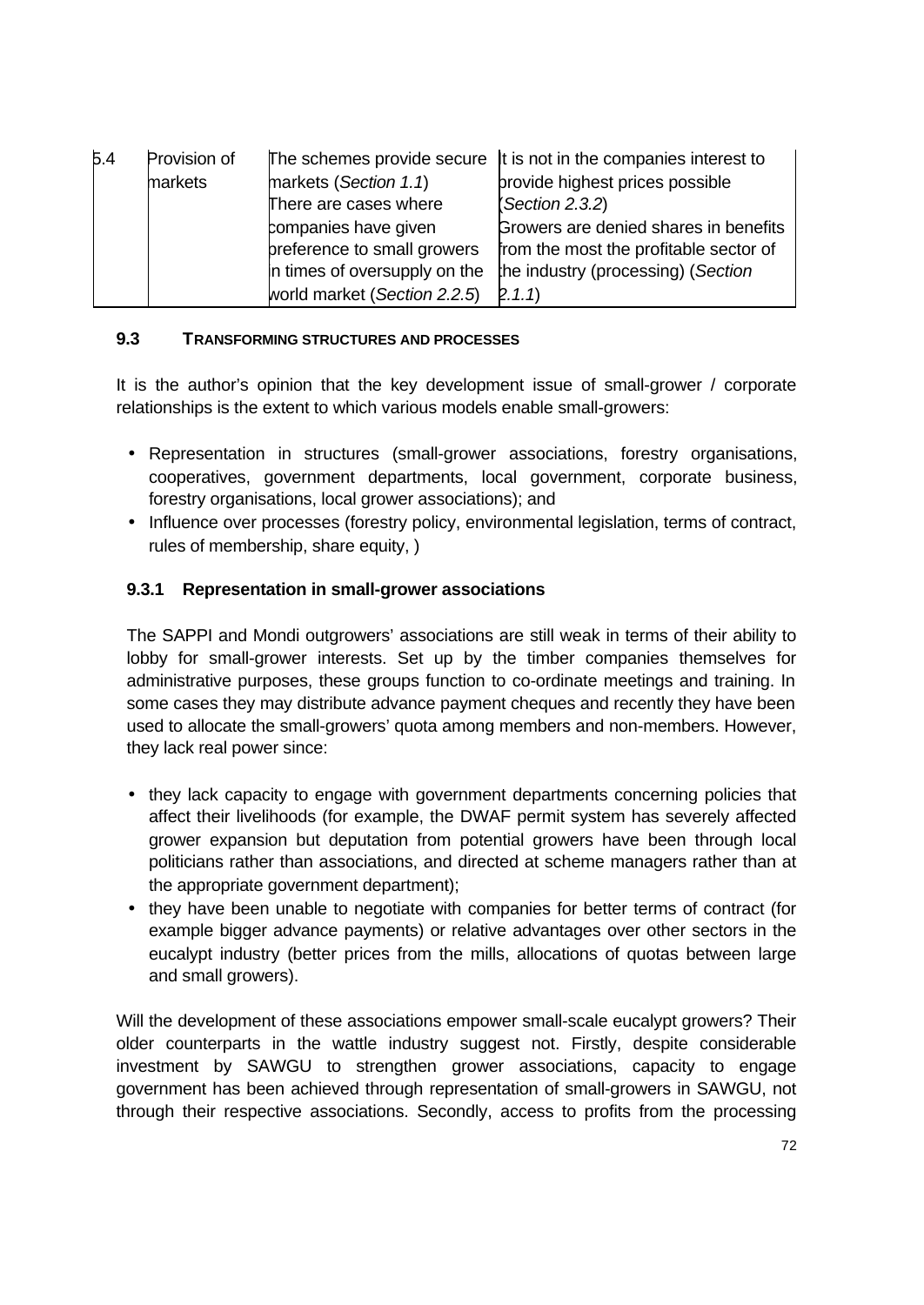| 5.4 | Provision of markets | The schemes provide secure markets (*Section 1.1*) There are cases where companies have given preference to small growers in times of oversupply on the world market (*Section 2.2.5*) | It is not in the companies interest to provide highest prices possible (*Section 2.3.2*) Growers are denied shares in benefits from the most the profitable sector of the industry (processing) (*Section 2.1.1*) |
|---|---|---|---|

### 9.3 TRANSFORMING STRUCTURES AND PROCESSES

It is the author's opinion that the key development issue of small-grower / corporate relationships is the extent to which various models enable small-growers:

- Representation in structures (small-grower associations, forestry organisations, cooperatives, government departments, local government, corporate business, forestry organisations, local grower associations); and
- Influence over processes (forestry policy, environmental legislation, terms of contract, rules of membership, share equity, )

#### 9.3.1 Representation in small-grower associations

The SAPPI and Mondi outgrowers' associations are still weak in terms of their ability to lobby for small-grower interests. Set up by the timber companies themselves for administrative purposes, these groups function to co-ordinate meetings and training. In some cases they may distribute advance payment cheques and recently they have been used to allocate the small-growers' quota among members and non-members. However, they lack real power since:

- they lack capacity to engage with government departments concerning policies that affect their livelihoods (for example, the DWAF permit system has severely affected grower expansion but deputation from potential growers have been through local politicians rather than associations, and directed at scheme managers rather than at the appropriate government department);
- they have been unable to negotiate with companies for better terms of contract (for example bigger advance payments) or relative advantages over other sectors in the eucalypt industry (better prices from the mills, allocations of quotas between large and small growers).

Will the development of these associations empower small-scale eucalypt growers? Their older counterparts in the wattle industry suggest not. Firstly, despite considerable investment by SAWGU to strengthen grower associations, capacity to engage government has been achieved through representation of small-growers in SAWGU, not through their respective associations. Secondly, access to profits from the processing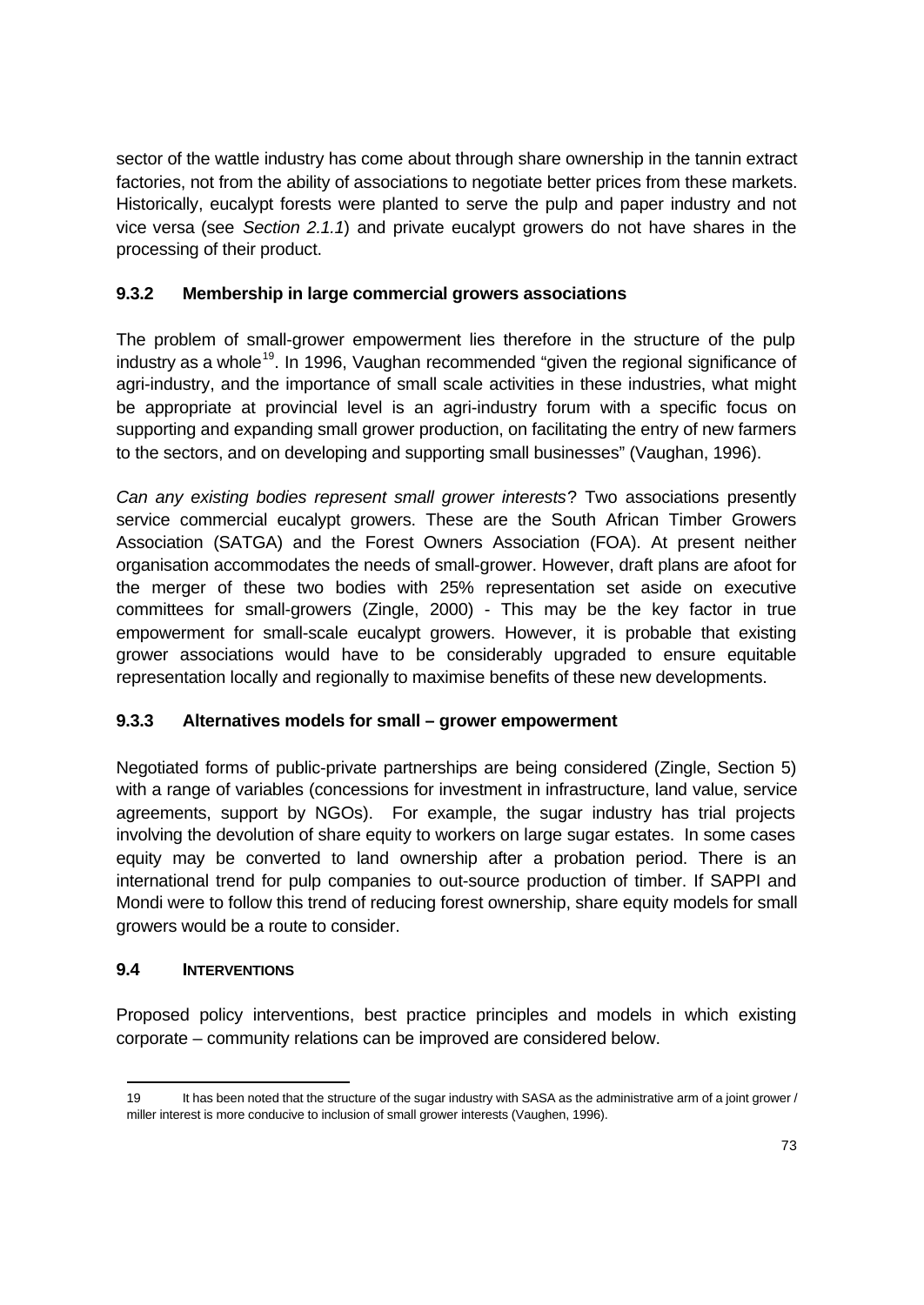sector of the wattle industry has come about through share ownership in the tannin extract factories, not from the ability of associations to negotiate better prices from these markets. Historically, eucalypt forests were planted to serve the pulp and paper industry and not vice versa (see *Section 2.1.1*) and private eucalypt growers do not have shares in the processing of their product.

### 9.3.2 Membership in large commercial growers associations

The problem of small-grower empowerment lies therefore in the structure of the pulp industry as a whole[19]. In 1996, Vaughan recommended "given the regional significance of agri-industry, and the importance of small scale activities in these industries, what might be appropriate at provincial level is an agri-industry forum with a specific focus on supporting and expanding small grower production, on facilitating the entry of new farmers to the sectors, and on developing and supporting small businesses" (Vaughan, 1996).

*Can any existing bodies represent small grower interests*? Two associations presently service commercial eucalypt growers. These are the South African Timber Growers Association (SATGA) and the Forest Owners Association (FOA). At present neither organisation accommodates the needs of small-grower. However, draft plans are afoot for the merger of these two bodies with 25% representation set aside on executive committees for small-growers (Zingle, 2000) - This may be the key factor in true empowerment for small-scale eucalypt growers. However, it is probable that existing grower associations would have to be considerably upgraded to ensure equitable representation locally and regionally to maximise benefits of these new developments.

### 9.3.3 Alternatives models for small – grower empowerment

Negotiated forms of public-private partnerships are being considered (Zingle, Section 5) with a range of variables (concessions for investment in infrastructure, land value, service agreements, support by NGOs). For example, the sugar industry has trial projects involving the devolution of share equity to workers on large sugar estates. In some cases equity may be converted to land ownership after a probation period. There is an international trend for pulp companies to out-source production of timber. If SAPPI and Mondi were to follow this trend of reducing forest ownership, share equity models for small growers would be a route to consider.

## 9.4 INTERVENTIONS

Proposed policy interventions, best practice principles and models in which existing corporate – community relations can be improved are considered below.

---

19 It has been noted that the structure of the sugar industry with SASA as the administrative arm of a joint grower / miller interest is more conducive to inclusion of small grower interests (Vaughen, 1996).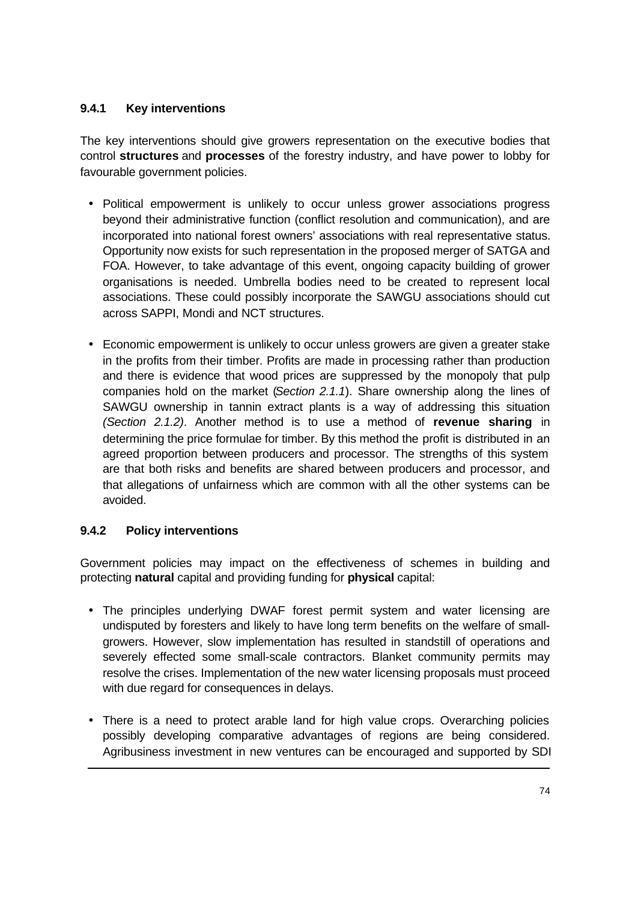### 9.4.1 Key interventions

The key interventions should give growers representation on the executive bodies that control **structures** and **processes** of the forestry industry, and have power to lobby for favourable government policies.

- Political empowerment is unlikely to occur unless grower associations progress beyond their administrative function (conflict resolution and communication), and are incorporated into national forest owners' associations with real representative status. Opportunity now exists for such representation in the proposed merger of SATGA and FOA. However, to take advantage of this event, ongoing capacity building of grower organisations is needed. Umbrella bodies need to be created to represent local associations. These could possibly incorporate the SAWGU associations should cut across SAPPI, Mondi and NCT structures.

- Economic empowerment is unlikely to occur unless growers are given a greater stake in the profits from their timber. Profits are made in processing rather than production and there is evidence that wood prices are suppressed by the monopoly that pulp companies hold on the market (*Section 2.1.1*). Share ownership along the lines of SAWGU ownership in tannin extract plants is a way of addressing this situation *(Section 2.1.2)*. Another method is to use a method of **revenue sharing** in determining the price formulae for timber. By this method the profit is distributed in an agreed proportion between producers and processor. The strengths of this system are that both risks and benefits are shared between producers and processor, and that allegations of unfairness which are common with all the other systems can be avoided.

### 9.4.2 Policy interventions

Government policies may impact on the effectiveness of schemes in building and protecting **natural** capital and providing funding for **physical** capital:

- The principles underlying DWAF forest permit system and water licensing are undisputed by foresters and likely to have long term benefits on the welfare of small-growers. However, slow implementation has resulted in standstill of operations and severely effected some small-scale contractors. Blanket community permits may resolve the crises. Implementation of the new water licensing proposals must proceed with due regard for consequences in delays.

- There is a need to protect arable land for high value crops. Overarching policies possibly developing comparative advantages of regions are being considered. Agribusiness investment in new ventures can be encouraged and supported by SDI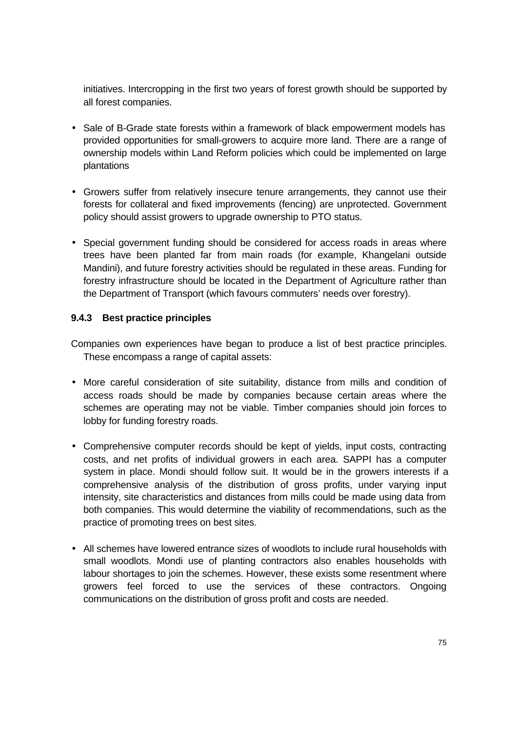initiatives. Intercropping in the first two years of forest growth should be supported by all forest companies.

- Sale of B-Grade state forests within a framework of black empowerment models has provided opportunities for small-growers to acquire more land. There are a range of ownership models within Land Reform policies which could be implemented on large plantations

- Growers suffer from relatively insecure tenure arrangements, they cannot use their forests for collateral and fixed improvements (fencing) are unprotected. Government policy should assist growers to upgrade ownership to PTO status.

- Special government funding should be considered for access roads in areas where trees have been planted far from main roads (for example, Khangelani outside Mandini), and future forestry activities should be regulated in these areas. Funding for forestry infrastructure should be located in the Department of Agriculture rather than the Department of Transport (which favours commuters' needs over forestry).

### 9.4.3 Best practice principles

Companies own experiences have began to produce a list of best practice principles. These encompass a range of capital assets:

- More careful consideration of site suitability, distance from mills and condition of access roads should be made by companies because certain areas where the schemes are operating may not be viable. Timber companies should join forces to lobby for funding forestry roads.

- Comprehensive computer records should be kept of yields, input costs, contracting costs, and net profits of individual growers in each area. SAPPI has a computer system in place. Mondi should follow suit. It would be in the growers interests if a comprehensive analysis of the distribution of gross profits, under varying input intensity, site characteristics and distances from mills could be made using data from both companies. This would determine the viability of recommendations, such as the practice of promoting trees on best sites.

- All schemes have lowered entrance sizes of woodlots to include rural households with small woodlots. Mondi use of planting contractors also enables households with labour shortages to join the schemes. However, these exists some resentment where growers feel forced to use the services of these contractors. Ongoing communications on the distribution of gross profit and costs are needed.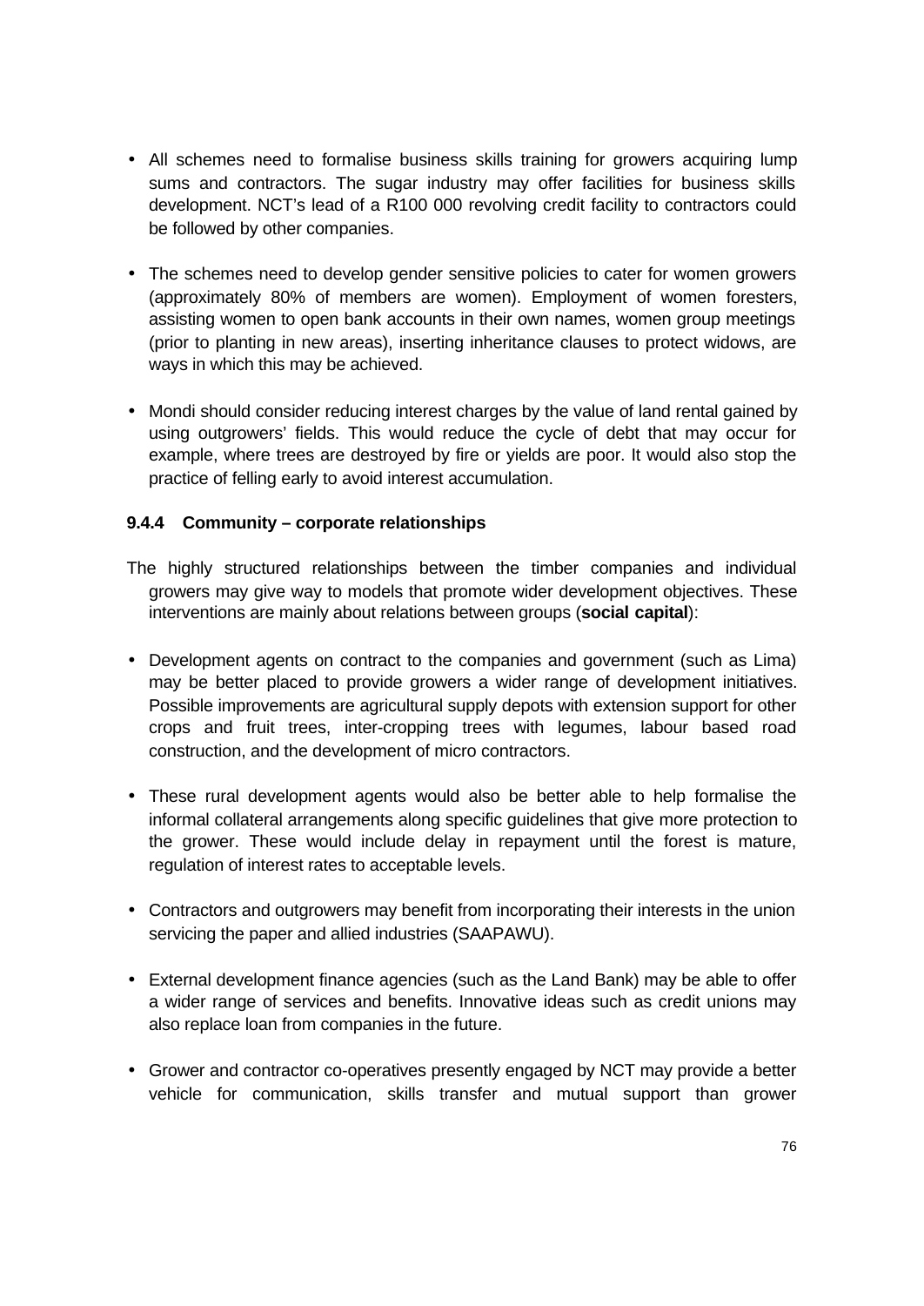- All schemes need to formalise business skills training for growers acquiring lump sums and contractors. The sugar industry may offer facilities for business skills development. NCT's lead of a R100 000 revolving credit facility to contractors could be followed by other companies.

- The schemes need to develop gender sensitive policies to cater for women growers (approximately 80% of members are women). Employment of women foresters, assisting women to open bank accounts in their own names, women group meetings (prior to planting in new areas), inserting inheritance clauses to protect widows, are ways in which this may be achieved.

- Mondi should consider reducing interest charges by the value of land rental gained by using outgrowers' fields. This would reduce the cycle of debt that may occur for example, where trees are destroyed by fire or yields are poor. It would also stop the practice of felling early to avoid interest accumulation.

#### 9.4.4 Community – corporate relationships

The highly structured relationships between the timber companies and individual growers may give way to models that promote wider development objectives. These interventions are mainly about relations between groups (**social capital**):

- Development agents on contract to the companies and government (such as Lima) may be better placed to provide growers a wider range of development initiatives. Possible improvements are agricultural supply depots with extension support for other crops and fruit trees, inter-cropping trees with legumes, labour based road construction, and the development of micro contractors.

- These rural development agents would also be better able to help formalise the informal collateral arrangements along specific guidelines that give more protection to the grower. These would include delay in repayment until the forest is mature, regulation of interest rates to acceptable levels.

- Contractors and outgrowers may benefit from incorporating their interests in the union servicing the paper and allied industries (SAAPAWU).

- External development finance agencies (such as the Land Bank) may be able to offer a wider range of services and benefits. Innovative ideas such as credit unions may also replace loan from companies in the future.

- Grower and contractor co-operatives presently engaged by NCT may provide a better vehicle for communication, skills transfer and mutual support than grower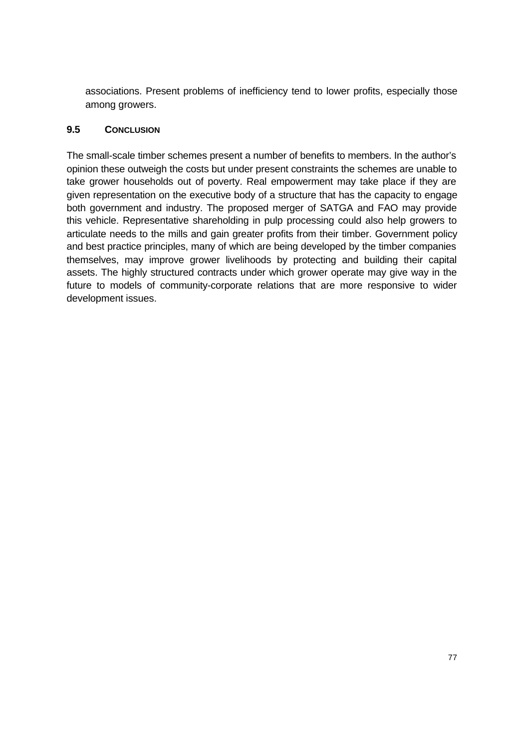associations. Present problems of inefficiency tend to lower profits, especially those among growers.

## 9.5 CONCLUSION

The small-scale timber schemes present a number of benefits to members. In the author's opinion these outweigh the costs but under present constraints the schemes are unable to take grower households out of poverty. Real empowerment may take place if they are given representation on the executive body of a structure that has the capacity to engage both government and industry. The proposed merger of SATGA and FAO may provide this vehicle. Representative shareholding in pulp processing could also help growers to articulate needs to the mills and gain greater profits from their timber. Government policy and best practice principles, many of which are being developed by the timber companies themselves, may improve grower livelihoods by protecting and building their capital assets. The highly structured contracts under which grower operate may give way in the future to models of community-corporate relations that are more responsive to wider development issues.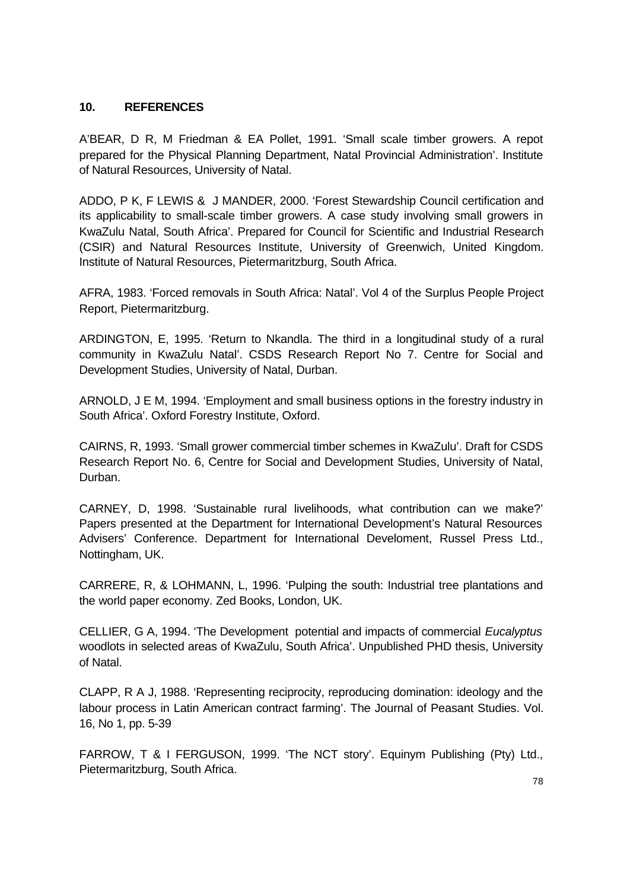## 10. REFERENCES

A'BEAR, D R, M Friedman & EA Pollet, 1991. 'Small scale timber growers. A repot prepared for the Physical Planning Department, Natal Provincial Administration'. Institute of Natural Resources, University of Natal.

ADDO, P K, F LEWIS & J MANDER, 2000. 'Forest Stewardship Council certification and its applicability to small-scale timber growers. A case study involving small growers in KwaZulu Natal, South Africa'. Prepared for Council for Scientific and Industrial Research (CSIR) and Natural Resources Institute, University of Greenwich, United Kingdom. Institute of Natural Resources, Pietermaritzburg, South Africa.

AFRA, 1983. 'Forced removals in South Africa: Natal'. Vol 4 of the Surplus People Project Report, Pietermaritzburg.

ARDINGTON, E, 1995. 'Return to Nkandla. The third in a longitudinal study of a rural community in KwaZulu Natal'. CSDS Research Report No 7. Centre for Social and Development Studies, University of Natal, Durban.

ARNOLD, J E M, 1994. 'Employment and small business options in the forestry industry in South Africa'. Oxford Forestry Institute, Oxford.

CAIRNS, R, 1993. 'Small grower commercial timber schemes in KwaZulu'. Draft for CSDS Research Report No. 6, Centre for Social and Development Studies, University of Natal, Durban.

CARNEY, D, 1998. 'Sustainable rural livelihoods, what contribution can we make?' Papers presented at the Department for International Development's Natural Resources Advisers' Conference. Department for International Develoment, Russel Press Ltd., Nottingham, UK.

CARRERE, R, & LOHMANN, L, 1996. 'Pulping the south: Industrial tree plantations and the world paper economy. Zed Books, London, UK.

CELLIER, G A, 1994. 'The Development potential and impacts of commercial *Eucalyptus* woodlots in selected areas of KwaZulu, South Africa'. Unpublished PHD thesis, University of Natal.

CLAPP, R A J, 1988. 'Representing reciprocity, reproducing domination: ideology and the labour process in Latin American contract farming'. The Journal of Peasant Studies. Vol. 16, No 1, pp. 5-39

FARROW, T & I FERGUSON, 1999. 'The NCT story'. Equinym Publishing (Pty) Ltd., Pietermaritzburg, South Africa.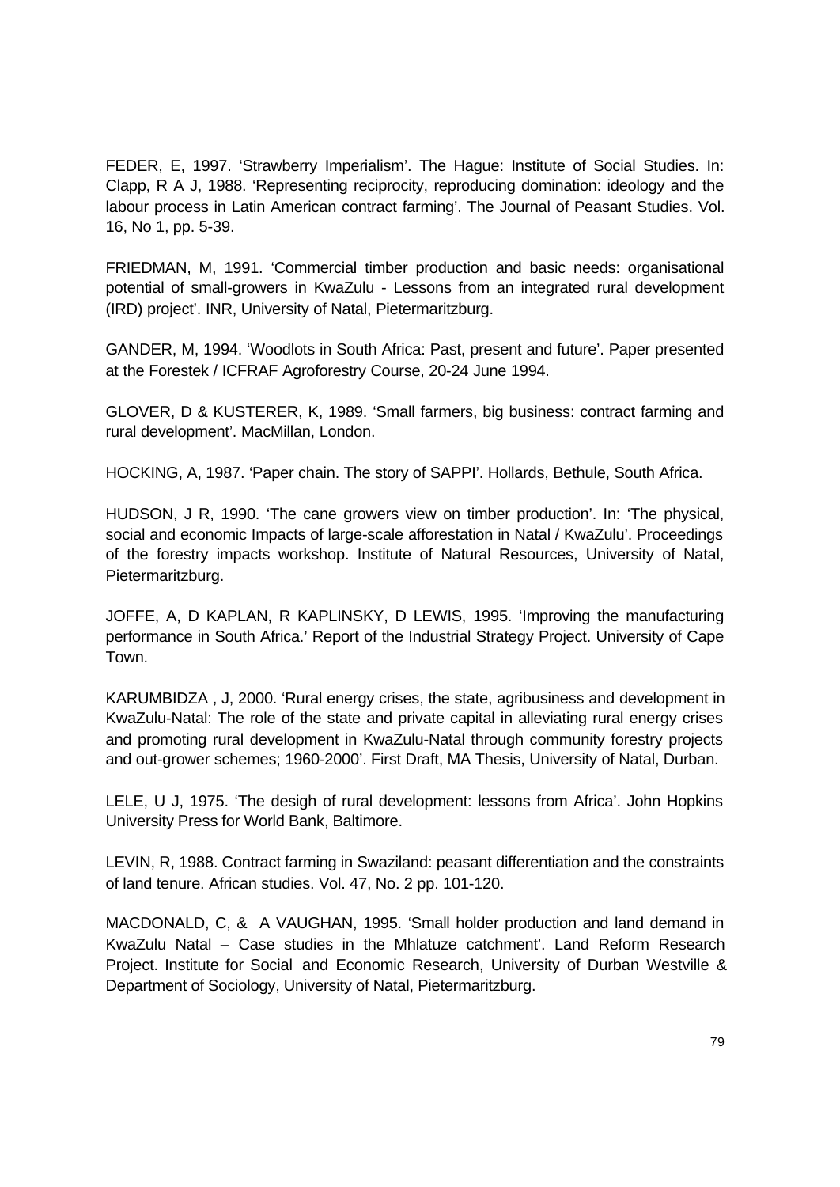FEDER, E, 1997. ‘Strawberry Imperialism’. The Hague: Institute of Social Studies. In: Clapp, R A J, 1988. ‘Representing reciprocity, reproducing domination: ideology and the labour process in Latin American contract farming’. The Journal of Peasant Studies. Vol. 16, No 1, pp. 5-39.

FRIEDMAN, M, 1991. ‘Commercial timber production and basic needs: organisational potential of small-growers in KwaZulu - Lessons from an integrated rural development (IRD) project’. INR, University of Natal, Pietermaritzburg.

GANDER, M, 1994. ‘Woodlots in South Africa: Past, present and future’. Paper presented at the Forestek / ICFRAF Agroforestry Course, 20-24 June 1994.

GLOVER, D & KUSTERER, K, 1989. ‘Small farmers, big business: contract farming and rural development’. MacMillan, London.

HOCKING, A, 1987. ‘Paper chain. The story of SAPPI’. Hollards, Bethule, South Africa.

HUDSON, J R, 1990. ‘The cane growers view on timber production’. In: ‘The physical, social and economic Impacts of large-scale afforestation in Natal / KwaZulu’. Proceedings of the forestry impacts workshop. Institute of Natural Resources, University of Natal, Pietermaritzburg.

JOFFE, A, D KAPLAN, R KAPLINSKY, D LEWIS, 1995. ‘Improving the manufacturing performance in South Africa.’ Report of the Industrial Strategy Project. University of Cape Town.

KARUMBIDZA , J, 2000. ‘Rural energy crises, the state, agribusiness and development in KwaZulu-Natal: The role of the state and private capital in alleviating rural energy crises and promoting rural development in KwaZulu-Natal through community forestry projects and out-grower schemes; 1960-2000’. First Draft, MA Thesis, University of Natal, Durban.

LELE, U J, 1975. ‘The desigh of rural development: lessons from Africa’. John Hopkins University Press for World Bank, Baltimore.

LEVIN, R, 1988. Contract farming in Swaziland: peasant differentiation and the constraints of land tenure. African studies. Vol. 47, No. 2 pp. 101-120.

MACDONALD, C, & A VAUGHAN, 1995. ‘Small holder production and land demand in KwaZulu Natal – Case studies in the Mhlatuze catchment’. Land Reform Research Project. Institute for Social and Economic Research, University of Durban Westville & Department of Sociology, University of Natal, Pietermaritzburg.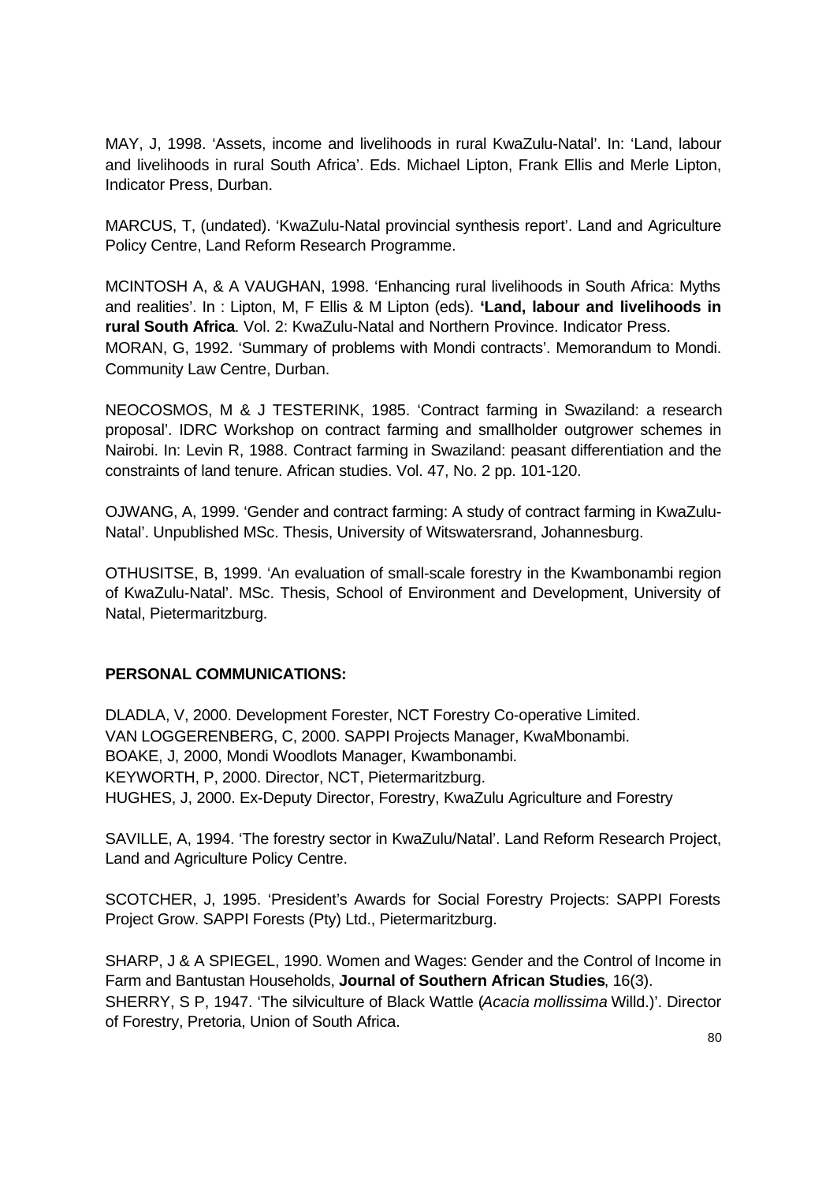MAY, J, 1998. 'Assets, income and livelihoods in rural KwaZulu-Natal'. In: 'Land, labour and livelihoods in rural South Africa'. Eds. Michael Lipton, Frank Ellis and Merle Lipton, Indicator Press, Durban.

MARCUS, T, (undated). 'KwaZulu-Natal provincial synthesis report'. Land and Agriculture Policy Centre, Land Reform Research Programme.

MCINTOSH A, & A VAUGHAN, 1998. 'Enhancing rural livelihoods in South Africa: Myths and realities'. In : Lipton, M, F Ellis & M Lipton (eds). **'Land, labour and livelihoods in rural South Africa**. Vol. 2: KwaZulu-Natal and Northern Province. Indicator Press.

MORAN, G, 1992. 'Summary of problems with Mondi contracts'. Memorandum to Mondi. Community Law Centre, Durban.

NEOCOSMOS, M & J TESTERINK, 1985. 'Contract farming in Swaziland: a research proposal'. IDRC Workshop on contract farming and smallholder outgrower schemes in Nairobi. In: Levin R, 1988. Contract farming in Swaziland: peasant differentiation and the constraints of land tenure. African studies. Vol. 47, No. 2 pp. 101-120.

OJWANG, A, 1999. 'Gender and contract farming: A study of contract farming in KwaZulu-Natal'. Unpublished MSc. Thesis, University of Witswatersrand, Johannesburg.

OTHUSITSE, B, 1999. 'An evaluation of small-scale forestry in the Kwambonambi region of KwaZulu-Natal'. MSc. Thesis, School of Environment and Development, University of Natal, Pietermaritzburg.

**PERSONAL COMMUNICATIONS:**

DLADLA, V, 2000. Development Forester, NCT Forestry Co-operative Limited.
VAN LOGGERENBERG, C, 2000. SAPPI Projects Manager, KwaMbonambi.
BOAKE, J, 2000, Mondi Woodlots Manager, Kwambonambi.
KEYWORTH, P, 2000. Director, NCT, Pietermaritzburg.
HUGHES, J, 2000. Ex-Deputy Director, Forestry, KwaZulu Agriculture and Forestry

SAVILLE, A, 1994. 'The forestry sector in KwaZulu/Natal'. Land Reform Research Project, Land and Agriculture Policy Centre.

SCOTCHER, J, 1995. 'President's Awards for Social Forestry Projects: SAPPI Forests Project Grow. SAPPI Forests (Pty) Ltd., Pietermaritzburg.

SHARP, J & A SPIEGEL, 1990. Women and Wages: Gender and the Control of Income in Farm and Bantustan Households, **Journal of Southern African Studies**, 16(3).

SHERRY, S P, 1947. 'The silviculture of Black Wattle (*Acacia mollissima* Willd.)'. Director of Forestry, Pretoria, Union of South Africa.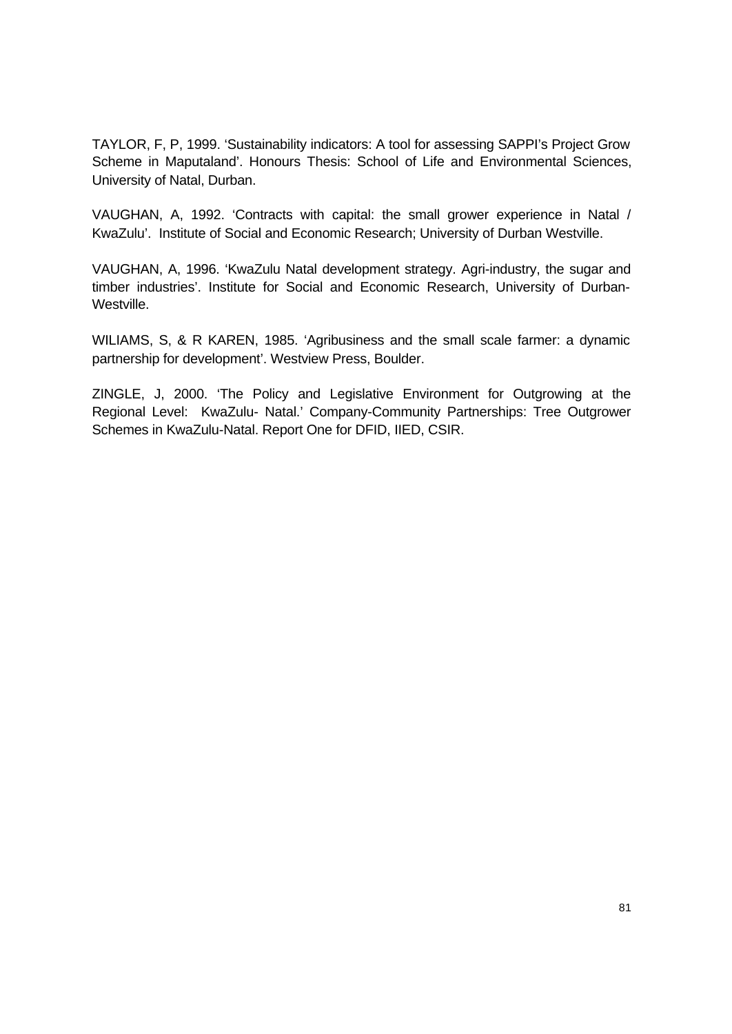TAYLOR, F, P, 1999. 'Sustainability indicators: A tool for assessing SAPPI's Project Grow Scheme in Maputaland'. Honours Thesis: School of Life and Environmental Sciences, University of Natal, Durban.

VAUGHAN, A, 1992. 'Contracts with capital: the small grower experience in Natal / KwaZulu'. Institute of Social and Economic Research; University of Durban Westville.

VAUGHAN, A, 1996. 'KwaZulu Natal development strategy. Agri-industry, the sugar and timber industries'. Institute for Social and Economic Research, University of Durban-Westville.

WILIAMS, S, & R KAREN, 1985. 'Agribusiness and the small scale farmer: a dynamic partnership for development'. Westview Press, Boulder.

ZINGLE, J, 2000. 'The Policy and Legislative Environment for Outgrowing at the Regional Level: KwaZulu- Natal.' Company-Community Partnerships: Tree Outgrower Schemes in KwaZulu-Natal. Report One for DFID, IIED, CSIR.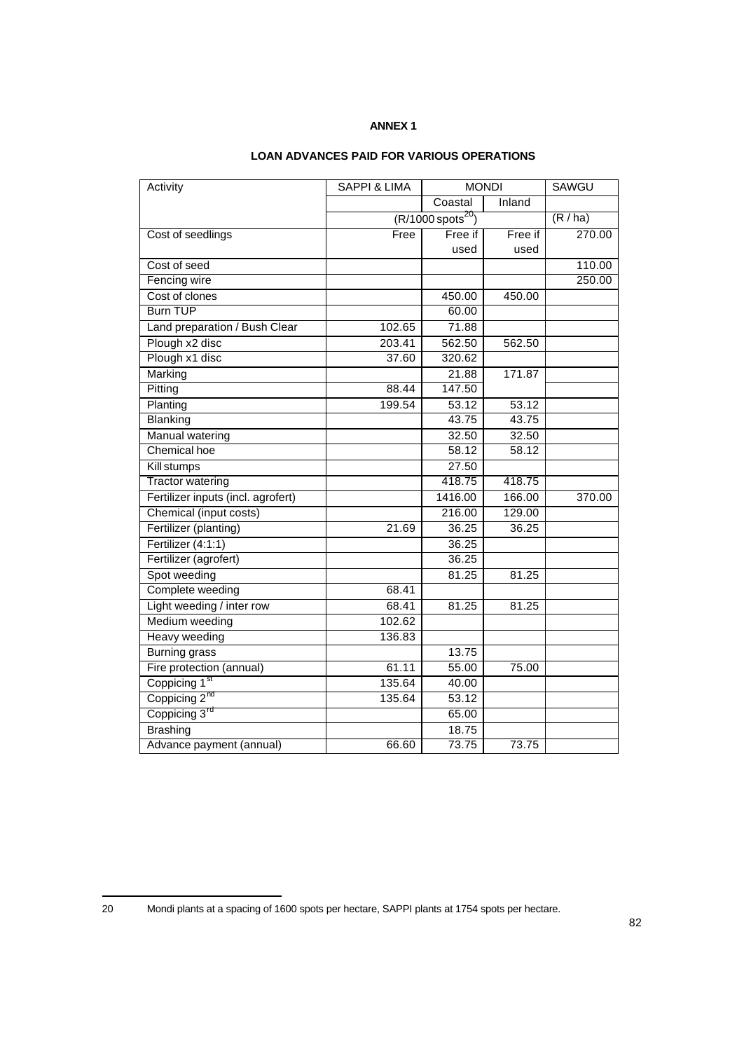**ANNEX 1**

**LOAN ADVANCES PAID FOR VARIOUS OPERATIONS**

| Activity | SAPPI & LIMA | MONDI | | SAWGU |
|---|---|---|---|---|
| | | Coastal | Inland | |
| | (R/1000 spots[20]) | | | (R / ha) |
| Cost of seedlings | Free | Free if used | Free if used | 270.00 |
| Cost of seed | | | | 110.00 |
| Fencing wire | | | | 250.00 |
| Cost of clones | | 450.00 | 450.00 | |
| Burn TUP | | 60.00 | | |
| Land preparation / Bush Clear | 102.65 | 71.88 | | |
| Plough x2 disc | 203.41 | 562.50 | 562.50 | |
| Plough x1 disc | 37.60 | 320.62 | | |
| Marking | | 21.88 | 171.87 | |
| Pitting | 88.44 | 147.50 | | |
| Planting | 199.54 | 53.12 | 53.12 | |
| Blanking | | 43.75 | 43.75 | |
| Manual watering | | 32.50 | 32.50 | |
| Chemical hoe | | 58.12 | 58.12 | |
| Kill stumps | | 27.50 | | |
| Tractor watering | | 418.75 | 418.75 | |
| Fertilizer inputs (incl. agrofert) | | 1416.00 | 166.00 | 370.00 |
| Chemical (input costs) | | 216.00 | 129.00 | |
| Fertilizer (planting) | 21.69 | 36.25 | 36.25 | |
| Fertilizer (4:1:1) | | 36.25 | | |
| Fertilizer (agrofert) | | 36.25 | | |
| Spot weeding | | 81.25 | 81.25 | |
| Complete weeding | 68.41 | | | |
| Light weeding / inter row | 68.41 | 81.25 | 81.25 | |
| Medium weeding | 102.62 | | | |
| Heavy weeding | 136.83 | | | |
| Burning grass | | 13.75 | | |
| Fire protection (annual) | 61.11 | 55.00 | 75.00 | |
| Coppicing 1st | 135.64 | 40.00 | | |
| Coppicing 2nd | 135.64 | 53.12 | | |
| Coppicing 3rd | | 65.00 | | |
| Brashing | | 18.75 | | |
| Advance payment (annual) | 66.60 | 73.75 | 73.75 | |

20 Mondi plants at a spacing of 1600 spots per hectare, SAPPI plants at 1754 spots per hectare.